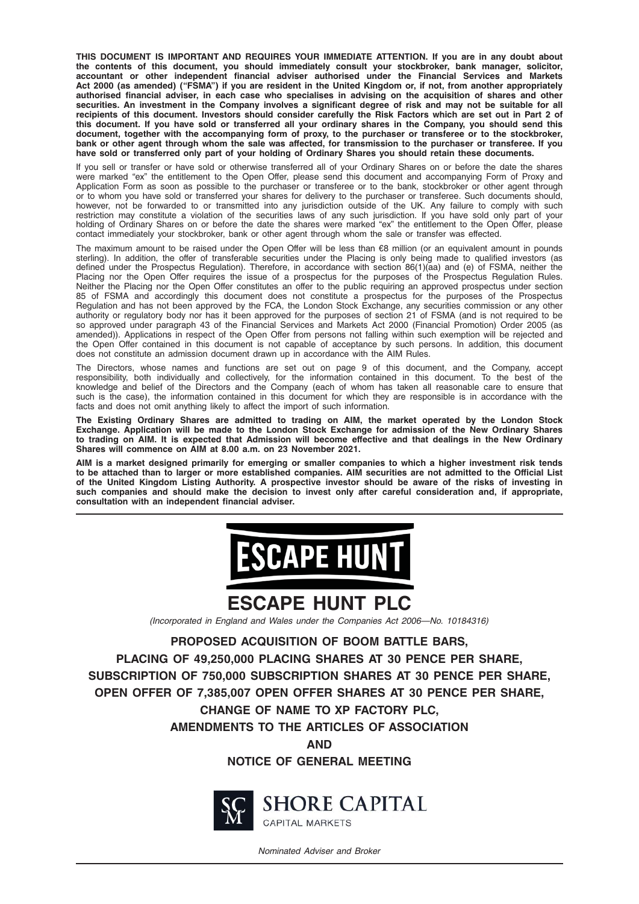**THIS DOCUMENT IS IMPORTANT AND REQUIRES YOUR IMMEDIATE ATTENTION. If you are in any doubt about the contents of this document, you should immediately consult your stockbroker, bank manager, solicitor, accountant or other independent financial adviser authorised under the Financial Services and Markets Act 2000 (as amended) ("FSMA") if you are resident in the United Kingdom or, if not, from another appropriately authorised financial adviser, in each case who specialises in advising on the acquisition of shares and other securities. An investment in the Company involves a significant degree of risk and may not be suitable for all recipients of this document. Investors should consider carefully the Risk Factors which are set out in Part 2 of this document. If you have sold or transferred all your ordinary shares in the Company, you should send this document, together with the accompanying form of proxy, to the purchaser or transferee or to the stockbroker, bank or other agent through whom the sale was affected, for transmission to the purchaser or transferee. If you have sold or transferred only part of your holding of Ordinary Shares you should retain these documents.**

If you sell or transfer or have sold or otherwise transferred all of your Ordinary Shares on or before the date the shares were marked "ex" the entitlement to the Open Offer, please send this document and accompanying Form of Proxy and Application Form as soon as possible to the purchaser or transferee or to the bank, stockbroker or other agent through or to whom you have sold or transferred your shares for delivery to the purchaser or transferee. Such documents should, however, not be forwarded to or transmitted into any jurisdiction outside of the UK. Any failure to comply with such restriction may constitute a violation of the securities laws of any such jurisdiction. If you have sold only part of your holding of Ordinary Shares on or before the date the shares were marked "ex" the entitlement to the Open Offer, please contact immediately your stockbroker, bank or other agent through whom the sale or transfer was effected.

The maximum amount to be raised under the Open Offer will be less than €8 million (or an equivalent amount in pounds sterling). In addition, the offer of transferable securities under the Placing is only being made to qualified investors (as defined under the Prospectus Regulation). Therefore, in accordance with section 86(1)(aa) and (e) of FSMA, neither the Placing nor the Open Offer requires the issue of a prospectus for the purposes of the Prospectus Regulation Rules. Neither the Placing nor the Open Offer constitutes an offer to the public requiring an approved prospectus under section 85 of FSMA and accordingly this document does not constitute a prospectus for the purposes of the Prospectus Regulation and has not been approved by the FCA, the London Stock Exchange, any securities commission or any other authority or regulatory body nor has it been approved for the purposes of section 21 of FSMA (and is not required to be so approved under paragraph 43 of the Financial Services and Markets Act 2000 (Financial Promotion) Order 2005 (as amended)). Applications in respect of the Open Offer from persons not falling within such exemption will be rejected and the Open Offer contained in this document is not capable of acceptance by such persons. In addition, this document does not constitute an admission document drawn up in accordance with the AIM Rules.

The Directors, whose names and functions are set out on page 9 of this document, and the Company, accept responsibility, both individually and collectively, for the information contained in this document. To the best of the knowledge and belief of the Directors and the Company (each of whom has taken all reasonable care to ensure that such is the case), the information contained in this document for which they are responsible is in accordance with the facts and does not omit anything likely to affect the import of such information.

**The Existing Ordinary Shares are admitted to trading on AIM, the market operated by the London Stock Exchange. Application will be made to the London Stock Exchange for admission of the New Ordinary Shares to trading on AIM. It is expected that Admission will become effective and that dealings in the New Ordinary Shares will commence on AIM at 8.00 a.m. on 23 November 2021.**

**AIM is a market designed primarily for emerging or smaller companies to which a higher investment risk tends to be attached than to larger or more established companies. AIM securities are not admitted to the Official List of the United Kingdom Listing Authority. A prospective investor should be aware of the risks of investing in such companies and should make the decision to invest only after careful consideration and, if appropriate, consultation with an independent financial adviser.**

---

ESCAPE HUNT

# ESCAPE HUNT PLC

*(Incorporated in England and Wales under the Companies Act 2006—No. 10184316)*

## PROPOSED ACQUISITION OF BOOM BATTLE BARS, PLACING OF 49,250,000 PLACING SHARES AT 30 PENCE PER SHARE, SUBSCRIPTION OF 750,000 SUBSCRIPTION SHARES AT 30 PENCE PER SHARE, OPEN OFFER OF 7,385,007 OPEN OFFER SHARES AT 30 PENCE PER SHARE, CHANGE OF NAME TO XP FACTORY PLC, AMENDMENTS TO THE ARTICLES OF ASSOCIATION AND NOTICE OF GENERAL MEETING

SHORE CAPITAL
CAPITAL MARKETS

*Nominated Adviser and Broker*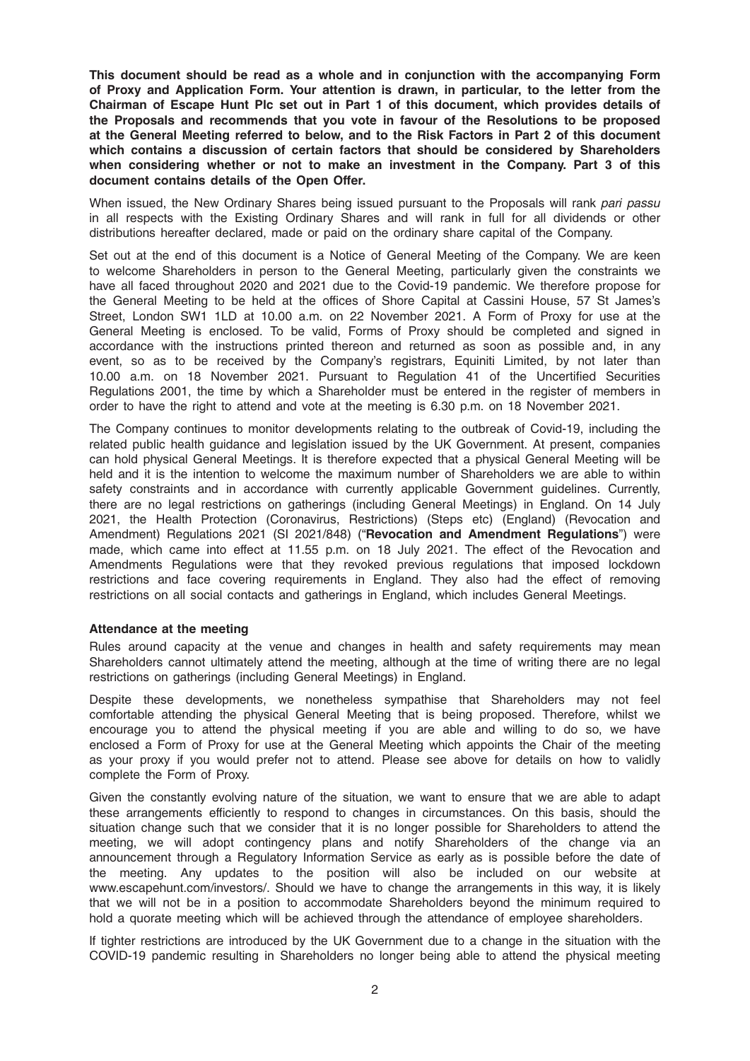**This document should be read as a whole and in conjunction with the accompanying Form of Proxy and Application Form. Your attention is drawn, in particular, to the letter from the Chairman of Escape Hunt Plc set out in Part 1 of this document, which provides details of the Proposals and recommends that you vote in favour of the Resolutions to be proposed at the General Meeting referred to below, and to the Risk Factors in Part 2 of this document which contains a discussion of certain factors that should be considered by Shareholders when considering whether or not to make an investment in the Company. Part 3 of this document contains details of the Open Offer.**

When issued, the New Ordinary Shares being issued pursuant to the Proposals will rank *pari passu* in all respects with the Existing Ordinary Shares and will rank in full for all dividends or other distributions hereafter declared, made or paid on the ordinary share capital of the Company.

Set out at the end of this document is a Notice of General Meeting of the Company. We are keen to welcome Shareholders in person to the General Meeting, particularly given the constraints we have all faced throughout 2020 and 2021 due to the Covid-19 pandemic. We therefore propose for the General Meeting to be held at the offices of Shore Capital at Cassini House, 57 St James's Street, London SW1 1LD at 10.00 a.m. on 22 November 2021. A Form of Proxy for use at the General Meeting is enclosed. To be valid, Forms of Proxy should be completed and signed in accordance with the instructions printed thereon and returned as soon as possible and, in any event, so as to be received by the Company's registrars, Equiniti Limited, by not later than 10.00 a.m. on 18 November 2021. Pursuant to Regulation 41 of the Uncertified Securities Regulations 2001, the time by which a Shareholder must be entered in the register of members in order to have the right to attend and vote at the meeting is 6.30 p.m. on 18 November 2021.

The Company continues to monitor developments relating to the outbreak of Covid-19, including the related public health guidance and legislation issued by the UK Government. At present, companies can hold physical General Meetings. It is therefore expected that a physical General Meeting will be held and it is the intention to welcome the maximum number of Shareholders we are able to within safety constraints and in accordance with currently applicable Government guidelines. Currently, there are no legal restrictions on gatherings (including General Meetings) in England. On 14 July 2021, the Health Protection (Coronavirus, Restrictions) (Steps etc) (England) (Revocation and Amendment) Regulations 2021 (SI 2021/848) ("**Revocation and Amendment Regulations**") were made, which came into effect at 11.55 p.m. on 18 July 2021. The effect of the Revocation and Amendments Regulations were that they revoked previous regulations that imposed lockdown restrictions and face covering requirements in England. They also had the effect of removing restrictions on all social contacts and gatherings in England, which includes General Meetings.

### Attendance at the meeting

Rules around capacity at the venue and changes in health and safety requirements may mean Shareholders cannot ultimately attend the meeting, although at the time of writing there are no legal restrictions on gatherings (including General Meetings) in England.

Despite these developments, we nonetheless sympathise that Shareholders may not feel comfortable attending the physical General Meeting that is being proposed. Therefore, whilst we encourage you to attend the physical meeting if you are able and willing to do so, we have enclosed a Form of Proxy for use at the General Meeting which appoints the Chair of the meeting as your proxy if you would prefer not to attend. Please see above for details on how to validly complete the Form of Proxy.

Given the constantly evolving nature of the situation, we want to ensure that we are able to adapt these arrangements efficiently to respond to changes in circumstances. On this basis, should the situation change such that we consider that it is no longer possible for Shareholders to attend the meeting, we will adopt contingency plans and notify Shareholders of the change via an announcement through a Regulatory Information Service as early as is possible before the date of the meeting. Any updates to the position will also be included on our website at www.escapehunt.com/investors/. Should we have to change the arrangements in this way, it is likely that we will not be in a position to accommodate Shareholders beyond the minimum required to hold a quorate meeting which will be achieved through the attendance of employee shareholders.

If tighter restrictions are introduced by the UK Government due to a change in the situation with the COVID-19 pandemic resulting in Shareholders no longer being able to attend the physical meeting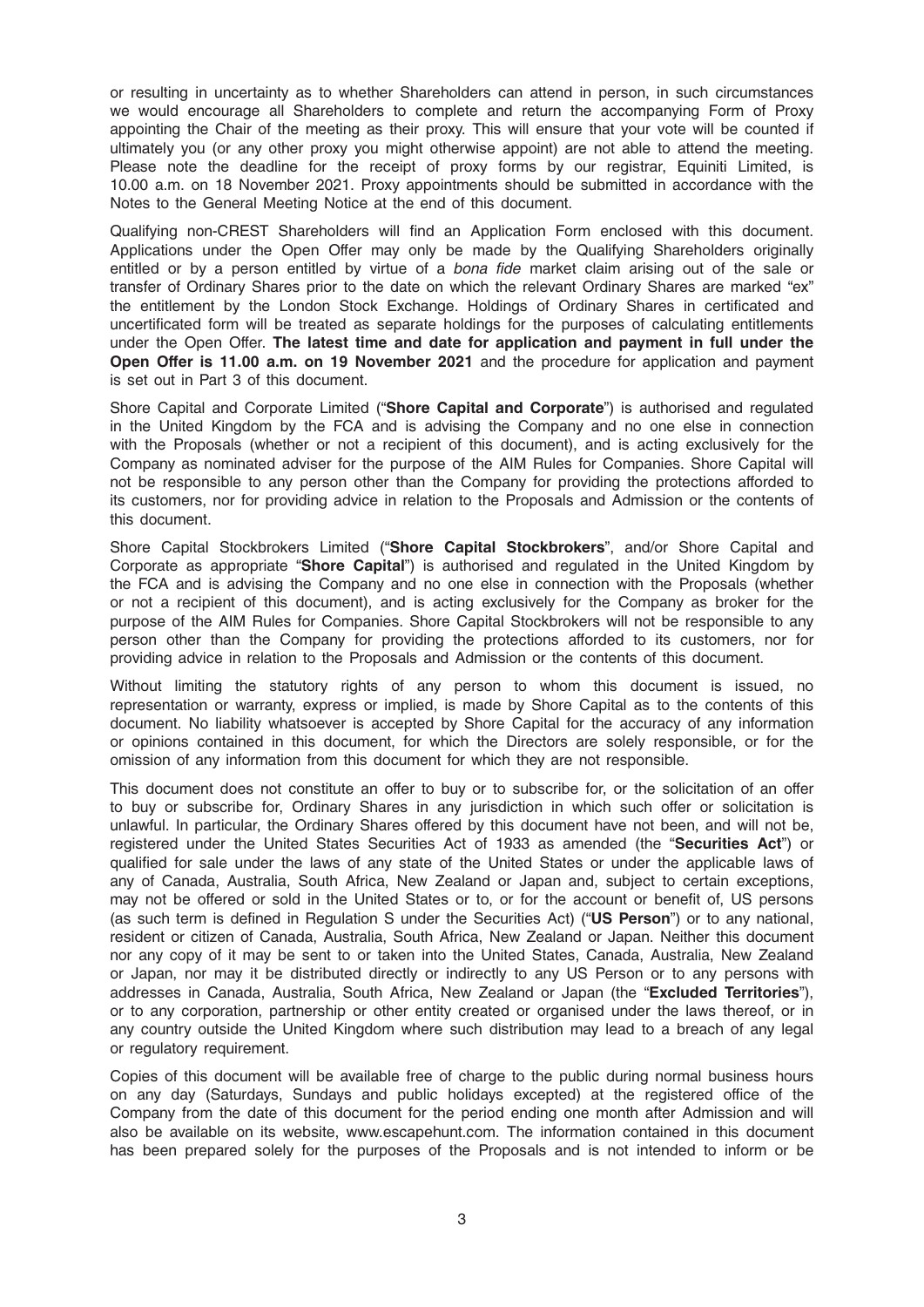or resulting in uncertainty as to whether Shareholders can attend in person, in such circumstances we would encourage all Shareholders to complete and return the accompanying Form of Proxy appointing the Chair of the meeting as their proxy. This will ensure that your vote will be counted if ultimately you (or any other proxy you might otherwise appoint) are not able to attend the meeting. Please note the deadline for the receipt of proxy forms by our registrar, Equiniti Limited, is 10.00 a.m. on 18 November 2021. Proxy appointments should be submitted in accordance with the Notes to the General Meeting Notice at the end of this document.

Qualifying non-CREST Shareholders will find an Application Form enclosed with this document. Applications under the Open Offer may only be made by the Qualifying Shareholders originally entitled or by a person entitled by virtue of a *bona fide* market claim arising out of the sale or transfer of Ordinary Shares prior to the date on which the relevant Ordinary Shares are marked "ex" the entitlement by the London Stock Exchange. Holdings of Ordinary Shares in certificated and uncertificated form will be treated as separate holdings for the purposes of calculating entitlements under the Open Offer. **The latest time and date for application and payment in full under the Open Offer is 11.00 a.m. on 19 November 2021** and the procedure for application and payment is set out in Part 3 of this document.

Shore Capital and Corporate Limited ("**Shore Capital and Corporate**") is authorised and regulated in the United Kingdom by the FCA and is advising the Company and no one else in connection with the Proposals (whether or not a recipient of this document), and is acting exclusively for the Company as nominated adviser for the purpose of the AIM Rules for Companies. Shore Capital will not be responsible to any person other than the Company for providing the protections afforded to its customers, nor for providing advice in relation to the Proposals and Admission or the contents of this document.

Shore Capital Stockbrokers Limited ("**Shore Capital Stockbrokers**", and/or Shore Capital and Corporate as appropriate "**Shore Capital**") is authorised and regulated in the United Kingdom by the FCA and is advising the Company and no one else in connection with the Proposals (whether or not a recipient of this document), and is acting exclusively for the Company as broker for the purpose of the AIM Rules for Companies. Shore Capital Stockbrokers will not be responsible to any person other than the Company for providing the protections afforded to its customers, nor for providing advice in relation to the Proposals and Admission or the contents of this document.

Without limiting the statutory rights of any person to whom this document is issued, no representation or warranty, express or implied, is made by Shore Capital as to the contents of this document. No liability whatsoever is accepted by Shore Capital for the accuracy of any information or opinions contained in this document, for which the Directors are solely responsible, or for the omission of any information from this document for which they are not responsible.

This document does not constitute an offer to buy or to subscribe for, or the solicitation of an offer to buy or subscribe for, Ordinary Shares in any jurisdiction in which such offer or solicitation is unlawful. In particular, the Ordinary Shares offered by this document have not been, and will not be, registered under the United States Securities Act of 1933 as amended (the "**Securities Act**") or qualified for sale under the laws of any state of the United States or under the applicable laws of any of Canada, Australia, South Africa, New Zealand or Japan and, subject to certain exceptions, may not be offered or sold in the United States or to, or for the account or benefit of, US persons (as such term is defined in Regulation S under the Securities Act) ("**US Person**") or to any national, resident or citizen of Canada, Australia, South Africa, New Zealand or Japan. Neither this document nor any copy of it may be sent to or taken into the United States, Canada, Australia, New Zealand or Japan, nor may it be distributed directly or indirectly to any US Person or to any persons with addresses in Canada, Australia, South Africa, New Zealand or Japan (the "**Excluded Territories**"), or to any corporation, partnership or other entity created or organised under the laws thereof, or in any country outside the United Kingdom where such distribution may lead to a breach of any legal or regulatory requirement.

Copies of this document will be available free of charge to the public during normal business hours on any day (Saturdays, Sundays and public holidays excepted) at the registered office of the Company from the date of this document for the period ending one month after Admission and will also be available on its website, www.escapehunt.com. The information contained in this document has been prepared solely for the purposes of the Proposals and is not intended to inform or be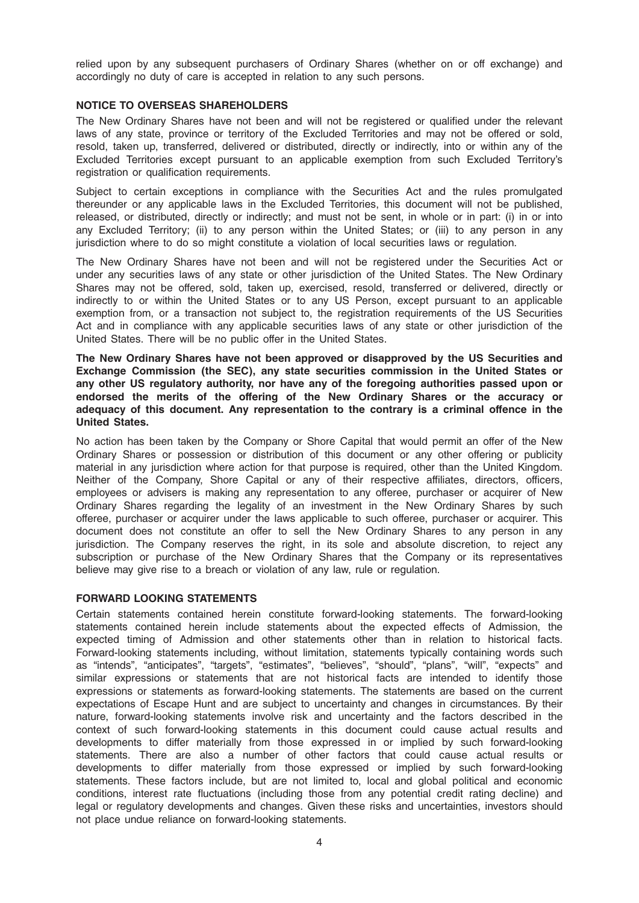relied upon by any subsequent purchasers of Ordinary Shares (whether on or off exchange) and accordingly no duty of care is accepted in relation to any such persons.

## NOTICE TO OVERSEAS SHAREHOLDERS

The New Ordinary Shares have not been and will not be registered or qualified under the relevant laws of any state, province or territory of the Excluded Territories and may not be offered or sold, resold, taken up, transferred, delivered or distributed, directly or indirectly, into or within any of the Excluded Territories except pursuant to an applicable exemption from such Excluded Territory's registration or qualification requirements.

Subject to certain exceptions in compliance with the Securities Act and the rules promulgated thereunder or any applicable laws in the Excluded Territories, this document will not be published, released, or distributed, directly or indirectly; and must not be sent, in whole or in part: (i) in or into any Excluded Territory; (ii) to any person within the United States; or (iii) to any person in any jurisdiction where to do so might constitute a violation of local securities laws or regulation.

The New Ordinary Shares have not been and will not be registered under the Securities Act or under any securities laws of any state or other jurisdiction of the United States. The New Ordinary Shares may not be offered, sold, taken up, exercised, resold, transferred or delivered, directly or indirectly to or within the United States or to any US Person, except pursuant to an applicable exemption from, or a transaction not subject to, the registration requirements of the US Securities Act and in compliance with any applicable securities laws of any state or other jurisdiction of the United States. There will be no public offer in the United States.

**The New Ordinary Shares have not been approved or disapproved by the US Securities and Exchange Commission (the SEC), any state securities commission in the United States or any other US regulatory authority, nor have any of the foregoing authorities passed upon or endorsed the merits of the offering of the New Ordinary Shares or the accuracy or adequacy of this document. Any representation to the contrary is a criminal offence in the United States.**

No action has been taken by the Company or Shore Capital that would permit an offer of the New Ordinary Shares or possession or distribution of this document or any other offering or publicity material in any jurisdiction where action for that purpose is required, other than the United Kingdom. Neither of the Company, Shore Capital or any of their respective affiliates, directors, officers, employees or advisers is making any representation to any offeree, purchaser or acquirer of New Ordinary Shares regarding the legality of an investment in the New Ordinary Shares by such offeree, purchaser or acquirer under the laws applicable to such offeree, purchaser or acquirer. This document does not constitute an offer to sell the New Ordinary Shares to any person in any jurisdiction. The Company reserves the right, in its sole and absolute discretion, to reject any subscription or purchase of the New Ordinary Shares that the Company or its representatives believe may give rise to a breach or violation of any law, rule or regulation.

## FORWARD LOOKING STATEMENTS

Certain statements contained herein constitute forward-looking statements. The forward-looking statements contained herein include statements about the expected effects of Admission, the expected timing of Admission and other statements other than in relation to historical facts. Forward-looking statements including, without limitation, statements typically containing words such as "intends", "anticipates", "targets", "estimates", "believes", "should", "plans", "will", "expects" and similar expressions or statements that are not historical facts are intended to identify those expressions or statements as forward-looking statements. The statements are based on the current expectations of Escape Hunt and are subject to uncertainty and changes in circumstances. By their nature, forward-looking statements involve risk and uncertainty and the factors described in the context of such forward-looking statements in this document could cause actual results and developments to differ materially from those expressed in or implied by such forward-looking statements. There are also a number of other factors that could cause actual results or developments to differ materially from those expressed or implied by such forward-looking statements. These factors include, but are not limited to, local and global political and economic conditions, interest rate fluctuations (including those from any potential credit rating decline) and legal or regulatory developments and changes. Given these risks and uncertainties, investors should not place undue reliance on forward-looking statements.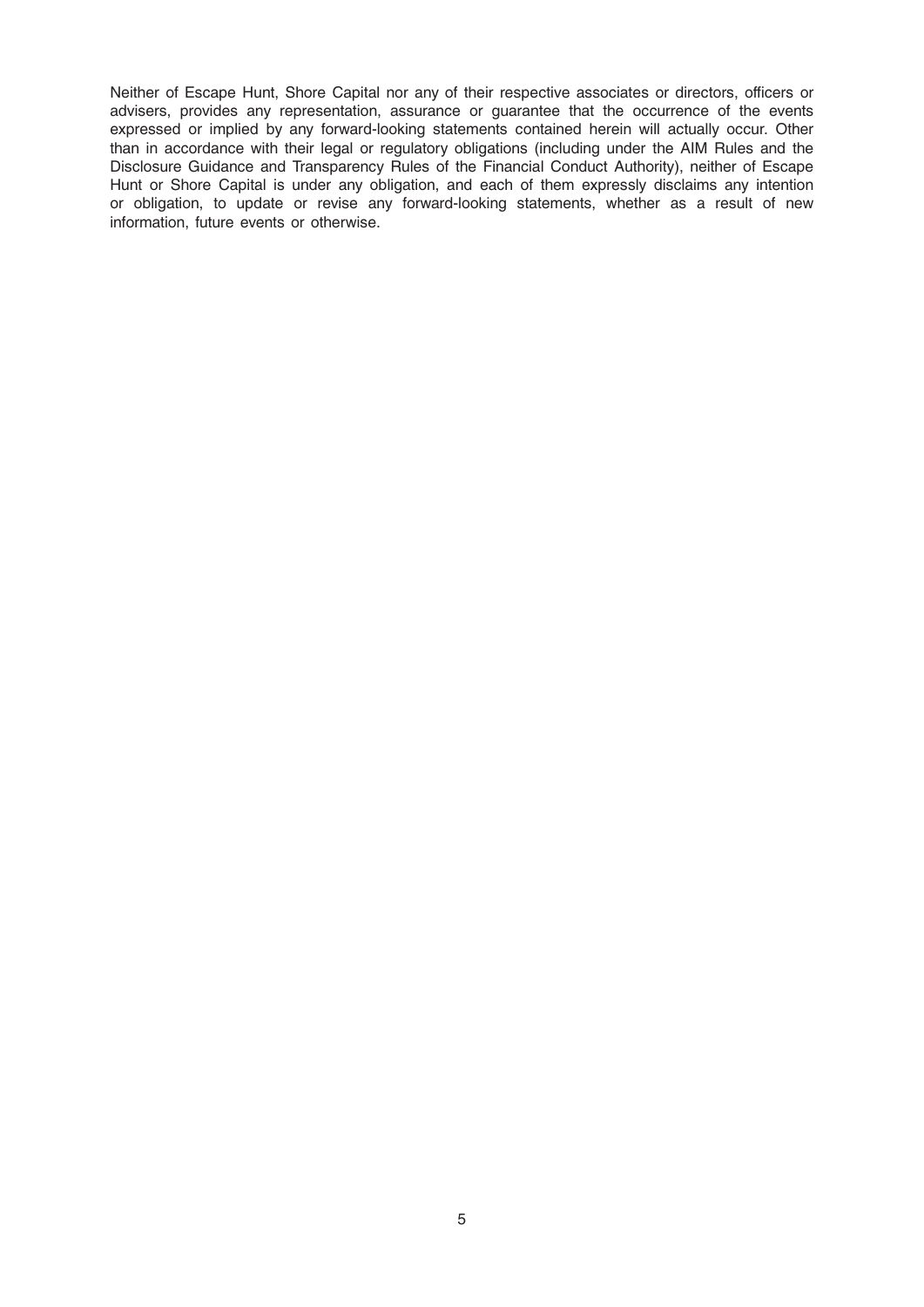Neither of Escape Hunt, Shore Capital nor any of their respective associates or directors, officers or advisers, provides any representation, assurance or guarantee that the occurrence of the events expressed or implied by any forward-looking statements contained herein will actually occur. Other than in accordance with their legal or regulatory obligations (including under the AIM Rules and the Disclosure Guidance and Transparency Rules of the Financial Conduct Authority), neither of Escape Hunt or Shore Capital is under any obligation, and each of them expressly disclaims any intention or obligation, to update or revise any forward-looking statements, whether as a result of new information, future events or otherwise.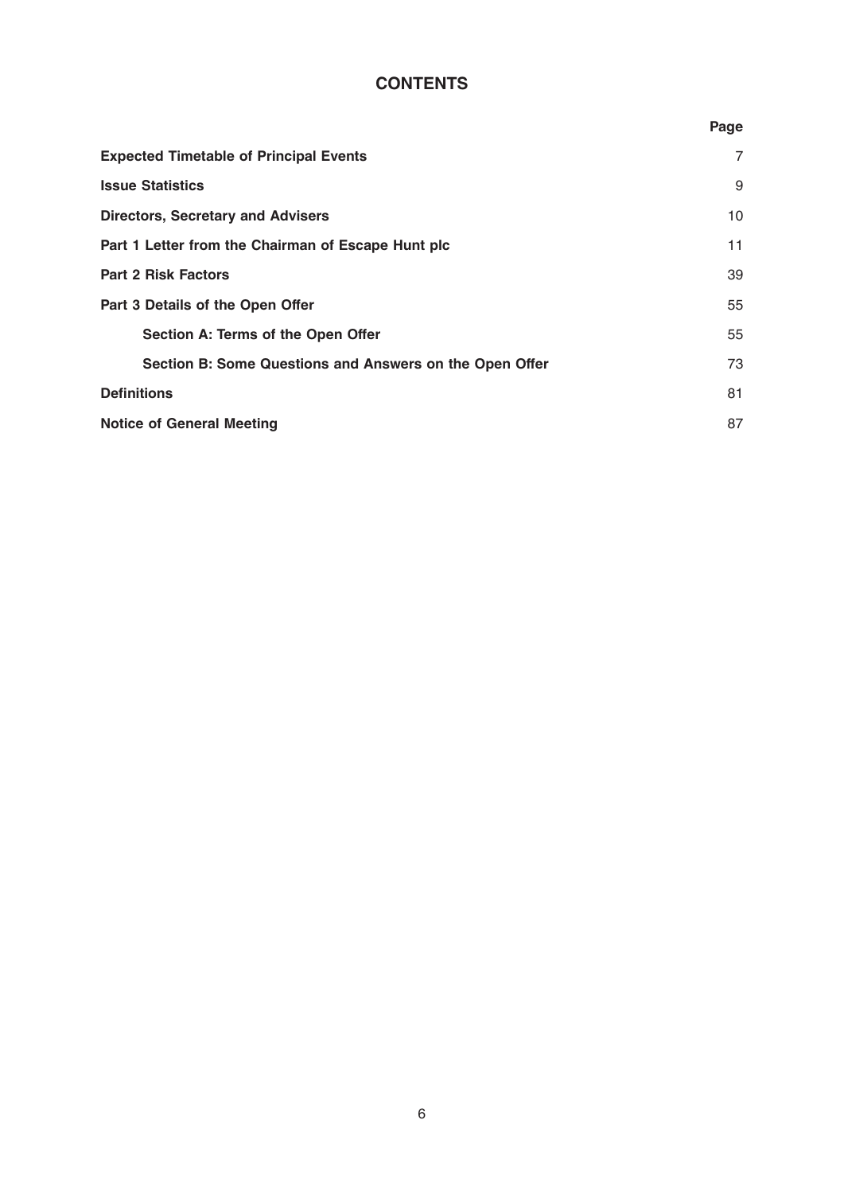# CONTENTS

| | Page |
|---|---|
| **Expected Timetable of Principal Events** | 7 |
| **Issue Statistics** | 9 |
| **Directors, Secretary and Advisers** | 10 |
| **Part 1 Letter from the Chairman of Escape Hunt plc** | 11 |
| **Part 2 Risk Factors** | 39 |
| **Part 3 Details of the Open Offer** | 55 |
| **Section A: Terms of the Open Offer** | 55 |
| **Section B: Some Questions and Answers on the Open Offer** | 73 |
| **Definitions** | 81 |
| **Notice of General Meeting** | 87 |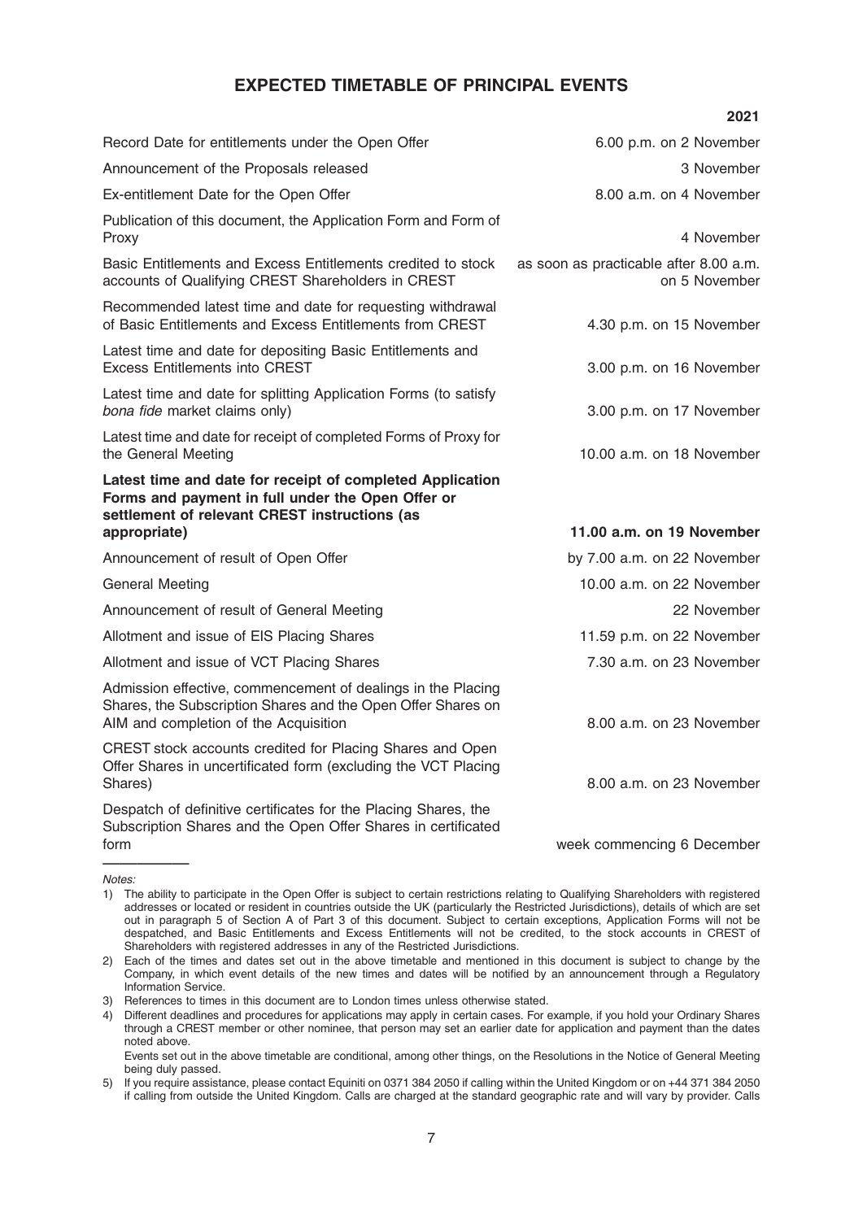## EXPECTED TIMETABLE OF PRINCIPAL EVENTS

| | 2021 |
|---|---|
| Record Date for entitlements under the Open Offer | 6.00 p.m. on 2 November |
| Announcement of the Proposals released | 3 November |
| Ex-entitlement Date for the Open Offer | 8.00 a.m. on 4 November |
| Publication of this document, the Application Form and Form of Proxy | 4 November |
| Basic Entitlements and Excess Entitlements credited to stock accounts of Qualifying CREST Shareholders in CREST | as soon as practicable after 8.00 a.m. on 5 November |
| Recommended latest time and date for requesting withdrawal of Basic Entitlements and Excess Entitlements from CREST | 4.30 p.m. on 15 November |
| Latest time and date for depositing Basic Entitlements and Excess Entitlements into CREST | 3.00 p.m. on 16 November |
| Latest time and date for splitting Application Forms (to satisfy *bona fide* market claims only) | 3.00 p.m. on 17 November |
| Latest time and date for receipt of completed Forms of Proxy for the General Meeting | 10.00 a.m. on 18 November |
| **Latest time and date for receipt of completed Application Forms and payment in full under the Open Offer or settlement of relevant CREST instructions (as appropriate)** | **11.00 a.m. on 19 November** |
| Announcement of result of Open Offer | by 7.00 a.m. on 22 November |
| General Meeting | 10.00 a.m. on 22 November |
| Announcement of result of General Meeting | 22 November |
| Allotment and issue of EIS Placing Shares | 11.59 p.m. on 22 November |
| Allotment and issue of VCT Placing Shares | 7.30 a.m. on 23 November |
| Admission effective, commencement of dealings in the Placing Shares, the Subscription Shares and the Open Offer Shares on AIM and completion of the Acquisition | 8.00 a.m. on 23 November |
| CREST stock accounts credited for Placing Shares and Open Offer Shares in uncertificated form (excluding the VCT Placing Shares) | 8.00 a.m. on 23 November |
| Despatch of definitive certificates for the Placing Shares, the Subscription Shares and the Open Offer Shares in certificated form | week commencing 6 December |

*Notes:*

1) The ability to participate in the Open Offer is subject to certain restrictions relating to Qualifying Shareholders with registered addresses or located or resident in countries outside the UK (particularly the Restricted Jurisdictions), details of which are set out in paragraph 5 of Section A of Part 3 of this document. Subject to certain exceptions, Application Forms will not be despatched, and Basic Entitlements and Excess Entitlements will not be credited, to the stock accounts in CREST of Shareholders with registered addresses in any of the Restricted Jurisdictions.
2) Each of the times and dates set out in the above timetable and mentioned in this document is subject to change by the Company, in which event details of the new times and dates will be notified by an announcement through a Regulatory Information Service.
3) References to times in this document are to London times unless otherwise stated.
4) Different deadlines and procedures for applications may apply in certain cases. For example, if you hold your Ordinary Shares through a CREST member or other nominee, that person may set an earlier date for application and payment than the dates noted above.

   Events set out in the above timetable are conditional, among other things, on the Resolutions in the Notice of General Meeting being duly passed.
5) If you require assistance, please contact Equiniti on 0371 384 2050 if calling within the United Kingdom or on +44 371 384 2050 if calling from outside the United Kingdom. Calls are charged at the standard geographic rate and will vary by provider. Calls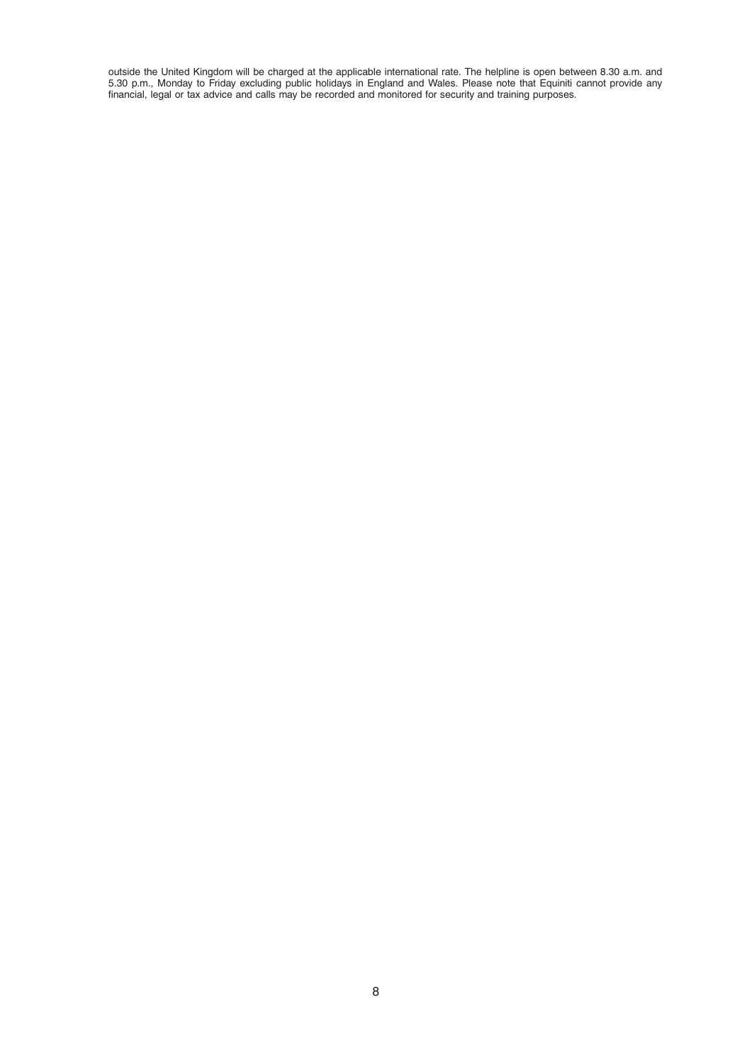outside the United Kingdom will be charged at the applicable international rate. The helpline is open between 8.30 a.m. and 5.30 p.m., Monday to Friday excluding public holidays in England and Wales. Please note that Equiniti cannot provide any financial, legal or tax advice and calls may be recorded and monitored for security and training purposes.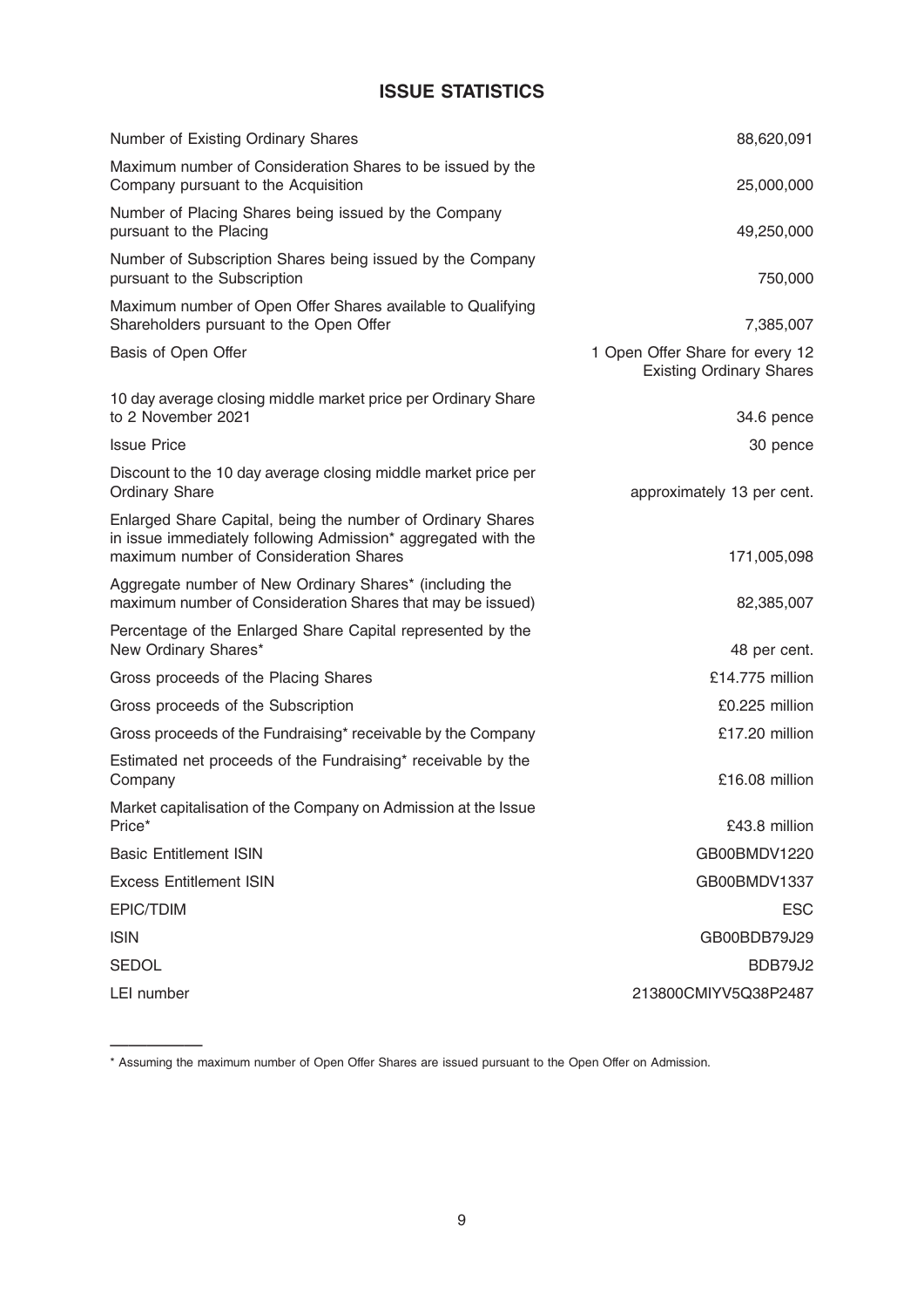## ISSUE STATISTICS

| | |
|---|---|
| Number of Existing Ordinary Shares | 88,620,091 |
| Maximum number of Consideration Shares to be issued by the Company pursuant to the Acquisition | 25,000,000 |
| Number of Placing Shares being issued by the Company pursuant to the Placing | 49,250,000 |
| Number of Subscription Shares being issued by the Company pursuant to the Subscription | 750,000 |
| Maximum number of Open Offer Shares available to Qualifying Shareholders pursuant to the Open Offer | 7,385,007 |
| Basis of Open Offer | 1 Open Offer Share for every 12 Existing Ordinary Shares |
| 10 day average closing middle market price per Ordinary Share to 2 November 2021 | 34.6 pence |
| Issue Price | 30 pence |
| Discount to the 10 day average closing middle market price per Ordinary Share | approximately 13 per cent. |
| Enlarged Share Capital, being the number of Ordinary Shares in issue immediately following Admission* aggregated with the maximum number of Consideration Shares | 171,005,098 |
| Aggregate number of New Ordinary Shares* (including the maximum number of Consideration Shares that may be issued) | 82,385,007 |
| Percentage of the Enlarged Share Capital represented by the New Ordinary Shares* | 48 per cent. |
| Gross proceeds of the Placing Shares | £14.775 million |
| Gross proceeds of the Subscription | £0.225 million |
| Gross proceeds of the Fundraising* receivable by the Company | £17.20 million |
| Estimated net proceeds of the Fundraising* receivable by the Company | £16.08 million |
| Market capitalisation of the Company on Admission at the Issue Price* | £43.8 million |
| Basic Entitlement ISIN | GB00BMDV1220 |
| Excess Entitlement ISIN | GB00BMDV1337 |
| EPIC/TDIM | ESC |
| ISIN | GB00BDB79J29 |
| SEDOL | BDB79J2 |
| LEI number | 213800CMIYV5Q38P2487 |

---

* Assuming the maximum number of Open Offer Shares are issued pursuant to the Open Offer on Admission.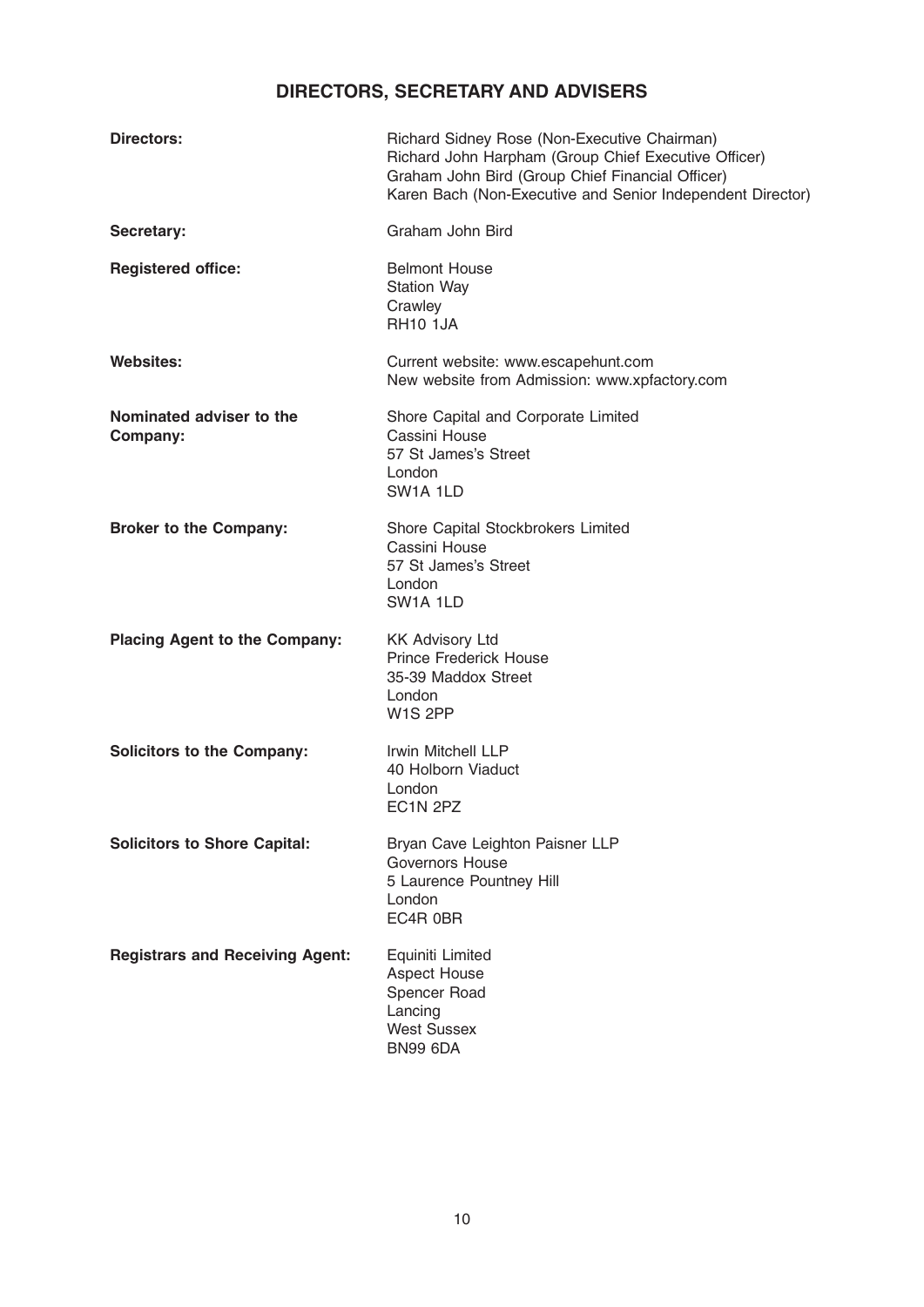# DIRECTORS, SECRETARY AND ADVISERS

| | |
|---|---|
| **Directors:** | Richard Sidney Rose (Non-Executive Chairman)<br>Richard John Harpham (Group Chief Executive Officer)<br>Graham John Bird (Group Chief Financial Officer)<br>Karen Bach (Non-Executive and Senior Independent Director) |
| **Secretary:** | Graham John Bird |
| **Registered office:** | Belmont House<br>Station Way<br>Crawley<br>RH10 1JA |
| **Websites:** | Current website: www.escapehunt.com<br>New website from Admission: www.xpfactory.com |
| **Nominated adviser to the Company:** | Shore Capital and Corporate Limited<br>Cassini House<br>57 St James's Street<br>London<br>SW1A 1LD |
| **Broker to the Company:** | Shore Capital Stockbrokers Limited<br>Cassini House<br>57 St James's Street<br>London<br>SW1A 1LD |
| **Placing Agent to the Company:** | KK Advisory Ltd<br>Prince Frederick House<br>35-39 Maddox Street<br>London<br>W1S 2PP |
| **Solicitors to the Company:** | Irwin Mitchell LLP<br>40 Holborn Viaduct<br>London<br>EC1N 2PZ |
| **Solicitors to Shore Capital:** | Bryan Cave Leighton Paisner LLP<br>Governors House<br>5 Laurence Pountney Hill<br>London<br>EC4R 0BR |
| **Registrars and Receiving Agent:** | Equiniti Limited<br>Aspect House<br>Spencer Road<br>Lancing<br>West Sussex<br>BN99 6DA |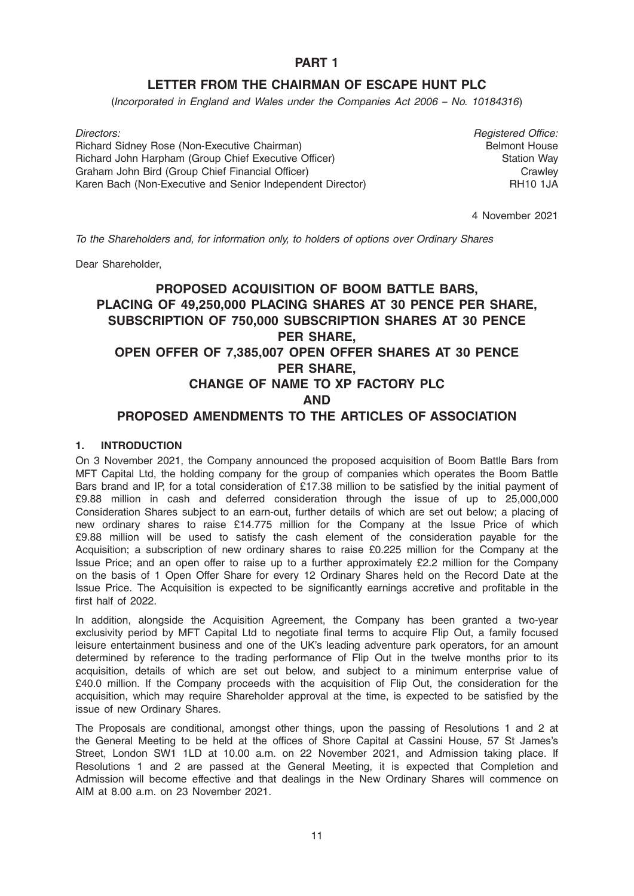# PART 1

## LETTER FROM THE CHAIRMAN OF ESCAPE HUNT PLC

(*Incorporated in England and Wales under the Companies Act 2006 – No. 10184316*)

| *Directors:* | *Registered Office:* |
|---|---|
| Richard Sidney Rose (Non-Executive Chairman) | Belmont House |
| Richard John Harpham (Group Chief Executive Officer) | Station Way |
| Graham John Bird (Group Chief Financial Officer) | Crawley |
| Karen Bach (Non-Executive and Senior Independent Director) | RH10 1JA |

4 November 2021

*To the Shareholders and, for information only, to holders of options over Ordinary Shares*

Dear Shareholder,

## PROPOSED ACQUISITION OF BOOM BATTLE BARS, PLACING OF 49,250,000 PLACING SHARES AT 30 PENCE PER SHARE, SUBSCRIPTION OF 750,000 SUBSCRIPTION SHARES AT 30 PENCE PER SHARE, OPEN OFFER OF 7,385,007 OPEN OFFER SHARES AT 30 PENCE PER SHARE, CHANGE OF NAME TO XP FACTORY PLC AND PROPOSED AMENDMENTS TO THE ARTICLES OF ASSOCIATION

### 1. INTRODUCTION

On 3 November 2021, the Company announced the proposed acquisition of Boom Battle Bars from MFT Capital Ltd, the holding company for the group of companies which operates the Boom Battle Bars brand and IP, for a total consideration of £17.38 million to be satisfied by the initial payment of £9.88 million in cash and deferred consideration through the issue of up to 25,000,000 Consideration Shares subject to an earn-out, further details of which are set out below; a placing of new ordinary shares to raise £14.775 million for the Company at the Issue Price of which £9.88 million will be used to satisfy the cash element of the consideration payable for the Acquisition; a subscription of new ordinary shares to raise £0.225 million for the Company at the Issue Price; and an open offer to raise up to a further approximately £2.2 million for the Company on the basis of 1 Open Offer Share for every 12 Ordinary Shares held on the Record Date at the Issue Price. The Acquisition is expected to be significantly earnings accretive and profitable in the first half of 2022.

In addition, alongside the Acquisition Agreement, the Company has been granted a two-year exclusivity period by MFT Capital Ltd to negotiate final terms to acquire Flip Out, a family focused leisure entertainment business and one of the UK's leading adventure park operators, for an amount determined by reference to the trading performance of Flip Out in the twelve months prior to its acquisition, details of which are set out below, and subject to a minimum enterprise value of £40.0 million. If the Company proceeds with the acquisition of Flip Out, the consideration for the acquisition, which may require Shareholder approval at the time, is expected to be satisfied by the issue of new Ordinary Shares.

The Proposals are conditional, amongst other things, upon the passing of Resolutions 1 and 2 at the General Meeting to be held at the offices of Shore Capital at Cassini House, 57 St James's Street, London SW1 1LD at 10.00 a.m. on 22 November 2021, and Admission taking place. If Resolutions 1 and 2 are passed at the General Meeting, it is expected that Completion and Admission will become effective and that dealings in the New Ordinary Shares will commence on AIM at 8.00 a.m. on 23 November 2021.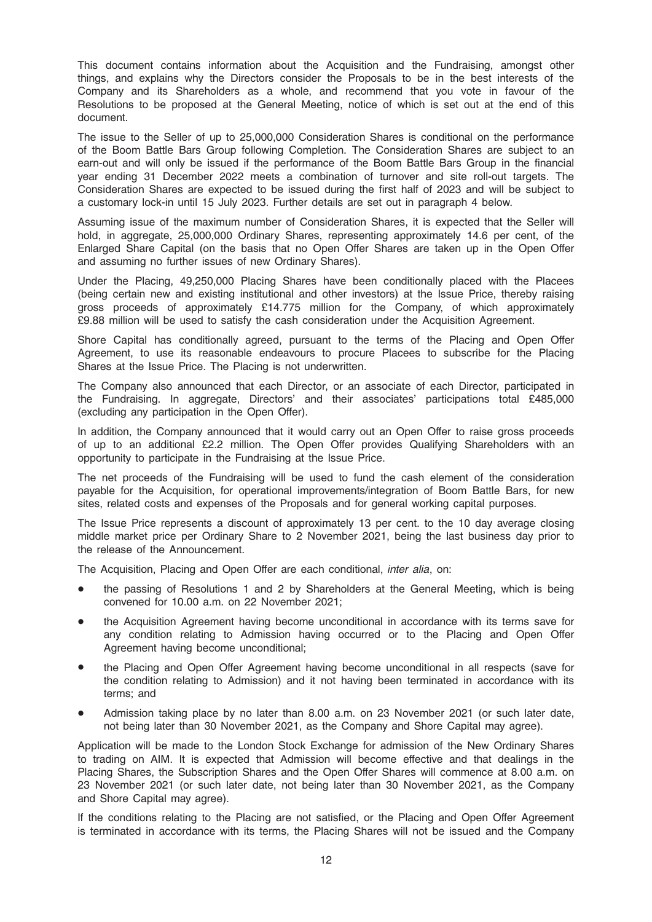This document contains information about the Acquisition and the Fundraising, amongst other things, and explains why the Directors consider the Proposals to be in the best interests of the Company and its Shareholders as a whole, and recommend that you vote in favour of the Resolutions to be proposed at the General Meeting, notice of which is set out at the end of this document.

The issue to the Seller of up to 25,000,000 Consideration Shares is conditional on the performance of the Boom Battle Bars Group following Completion. The Consideration Shares are subject to an earn-out and will only be issued if the performance of the Boom Battle Bars Group in the financial year ending 31 December 2022 meets a combination of turnover and site roll-out targets. The Consideration Shares are expected to be issued during the first half of 2023 and will be subject to a customary lock-in until 15 July 2023. Further details are set out in paragraph 4 below.

Assuming issue of the maximum number of Consideration Shares, it is expected that the Seller will hold, in aggregate, 25,000,000 Ordinary Shares, representing approximately 14.6 per cent, of the Enlarged Share Capital (on the basis that no Open Offer Shares are taken up in the Open Offer and assuming no further issues of new Ordinary Shares).

Under the Placing, 49,250,000 Placing Shares have been conditionally placed with the Placees (being certain new and existing institutional and other investors) at the Issue Price, thereby raising gross proceeds of approximately £14.775 million for the Company, of which approximately £9.88 million will be used to satisfy the cash consideration under the Acquisition Agreement.

Shore Capital has conditionally agreed, pursuant to the terms of the Placing and Open Offer Agreement, to use its reasonable endeavours to procure Placees to subscribe for the Placing Shares at the Issue Price. The Placing is not underwritten.

The Company also announced that each Director, or an associate of each Director, participated in the Fundraising. In aggregate, Directors' and their associates' participations total £485,000 (excluding any participation in the Open Offer).

In addition, the Company announced that it would carry out an Open Offer to raise gross proceeds of up to an additional £2.2 million. The Open Offer provides Qualifying Shareholders with an opportunity to participate in the Fundraising at the Issue Price.

The net proceeds of the Fundraising will be used to fund the cash element of the consideration payable for the Acquisition, for operational improvements/integration of Boom Battle Bars, for new sites, related costs and expenses of the Proposals and for general working capital purposes.

The Issue Price represents a discount of approximately 13 per cent. to the 10 day average closing middle market price per Ordinary Share to 2 November 2021, being the last business day prior to the release of the Announcement.

The Acquisition, Placing and Open Offer are each conditional, *inter alia*, on:

- the passing of Resolutions 1 and 2 by Shareholders at the General Meeting, which is being convened for 10.00 a.m. on 22 November 2021;
- the Acquisition Agreement having become unconditional in accordance with its terms save for any condition relating to Admission having occurred or to the Placing and Open Offer Agreement having become unconditional;
- the Placing and Open Offer Agreement having become unconditional in all respects (save for the condition relating to Admission) and it not having been terminated in accordance with its terms; and
- Admission taking place by no later than 8.00 a.m. on 23 November 2021 (or such later date, not being later than 30 November 2021, as the Company and Shore Capital may agree).

Application will be made to the London Stock Exchange for admission of the New Ordinary Shares to trading on AIM. It is expected that Admission will become effective and that dealings in the Placing Shares, the Subscription Shares and the Open Offer Shares will commence at 8.00 a.m. on 23 November 2021 (or such later date, not being later than 30 November 2021, as the Company and Shore Capital may agree).

If the conditions relating to the Placing are not satisfied, or the Placing and Open Offer Agreement is terminated in accordance with its terms, the Placing Shares will not be issued and the Company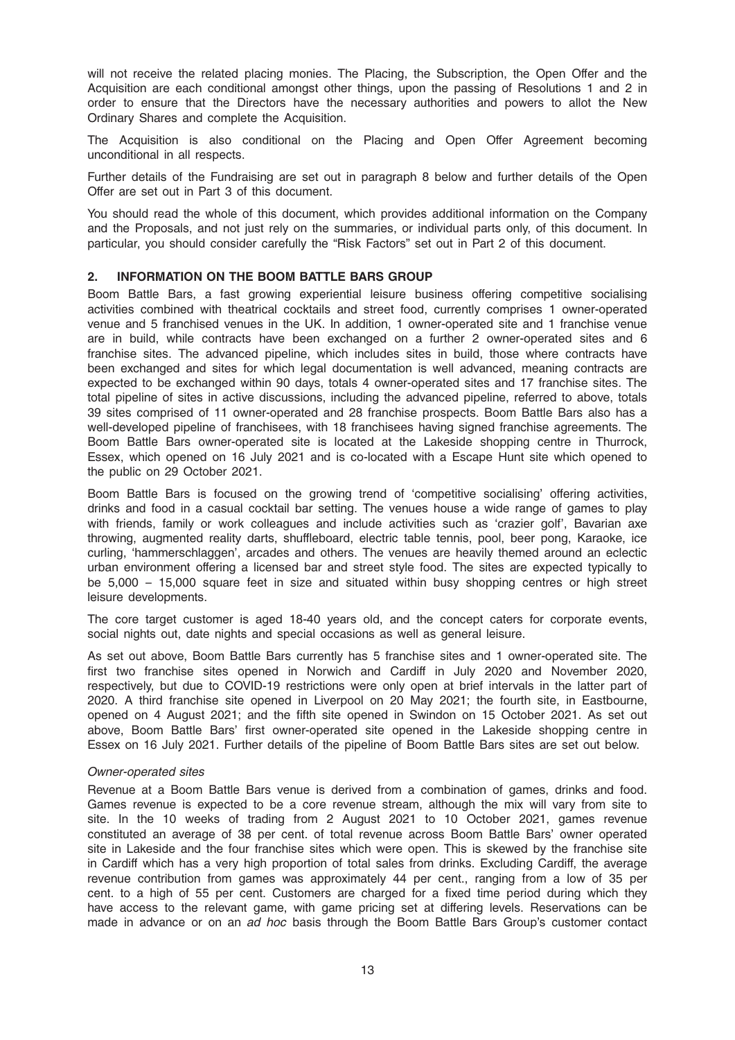will not receive the related placing monies. The Placing, the Subscription, the Open Offer and the Acquisition are each conditional amongst other things, upon the passing of Resolutions 1 and 2 in order to ensure that the Directors have the necessary authorities and powers to allot the New Ordinary Shares and complete the Acquisition.

The Acquisition is also conditional on the Placing and Open Offer Agreement becoming unconditional in all respects.

Further details of the Fundraising are set out in paragraph 8 below and further details of the Open Offer are set out in Part 3 of this document.

You should read the whole of this document, which provides additional information on the Company and the Proposals, and not just rely on the summaries, or individual parts only, of this document. In particular, you should consider carefully the "Risk Factors" set out in Part 2 of this document.

## 2. INFORMATION ON THE BOOM BATTLE BARS GROUP

Boom Battle Bars, a fast growing experiential leisure business offering competitive socialising activities combined with theatrical cocktails and street food, currently comprises 1 owner-operated venue and 5 franchised venues in the UK. In addition, 1 owner-operated site and 1 franchise venue are in build, while contracts have been exchanged on a further 2 owner-operated sites and 6 franchise sites. The advanced pipeline, which includes sites in build, those where contracts have been exchanged and sites for which legal documentation is well advanced, meaning contracts are expected to be exchanged within 90 days, totals 4 owner-operated sites and 17 franchise sites. The total pipeline of sites in active discussions, including the advanced pipeline, referred to above, totals 39 sites comprised of 11 owner-operated and 28 franchise prospects. Boom Battle Bars also has a well-developed pipeline of franchisees, with 18 franchisees having signed franchise agreements. The Boom Battle Bars owner-operated site is located at the Lakeside shopping centre in Thurrock, Essex, which opened on 16 July 2021 and is co-located with a Escape Hunt site which opened to the public on 29 October 2021.

Boom Battle Bars is focused on the growing trend of 'competitive socialising' offering activities, drinks and food in a casual cocktail bar setting. The venues house a wide range of games to play with friends, family or work colleagues and include activities such as 'crazier golf', Bavarian axe throwing, augmented reality darts, shuffleboard, electric table tennis, pool, beer pong, Karaoke, ice curling, 'hammerschlaggen', arcades and others. The venues are heavily themed around an eclectic urban environment offering a licensed bar and street style food. The sites are expected typically to be 5,000 – 15,000 square feet in size and situated within busy shopping centres or high street leisure developments.

The core target customer is aged 18-40 years old, and the concept caters for corporate events, social nights out, date nights and special occasions as well as general leisure.

As set out above, Boom Battle Bars currently has 5 franchise sites and 1 owner-operated site. The first two franchise sites opened in Norwich and Cardiff in July 2020 and November 2020, respectively, but due to COVID-19 restrictions were only open at brief intervals in the latter part of 2020. A third franchise site opened in Liverpool on 20 May 2021; the fourth site, in Eastbourne, opened on 4 August 2021; and the fifth site opened in Swindon on 15 October 2021. As set out above, Boom Battle Bars' first owner-operated site opened in the Lakeside shopping centre in Essex on 16 July 2021. Further details of the pipeline of Boom Battle Bars sites are set out below.

*Owner-operated sites*

Revenue at a Boom Battle Bars venue is derived from a combination of games, drinks and food. Games revenue is expected to be a core revenue stream, although the mix will vary from site to site. In the 10 weeks of trading from 2 August 2021 to 10 October 2021, games revenue constituted an average of 38 per cent. of total revenue across Boom Battle Bars' owner operated site in Lakeside and the four franchise sites which were open. This is skewed by the franchise site in Cardiff which has a very high proportion of total sales from drinks. Excluding Cardiff, the average revenue contribution from games was approximately 44 per cent., ranging from a low of 35 per cent. to a high of 55 per cent. Customers are charged for a fixed time period during which they have access to the relevant game, with game pricing set at differing levels. Reservations can be made in advance or on an *ad hoc* basis through the Boom Battle Bars Group's customer contact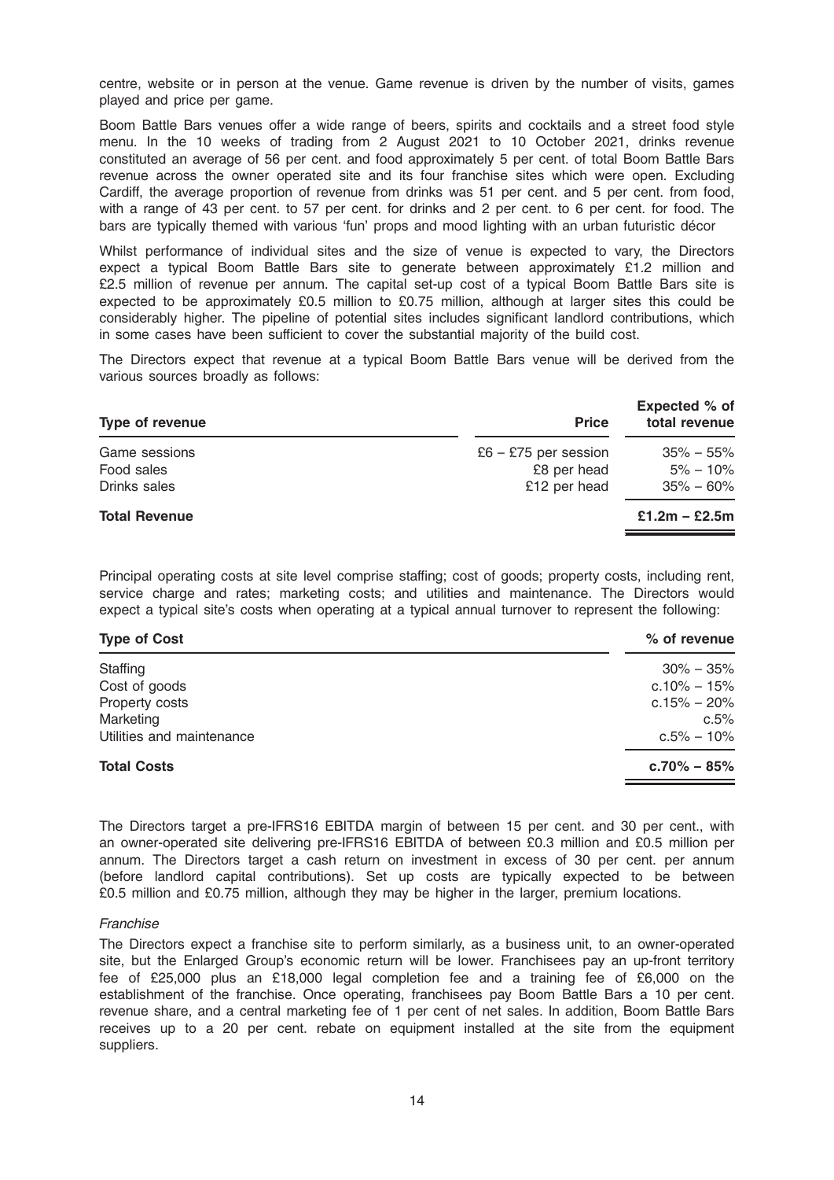centre, website or in person at the venue. Game revenue is driven by the number of visits, games played and price per game.

Boom Battle Bars venues offer a wide range of beers, spirits and cocktails and a street food style menu. In the 10 weeks of trading from 2 August 2021 to 10 October 2021, drinks revenue constituted an average of 56 per cent. and food approximately 5 per cent. of total Boom Battle Bars revenue across the owner operated site and its four franchise sites which were open. Excluding Cardiff, the average proportion of revenue from drinks was 51 per cent. and 5 per cent. from food, with a range of 43 per cent. to 57 per cent. for drinks and 2 per cent. to 6 per cent. for food. The bars are typically themed with various 'fun' props and mood lighting with an urban futuristic décor

Whilst performance of individual sites and the size of venue is expected to vary, the Directors expect a typical Boom Battle Bars site to generate between approximately £1.2 million and £2.5 million of revenue per annum. The capital set-up cost of a typical Boom Battle Bars site is expected to be approximately £0.5 million to £0.75 million, although at larger sites this could be considerably higher. The pipeline of potential sites includes significant landlord contributions, which in some cases have been sufficient to cover the substantial majority of the build cost.

The Directors expect that revenue at a typical Boom Battle Bars venue will be derived from the various sources broadly as follows:

| Type of revenue | Price | Expected % of total revenue |
|---|---|---|
| Game sessions | £6 – £75 per session | 35% – 55% |
| Food sales | £8 per head | 5% – 10% |
| Drinks sales | £12 per head | 35% – 60% |
| **Total Revenue** | | **£1.2m – £2.5m** |

Principal operating costs at site level comprise staffing; cost of goods; property costs, including rent, service charge and rates; marketing costs; and utilities and maintenance. The Directors would expect a typical site's costs when operating at a typical annual turnover to represent the following:

| Type of Cost | % of revenue |
|---|---|
| Staffing | 30% – 35% |
| Cost of goods | c.10% – 15% |
| Property costs | c.15% – 20% |
| Marketing | c.5% |
| Utilities and maintenance | c.5% – 10% |
| **Total Costs** | **c.70% – 85%** |

The Directors target a pre-IFRS16 EBITDA margin of between 15 per cent. and 30 per cent., with an owner-operated site delivering pre-IFRS16 EBITDA of between £0.3 million and £0.5 million per annum. The Directors target a cash return on investment in excess of 30 per cent. per annum (before landlord capital contributions). Set up costs are typically expected to be between £0.5 million and £0.75 million, although they may be higher in the larger, premium locations.

*Franchise*

The Directors expect a franchise site to perform similarly, as a business unit, to an owner-operated site, but the Enlarged Group's economic return will be lower. Franchisees pay an up-front territory fee of £25,000 plus an £18,000 legal completion fee and a training fee of £6,000 on the establishment of the franchise. Once operating, franchisees pay Boom Battle Bars a 10 per cent. revenue share, and a central marketing fee of 1 per cent of net sales. In addition, Boom Battle Bars receives up to a 20 per cent. rebate on equipment installed at the site from the equipment suppliers.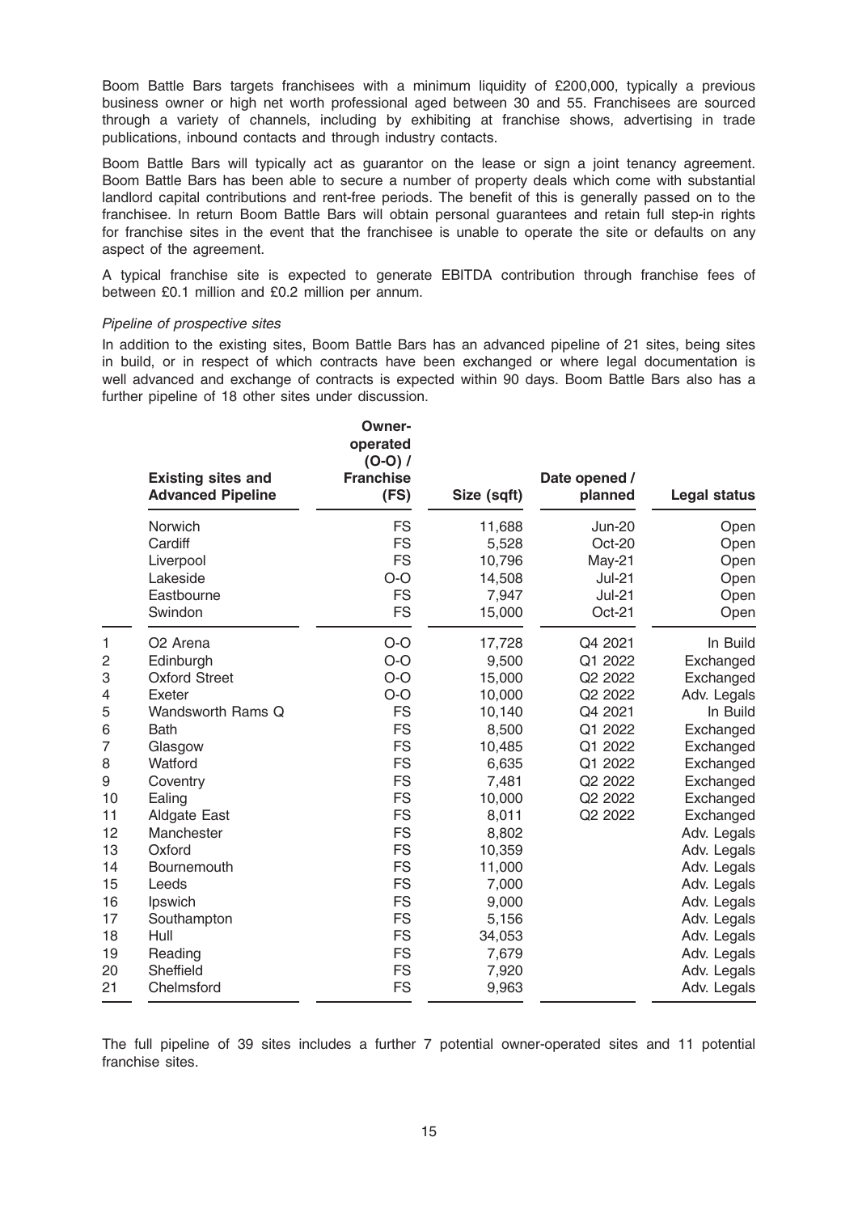Boom Battle Bars targets franchisees with a minimum liquidity of £200,000, typically a previous business owner or high net worth professional aged between 30 and 55. Franchisees are sourced through a variety of channels, including by exhibiting at franchise shows, advertising in trade publications, inbound contacts and through industry contacts.

Boom Battle Bars will typically act as guarantor on the lease or sign a joint tenancy agreement. Boom Battle Bars has been able to secure a number of property deals which come with substantial landlord capital contributions and rent-free periods. The benefit of this is generally passed on to the franchisee. In return Boom Battle Bars will obtain personal guarantees and retain full step-in rights for franchise sites in the event that the franchisee is unable to operate the site or defaults on any aspect of the agreement.

A typical franchise site is expected to generate EBITDA contribution through franchise fees of between £0.1 million and £0.2 million per annum.

*Pipeline of prospective sites*

In addition to the existing sites, Boom Battle Bars has an advanced pipeline of 21 sites, being sites in build, or in respect of which contracts have been exchanged or where legal documentation is well advanced and exchange of contracts is expected within 90 days. Boom Battle Bars also has a further pipeline of 18 other sites under discussion.

| | Existing sites and Advanced Pipeline | Owner-operated (O-O) / Franchise (FS) | Size (sqft) | Date opened / planned | Legal status |
|---|---|---|---|---|---|
| | Norwich | FS | 11,688 | Jun-20 | Open |
| | Cardiff | FS | 5,528 | Oct-20 | Open |
| | Liverpool | FS | 10,796 | May-21 | Open |
| | Lakeside | O-O | 14,508 | Jul-21 | Open |
| | Eastbourne | FS | 7,947 | Jul-21 | Open |
| | Swindon | FS | 15,000 | Oct-21 | Open |
| 1 | O2 Arena | O-O | 17,728 | Q4 2021 | In Build |
| 2 | Edinburgh | O-O | 9,500 | Q1 2022 | Exchanged |
| 3 | Oxford Street | O-O | 15,000 | Q2 2022 | Exchanged |
| 4 | Exeter | O-O | 10,000 | Q2 2022 | Adv. Legals |
| 5 | Wandsworth Rams Q | FS | 10,140 | Q4 2021 | In Build |
| 6 | Bath | FS | 8,500 | Q1 2022 | Exchanged |
| 7 | Glasgow | FS | 10,485 | Q1 2022 | Exchanged |
| 8 | Watford | FS | 6,635 | Q1 2022 | Exchanged |
| 9 | Coventry | FS | 7,481 | Q2 2022 | Exchanged |
| 10 | Ealing | FS | 10,000 | Q2 2022 | Exchanged |
| 11 | Aldgate East | FS | 8,011 | Q2 2022 | Exchanged |
| 12 | Manchester | FS | 8,802 | | Adv. Legals |
| 13 | Oxford | FS | 10,359 | | Adv. Legals |
| 14 | Bournemouth | FS | 11,000 | | Adv. Legals |
| 15 | Leeds | FS | 7,000 | | Adv. Legals |
| 16 | Ipswich | FS | 9,000 | | Adv. Legals |
| 17 | Southampton | FS | 5,156 | | Adv. Legals |
| 18 | Hull | FS | 34,053 | | Adv. Legals |
| 19 | Reading | FS | 7,679 | | Adv. Legals |
| 20 | Sheffield | FS | 7,920 | | Adv. Legals |
| 21 | Chelmsford | FS | 9,963 | | Adv. Legals |

The full pipeline of 39 sites includes a further 7 potential owner-operated sites and 11 potential franchise sites.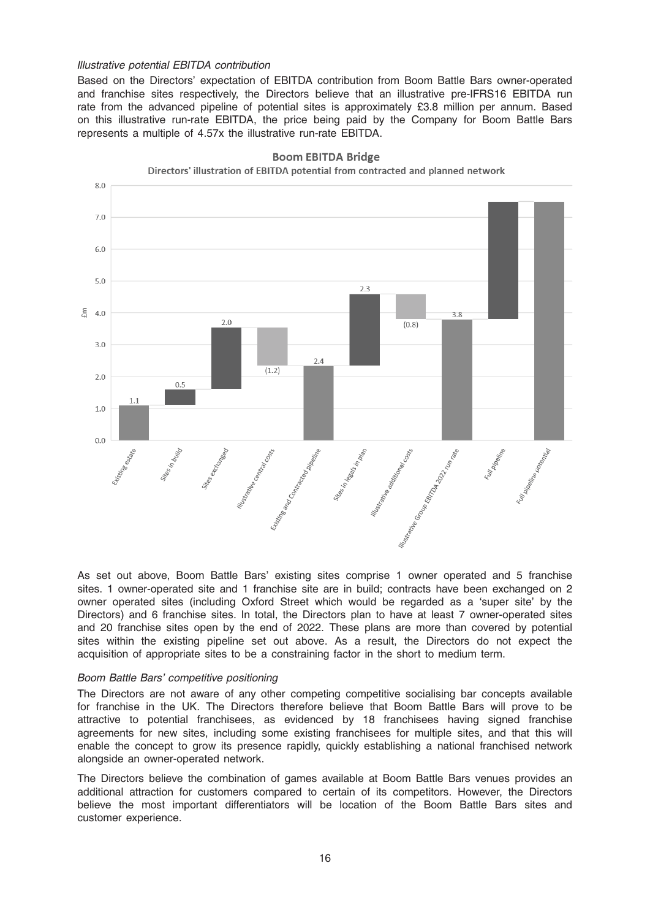*Illustrative potential EBITDA contribution*

Based on the Directors' expectation of EBITDA contribution from Boom Battle Bars owner-operated and franchise sites respectively, the Directors believe that an illustrative pre-IFRS16 EBITDA run rate from the advanced pipeline of potential sites is approximately £3.8 million per annum. Based on this illustrative run-rate EBITDA, the price being paid by the Company for Boom Battle Bars represents a multiple of 4.57x the illustrative run-rate EBITDA.

**Boom EBITDA Bridge**

Directors' illustration of EBITDA potential from contracted and planned network

| Item | £m |
|---|---|
| Existing estate | 1.1 |
| Sites in build | 0.5 |
| Sites exchanged | 2.0 |
| Illustrative central costs | (1.2) |
| Existing and Contracted pipeline | 2.4 |
| Sites in legals in plan | 2.3 |
| Illustrative additional costs | (0.8) |
| Illustrative Group EBITDA 2022 run rate | 3.8 |
| Full pipeline | |
| Full pipeline potential | |

As set out above, Boom Battle Bars' existing sites comprise 1 owner operated and 5 franchise sites. 1 owner-operated site and 1 franchise site are in build; contracts have been exchanged on 2 owner operated sites (including Oxford Street which would be regarded as a 'super site' by the Directors) and 6 franchise sites. In total, the Directors plan to have at least 7 owner-operated sites and 20 franchise sites open by the end of 2022. These plans are more than covered by potential sites within the existing pipeline set out above. As a result, the Directors do not expect the acquisition of appropriate sites to be a constraining factor in the short to medium term.

*Boom Battle Bars' competitive positioning*

The Directors are not aware of any other competing competitive socialising bar concepts available for franchise in the UK. The Directors therefore believe that Boom Battle Bars will prove to be attractive to potential franchisees, as evidenced by 18 franchisees having signed franchise agreements for new sites, including some existing franchisees for multiple sites, and that this will enable the concept to grow its presence rapidly, quickly establishing a national franchised network alongside an owner-operated network.

The Directors believe the combination of games available at Boom Battle Bars venues provides an additional attraction for customers compared to certain of its competitors. However, the Directors believe the most important differentiators will be location of the Boom Battle Bars sites and customer experience.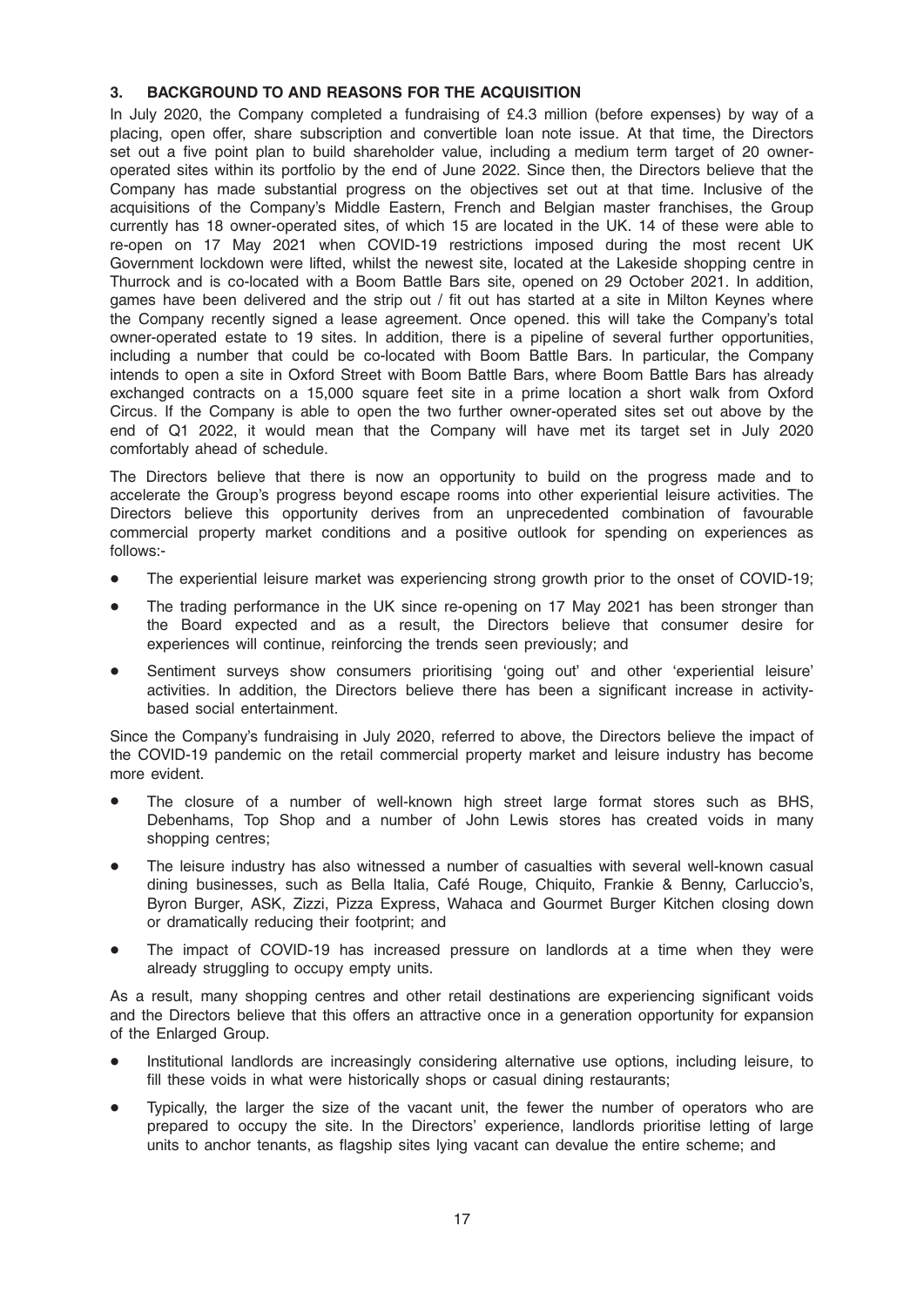## 3. BACKGROUND TO AND REASONS FOR THE ACQUISITION

In July 2020, the Company completed a fundraising of £4.3 million (before expenses) by way of a placing, open offer, share subscription and convertible loan note issue. At that time, the Directors set out a five point plan to build shareholder value, including a medium term target of 20 owner-operated sites within its portfolio by the end of June 2022. Since then, the Directors believe that the Company has made substantial progress on the objectives set out at that time. Inclusive of the acquisitions of the Company's Middle Eastern, French and Belgian master franchises, the Group currently has 18 owner-operated sites, of which 15 are located in the UK. 14 of these were able to re-open on 17 May 2021 when COVID-19 restrictions imposed during the most recent UK Government lockdown were lifted, whilst the newest site, located at the Lakeside shopping centre in Thurrock and is co-located with a Boom Battle Bars site, opened on 29 October 2021. In addition, games have been delivered and the strip out / fit out has started at a site in Milton Keynes where the Company recently signed a lease agreement. Once opened. this will take the Company's total owner-operated estate to 19 sites. In addition, there is a pipeline of several further opportunities, including a number that could be co-located with Boom Battle Bars. In particular, the Company intends to open a site in Oxford Street with Boom Battle Bars, where Boom Battle Bars has already exchanged contracts on a 15,000 square feet site in a prime location a short walk from Oxford Circus. If the Company is able to open the two further owner-operated sites set out above by the end of Q1 2022, it would mean that the Company will have met its target set in July 2020 comfortably ahead of schedule.

The Directors believe that there is now an opportunity to build on the progress made and to accelerate the Group's progress beyond escape rooms into other experiential leisure activities. The Directors believe this opportunity derives from an unprecedented combination of favourable commercial property market conditions and a positive outlook for spending on experiences as follows:-

- The experiential leisure market was experiencing strong growth prior to the onset of COVID-19;
- The trading performance in the UK since re-opening on 17 May 2021 has been stronger than the Board expected and as a result, the Directors believe that consumer desire for experiences will continue, reinforcing the trends seen previously; and
- Sentiment surveys show consumers prioritising 'going out' and other 'experiential leisure' activities. In addition, the Directors believe there has been a significant increase in activity-based social entertainment.

Since the Company's fundraising in July 2020, referred to above, the Directors believe the impact of the COVID-19 pandemic on the retail commercial property market and leisure industry has become more evident.

- The closure of a number of well-known high street large format stores such as BHS, Debenhams, Top Shop and a number of John Lewis stores has created voids in many shopping centres;
- The leisure industry has also witnessed a number of casualties with several well-known casual dining businesses, such as Bella Italia, Café Rouge, Chiquito, Frankie & Benny, Carluccio's, Byron Burger, ASK, Zizzi, Pizza Express, Wahaca and Gourmet Burger Kitchen closing down or dramatically reducing their footprint; and
- The impact of COVID-19 has increased pressure on landlords at a time when they were already struggling to occupy empty units.

As a result, many shopping centres and other retail destinations are experiencing significant voids and the Directors believe that this offers an attractive once in a generation opportunity for expansion of the Enlarged Group.

- Institutional landlords are increasingly considering alternative use options, including leisure, to fill these voids in what were historically shops or casual dining restaurants;
- Typically, the larger the size of the vacant unit, the fewer the number of operators who are prepared to occupy the site. In the Directors' experience, landlords prioritise letting of large units to anchor tenants, as flagship sites lying vacant can devalue the entire scheme; and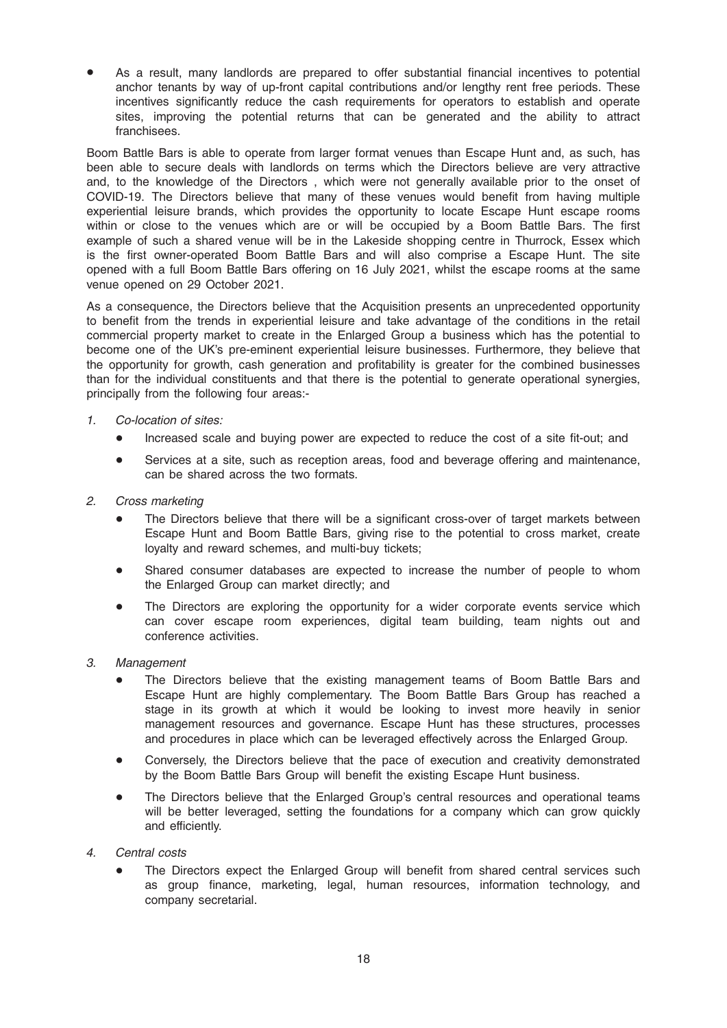- As a result, many landlords are prepared to offer substantial financial incentives to potential anchor tenants by way of up-front capital contributions and/or lengthy rent free periods. These incentives significantly reduce the cash requirements for operators to establish and operate sites, improving the potential returns that can be generated and the ability to attract franchisees.

Boom Battle Bars is able to operate from larger format venues than Escape Hunt and, as such, has been able to secure deals with landlords on terms which the Directors believe are very attractive and, to the knowledge of the Directors , which were not generally available prior to the onset of COVID-19. The Directors believe that many of these venues would benefit from having multiple experiential leisure brands, which provides the opportunity to locate Escape Hunt escape rooms within or close to the venues which are or will be occupied by a Boom Battle Bars. The first example of such a shared venue will be in the Lakeside shopping centre in Thurrock, Essex which is the first owner-operated Boom Battle Bars and will also comprise a Escape Hunt. The site opened with a full Boom Battle Bars offering on 16 July 2021, whilst the escape rooms at the same venue opened on 29 October 2021.

As a consequence, the Directors believe that the Acquisition presents an unprecedented opportunity to benefit from the trends in experiential leisure and take advantage of the conditions in the retail commercial property market to create in the Enlarged Group a business which has the potential to become one of the UK's pre-eminent experiential leisure businesses. Furthermore, they believe that the opportunity for growth, cash generation and profitability is greater for the combined businesses than for the individual constituents and that there is the potential to generate operational synergies, principally from the following four areas:-

1. *Co-location of sites:*
   - Increased scale and buying power are expected to reduce the cost of a site fit-out; and
   - Services at a site, such as reception areas, food and beverage offering and maintenance, can be shared across the two formats.
2. *Cross marketing*
   - The Directors believe that there will be a significant cross-over of target markets between Escape Hunt and Boom Battle Bars, giving rise to the potential to cross market, create loyalty and reward schemes, and multi-buy tickets;
   - Shared consumer databases are expected to increase the number of people to whom the Enlarged Group can market directly; and
   - The Directors are exploring the opportunity for a wider corporate events service which can cover escape room experiences, digital team building, team nights out and conference activities.
3. *Management*
   - The Directors believe that the existing management teams of Boom Battle Bars and Escape Hunt are highly complementary. The Boom Battle Bars Group has reached a stage in its growth at which it would be looking to invest more heavily in senior management resources and governance. Escape Hunt has these structures, processes and procedures in place which can be leveraged effectively across the Enlarged Group.
   - Conversely, the Directors believe that the pace of execution and creativity demonstrated by the Boom Battle Bars Group will benefit the existing Escape Hunt business.
   - The Directors believe that the Enlarged Group's central resources and operational teams will be better leveraged, setting the foundations for a company which can grow quickly and efficiently.
4. *Central costs*
   - The Directors expect the Enlarged Group will benefit from shared central services such as group finance, marketing, legal, human resources, information technology, and company secretarial.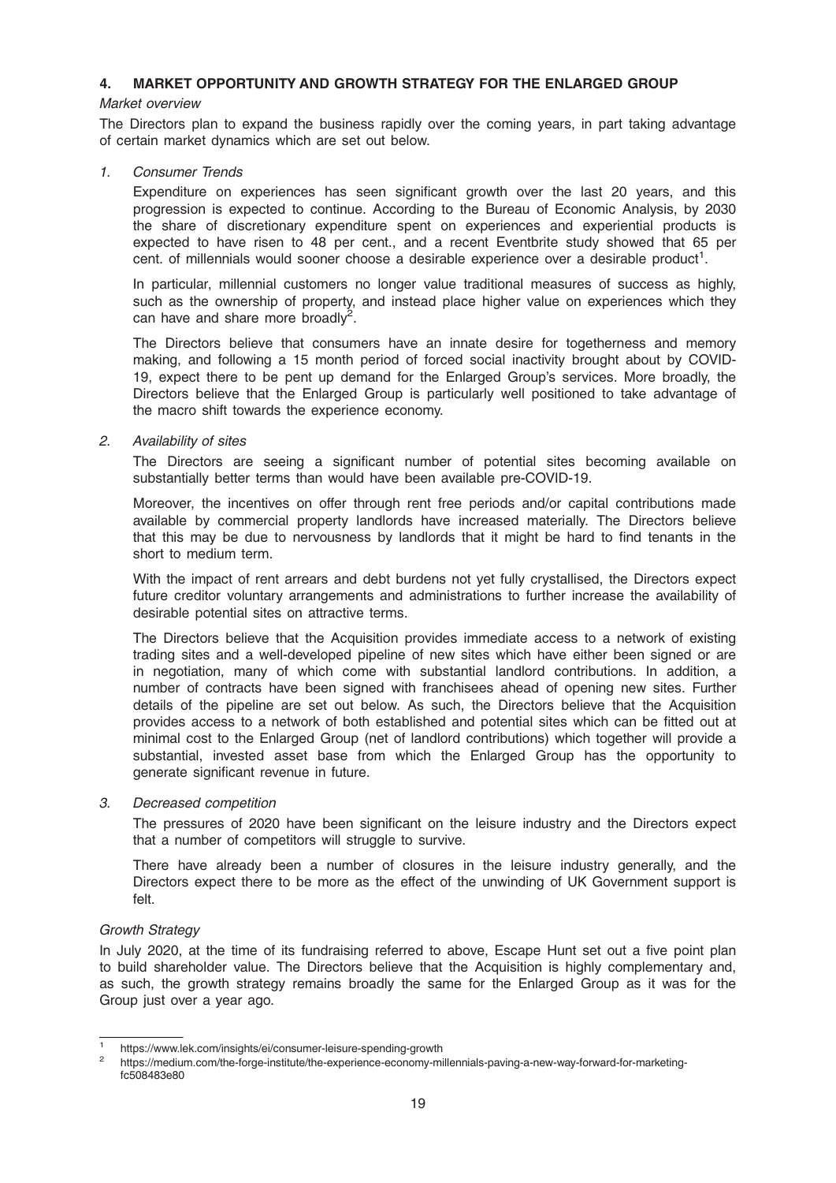## 4. MARKET OPPORTUNITY AND GROWTH STRATEGY FOR THE ENLARGED GROUP

*Market overview*

The Directors plan to expand the business rapidly over the coming years, in part taking advantage of certain market dynamics which are set out below.

*1. Consumer Trends*

Expenditure on experiences has seen significant growth over the last 20 years, and this progression is expected to continue. According to the Bureau of Economic Analysis, by 2030 the share of discretionary expenditure spent on experiences and experiential products is expected to have risen to 48 per cent., and a recent Eventbrite study showed that 65 per cent. of millennials would sooner choose a desirable experience over a desirable product[1].

In particular, millennial customers no longer value traditional measures of success as highly, such as the ownership of property, and instead place higher value on experiences which they can have and share more broadly[2].

The Directors believe that consumers have an innate desire for togetherness and memory making, and following a 15 month period of forced social inactivity brought about by COVID-19, expect there to be pent up demand for the Enlarged Group's services. More broadly, the Directors believe that the Enlarged Group is particularly well positioned to take advantage of the macro shift towards the experience economy.

*2. Availability of sites*

The Directors are seeing a significant number of potential sites becoming available on substantially better terms than would have been available pre-COVID-19.

Moreover, the incentives on offer through rent free periods and/or capital contributions made available by commercial property landlords have increased materially. The Directors believe that this may be due to nervousness by landlords that it might be hard to find tenants in the short to medium term.

With the impact of rent arrears and debt burdens not yet fully crystallised, the Directors expect future creditor voluntary arrangements and administrations to further increase the availability of desirable potential sites on attractive terms.

The Directors believe that the Acquisition provides immediate access to a network of existing trading sites and a well-developed pipeline of new sites which have either been signed or are in negotiation, many of which come with substantial landlord contributions. In addition, a number of contracts have been signed with franchisees ahead of opening new sites. Further details of the pipeline are set out below. As such, the Directors believe that the Acquisition provides access to a network of both established and potential sites which can be fitted out at minimal cost to the Enlarged Group (net of landlord contributions) which together will provide a substantial, invested asset base from which the Enlarged Group has the opportunity to generate significant revenue in future.

*3. Decreased competition*

The pressures of 2020 have been significant on the leisure industry and the Directors expect that a number of competitors will struggle to survive.

There have already been a number of closures in the leisure industry generally, and the Directors expect there to be more as the effect of the unwinding of UK Government support is felt.

*Growth Strategy*

In July 2020, at the time of its fundraising referred to above, Escape Hunt set out a five point plan to build shareholder value. The Directors believe that the Acquisition is highly complementary and, as such, the growth strategy remains broadly the same for the Enlarged Group as it was for the Group just over a year ago.

---

[1] https://www.lek.com/insights/ei/consumer-leisure-spending-growth

[2] https://medium.com/the-forge-institute/the-experience-economy-millennials-paving-a-new-way-forward-for-marketing-fc508483e80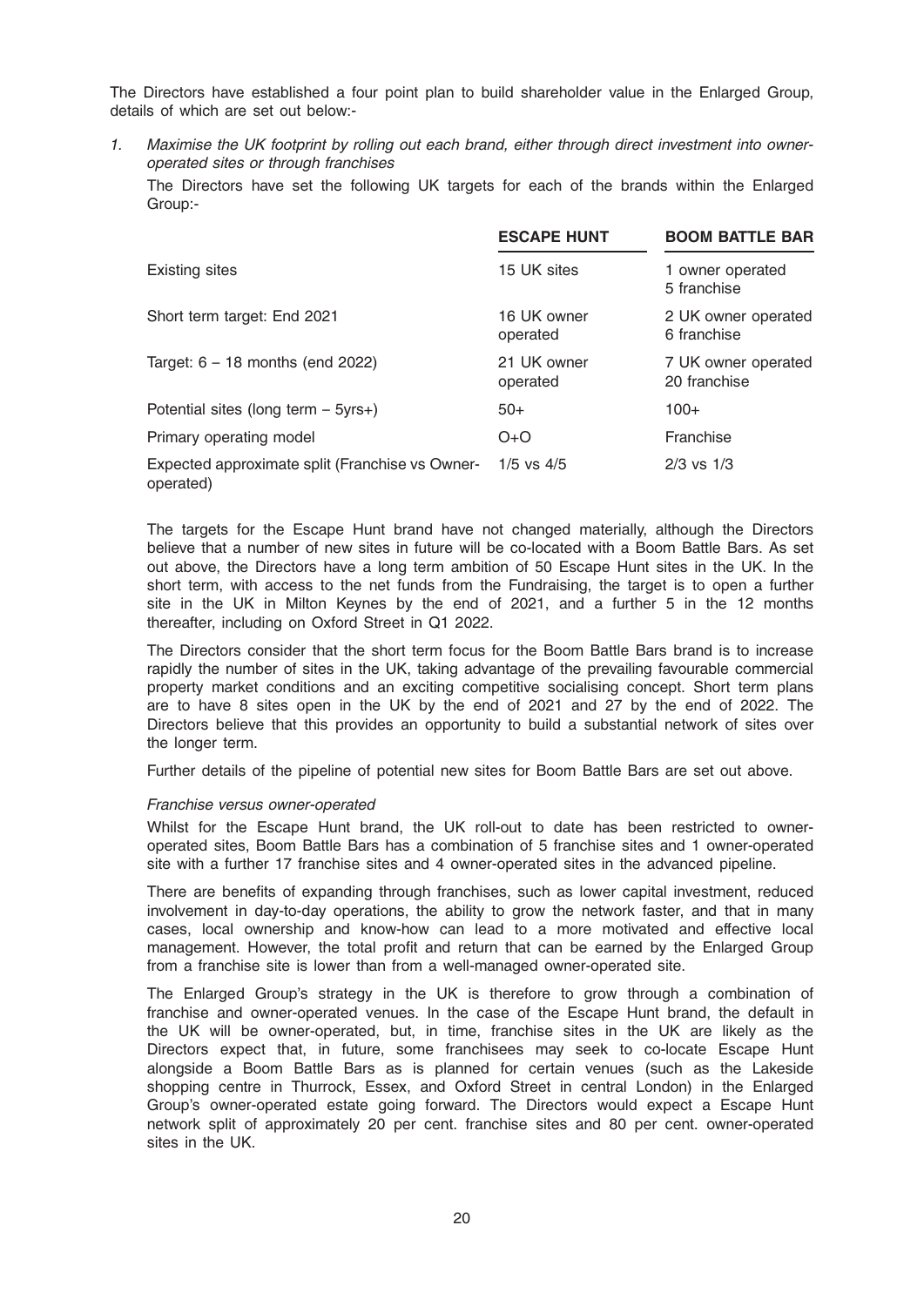The Directors have established a four point plan to build shareholder value in the Enlarged Group, details of which are set out below:-

1. *Maximise the UK footprint by rolling out each brand, either through direct investment into owner-operated sites or through franchises*

   The Directors have set the following UK targets for each of the brands within the Enlarged Group:-

| | **ESCAPE HUNT** | **BOOM BATTLE BAR** |
|---|---|---|
| Existing sites | 15 UK sites | 1 owner operated<br>5 franchise |
| Short term target: End 2021 | 16 UK owner operated | 2 UK owner operated<br>6 franchise |
| Target: 6 – 18 months (end 2022) | 21 UK owner operated | 7 UK owner operated<br>20 franchise |
| Potential sites (long term – 5yrs+) | 50+ | 100+ |
| Primary operating model | O+O | Franchise |
| Expected approximate split (Franchise vs Owner-operated) | 1/5 vs 4/5 | 2/3 vs 1/3 |

The targets for the Escape Hunt brand have not changed materially, although the Directors believe that a number of new sites in future will be co-located with a Boom Battle Bars. As set out above, the Directors have a long term ambition of 50 Escape Hunt sites in the UK. In the short term, with access to the net funds from the Fundraising, the target is to open a further site in the UK in Milton Keynes by the end of 2021, and a further 5 in the 12 months thereafter, including on Oxford Street in Q1 2022.

The Directors consider that the short term focus for the Boom Battle Bars brand is to increase rapidly the number of sites in the UK, taking advantage of the prevailing favourable commercial property market conditions and an exciting competitive socialising concept. Short term plans are to have 8 sites open in the UK by the end of 2021 and 27 by the end of 2022. The Directors believe that this provides an opportunity to build a substantial network of sites over the longer term.

Further details of the pipeline of potential new sites for Boom Battle Bars are set out above.

*Franchise versus owner-operated*

Whilst for the Escape Hunt brand, the UK roll-out to date has been restricted to owner-operated sites, Boom Battle Bars has a combination of 5 franchise sites and 1 owner-operated site with a further 17 franchise sites and 4 owner-operated sites in the advanced pipeline.

There are benefits of expanding through franchises, such as lower capital investment, reduced involvement in day-to-day operations, the ability to grow the network faster, and that in many cases, local ownership and know-how can lead to a more motivated and effective local management. However, the total profit and return that can be earned by the Enlarged Group from a franchise site is lower than from a well-managed owner-operated site.

The Enlarged Group's strategy in the UK is therefore to grow through a combination of franchise and owner-operated venues. In the case of the Escape Hunt brand, the default in the UK will be owner-operated, but, in time, franchise sites in the UK are likely as the Directors expect that, in future, some franchisees may seek to co-locate Escape Hunt alongside a Boom Battle Bars as is planned for certain venues (such as the Lakeside shopping centre in Thurrock, Essex, and Oxford Street in central London) in the Enlarged Group's owner-operated estate going forward. The Directors would expect a Escape Hunt network split of approximately 20 per cent. franchise sites and 80 per cent. owner-operated sites in the UK.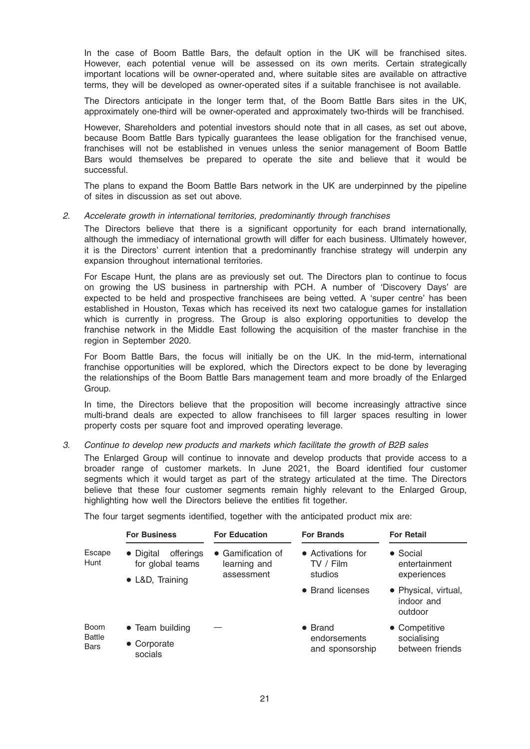In the case of Boom Battle Bars, the default option in the UK will be franchised sites. However, each potential venue will be assessed on its own merits. Certain strategically important locations will be owner-operated and, where suitable sites are available on attractive terms, they will be developed as owner-operated sites if a suitable franchisee is not available.

The Directors anticipate in the longer term that, of the Boom Battle Bars sites in the UK, approximately one-third will be owner-operated and approximately two-thirds will be franchised.

However, Shareholders and potential investors should note that in all cases, as set out above, because Boom Battle Bars typically guarantees the lease obligation for the franchised venue, franchises will not be established in venues unless the senior management of Boom Battle Bars would themselves be prepared to operate the site and believe that it would be successful.

The plans to expand the Boom Battle Bars network in the UK are underpinned by the pipeline of sites in discussion as set out above.

2. *Accelerate growth in international territories, predominantly through franchises*

The Directors believe that there is a significant opportunity for each brand internationally, although the immediacy of international growth will differ for each business. Ultimately however, it is the Directors' current intention that a predominantly franchise strategy will underpin any expansion throughout international territories.

For Escape Hunt, the plans are as previously set out. The Directors plan to continue to focus on growing the US business in partnership with PCH. A number of 'Discovery Days' are expected to be held and prospective franchisees are being vetted. A 'super centre' has been established in Houston, Texas which has received its next two catalogue games for installation which is currently in progress. The Group is also exploring opportunities to develop the franchise network in the Middle East following the acquisition of the master franchise in the region in September 2020.

For Boom Battle Bars, the focus will initially be on the UK. In the mid-term, international franchise opportunities will be explored, which the Directors expect to be done by leveraging the relationships of the Boom Battle Bars management team and more broadly of the Enlarged Group.

In time, the Directors believe that the proposition will become increasingly attractive since multi-brand deals are expected to allow franchisees to fill larger spaces resulting in lower property costs per square foot and improved operating leverage.

3. *Continue to develop new products and markets which facilitate the growth of B2B sales*

The Enlarged Group will continue to innovate and develop products that provide access to a broader range of customer markets. In June 2021, the Board identified four customer segments which it would target as part of the strategy articulated at the time. The Directors believe that these four customer segments remain highly relevant to the Enlarged Group, highlighting how well the Directors believe the entities fit together.

The four target segments identified, together with the anticipated product mix are:

| | **For Business** | **For Education** | **For Brands** | **For Retail** |
|---|---|---|---|---|
| Escape Hunt | • Digital offerings for global teams<br>• L&D, Training | • Gamification of learning and assessment | • Activations for TV / Film studios<br>• Brand licenses | • Social entertainment experiences<br>• Physical, virtual, indoor and outdoor |
| Boom Battle Bars | • Team building<br>• Corporate socials | — | • Brand endorsements and sponsorship | • Competitive socialising between friends |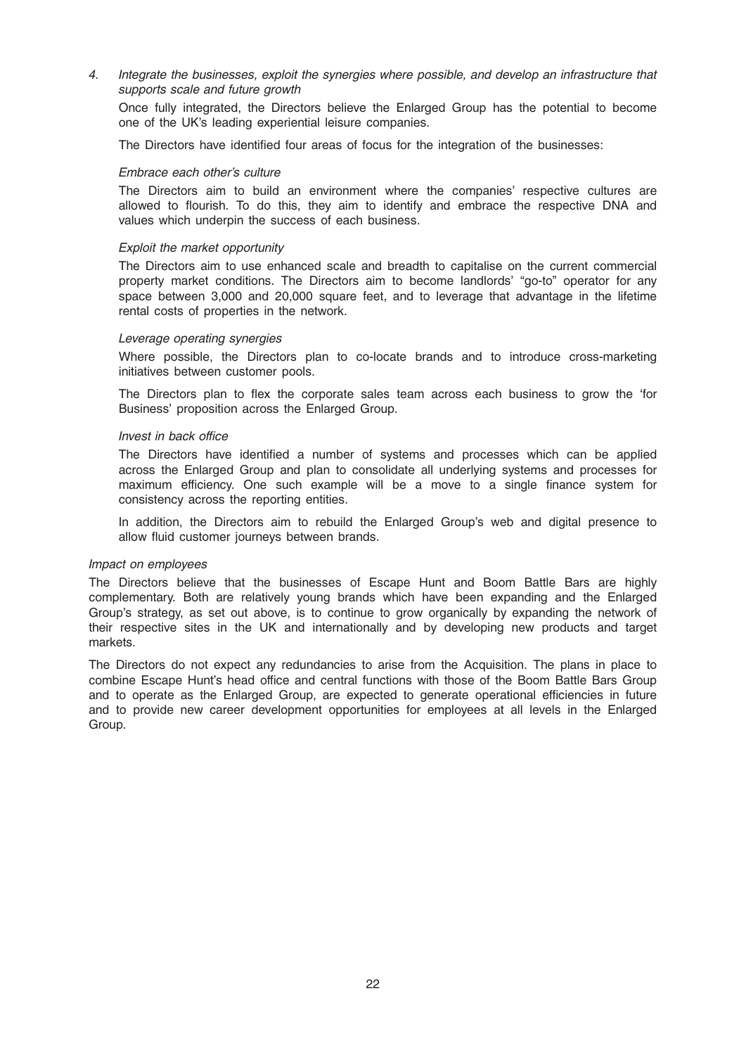*4. Integrate the businesses, exploit the synergies where possible, and develop an infrastructure that supports scale and future growth*

Once fully integrated, the Directors believe the Enlarged Group has the potential to become one of the UK's leading experiential leisure companies.

The Directors have identified four areas of focus for the integration of the businesses:

*Embrace each other's culture*

The Directors aim to build an environment where the companies' respective cultures are allowed to flourish. To do this, they aim to identify and embrace the respective DNA and values which underpin the success of each business.

*Exploit the market opportunity*

The Directors aim to use enhanced scale and breadth to capitalise on the current commercial property market conditions. The Directors aim to become landlords' "go-to" operator for any space between 3,000 and 20,000 square feet, and to leverage that advantage in the lifetime rental costs of properties in the network.

*Leverage operating synergies*

Where possible, the Directors plan to co-locate brands and to introduce cross-marketing initiatives between customer pools.

The Directors plan to flex the corporate sales team across each business to grow the 'for Business' proposition across the Enlarged Group.

*Invest in back office*

The Directors have identified a number of systems and processes which can be applied across the Enlarged Group and plan to consolidate all underlying systems and processes for maximum efficiency. One such example will be a move to a single finance system for consistency across the reporting entities.

In addition, the Directors aim to rebuild the Enlarged Group's web and digital presence to allow fluid customer journeys between brands.

*Impact on employees*

The Directors believe that the businesses of Escape Hunt and Boom Battle Bars are highly complementary. Both are relatively young brands which have been expanding and the Enlarged Group's strategy, as set out above, is to continue to grow organically by expanding the network of their respective sites in the UK and internationally and by developing new products and target markets.

The Directors do not expect any redundancies to arise from the Acquisition. The plans in place to combine Escape Hunt's head office and central functions with those of the Boom Battle Bars Group and to operate as the Enlarged Group, are expected to generate operational efficiencies in future and to provide new career development opportunities for employees at all levels in the Enlarged Group.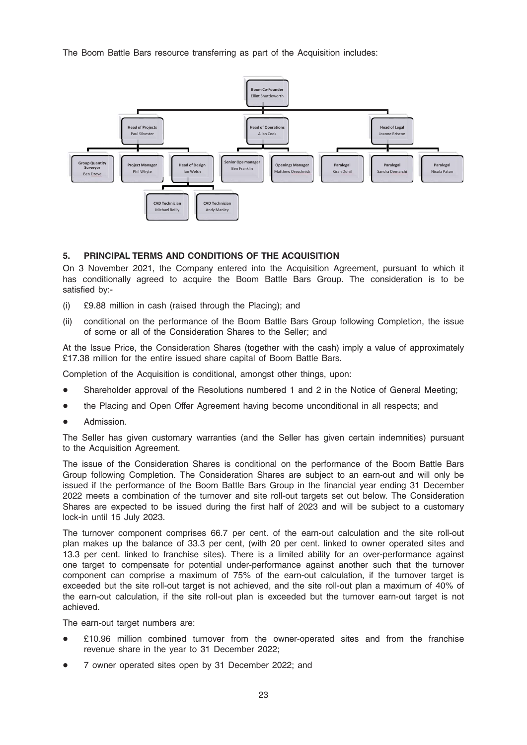The Boom Battle Bars resource transferring as part of the Acquisition includes:

- **Boom Co-Founder** – Elliot Shuttleworth
  - **Head of Projects** – Paul Silvester
    - **Group Quantity Surveyor** – Ben Dzeve
    - **Project Manager** – Phil Whyte
    - **Head of Design** – Ian Welsh
      - **CAD Technician** – Michael Reilly
      - **CAD Technician** – Andy Manley
  - **Head of Operations** – Allan Cook
    - **Senior Ops manager** – Ben Franklin
    - **Openings Manager** – Matthew Oreschnick
  - **Head of Legal** – Joanne Briscoe
    - **Paralegal** – Kiran Dohil
    - **Paralegal** – Sandra Demarchi
    - **Paralegal** – Nicola Paton

## 5. PRINCIPAL TERMS AND CONDITIONS OF THE ACQUISITION

On 3 November 2021, the Company entered into the Acquisition Agreement, pursuant to which it has conditionally agreed to acquire the Boom Battle Bars Group. The consideration is to be satisfied by:-

(i) £9.88 million in cash (raised through the Placing); and

(ii) conditional on the performance of the Boom Battle Bars Group following Completion, the issue of some or all of the Consideration Shares to the Seller; and

At the Issue Price, the Consideration Shares (together with the cash) imply a value of approximately £17.38 million for the entire issued share capital of Boom Battle Bars.

Completion of the Acquisition is conditional, amongst other things, upon:

- Shareholder approval of the Resolutions numbered 1 and 2 in the Notice of General Meeting;
- the Placing and Open Offer Agreement having become unconditional in all respects; and
- Admission.

The Seller has given customary warranties (and the Seller has given certain indemnities) pursuant to the Acquisition Agreement.

The issue of the Consideration Shares is conditional on the performance of the Boom Battle Bars Group following Completion. The Consideration Shares are subject to an earn-out and will only be issued if the performance of the Boom Battle Bars Group in the financial year ending 31 December 2022 meets a combination of the turnover and site roll-out targets set out below. The Consideration Shares are expected to be issued during the first half of 2023 and will be subject to a customary lock-in until 15 July 2023.

The turnover component comprises 66.7 per cent. of the earn-out calculation and the site roll-out plan makes up the balance of 33.3 per cent, (with 20 per cent. linked to owner operated sites and 13.3 per cent. linked to franchise sites). There is a limited ability for an over-performance against one target to compensate for potential under-performance against another such that the turnover component can comprise a maximum of 75% of the earn-out calculation, if the turnover target is exceeded but the site roll-out target is not achieved, and the site roll-out plan a maximum of 40% of the earn-out calculation, if the site roll-out plan is exceeded but the turnover earn-out target is not achieved.

The earn-out target numbers are:

- £10.96 million combined turnover from the owner-operated sites and from the franchise revenue share in the year to 31 December 2022;
- 7 owner operated sites open by 31 December 2022; and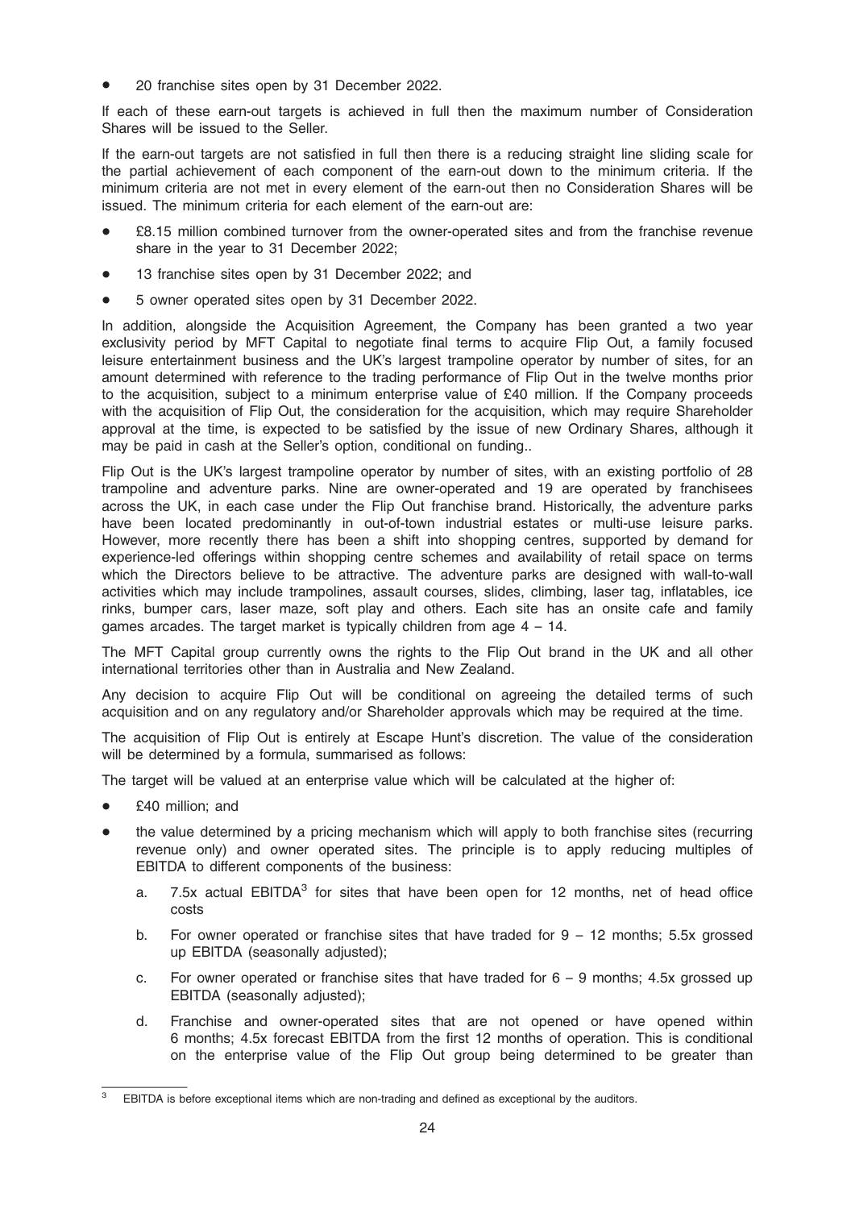- 20 franchise sites open by 31 December 2022.

If each of these earn-out targets is achieved in full then the maximum number of Consideration Shares will be issued to the Seller.

If the earn-out targets are not satisfied in full then there is a reducing straight line sliding scale for the partial achievement of each component of the earn-out down to the minimum criteria. If the minimum criteria are not met in every element of the earn-out then no Consideration Shares will be issued. The minimum criteria for each element of the earn-out are:

- £8.15 million combined turnover from the owner-operated sites and from the franchise revenue share in the year to 31 December 2022;
- 13 franchise sites open by 31 December 2022; and
- 5 owner operated sites open by 31 December 2022.

In addition, alongside the Acquisition Agreement, the Company has been granted a two year exclusivity period by MFT Capital to negotiate final terms to acquire Flip Out, a family focused leisure entertainment business and the UK's largest trampoline operator by number of sites, for an amount determined with reference to the trading performance of Flip Out in the twelve months prior to the acquisition, subject to a minimum enterprise value of £40 million. If the Company proceeds with the acquisition of Flip Out, the consideration for the acquisition, which may require Shareholder approval at the time, is expected to be satisfied by the issue of new Ordinary Shares, although it may be paid in cash at the Seller's option, conditional on funding..

Flip Out is the UK's largest trampoline operator by number of sites, with an existing portfolio of 28 trampoline and adventure parks. Nine are owner-operated and 19 are operated by franchisees across the UK, in each case under the Flip Out franchise brand. Historically, the adventure parks have been located predominantly in out-of-town industrial estates or multi-use leisure parks. However, more recently there has been a shift into shopping centres, supported by demand for experience-led offerings within shopping centre schemes and availability of retail space on terms which the Directors believe to be attractive. The adventure parks are designed with wall-to-wall activities which may include trampolines, assault courses, slides, climbing, laser tag, inflatables, ice rinks, bumper cars, laser maze, soft play and others. Each site has an onsite cafe and family games arcades. The target market is typically children from age 4 – 14.

The MFT Capital group currently owns the rights to the Flip Out brand in the UK and all other international territories other than in Australia and New Zealand.

Any decision to acquire Flip Out will be conditional on agreeing the detailed terms of such acquisition and on any regulatory and/or Shareholder approvals which may be required at the time.

The acquisition of Flip Out is entirely at Escape Hunt's discretion. The value of the consideration will be determined by a formula, summarised as follows:

The target will be valued at an enterprise value which will be calculated at the higher of:

- £40 million; and
- the value determined by a pricing mechanism which will apply to both franchise sites (recurring revenue only) and owner operated sites. The principle is to apply reducing multiples of EBITDA to different components of the business:
  a. 7.5x actual EBITDA[3] for sites that have been open for 12 months, net of head office costs
  b. For owner operated or franchise sites that have traded for 9 – 12 months; 5.5x grossed up EBITDA (seasonally adjusted);
  c. For owner operated or franchise sites that have traded for 6 – 9 months; 4.5x grossed up EBITDA (seasonally adjusted);
  d. Franchise and owner-operated sites that are not opened or have opened within 6 months; 4.5x forecast EBITDA from the first 12 months of operation. This is conditional on the enterprise value of the Flip Out group being determined to be greater than

[3] EBITDA is before exceptional items which are non-trading and defined as exceptional by the auditors.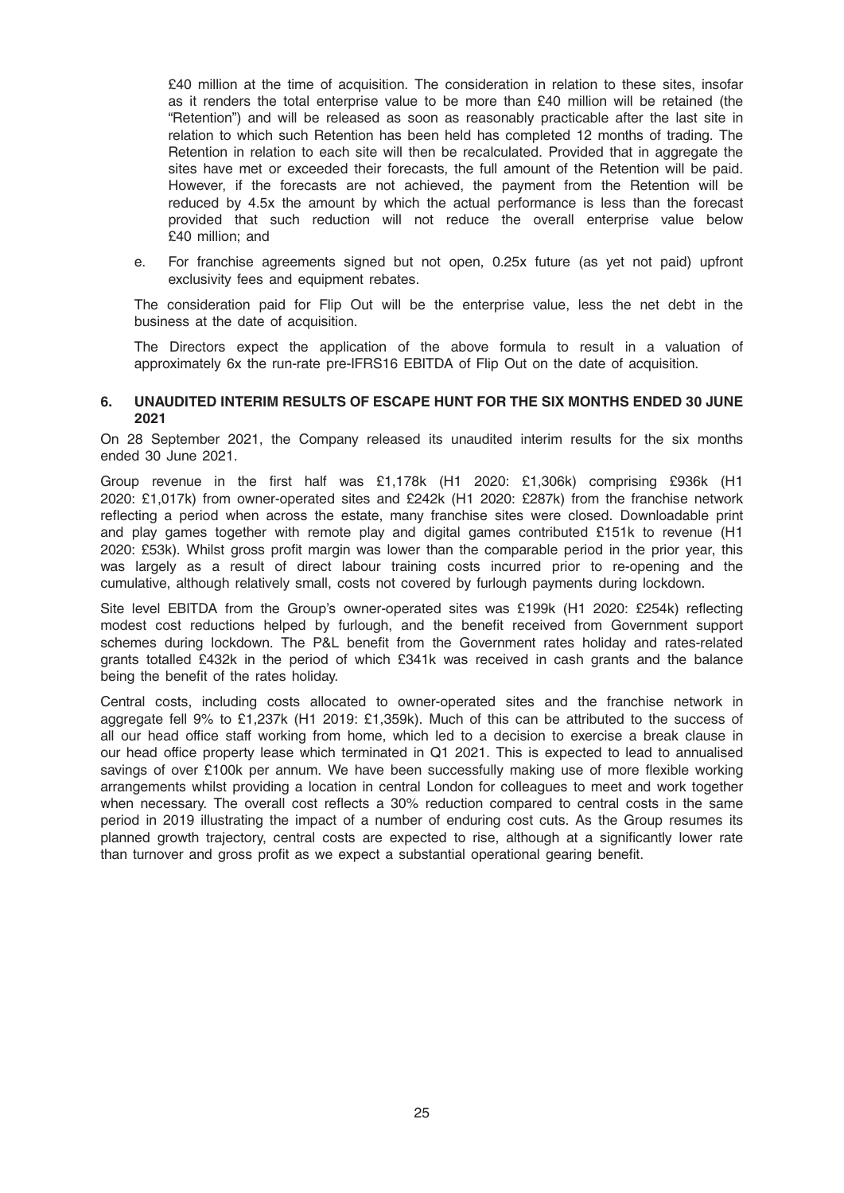£40 million at the time of acquisition. The consideration in relation to these sites, insofar as it renders the total enterprise value to be more than £40 million will be retained (the "Retention") and will be released as soon as reasonably practicable after the last site in relation to which such Retention has been held has completed 12 months of trading. The Retention in relation to each site will then be recalculated. Provided that in aggregate the sites have met or exceeded their forecasts, the full amount of the Retention will be paid. However, if the forecasts are not achieved, the payment from the Retention will be reduced by 4.5x the amount by which the actual performance is less than the forecast provided that such reduction will not reduce the overall enterprise value below £40 million; and

e. For franchise agreements signed but not open, 0.25x future (as yet not paid) upfront exclusivity fees and equipment rebates.

The consideration paid for Flip Out will be the enterprise value, less the net debt in the business at the date of acquisition.

The Directors expect the application of the above formula to result in a valuation of approximately 6x the run-rate pre-IFRS16 EBITDA of Flip Out on the date of acquisition.

## 6. UNAUDITED INTERIM RESULTS OF ESCAPE HUNT FOR THE SIX MONTHS ENDED 30 JUNE 2021

On 28 September 2021, the Company released its unaudited interim results for the six months ended 30 June 2021.

Group revenue in the first half was £1,178k (H1 2020: £1,306k) comprising £936k (H1 2020: £1,017k) from owner-operated sites and £242k (H1 2020: £287k) from the franchise network reflecting a period when across the estate, many franchise sites were closed. Downloadable print and play games together with remote play and digital games contributed £151k to revenue (H1 2020: £53k). Whilst gross profit margin was lower than the comparable period in the prior year, this was largely as a result of direct labour training costs incurred prior to re-opening and the cumulative, although relatively small, costs not covered by furlough payments during lockdown.

Site level EBITDA from the Group's owner-operated sites was £199k (H1 2020: £254k) reflecting modest cost reductions helped by furlough, and the benefit received from Government support schemes during lockdown. The P&L benefit from the Government rates holiday and rates-related grants totalled £432k in the period of which £341k was received in cash grants and the balance being the benefit of the rates holiday.

Central costs, including costs allocated to owner-operated sites and the franchise network in aggregate fell 9% to £1,237k (H1 2019: £1,359k). Much of this can be attributed to the success of all our head office staff working from home, which led to a decision to exercise a break clause in our head office property lease which terminated in Q1 2021. This is expected to lead to annualised savings of over £100k per annum. We have been successfully making use of more flexible working arrangements whilst providing a location in central London for colleagues to meet and work together when necessary. The overall cost reflects a 30% reduction compared to central costs in the same period in 2019 illustrating the impact of a number of enduring cost cuts. As the Group resumes its planned growth trajectory, central costs are expected to rise, although at a significantly lower rate than turnover and gross profit as we expect a substantial operational gearing benefit.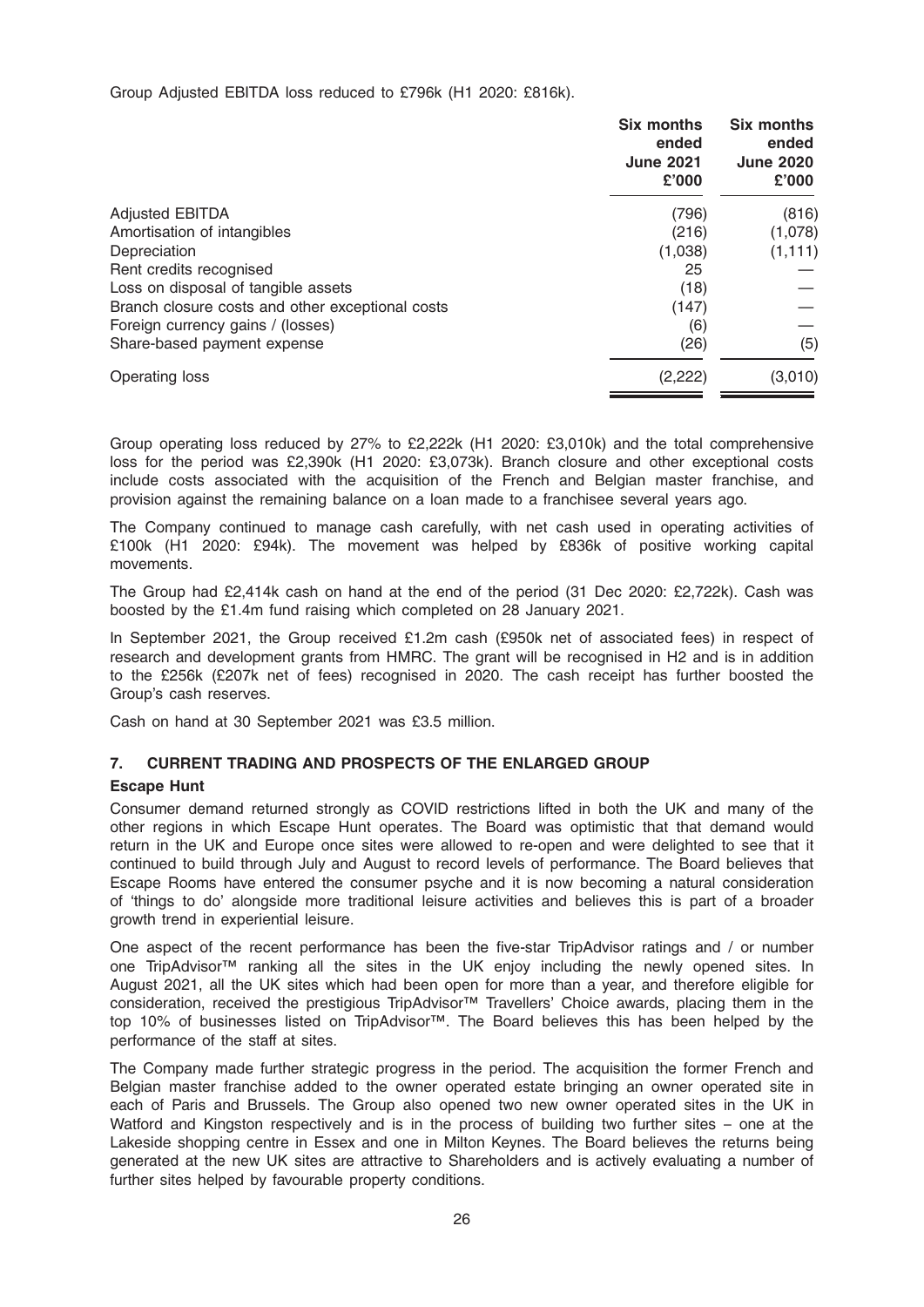Group Adjusted EBITDA loss reduced to £796k (H1 2020: £816k).

| | Six months ended June 2021 £'000 | Six months ended June 2020 £'000 |
|---|---|---|
| Adjusted EBITDA | (796) | (816) |
| Amortisation of intangibles | (216) | (1,078) |
| Depreciation | (1,038) | (1,111) |
| Rent credits recognised | 25 | — |
| Loss on disposal of tangible assets | (18) | — |
| Branch closure costs and other exceptional costs | (147) | — |
| Foreign currency gains / (losses) | (6) | — |
| Share-based payment expense | (26) | (5) |
| Operating loss | (2,222) | (3,010) |

Group operating loss reduced by 27% to £2,222k (H1 2020: £3,010k) and the total comprehensive loss for the period was £2,390k (H1 2020: £3,073k). Branch closure and other exceptional costs include costs associated with the acquisition of the French and Belgian master franchise, and provision against the remaining balance on a loan made to a franchisee several years ago.

The Company continued to manage cash carefully, with net cash used in operating activities of £100k (H1 2020: £94k). The movement was helped by £836k of positive working capital movements.

The Group had £2,414k cash on hand at the end of the period (31 Dec 2020: £2,722k). Cash was boosted by the £1.4m fund raising which completed on 28 January 2021.

In September 2021, the Group received £1.2m cash (£950k net of associated fees) in respect of research and development grants from HMRC. The grant will be recognised in H2 and is in addition to the £256k (£207k net of fees) recognised in 2020. The cash receipt has further boosted the Group's cash reserves.

Cash on hand at 30 September 2021 was £3.5 million.

## 7. CURRENT TRADING AND PROSPECTS OF THE ENLARGED GROUP

### Escape Hunt

Consumer demand returned strongly as COVID restrictions lifted in both the UK and many of the other regions in which Escape Hunt operates. The Board was optimistic that that demand would return in the UK and Europe once sites were allowed to re-open and were delighted to see that it continued to build through July and August to record levels of performance. The Board believes that Escape Rooms have entered the consumer psyche and it is now becoming a natural consideration of 'things to do' alongside more traditional leisure activities and believes this is part of a broader growth trend in experiential leisure.

One aspect of the recent performance has been the five-star TripAdvisor ratings and / or number one TripAdvisor™ ranking all the sites in the UK enjoy including the newly opened sites. In August 2021, all the UK sites which had been open for more than a year, and therefore eligible for consideration, received the prestigious TripAdvisor™ Travellers' Choice awards, placing them in the top 10% of businesses listed on TripAdvisor™. The Board believes this has been helped by the performance of the staff at sites.

The Company made further strategic progress in the period. The acquisition the former French and Belgian master franchise added to the owner operated estate bringing an owner operated site in each of Paris and Brussels. The Group also opened two new owner operated sites in the UK in Watford and Kingston respectively and is in the process of building two further sites – one at the Lakeside shopping centre in Essex and one in Milton Keynes. The Board believes the returns being generated at the new UK sites are attractive to Shareholders and is actively evaluating a number of further sites helped by favourable property conditions.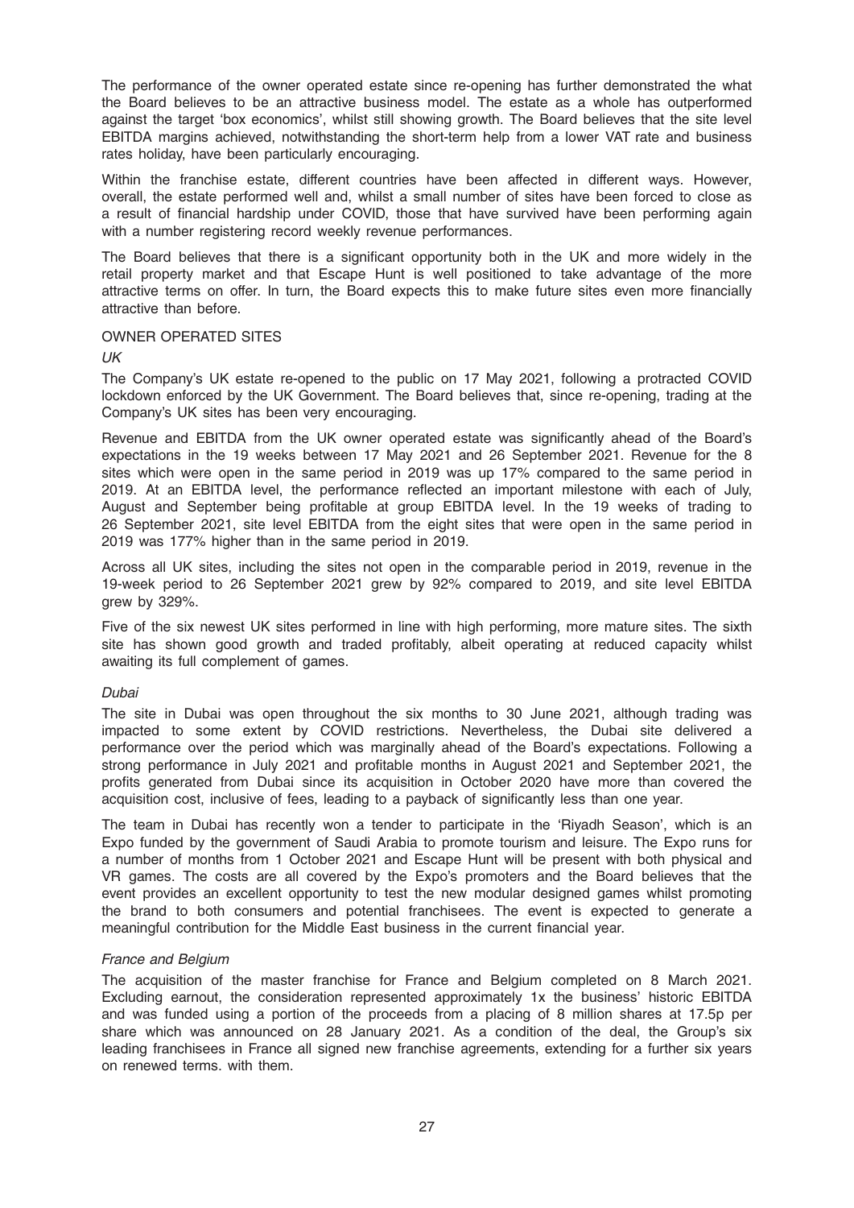The performance of the owner operated estate since re-opening has further demonstrated the what the Board believes to be an attractive business model. The estate as a whole has outperformed against the target 'box economics', whilst still showing growth. The Board believes that the site level EBITDA margins achieved, notwithstanding the short-term help from a lower VAT rate and business rates holiday, have been particularly encouraging.

Within the franchise estate, different countries have been affected in different ways. However, overall, the estate performed well and, whilst a small number of sites have been forced to close as a result of financial hardship under COVID, those that have survived have been performing again with a number registering record weekly revenue performances.

The Board believes that there is a significant opportunity both in the UK and more widely in the retail property market and that Escape Hunt is well positioned to take advantage of the more attractive terms on offer. In turn, the Board expects this to make future sites even more financially attractive than before.

OWNER OPERATED SITES

*UK*

The Company's UK estate re-opened to the public on 17 May 2021, following a protracted COVID lockdown enforced by the UK Government. The Board believes that, since re-opening, trading at the Company's UK sites has been very encouraging.

Revenue and EBITDA from the UK owner operated estate was significantly ahead of the Board's expectations in the 19 weeks between 17 May 2021 and 26 September 2021. Revenue for the 8 sites which were open in the same period in 2019 was up 17% compared to the same period in 2019. At an EBITDA level, the performance reflected an important milestone with each of July, August and September being profitable at group EBITDA level. In the 19 weeks of trading to 26 September 2021, site level EBITDA from the eight sites that were open in the same period in 2019 was 177% higher than in the same period in 2019.

Across all UK sites, including the sites not open in the comparable period in 2019, revenue in the 19-week period to 26 September 2021 grew by 92% compared to 2019, and site level EBITDA grew by 329%.

Five of the six newest UK sites performed in line with high performing, more mature sites. The sixth site has shown good growth and traded profitably, albeit operating at reduced capacity whilst awaiting its full complement of games.

*Dubai*

The site in Dubai was open throughout the six months to 30 June 2021, although trading was impacted to some extent by COVID restrictions. Nevertheless, the Dubai site delivered a performance over the period which was marginally ahead of the Board's expectations. Following a strong performance in July 2021 and profitable months in August 2021 and September 2021, the profits generated from Dubai since its acquisition in October 2020 have more than covered the acquisition cost, inclusive of fees, leading to a payback of significantly less than one year.

The team in Dubai has recently won a tender to participate in the 'Riyadh Season', which is an Expo funded by the government of Saudi Arabia to promote tourism and leisure. The Expo runs for a number of months from 1 October 2021 and Escape Hunt will be present with both physical and VR games. The costs are all covered by the Expo's promoters and the Board believes that the event provides an excellent opportunity to test the new modular designed games whilst promoting the brand to both consumers and potential franchisees. The event is expected to generate a meaningful contribution for the Middle East business in the current financial year.

*France and Belgium*

The acquisition of the master franchise for France and Belgium completed on 8 March 2021. Excluding earnout, the consideration represented approximately 1x the business' historic EBITDA and was funded using a portion of the proceeds from a placing of 8 million shares at 17.5p per share which was announced on 28 January 2021. As a condition of the deal, the Group's six leading franchisees in France all signed new franchise agreements, extending for a further six years on renewed terms. with them.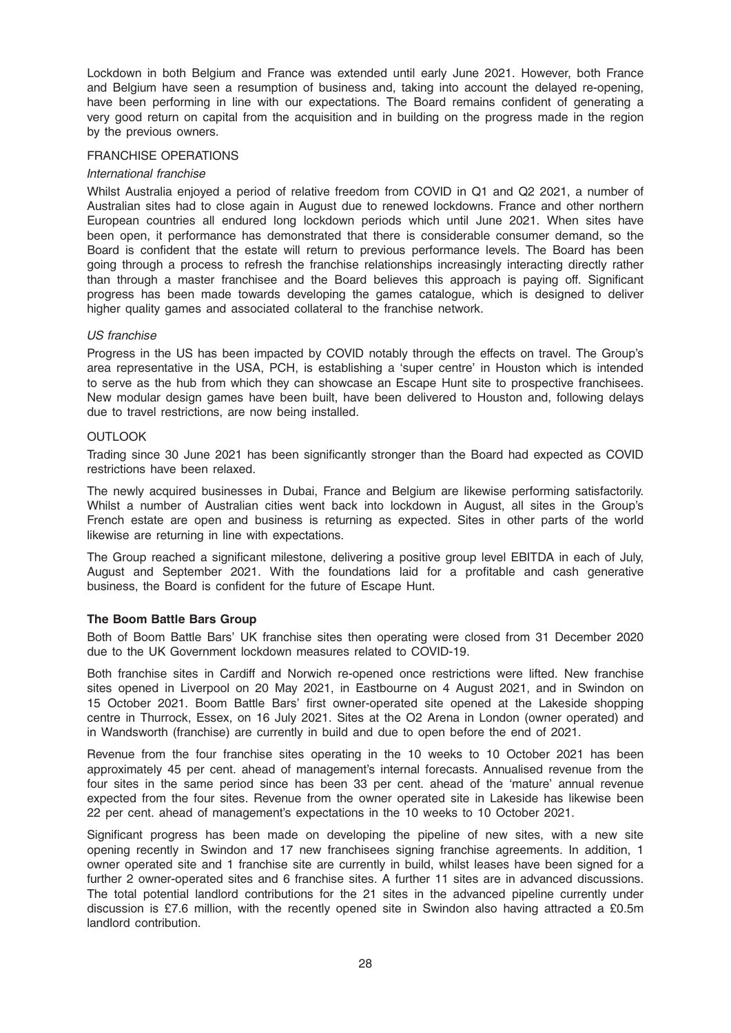Lockdown in both Belgium and France was extended until early June 2021. However, both France and Belgium have seen a resumption of business and, taking into account the delayed re-opening, have been performing in line with our expectations. The Board remains confident of generating a very good return on capital from the acquisition and in building on the progress made in the region by the previous owners.

FRANCHISE OPERATIONS

*International franchise*

Whilst Australia enjoyed a period of relative freedom from COVID in Q1 and Q2 2021, a number of Australian sites had to close again in August due to renewed lockdowns. France and other northern European countries all endured long lockdown periods which until June 2021. When sites have been open, it performance has demonstrated that there is considerable consumer demand, so the Board is confident that the estate will return to previous performance levels. The Board has been going through a process to refresh the franchise relationships increasingly interacting directly rather than through a master franchisee and the Board believes this approach is paying off. Significant progress has been made towards developing the games catalogue, which is designed to deliver higher quality games and associated collateral to the franchise network.

*US franchise*

Progress in the US has been impacted by COVID notably through the effects on travel. The Group's area representative in the USA, PCH, is establishing a 'super centre' in Houston which is intended to serve as the hub from which they can showcase an Escape Hunt site to prospective franchisees. New modular design games have been built, have been delivered to Houston and, following delays due to travel restrictions, are now being installed.

OUTLOOK

Trading since 30 June 2021 has been significantly stronger than the Board had expected as COVID restrictions have been relaxed.

The newly acquired businesses in Dubai, France and Belgium are likewise performing satisfactorily. Whilst a number of Australian cities went back into lockdown in August, all sites in the Group's French estate are open and business is returning as expected. Sites in other parts of the world likewise are returning in line with expectations.

The Group reached a significant milestone, delivering a positive group level EBITDA in each of July, August and September 2021. With the foundations laid for a profitable and cash generative business, the Board is confident for the future of Escape Hunt.

**The Boom Battle Bars Group**

Both of Boom Battle Bars' UK franchise sites then operating were closed from 31 December 2020 due to the UK Government lockdown measures related to COVID-19.

Both franchise sites in Cardiff and Norwich re-opened once restrictions were lifted. New franchise sites opened in Liverpool on 20 May 2021, in Eastbourne on 4 August 2021, and in Swindon on 15 October 2021. Boom Battle Bars' first owner-operated site opened at the Lakeside shopping centre in Thurrock, Essex, on 16 July 2021. Sites at the O2 Arena in London (owner operated) and in Wandsworth (franchise) are currently in build and due to open before the end of 2021.

Revenue from the four franchise sites operating in the 10 weeks to 10 October 2021 has been approximately 45 per cent. ahead of management's internal forecasts. Annualised revenue from the four sites in the same period since has been 33 per cent. ahead of the 'mature' annual revenue expected from the four sites. Revenue from the owner operated site in Lakeside has likewise been 22 per cent. ahead of management's expectations in the 10 weeks to 10 October 2021.

Significant progress has been made on developing the pipeline of new sites, with a new site opening recently in Swindon and 17 new franchisees signing franchise agreements. In addition, 1 owner operated site and 1 franchise site are currently in build, whilst leases have been signed for a further 2 owner-operated sites and 6 franchise sites. A further 11 sites are in advanced discussions. The total potential landlord contributions for the 21 sites in the advanced pipeline currently under discussion is £7.6 million, with the recently opened site in Swindon also having attracted a £0.5m landlord contribution.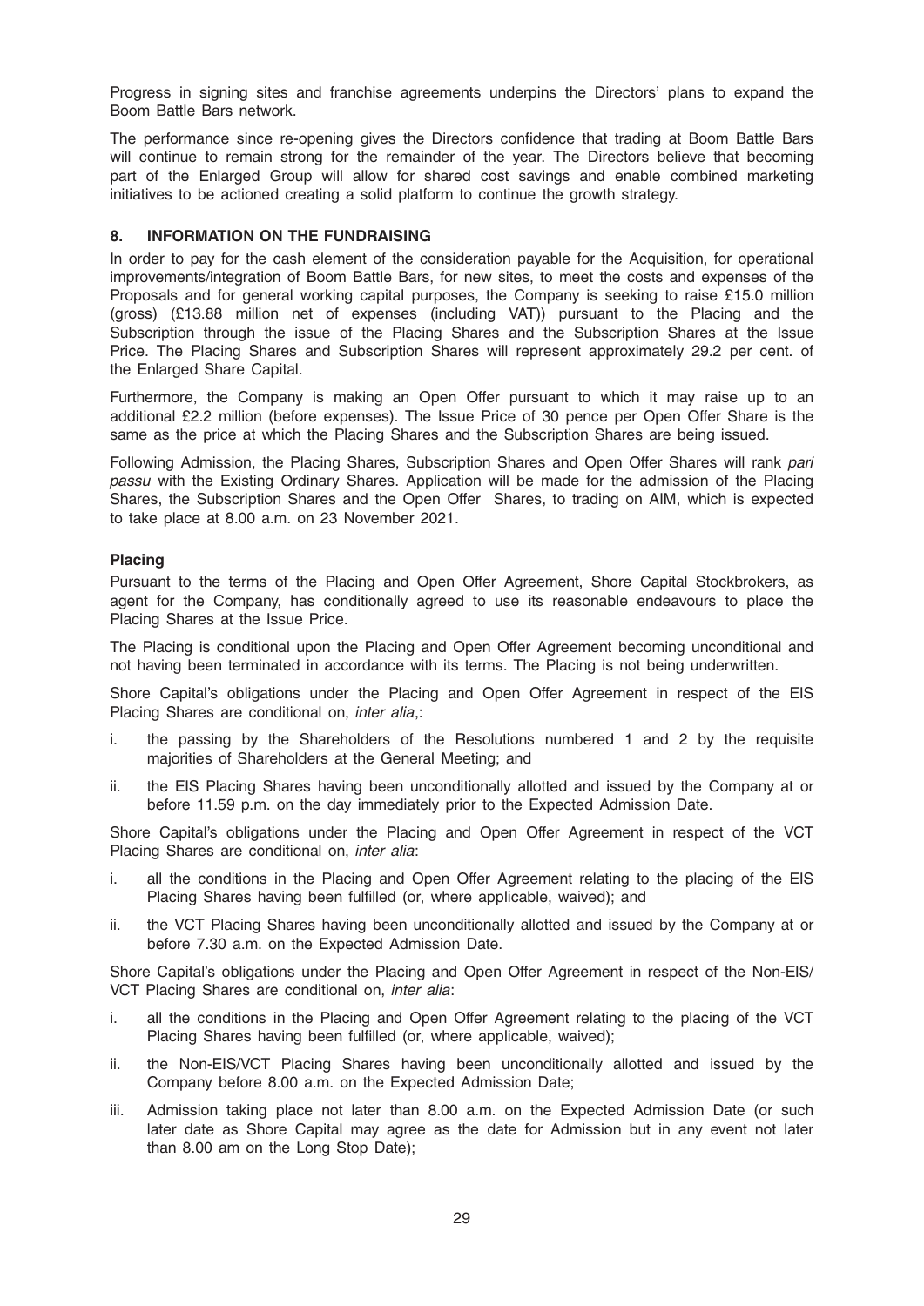Progress in signing sites and franchise agreements underpins the Directors' plans to expand the Boom Battle Bars network.

The performance since re-opening gives the Directors confidence that trading at Boom Battle Bars will continue to remain strong for the remainder of the year. The Directors believe that becoming part of the Enlarged Group will allow for shared cost savings and enable combined marketing initiatives to be actioned creating a solid platform to continue the growth strategy.

## 8. INFORMATION ON THE FUNDRAISING

In order to pay for the cash element of the consideration payable for the Acquisition, for operational improvements/integration of Boom Battle Bars, for new sites, to meet the costs and expenses of the Proposals and for general working capital purposes, the Company is seeking to raise £15.0 million (gross) (£13.88 million net of expenses (including VAT)) pursuant to the Placing and the Subscription through the issue of the Placing Shares and the Subscription Shares at the Issue Price. The Placing Shares and Subscription Shares will represent approximately 29.2 per cent. of the Enlarged Share Capital.

Furthermore, the Company is making an Open Offer pursuant to which it may raise up to an additional £2.2 million (before expenses). The Issue Price of 30 pence per Open Offer Share is the same as the price at which the Placing Shares and the Subscription Shares are being issued.

Following Admission, the Placing Shares, Subscription Shares and Open Offer Shares will rank *pari passu* with the Existing Ordinary Shares. Application will be made for the admission of the Placing Shares, the Subscription Shares and the Open Offer Shares, to trading on AIM, which is expected to take place at 8.00 a.m. on 23 November 2021.

### Placing

Pursuant to the terms of the Placing and Open Offer Agreement, Shore Capital Stockbrokers, as agent for the Company, has conditionally agreed to use its reasonable endeavours to place the Placing Shares at the Issue Price.

The Placing is conditional upon the Placing and Open Offer Agreement becoming unconditional and not having been terminated in accordance with its terms. The Placing is not being underwritten.

Shore Capital's obligations under the Placing and Open Offer Agreement in respect of the EIS Placing Shares are conditional on, *inter alia*,:

i. the passing by the Shareholders of the Resolutions numbered 1 and 2 by the requisite majorities of Shareholders at the General Meeting; and

ii. the EIS Placing Shares having been unconditionally allotted and issued by the Company at or before 11.59 p.m. on the day immediately prior to the Expected Admission Date.

Shore Capital's obligations under the Placing and Open Offer Agreement in respect of the VCT Placing Shares are conditional on, *inter alia*:

i. all the conditions in the Placing and Open Offer Agreement relating to the placing of the EIS Placing Shares having been fulfilled (or, where applicable, waived); and

ii. the VCT Placing Shares having been unconditionally allotted and issued by the Company at or before 7.30 a.m. on the Expected Admission Date.

Shore Capital's obligations under the Placing and Open Offer Agreement in respect of the Non-EIS/VCT Placing Shares are conditional on, *inter alia*:

i. all the conditions in the Placing and Open Offer Agreement relating to the placing of the VCT Placing Shares having been fulfilled (or, where applicable, waived);

ii. the Non-EIS/VCT Placing Shares having been unconditionally allotted and issued by the Company before 8.00 a.m. on the Expected Admission Date;

iii. Admission taking place not later than 8.00 a.m. on the Expected Admission Date (or such later date as Shore Capital may agree as the date for Admission but in any event not later than 8.00 am on the Long Stop Date);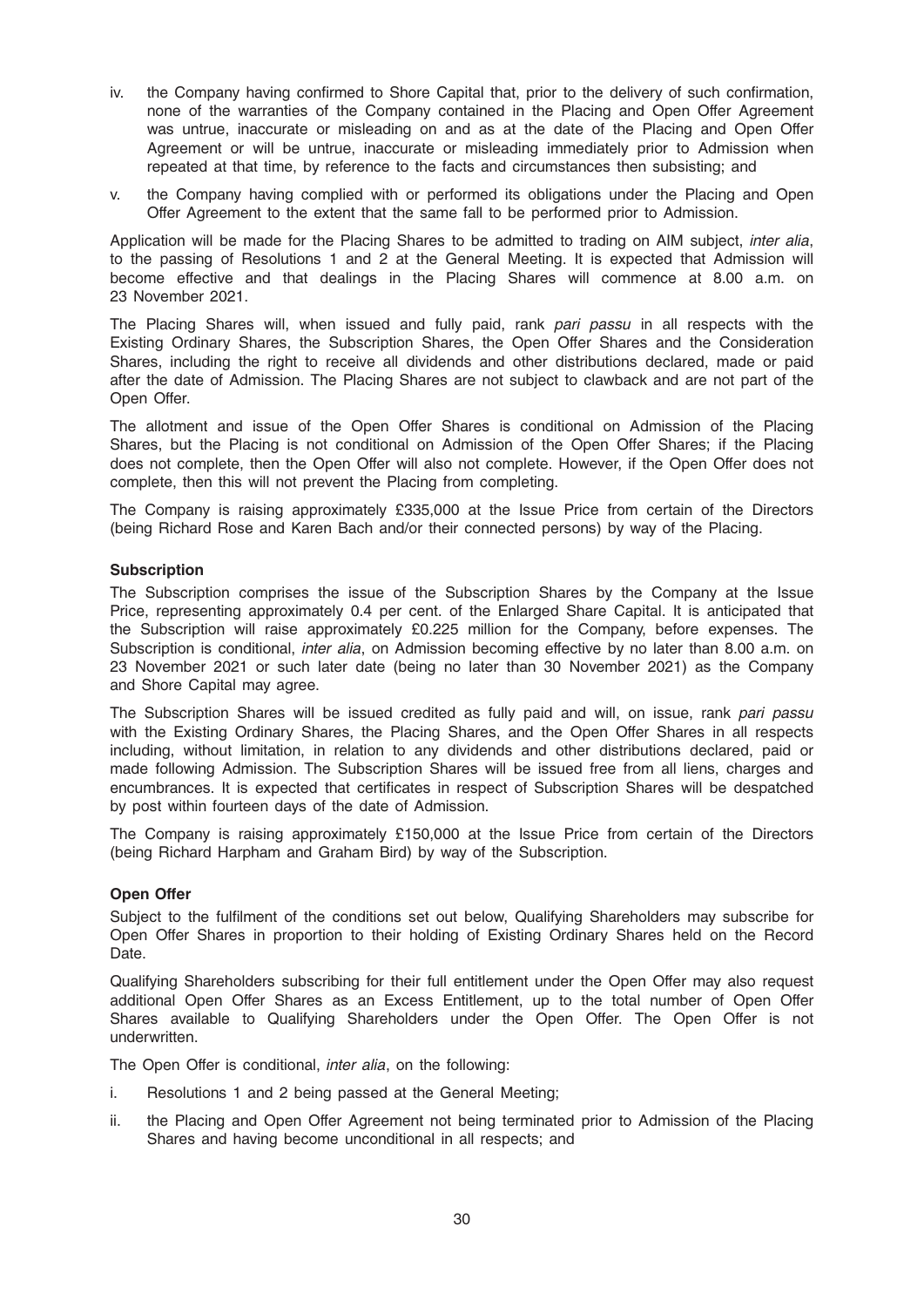iv. the Company having confirmed to Shore Capital that, prior to the delivery of such confirmation, none of the warranties of the Company contained in the Placing and Open Offer Agreement was untrue, inaccurate or misleading on and as at the date of the Placing and Open Offer Agreement or will be untrue, inaccurate or misleading immediately prior to Admission when repeated at that time, by reference to the facts and circumstances then subsisting; and

v. the Company having complied with or performed its obligations under the Placing and Open Offer Agreement to the extent that the same fall to be performed prior to Admission.

Application will be made for the Placing Shares to be admitted to trading on AIM subject, *inter alia*, to the passing of Resolutions 1 and 2 at the General Meeting. It is expected that Admission will become effective and that dealings in the Placing Shares will commence at 8.00 a.m. on 23 November 2021.

The Placing Shares will, when issued and fully paid, rank *pari passu* in all respects with the Existing Ordinary Shares, the Subscription Shares, the Open Offer Shares and the Consideration Shares, including the right to receive all dividends and other distributions declared, made or paid after the date of Admission. The Placing Shares are not subject to clawback and are not part of the Open Offer.

The allotment and issue of the Open Offer Shares is conditional on Admission of the Placing Shares, but the Placing is not conditional on Admission of the Open Offer Shares; if the Placing does not complete, then the Open Offer will also not complete. However, if the Open Offer does not complete, then this will not prevent the Placing from completing.

The Company is raising approximately £335,000 at the Issue Price from certain of the Directors (being Richard Rose and Karen Bach and/or their connected persons) by way of the Placing.

**Subscription**

The Subscription comprises the issue of the Subscription Shares by the Company at the Issue Price, representing approximately 0.4 per cent. of the Enlarged Share Capital. It is anticipated that the Subscription will raise approximately £0.225 million for the Company, before expenses. The Subscription is conditional, *inter alia*, on Admission becoming effective by no later than 8.00 a.m. on 23 November 2021 or such later date (being no later than 30 November 2021) as the Company and Shore Capital may agree.

The Subscription Shares will be issued credited as fully paid and will, on issue, rank *pari passu* with the Existing Ordinary Shares, the Placing Shares, and the Open Offer Shares in all respects including, without limitation, in relation to any dividends and other distributions declared, paid or made following Admission. The Subscription Shares will be issued free from all liens, charges and encumbrances. It is expected that certificates in respect of Subscription Shares will be despatched by post within fourteen days of the date of Admission.

The Company is raising approximately £150,000 at the Issue Price from certain of the Directors (being Richard Harpham and Graham Bird) by way of the Subscription.

**Open Offer**

Subject to the fulfilment of the conditions set out below, Qualifying Shareholders may subscribe for Open Offer Shares in proportion to their holding of Existing Ordinary Shares held on the Record Date.

Qualifying Shareholders subscribing for their full entitlement under the Open Offer may also request additional Open Offer Shares as an Excess Entitlement, up to the total number of Open Offer Shares available to Qualifying Shareholders under the Open Offer. The Open Offer is not underwritten.

The Open Offer is conditional, *inter alia*, on the following:

i. Resolutions 1 and 2 being passed at the General Meeting;

ii. the Placing and Open Offer Agreement not being terminated prior to Admission of the Placing Shares and having become unconditional in all respects; and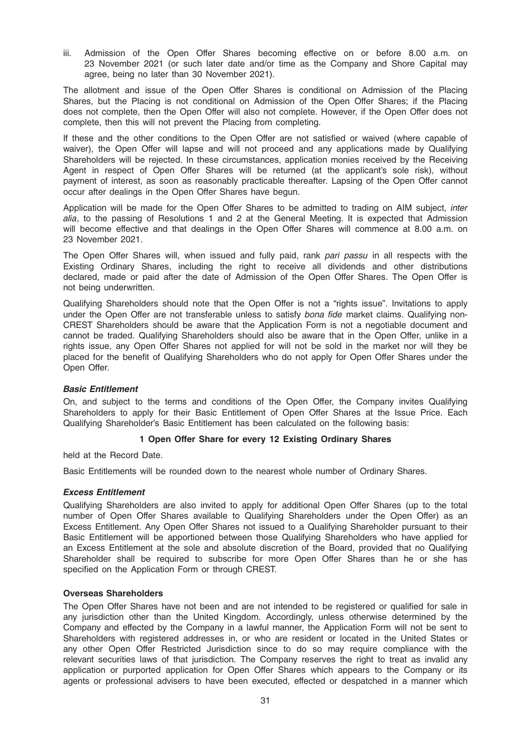iii. Admission of the Open Offer Shares becoming effective on or before 8.00 a.m. on 23 November 2021 (or such later date and/or time as the Company and Shore Capital may agree, being no later than 30 November 2021).

The allotment and issue of the Open Offer Shares is conditional on Admission of the Placing Shares, but the Placing is not conditional on Admission of the Open Offer Shares; if the Placing does not complete, then the Open Offer will also not complete. However, if the Open Offer does not complete, then this will not prevent the Placing from completing.

If these and the other conditions to the Open Offer are not satisfied or waived (where capable of waiver), the Open Offer will lapse and will not proceed and any applications made by Qualifying Shareholders will be rejected. In these circumstances, application monies received by the Receiving Agent in respect of Open Offer Shares will be returned (at the applicant's sole risk), without payment of interest, as soon as reasonably practicable thereafter. Lapsing of the Open Offer cannot occur after dealings in the Open Offer Shares have begun.

Application will be made for the Open Offer Shares to be admitted to trading on AIM subject, *inter alia*, to the passing of Resolutions 1 and 2 at the General Meeting. It is expected that Admission will become effective and that dealings in the Open Offer Shares will commence at 8.00 a.m. on 23 November 2021.

The Open Offer Shares will, when issued and fully paid, rank *pari passu* in all respects with the Existing Ordinary Shares, including the right to receive all dividends and other distributions declared, made or paid after the date of Admission of the Open Offer Shares. The Open Offer is not being underwritten.

Qualifying Shareholders should note that the Open Offer is not a "rights issue". Invitations to apply under the Open Offer are not transferable unless to satisfy *bona fide* market claims. Qualifying non-CREST Shareholders should be aware that the Application Form is not a negotiable document and cannot be traded. Qualifying Shareholders should also be aware that in the Open Offer, unlike in a rights issue, any Open Offer Shares not applied for will not be sold in the market nor will they be placed for the benefit of Qualifying Shareholders who do not apply for Open Offer Shares under the Open Offer.

***Basic Entitlement***

On, and subject to the terms and conditions of the Open Offer, the Company invites Qualifying Shareholders to apply for their Basic Entitlement of Open Offer Shares at the Issue Price. Each Qualifying Shareholder's Basic Entitlement has been calculated on the following basis:

**1 Open Offer Share for every 12 Existing Ordinary Shares**

held at the Record Date.

Basic Entitlements will be rounded down to the nearest whole number of Ordinary Shares.

***Excess Entitlement***

Qualifying Shareholders are also invited to apply for additional Open Offer Shares (up to the total number of Open Offer Shares available to Qualifying Shareholders under the Open Offer) as an Excess Entitlement. Any Open Offer Shares not issued to a Qualifying Shareholder pursuant to their Basic Entitlement will be apportioned between those Qualifying Shareholders who have applied for an Excess Entitlement at the sole and absolute discretion of the Board, provided that no Qualifying Shareholder shall be required to subscribe for more Open Offer Shares than he or she has specified on the Application Form or through CREST.

**Overseas Shareholders**

The Open Offer Shares have not been and are not intended to be registered or qualified for sale in any jurisdiction other than the United Kingdom. Accordingly, unless otherwise determined by the Company and effected by the Company in a lawful manner, the Application Form will not be sent to Shareholders with registered addresses in, or who are resident or located in the United States or any other Open Offer Restricted Jurisdiction since to do so may require compliance with the relevant securities laws of that jurisdiction. The Company reserves the right to treat as invalid any application or purported application for Open Offer Shares which appears to the Company or its agents or professional advisers to have been executed, effected or despatched in a manner which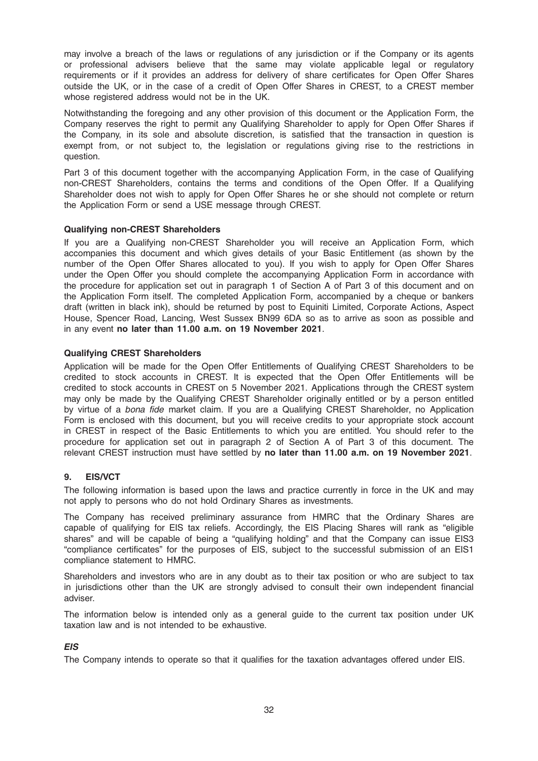may involve a breach of the laws or regulations of any jurisdiction or if the Company or its agents or professional advisers believe that the same may violate applicable legal or regulatory requirements or if it provides an address for delivery of share certificates for Open Offer Shares outside the UK, or in the case of a credit of Open Offer Shares in CREST, to a CREST member whose registered address would not be in the UK.

Notwithstanding the foregoing and any other provision of this document or the Application Form, the Company reserves the right to permit any Qualifying Shareholder to apply for Open Offer Shares if the Company, in its sole and absolute discretion, is satisfied that the transaction in question is exempt from, or not subject to, the legislation or regulations giving rise to the restrictions in question.

Part 3 of this document together with the accompanying Application Form, in the case of Qualifying non-CREST Shareholders, contains the terms and conditions of the Open Offer. If a Qualifying Shareholder does not wish to apply for Open Offer Shares he or she should not complete or return the Application Form or send a USE message through CREST.

**Qualifying non-CREST Shareholders**

If you are a Qualifying non-CREST Shareholder you will receive an Application Form, which accompanies this document and which gives details of your Basic Entitlement (as shown by the number of the Open Offer Shares allocated to you). If you wish to apply for Open Offer Shares under the Open Offer you should complete the accompanying Application Form in accordance with the procedure for application set out in paragraph 1 of Section A of Part 3 of this document and on the Application Form itself. The completed Application Form, accompanied by a cheque or bankers draft (written in black ink), should be returned by post to Equiniti Limited, Corporate Actions, Aspect House, Spencer Road, Lancing, West Sussex BN99 6DA so as to arrive as soon as possible and in any event **no later than 11.00 a.m. on 19 November 2021**.

**Qualifying CREST Shareholders**

Application will be made for the Open Offer Entitlements of Qualifying CREST Shareholders to be credited to stock accounts in CREST. It is expected that the Open Offer Entitlements will be credited to stock accounts in CREST on 5 November 2021. Applications through the CREST system may only be made by the Qualifying CREST Shareholder originally entitled or by a person entitled by virtue of a *bona fide* market claim. If you are a Qualifying CREST Shareholder, no Application Form is enclosed with this document, but you will receive credits to your appropriate stock account in CREST in respect of the Basic Entitlements to which you are entitled. You should refer to the procedure for application set out in paragraph 2 of Section A of Part 3 of this document. The relevant CREST instruction must have settled by **no later than 11.00 a.m. on 19 November 2021**.

## 9. EIS/VCT

The following information is based upon the laws and practice currently in force in the UK and may not apply to persons who do not hold Ordinary Shares as investments.

The Company has received preliminary assurance from HMRC that the Ordinary Shares are capable of qualifying for EIS tax reliefs. Accordingly, the EIS Placing Shares will rank as "eligible shares" and will be capable of being a "qualifying holding" and that the Company can issue EIS3 "compliance certificates" for the purposes of EIS, subject to the successful submission of an EIS1 compliance statement to HMRC.

Shareholders and investors who are in any doubt as to their tax position or who are subject to tax in jurisdictions other than the UK are strongly advised to consult their own independent financial adviser.

The information below is intended only as a general guide to the current tax position under UK taxation law and is not intended to be exhaustive.

***EIS***

The Company intends to operate so that it qualifies for the taxation advantages offered under EIS.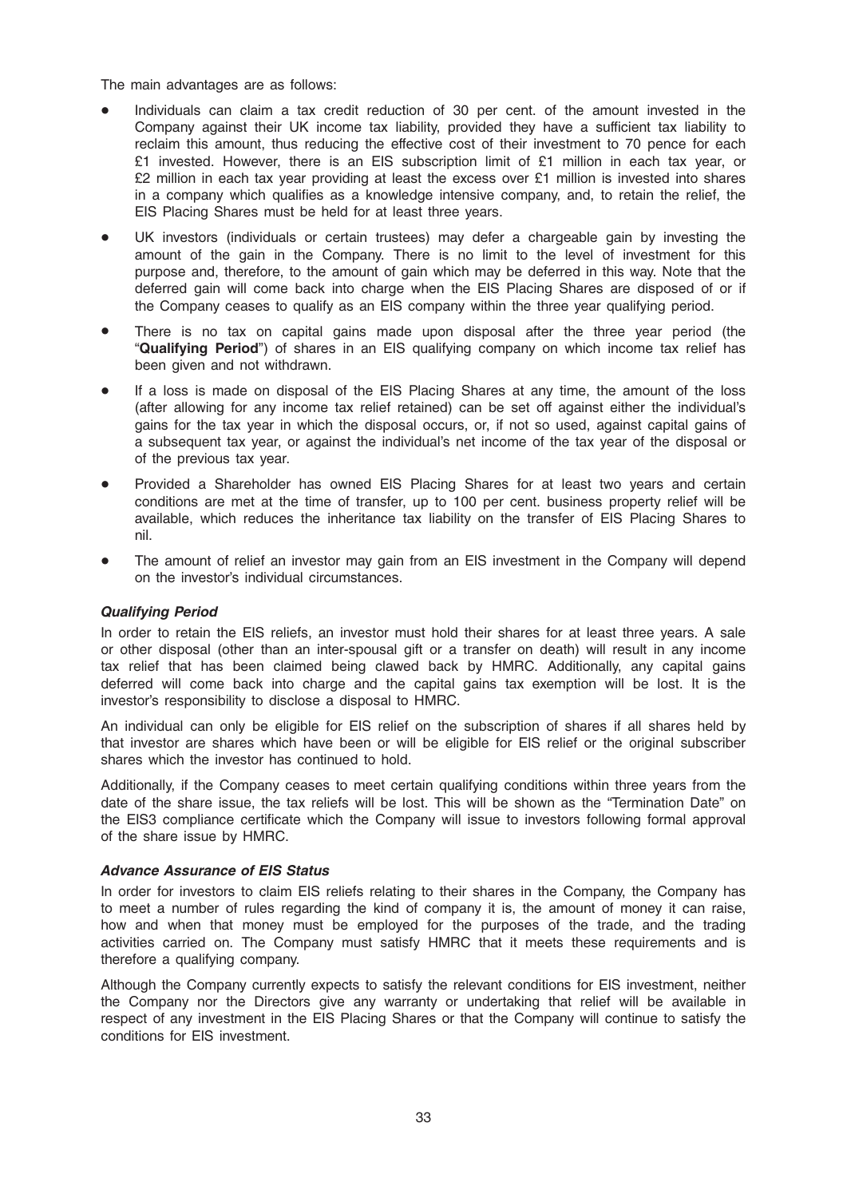The main advantages are as follows:

- Individuals can claim a tax credit reduction of 30 per cent. of the amount invested in the Company against their UK income tax liability, provided they have a sufficient tax liability to reclaim this amount, thus reducing the effective cost of their investment to 70 pence for each £1 invested. However, there is an EIS subscription limit of £1 million in each tax year, or £2 million in each tax year providing at least the excess over £1 million is invested into shares in a company which qualifies as a knowledge intensive company, and, to retain the relief, the EIS Placing Shares must be held for at least three years.
- UK investors (individuals or certain trustees) may defer a chargeable gain by investing the amount of the gain in the Company. There is no limit to the level of investment for this purpose and, therefore, to the amount of gain which may be deferred in this way. Note that the deferred gain will come back into charge when the EIS Placing Shares are disposed of or if the Company ceases to qualify as an EIS company within the three year qualifying period.
- There is no tax on capital gains made upon disposal after the three year period (the "**Qualifying Period**") of shares in an EIS qualifying company on which income tax relief has been given and not withdrawn.
- If a loss is made on disposal of the EIS Placing Shares at any time, the amount of the loss (after allowing for any income tax relief retained) can be set off against either the individual's gains for the tax year in which the disposal occurs, or, if not so used, against capital gains of a subsequent tax year, or against the individual's net income of the tax year of the disposal or of the previous tax year.
- Provided a Shareholder has owned EIS Placing Shares for at least two years and certain conditions are met at the time of transfer, up to 100 per cent. business property relief will be available, which reduces the inheritance tax liability on the transfer of EIS Placing Shares to nil.
- The amount of relief an investor may gain from an EIS investment in the Company will depend on the investor's individual circumstances.

***Qualifying Period***

In order to retain the EIS reliefs, an investor must hold their shares for at least three years. A sale or other disposal (other than an inter-spousal gift or a transfer on death) will result in any income tax relief that has been claimed being clawed back by HMRC. Additionally, any capital gains deferred will come back into charge and the capital gains tax exemption will be lost. It is the investor's responsibility to disclose a disposal to HMRC.

An individual can only be eligible for EIS relief on the subscription of shares if all shares held by that investor are shares which have been or will be eligible for EIS relief or the original subscriber shares which the investor has continued to hold.

Additionally, if the Company ceases to meet certain qualifying conditions within three years from the date of the share issue, the tax reliefs will be lost. This will be shown as the "Termination Date" on the EIS3 compliance certificate which the Company will issue to investors following formal approval of the share issue by HMRC.

***Advance Assurance of EIS Status***

In order for investors to claim EIS reliefs relating to their shares in the Company, the Company has to meet a number of rules regarding the kind of company it is, the amount of money it can raise, how and when that money must be employed for the purposes of the trade, and the trading activities carried on. The Company must satisfy HMRC that it meets these requirements and is therefore a qualifying company.

Although the Company currently expects to satisfy the relevant conditions for EIS investment, neither the Company nor the Directors give any warranty or undertaking that relief will be available in respect of any investment in the EIS Placing Shares or that the Company will continue to satisfy the conditions for EIS investment.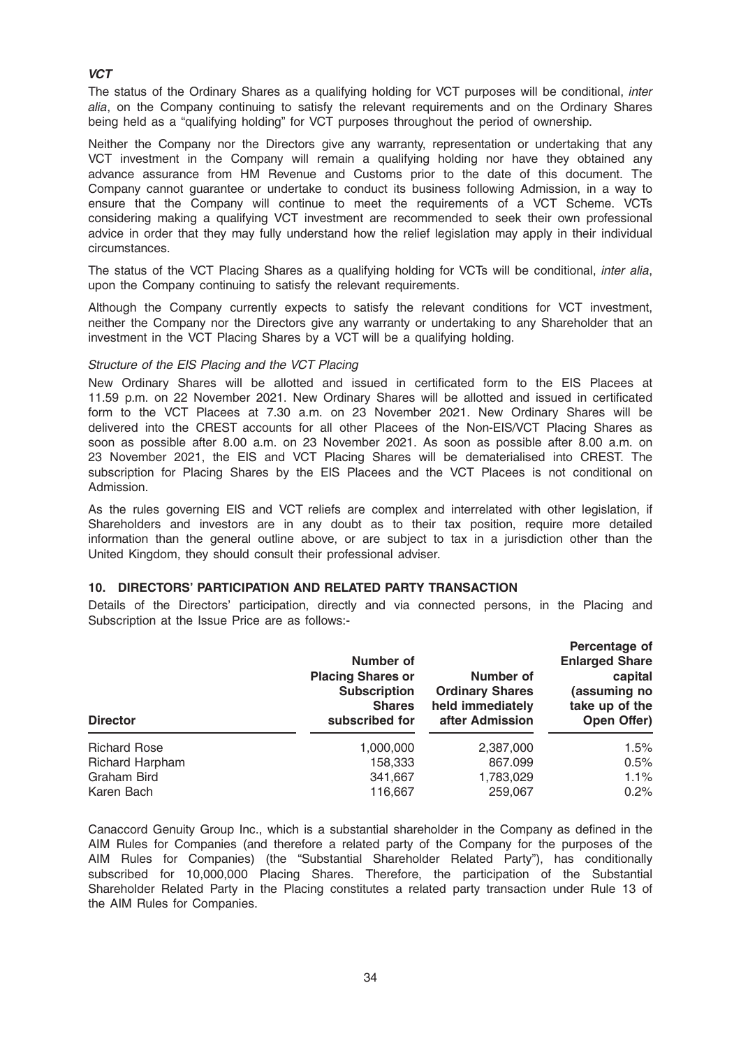***VCT***

The status of the Ordinary Shares as a qualifying holding for VCT purposes will be conditional, *inter alia*, on the Company continuing to satisfy the relevant requirements and on the Ordinary Shares being held as a "qualifying holding" for VCT purposes throughout the period of ownership.

Neither the Company nor the Directors give any warranty, representation or undertaking that any VCT investment in the Company will remain a qualifying holding nor have they obtained any advance assurance from HM Revenue and Customs prior to the date of this document. The Company cannot guarantee or undertake to conduct its business following Admission, in a way to ensure that the Company will continue to meet the requirements of a VCT Scheme. VCTs considering making a qualifying VCT investment are recommended to seek their own professional advice in order that they may fully understand how the relief legislation may apply in their individual circumstances.

The status of the VCT Placing Shares as a qualifying holding for VCTs will be conditional, *inter alia*, upon the Company continuing to satisfy the relevant requirements.

Although the Company currently expects to satisfy the relevant conditions for VCT investment, neither the Company nor the Directors give any warranty or undertaking to any Shareholder that an investment in the VCT Placing Shares by a VCT will be a qualifying holding.

*Structure of the EIS Placing and the VCT Placing*

New Ordinary Shares will be allotted and issued in certificated form to the EIS Placees at 11.59 p.m. on 22 November 2021. New Ordinary Shares will be allotted and issued in certificated form to the VCT Placees at 7.30 a.m. on 23 November 2021. New Ordinary Shares will be delivered into the CREST accounts for all other Placees of the Non-EIS/VCT Placing Shares as soon as possible after 8.00 a.m. on 23 November 2021. As soon as possible after 8.00 a.m. on 23 November 2021, the EIS and VCT Placing Shares will be dematerialised into CREST. The subscription for Placing Shares by the EIS Placees and the VCT Placees is not conditional on Admission.

As the rules governing EIS and VCT reliefs are complex and interrelated with other legislation, if Shareholders and investors are in any doubt as to their tax position, require more detailed information than the general outline above, or are subject to tax in a jurisdiction other than the United Kingdom, they should consult their professional adviser.

## 10. DIRECTORS' PARTICIPATION AND RELATED PARTY TRANSACTION

Details of the Directors' participation, directly and via connected persons, in the Placing and Subscription at the Issue Price are as follows:-

| Director | Number of Placing Shares or Subscription Shares subscribed for | Number of Ordinary Shares held immediately after Admission | Percentage of Enlarged Share capital (assuming no take up of the Open Offer) |
|---|---|---|---|
| Richard Rose | 1,000,000 | 2,387,000 | 1.5% |
| Richard Harpham | 158,333 | 867.099 | 0.5% |
| Graham Bird | 341,667 | 1,783,029 | 1.1% |
| Karen Bach | 116,667 | 259,067 | 0.2% |

Canaccord Genuity Group Inc., which is a substantial shareholder in the Company as defined in the AIM Rules for Companies (and therefore a related party of the Company for the purposes of the AIM Rules for Companies) (the "Substantial Shareholder Related Party"), has conditionally subscribed for 10,000,000 Placing Shares. Therefore, the participation of the Substantial Shareholder Related Party in the Placing constitutes a related party transaction under Rule 13 of the AIM Rules for Companies.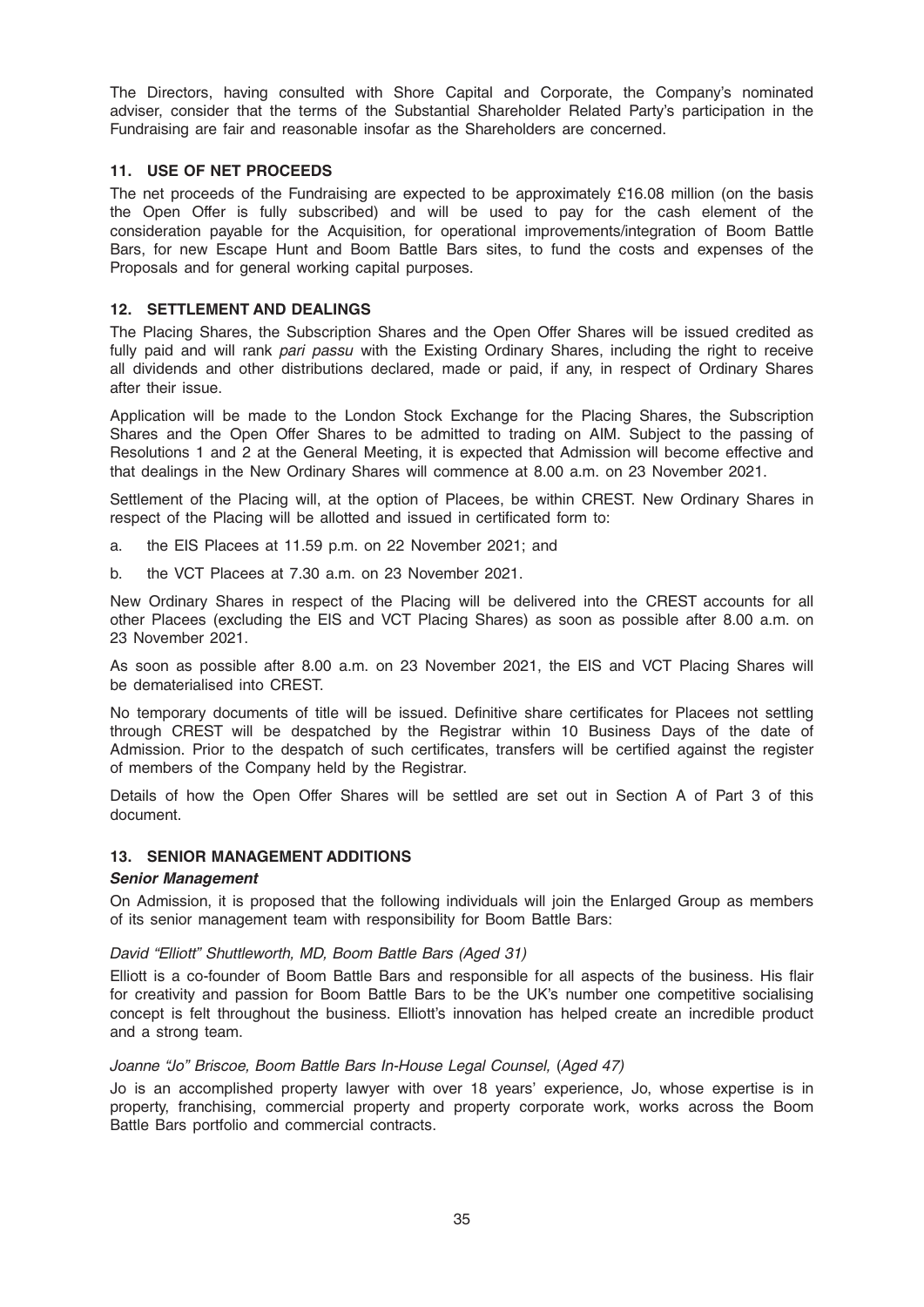The Directors, having consulted with Shore Capital and Corporate, the Company's nominated adviser, consider that the terms of the Substantial Shareholder Related Party's participation in the Fundraising are fair and reasonable insofar as the Shareholders are concerned.

## 11. USE OF NET PROCEEDS

The net proceeds of the Fundraising are expected to be approximately £16.08 million (on the basis the Open Offer is fully subscribed) and will be used to pay for the cash element of the consideration payable for the Acquisition, for operational improvements/integration of Boom Battle Bars, for new Escape Hunt and Boom Battle Bars sites, to fund the costs and expenses of the Proposals and for general working capital purposes.

## 12. SETTLEMENT AND DEALINGS

The Placing Shares, the Subscription Shares and the Open Offer Shares will be issued credited as fully paid and will rank *pari passu* with the Existing Ordinary Shares, including the right to receive all dividends and other distributions declared, made or paid, if any, in respect of Ordinary Shares after their issue.

Application will be made to the London Stock Exchange for the Placing Shares, the Subscription Shares and the Open Offer Shares to be admitted to trading on AIM. Subject to the passing of Resolutions 1 and 2 at the General Meeting, it is expected that Admission will become effective and that dealings in the New Ordinary Shares will commence at 8.00 a.m. on 23 November 2021.

Settlement of the Placing will, at the option of Placees, be within CREST. New Ordinary Shares in respect of the Placing will be allotted and issued in certificated form to:

a. the EIS Placees at 11.59 p.m. on 22 November 2021; and

b. the VCT Placees at 7.30 a.m. on 23 November 2021.

New Ordinary Shares in respect of the Placing will be delivered into the CREST accounts for all other Placees (excluding the EIS and VCT Placing Shares) as soon as possible after 8.00 a.m. on 23 November 2021.

As soon as possible after 8.00 a.m. on 23 November 2021, the EIS and VCT Placing Shares will be dematerialised into CREST.

No temporary documents of title will be issued. Definitive share certificates for Placees not settling through CREST will be despatched by the Registrar within 10 Business Days of the date of Admission. Prior to the despatch of such certificates, transfers will be certified against the register of members of the Company held by the Registrar.

Details of how the Open Offer Shares will be settled are set out in Section A of Part 3 of this document.

## 13. SENIOR MANAGEMENT ADDITIONS

### *Senior Management*

On Admission, it is proposed that the following individuals will join the Enlarged Group as members of its senior management team with responsibility for Boom Battle Bars:

*David "Elliott" Shuttleworth, MD, Boom Battle Bars (Aged 31)*

Elliott is a co-founder of Boom Battle Bars and responsible for all aspects of the business. His flair for creativity and passion for Boom Battle Bars to be the UK's number one competitive socialising concept is felt throughout the business. Elliott's innovation has helped create an incredible product and a strong team.

*Joanne "Jo" Briscoe, Boom Battle Bars In-House Legal Counsel, (Aged 47)*

Jo is an accomplished property lawyer with over 18 years' experience, Jo, whose expertise is in property, franchising, commercial property and property corporate work, works across the Boom Battle Bars portfolio and commercial contracts.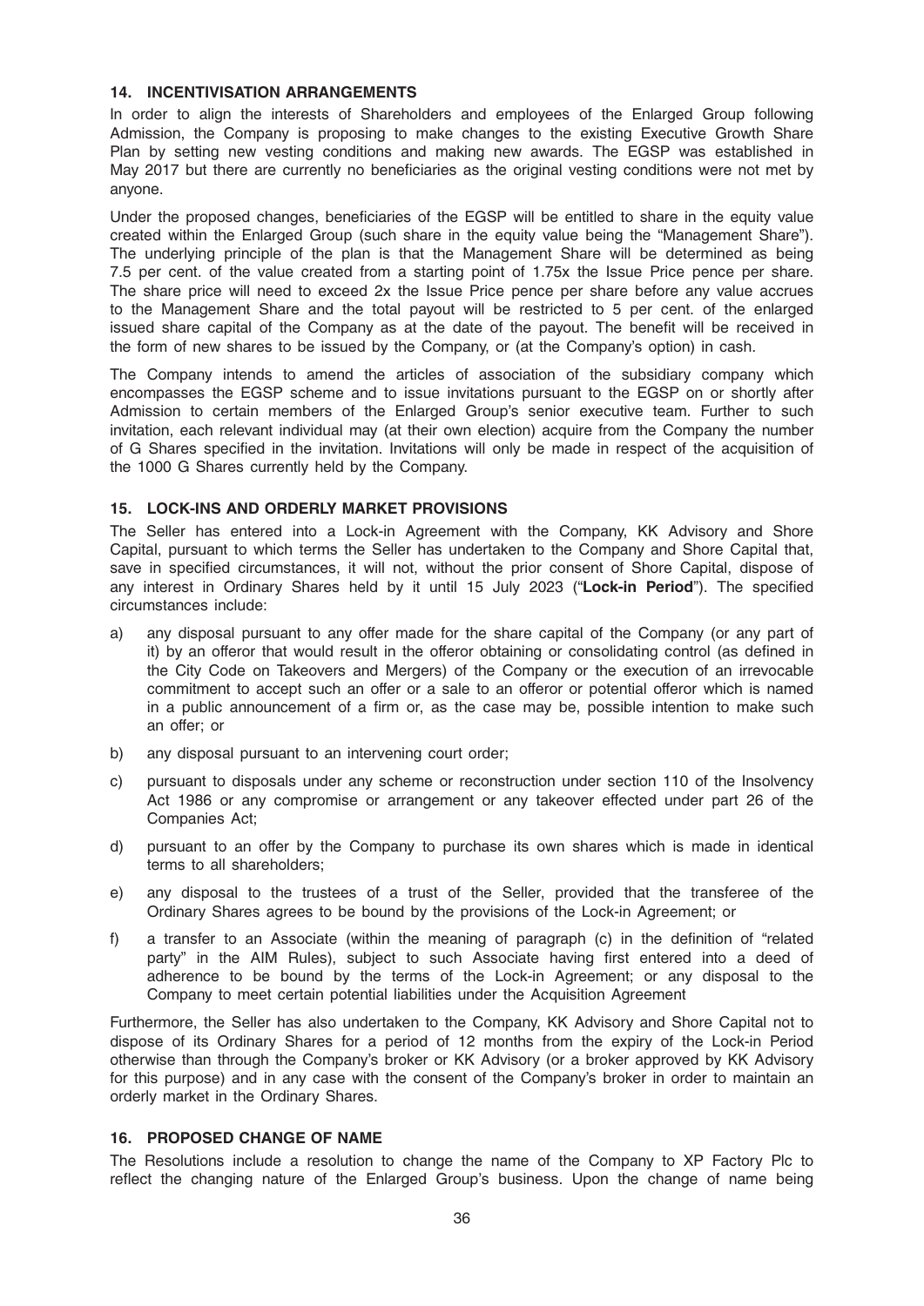## 14. INCENTIVISATION ARRANGEMENTS

In order to align the interests of Shareholders and employees of the Enlarged Group following Admission, the Company is proposing to make changes to the existing Executive Growth Share Plan by setting new vesting conditions and making new awards. The EGSP was established in May 2017 but there are currently no beneficiaries as the original vesting conditions were not met by anyone.

Under the proposed changes, beneficiaries of the EGSP will be entitled to share in the equity value created within the Enlarged Group (such share in the equity value being the "Management Share"). The underlying principle of the plan is that the Management Share will be determined as being 7.5 per cent. of the value created from a starting point of 1.75x the Issue Price pence per share. The share price will need to exceed 2x the Issue Price pence per share before any value accrues to the Management Share and the total payout will be restricted to 5 per cent. of the enlarged issued share capital of the Company as at the date of the payout. The benefit will be received in the form of new shares to be issued by the Company, or (at the Company's option) in cash.

The Company intends to amend the articles of association of the subsidiary company which encompasses the EGSP scheme and to issue invitations pursuant to the EGSP on or shortly after Admission to certain members of the Enlarged Group's senior executive team. Further to such invitation, each relevant individual may (at their own election) acquire from the Company the number of G Shares specified in the invitation. Invitations will only be made in respect of the acquisition of the 1000 G Shares currently held by the Company.

## 15. LOCK-INS AND ORDERLY MARKET PROVISIONS

The Seller has entered into a Lock-in Agreement with the Company, KK Advisory and Shore Capital, pursuant to which terms the Seller has undertaken to the Company and Shore Capital that, save in specified circumstances, it will not, without the prior consent of Shore Capital, dispose of any interest in Ordinary Shares held by it until 15 July 2023 ("**Lock-in Period**"). The specified circumstances include:

a) any disposal pursuant to any offer made for the share capital of the Company (or any part of it) by an offeror that would result in the offeror obtaining or consolidating control (as defined in the City Code on Takeovers and Mergers) of the Company or the execution of an irrevocable commitment to accept such an offer or a sale to an offeror or potential offeror which is named in a public announcement of a firm or, as the case may be, possible intention to make such an offer; or

b) any disposal pursuant to an intervening court order;

c) pursuant to disposals under any scheme or reconstruction under section 110 of the Insolvency Act 1986 or any compromise or arrangement or any takeover effected under part 26 of the Companies Act;

d) pursuant to an offer by the Company to purchase its own shares which is made in identical terms to all shareholders;

e) any disposal to the trustees of a trust of the Seller, provided that the transferee of the Ordinary Shares agrees to be bound by the provisions of the Lock-in Agreement; or

f) a transfer to an Associate (within the meaning of paragraph (c) in the definition of "related party" in the AIM Rules), subject to such Associate having first entered into a deed of adherence to be bound by the terms of the Lock-in Agreement; or any disposal to the Company to meet certain potential liabilities under the Acquisition Agreement

Furthermore, the Seller has also undertaken to the Company, KK Advisory and Shore Capital not to dispose of its Ordinary Shares for a period of 12 months from the expiry of the Lock-in Period otherwise than through the Company's broker or KK Advisory (or a broker approved by KK Advisory for this purpose) and in any case with the consent of the Company's broker in order to maintain an orderly market in the Ordinary Shares.

## 16. PROPOSED CHANGE OF NAME

The Resolutions include a resolution to change the name of the Company to XP Factory Plc to reflect the changing nature of the Enlarged Group's business. Upon the change of name being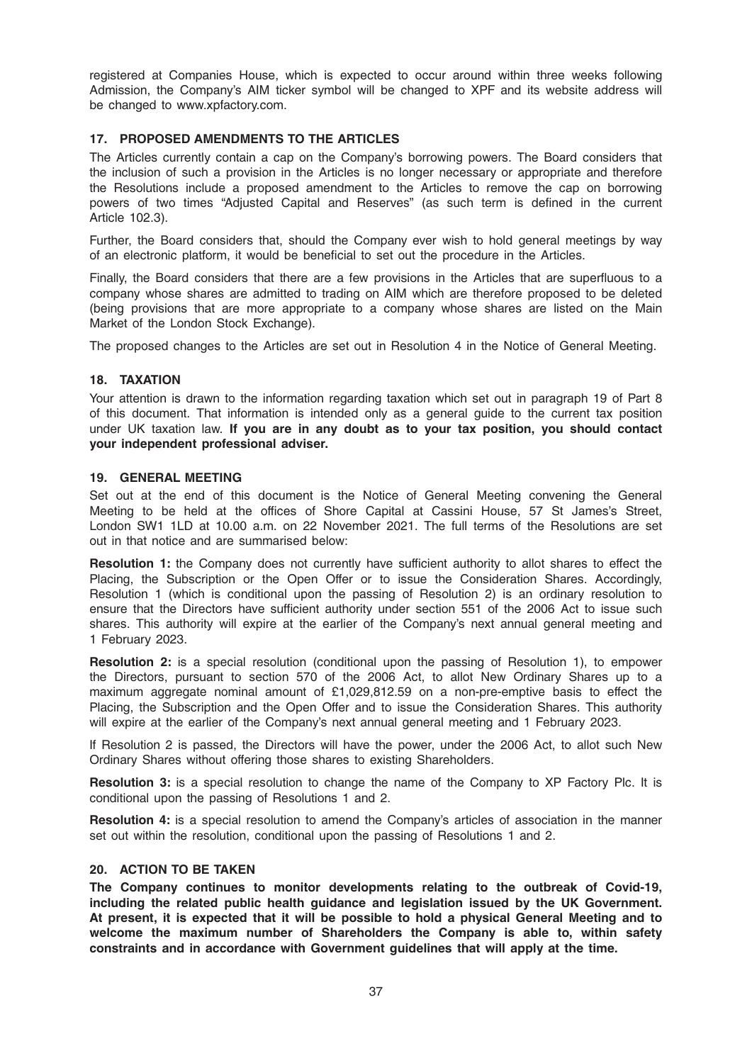registered at Companies House, which is expected to occur around within three weeks following Admission, the Company's AIM ticker symbol will be changed to XPF and its website address will be changed to www.xpfactory.com.

## 17. PROPOSED AMENDMENTS TO THE ARTICLES

The Articles currently contain a cap on the Company's borrowing powers. The Board considers that the inclusion of such a provision in the Articles is no longer necessary or appropriate and therefore the Resolutions include a proposed amendment to the Articles to remove the cap on borrowing powers of two times "Adjusted Capital and Reserves" (as such term is defined in the current Article 102.3).

Further, the Board considers that, should the Company ever wish to hold general meetings by way of an electronic platform, it would be beneficial to set out the procedure in the Articles.

Finally, the Board considers that there are a few provisions in the Articles that are superfluous to a company whose shares are admitted to trading on AIM which are therefore proposed to be deleted (being provisions that are more appropriate to a company whose shares are listed on the Main Market of the London Stock Exchange).

The proposed changes to the Articles are set out in Resolution 4 in the Notice of General Meeting.

## 18. TAXATION

Your attention is drawn to the information regarding taxation which set out in paragraph 19 of Part 8 of this document. That information is intended only as a general guide to the current tax position under UK taxation law. **If you are in any doubt as to your tax position, you should contact your independent professional adviser.**

## 19. GENERAL MEETING

Set out at the end of this document is the Notice of General Meeting convening the General Meeting to be held at the offices of Shore Capital at Cassini House, 57 St James's Street, London SW1 1LD at 10.00 a.m. on 22 November 2021. The full terms of the Resolutions are set out in that notice and are summarised below:

**Resolution 1:** the Company does not currently have sufficient authority to allot shares to effect the Placing, the Subscription or the Open Offer or to issue the Consideration Shares. Accordingly, Resolution 1 (which is conditional upon the passing of Resolution 2) is an ordinary resolution to ensure that the Directors have sufficient authority under section 551 of the 2006 Act to issue such shares. This authority will expire at the earlier of the Company's next annual general meeting and 1 February 2023.

**Resolution 2:** is a special resolution (conditional upon the passing of Resolution 1), to empower the Directors, pursuant to section 570 of the 2006 Act, to allot New Ordinary Shares up to a maximum aggregate nominal amount of £1,029,812.59 on a non-pre-emptive basis to effect the Placing, the Subscription and the Open Offer and to issue the Consideration Shares. This authority will expire at the earlier of the Company's next annual general meeting and 1 February 2023.

If Resolution 2 is passed, the Directors will have the power, under the 2006 Act, to allot such New Ordinary Shares without offering those shares to existing Shareholders.

**Resolution 3:** is a special resolution to change the name of the Company to XP Factory Plc. It is conditional upon the passing of Resolutions 1 and 2.

**Resolution 4:** is a special resolution to amend the Company's articles of association in the manner set out within the resolution, conditional upon the passing of Resolutions 1 and 2.

## 20. ACTION TO BE TAKEN

**The Company continues to monitor developments relating to the outbreak of Covid-19, including the related public health guidance and legislation issued by the UK Government. At present, it is expected that it will be possible to hold a physical General Meeting and to welcome the maximum number of Shareholders the Company is able to, within safety constraints and in accordance with Government guidelines that will apply at the time.**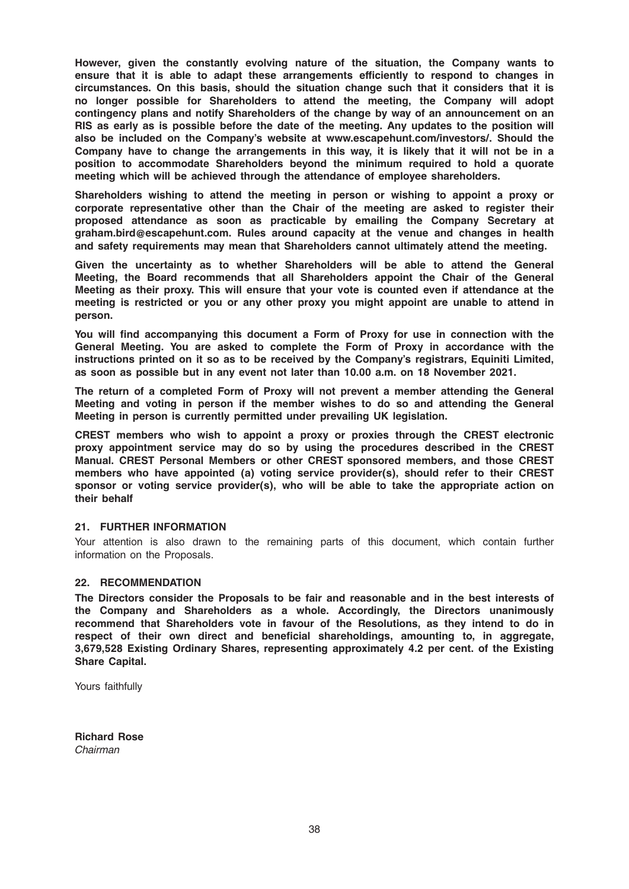**However, given the constantly evolving nature of the situation, the Company wants to ensure that it is able to adapt these arrangements efficiently to respond to changes in circumstances. On this basis, should the situation change such that it considers that it is no longer possible for Shareholders to attend the meeting, the Company will adopt contingency plans and notify Shareholders of the change by way of an announcement on an RIS as early as is possible before the date of the meeting. Any updates to the position will also be included on the Company's website at www.escapehunt.com/investors/. Should the Company have to change the arrangements in this way, it is likely that it will not be in a position to accommodate Shareholders beyond the minimum required to hold a quorate meeting which will be achieved through the attendance of employee shareholders.**

**Shareholders wishing to attend the meeting in person or wishing to appoint a proxy or corporate representative other than the Chair of the meeting are asked to register their proposed attendance as soon as practicable by emailing the Company Secretary at graham.bird@escapehunt.com. Rules around capacity at the venue and changes in health and safety requirements may mean that Shareholders cannot ultimately attend the meeting.**

**Given the uncertainty as to whether Shareholders will be able to attend the General Meeting, the Board recommends that all Shareholders appoint the Chair of the General Meeting as their proxy. This will ensure that your vote is counted even if attendance at the meeting is restricted or you or any other proxy you might appoint are unable to attend in person.**

**You will find accompanying this document a Form of Proxy for use in connection with the General Meeting. You are asked to complete the Form of Proxy in accordance with the instructions printed on it so as to be received by the Company's registrars, Equiniti Limited, as soon as possible but in any event not later than 10.00 a.m. on 18 November 2021.**

**The return of a completed Form of Proxy will not prevent a member attending the General Meeting and voting in person if the member wishes to do so and attending the General Meeting in person is currently permitted under prevailing UK legislation.**

**CREST members who wish to appoint a proxy or proxies through the CREST electronic proxy appointment service may do so by using the procedures described in the CREST Manual. CREST Personal Members or other CREST sponsored members, and those CREST members who have appointed (a) voting service provider(s), should refer to their CREST sponsor or voting service provider(s), who will be able to take the appropriate action on their behalf**

### 21. FURTHER INFORMATION

Your attention is also drawn to the remaining parts of this document, which contain further information on the Proposals.

### 22. RECOMMENDATION

**The Directors consider the Proposals to be fair and reasonable and in the best interests of the Company and Shareholders as a whole. Accordingly, the Directors unanimously recommend that Shareholders vote in favour of the Resolutions, as they intend to do in respect of their own direct and beneficial shareholdings, amounting to, in aggregate, 3,679,528 Existing Ordinary Shares, representing approximately 4.2 per cent. of the Existing Share Capital.**

Yours faithfully

**Richard Rose**
*Chairman*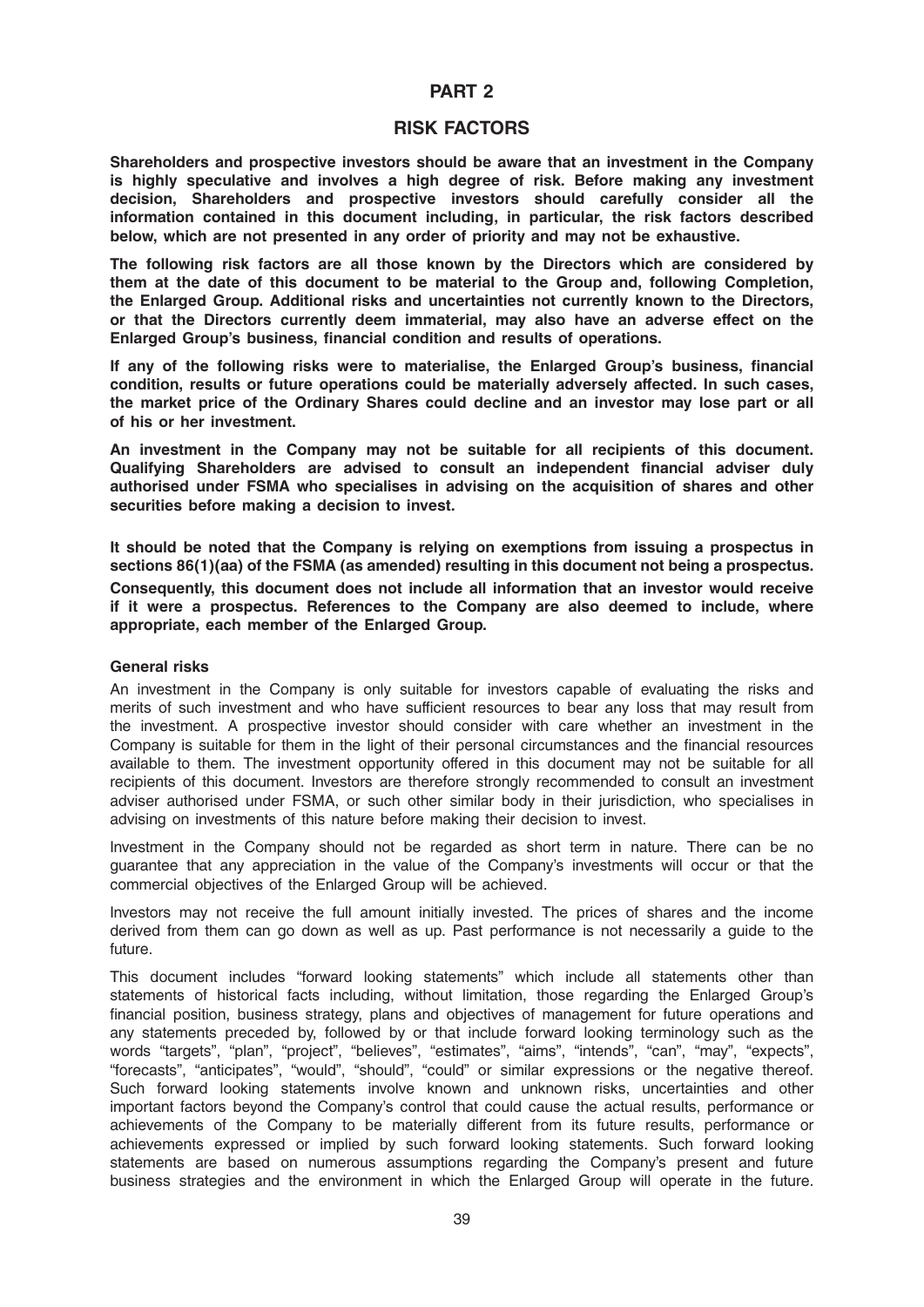# PART 2

## RISK FACTORS

**Shareholders and prospective investors should be aware that an investment in the Company is highly speculative and involves a high degree of risk. Before making any investment decision, Shareholders and prospective investors should carefully consider all the information contained in this document including, in particular, the risk factors described below, which are not presented in any order of priority and may not be exhaustive.**

**The following risk factors are all those known by the Directors which are considered by them at the date of this document to be material to the Group and, following Completion, the Enlarged Group. Additional risks and uncertainties not currently known to the Directors, or that the Directors currently deem immaterial, may also have an adverse effect on the Enlarged Group's business, financial condition and results of operations.**

**If any of the following risks were to materialise, the Enlarged Group's business, financial condition, results or future operations could be materially adversely affected. In such cases, the market price of the Ordinary Shares could decline and an investor may lose part or all of his or her investment.**

**An investment in the Company may not be suitable for all recipients of this document. Qualifying Shareholders are advised to consult an independent financial adviser duly authorised under FSMA who specialises in advising on the acquisition of shares and other securities before making a decision to invest.**

**It should be noted that the Company is relying on exemptions from issuing a prospectus in sections 86(1)(aa) of the FSMA (as amended) resulting in this document not being a prospectus. Consequently, this document does not include all information that an investor would receive if it were a prospectus. References to the Company are also deemed to include, where appropriate, each member of the Enlarged Group.**

### General risks

An investment in the Company is only suitable for investors capable of evaluating the risks and merits of such investment and who have sufficient resources to bear any loss that may result from the investment. A prospective investor should consider with care whether an investment in the Company is suitable for them in the light of their personal circumstances and the financial resources available to them. The investment opportunity offered in this document may not be suitable for all recipients of this document. Investors are therefore strongly recommended to consult an investment adviser authorised under FSMA, or such other similar body in their jurisdiction, who specialises in advising on investments of this nature before making their decision to invest.

Investment in the Company should not be regarded as short term in nature. There can be no guarantee that any appreciation in the value of the Company's investments will occur or that the commercial objectives of the Enlarged Group will be achieved.

Investors may not receive the full amount initially invested. The prices of shares and the income derived from them can go down as well as up. Past performance is not necessarily a guide to the future.

This document includes "forward looking statements" which include all statements other than statements of historical facts including, without limitation, those regarding the Enlarged Group's financial position, business strategy, plans and objectives of management for future operations and any statements preceded by, followed by or that include forward looking terminology such as the words "targets", "plan", "project", "believes", "estimates", "aims", "intends", "can", "may", "expects", "forecasts", "anticipates", "would", "should", "could" or similar expressions or the negative thereof. Such forward looking statements involve known and unknown risks, uncertainties and other important factors beyond the Company's control that could cause the actual results, performance or achievements of the Company to be materially different from its future results, performance or achievements expressed or implied by such forward looking statements. Such forward looking statements are based on numerous assumptions regarding the Company's present and future business strategies and the environment in which the Enlarged Group will operate in the future.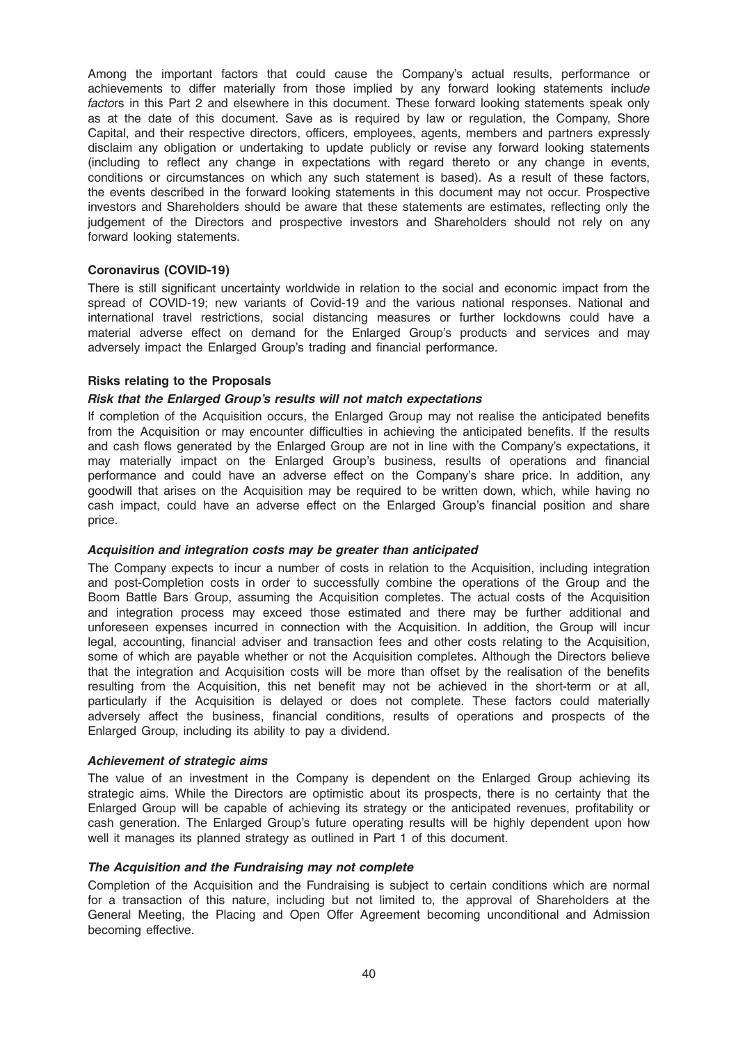Among the important factors that could cause the Company's actual results, performance or achievements to differ materially from those implied by any forward looking statements include factors in this Part 2 and elsewhere in this document. These forward looking statements speak only as at the date of this document. Save as is required by law or regulation, the Company, Shore Capital, and their respective directors, officers, employees, agents, members and partners expressly disclaim any obligation or undertaking to update publicly or revise any forward looking statements (including to reflect any change in expectations with regard thereto or any change in events, conditions or circumstances on which any such statement is based). As a result of these factors, the events described in the forward looking statements in this document may not occur. Prospective investors and Shareholders should be aware that these statements are estimates, reflecting only the judgement of the Directors and prospective investors and Shareholders should not rely on any forward looking statements.

**Coronavirus (COVID-19)**

There is still significant uncertainty worldwide in relation to the social and economic impact from the spread of COVID-19; new variants of Covid-19 and the various national responses. National and international travel restrictions, social distancing measures or further lockdowns could have a material adverse effect on demand for the Enlarged Group's products and services and may adversely impact the Enlarged Group's trading and financial performance.

**Risks relating to the Proposals**

***Risk that the Enlarged Group's results will not match expectations***

If completion of the Acquisition occurs, the Enlarged Group may not realise the anticipated benefits from the Acquisition or may encounter difficulties in achieving the anticipated benefits. If the results and cash flows generated by the Enlarged Group are not in line with the Company's expectations, it may materially impact on the Enlarged Group's business, results of operations and financial performance and could have an adverse effect on the Company's share price. In addition, any goodwill that arises on the Acquisition may be required to be written down, which, while having no cash impact, could have an adverse effect on the Enlarged Group's financial position and share price.

***Acquisition and integration costs may be greater than anticipated***

The Company expects to incur a number of costs in relation to the Acquisition, including integration and post-Completion costs in order to successfully combine the operations of the Group and the Boom Battle Bars Group, assuming the Acquisition completes. The actual costs of the Acquisition and integration process may exceed those estimated and there may be further additional and unforeseen expenses incurred in connection with the Acquisition. In addition, the Group will incur legal, accounting, financial adviser and transaction fees and other costs relating to the Acquisition, some of which are payable whether or not the Acquisition completes. Although the Directors believe that the integration and Acquisition costs will be more than offset by the realisation of the benefits resulting from the Acquisition, this net benefit may not be achieved in the short-term or at all, particularly if the Acquisition is delayed or does not complete. These factors could materially adversely affect the business, financial conditions, results of operations and prospects of the Enlarged Group, including its ability to pay a dividend.

***Achievement of strategic aims***

The value of an investment in the Company is dependent on the Enlarged Group achieving its strategic aims. While the Directors are optimistic about its prospects, there is no certainty that the Enlarged Group will be capable of achieving its strategy or the anticipated revenues, profitability or cash generation. The Enlarged Group's future operating results will be highly dependent upon how well it manages its planned strategy as outlined in Part 1 of this document.

***The Acquisition and the Fundraising may not complete***

Completion of the Acquisition and the Fundraising is subject to certain conditions which are normal for a transaction of this nature, including but not limited to, the approval of Shareholders at the General Meeting, the Placing and Open Offer Agreement becoming unconditional and Admission becoming effective.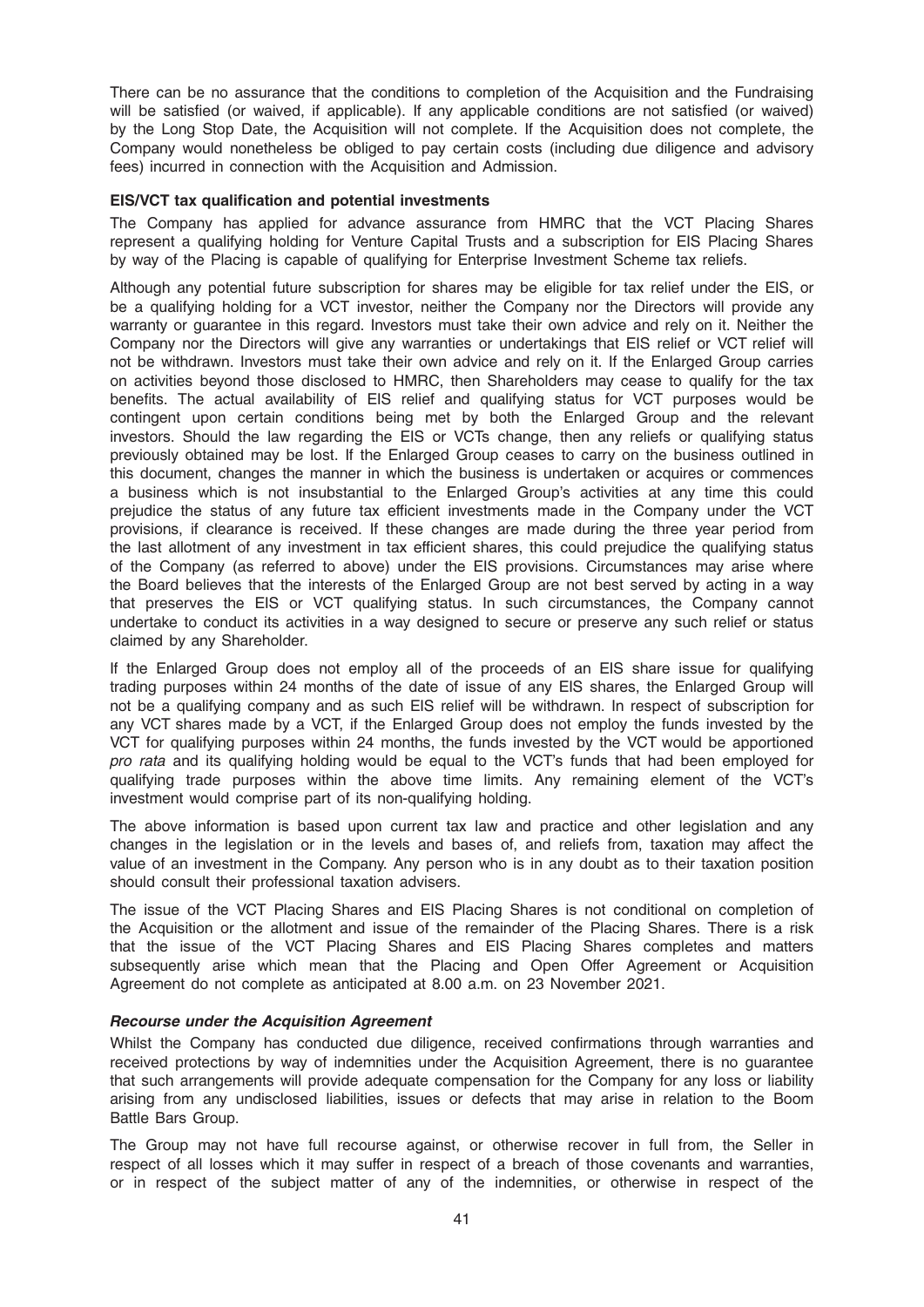There can be no assurance that the conditions to completion of the Acquisition and the Fundraising will be satisfied (or waived, if applicable). If any applicable conditions are not satisfied (or waived) by the Long Stop Date, the Acquisition will not complete. If the Acquisition does not complete, the Company would nonetheless be obliged to pay certain costs (including due diligence and advisory fees) incurred in connection with the Acquisition and Admission.

**EIS/VCT tax qualification and potential investments**

The Company has applied for advance assurance from HMRC that the VCT Placing Shares represent a qualifying holding for Venture Capital Trusts and a subscription for EIS Placing Shares by way of the Placing is capable of qualifying for Enterprise Investment Scheme tax reliefs.

Although any potential future subscription for shares may be eligible for tax relief under the EIS, or be a qualifying holding for a VCT investor, neither the Company nor the Directors will provide any warranty or guarantee in this regard. Investors must take their own advice and rely on it. Neither the Company nor the Directors will give any warranties or undertakings that EIS relief or VCT relief will not be withdrawn. Investors must take their own advice and rely on it. If the Enlarged Group carries on activities beyond those disclosed to HMRC, then Shareholders may cease to qualify for the tax benefits. The actual availability of EIS relief and qualifying status for VCT purposes would be contingent upon certain conditions being met by both the Enlarged Group and the relevant investors. Should the law regarding the EIS or VCTs change, then any reliefs or qualifying status previously obtained may be lost. If the Enlarged Group ceases to carry on the business outlined in this document, changes the manner in which the business is undertaken or acquires or commences a business which is not insubstantial to the Enlarged Group's activities at any time this could prejudice the status of any future tax efficient investments made in the Company under the VCT provisions, if clearance is received. If these changes are made during the three year period from the last allotment of any investment in tax efficient shares, this could prejudice the qualifying status of the Company (as referred to above) under the EIS provisions. Circumstances may arise where the Board believes that the interests of the Enlarged Group are not best served by acting in a way that preserves the EIS or VCT qualifying status. In such circumstances, the Company cannot undertake to conduct its activities in a way designed to secure or preserve any such relief or status claimed by any Shareholder.

If the Enlarged Group does not employ all of the proceeds of an EIS share issue for qualifying trading purposes within 24 months of the date of issue of any EIS shares, the Enlarged Group will not be a qualifying company and as such EIS relief will be withdrawn. In respect of subscription for any VCT shares made by a VCT, if the Enlarged Group does not employ the funds invested by the VCT for qualifying purposes within 24 months, the funds invested by the VCT would be apportioned *pro rata* and its qualifying holding would be equal to the VCT's funds that had been employed for qualifying trade purposes within the above time limits. Any remaining element of the VCT's investment would comprise part of its non-qualifying holding.

The above information is based upon current tax law and practice and other legislation and any changes in the legislation or in the levels and bases of, and reliefs from, taxation may affect the value of an investment in the Company. Any person who is in any doubt as to their taxation position should consult their professional taxation advisers.

The issue of the VCT Placing Shares and EIS Placing Shares is not conditional on completion of the Acquisition or the allotment and issue of the remainder of the Placing Shares. There is a risk that the issue of the VCT Placing Shares and EIS Placing Shares completes and matters subsequently arise which mean that the Placing and Open Offer Agreement or Acquisition Agreement do not complete as anticipated at 8.00 a.m. on 23 November 2021.

***Recourse under the Acquisition Agreement***

Whilst the Company has conducted due diligence, received confirmations through warranties and received protections by way of indemnities under the Acquisition Agreement, there is no guarantee that such arrangements will provide adequate compensation for the Company for any loss or liability arising from any undisclosed liabilities, issues or defects that may arise in relation to the Boom Battle Bars Group.

The Group may not have full recourse against, or otherwise recover in full from, the Seller in respect of all losses which it may suffer in respect of a breach of those covenants and warranties, or in respect of the subject matter of any of the indemnities, or otherwise in respect of the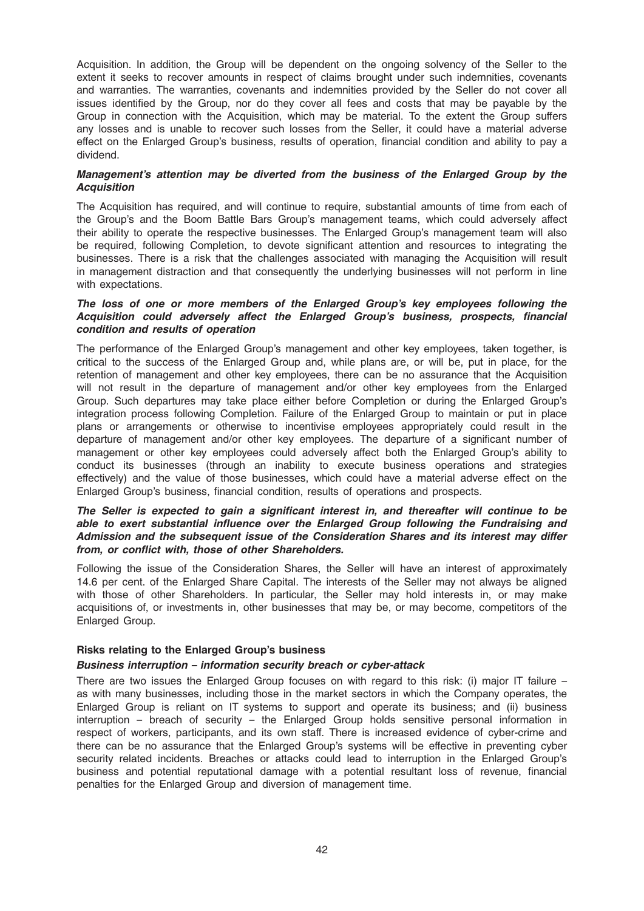Acquisition. In addition, the Group will be dependent on the ongoing solvency of the Seller to the extent it seeks to recover amounts in respect of claims brought under such indemnities, covenants and warranties. The warranties, covenants and indemnities provided by the Seller do not cover all issues identified by the Group, nor do they cover all fees and costs that may be payable by the Group in connection with the Acquisition, which may be material. To the extent the Group suffers any losses and is unable to recover such losses from the Seller, it could have a material adverse effect on the Enlarged Group's business, results of operation, financial condition and ability to pay a dividend.

***Management's attention may be diverted from the business of the Enlarged Group by the Acquisition***

The Acquisition has required, and will continue to require, substantial amounts of time from each of the Group's and the Boom Battle Bars Group's management teams, which could adversely affect their ability to operate the respective businesses. The Enlarged Group's management team will also be required, following Completion, to devote significant attention and resources to integrating the businesses. There is a risk that the challenges associated with managing the Acquisition will result in management distraction and that consequently the underlying businesses will not perform in line with expectations.

***The loss of one or more members of the Enlarged Group's key employees following the Acquisition could adversely affect the Enlarged Group's business, prospects, financial condition and results of operation***

The performance of the Enlarged Group's management and other key employees, taken together, is critical to the success of the Enlarged Group and, while plans are, or will be, put in place, for the retention of management and other key employees, there can be no assurance that the Acquisition will not result in the departure of management and/or other key employees from the Enlarged Group. Such departures may take place either before Completion or during the Enlarged Group's integration process following Completion. Failure of the Enlarged Group to maintain or put in place plans or arrangements or otherwise to incentivise employees appropriately could result in the departure of management and/or other key employees. The departure of a significant number of management or other key employees could adversely affect both the Enlarged Group's ability to conduct its businesses (through an inability to execute business operations and strategies effectively) and the value of those businesses, which could have a material adverse effect on the Enlarged Group's business, financial condition, results of operations and prospects.

***The Seller is expected to gain a significant interest in, and thereafter will continue to be able to exert substantial influence over the Enlarged Group following the Fundraising and Admission and the subsequent issue of the Consideration Shares and its interest may differ from, or conflict with, those of other Shareholders.***

Following the issue of the Consideration Shares, the Seller will have an interest of approximately 14.6 per cent. of the Enlarged Share Capital. The interests of the Seller may not always be aligned with those of other Shareholders. In particular, the Seller may hold interests in, or may make acquisitions of, or investments in, other businesses that may be, or may become, competitors of the Enlarged Group.

**Risks relating to the Enlarged Group's business**

***Business interruption – information security breach or cyber-attack***

There are two issues the Enlarged Group focuses on with regard to this risk: (i) major IT failure – as with many businesses, including those in the market sectors in which the Company operates, the Enlarged Group is reliant on IT systems to support and operate its business; and (ii) business interruption – breach of security – the Enlarged Group holds sensitive personal information in respect of workers, participants, and its own staff. There is increased evidence of cyber-crime and there can be no assurance that the Enlarged Group's systems will be effective in preventing cyber security related incidents. Breaches or attacks could lead to interruption in the Enlarged Group's business and potential reputational damage with a potential resultant loss of revenue, financial penalties for the Enlarged Group and diversion of management time.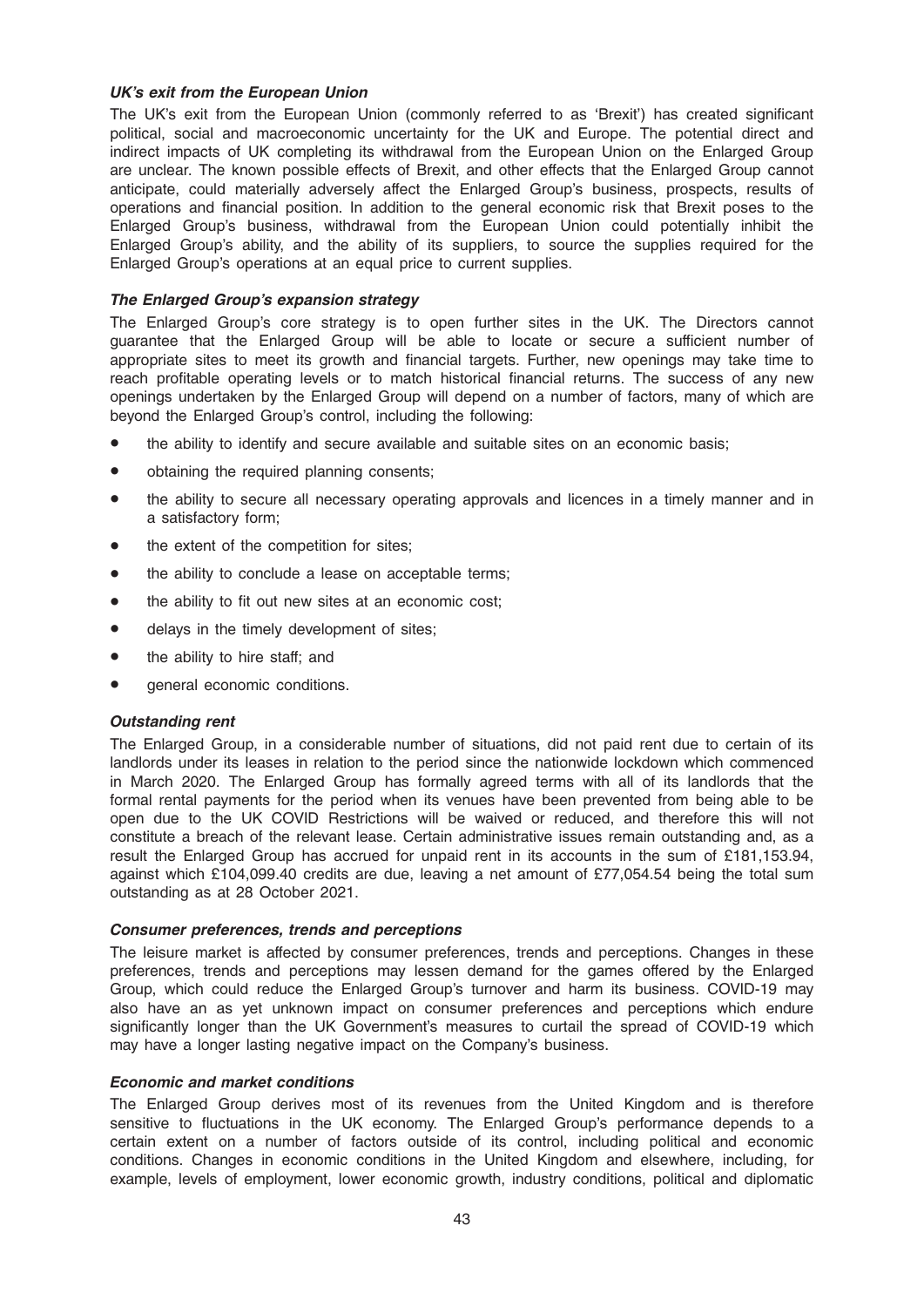***UK's exit from the European Union***

The UK's exit from the European Union (commonly referred to as 'Brexit') has created significant political, social and macroeconomic uncertainty for the UK and Europe. The potential direct and indirect impacts of UK completing its withdrawal from the European Union on the Enlarged Group are unclear. The known possible effects of Brexit, and other effects that the Enlarged Group cannot anticipate, could materially adversely affect the Enlarged Group's business, prospects, results of operations and financial position. In addition to the general economic risk that Brexit poses to the Enlarged Group's business, withdrawal from the European Union could potentially inhibit the Enlarged Group's ability, and the ability of its suppliers, to source the supplies required for the Enlarged Group's operations at an equal price to current supplies.

***The Enlarged Group's expansion strategy***

The Enlarged Group's core strategy is to open further sites in the UK. The Directors cannot guarantee that the Enlarged Group will be able to locate or secure a sufficient number of appropriate sites to meet its growth and financial targets. Further, new openings may take time to reach profitable operating levels or to match historical financial returns. The success of any new openings undertaken by the Enlarged Group will depend on a number of factors, many of which are beyond the Enlarged Group's control, including the following:

- the ability to identify and secure available and suitable sites on an economic basis;
- obtaining the required planning consents;
- the ability to secure all necessary operating approvals and licences in a timely manner and in a satisfactory form;
- the extent of the competition for sites;
- the ability to conclude a lease on acceptable terms;
- the ability to fit out new sites at an economic cost;
- delays in the timely development of sites;
- the ability to hire staff; and
- general economic conditions.

***Outstanding rent***

The Enlarged Group, in a considerable number of situations, did not paid rent due to certain of its landlords under its leases in relation to the period since the nationwide lockdown which commenced in March 2020. The Enlarged Group has formally agreed terms with all of its landlords that the formal rental payments for the period when its venues have been prevented from being able to be open due to the UK COVID Restrictions will be waived or reduced, and therefore this will not constitute a breach of the relevant lease. Certain administrative issues remain outstanding and, as a result the Enlarged Group has accrued for unpaid rent in its accounts in the sum of £181,153.94, against which £104,099.40 credits are due, leaving a net amount of £77,054.54 being the total sum outstanding as at 28 October 2021.

***Consumer preferences, trends and perceptions***

The leisure market is affected by consumer preferences, trends and perceptions. Changes in these preferences, trends and perceptions may lessen demand for the games offered by the Enlarged Group, which could reduce the Enlarged Group's turnover and harm its business. COVID-19 may also have an as yet unknown impact on consumer preferences and perceptions which endure significantly longer than the UK Government's measures to curtail the spread of COVID-19 which may have a longer lasting negative impact on the Company's business.

***Economic and market conditions***

The Enlarged Group derives most of its revenues from the United Kingdom and is therefore sensitive to fluctuations in the UK economy. The Enlarged Group's performance depends to a certain extent on a number of factors outside of its control, including political and economic conditions. Changes in economic conditions in the United Kingdom and elsewhere, including, for example, levels of employment, lower economic growth, industry conditions, political and diplomatic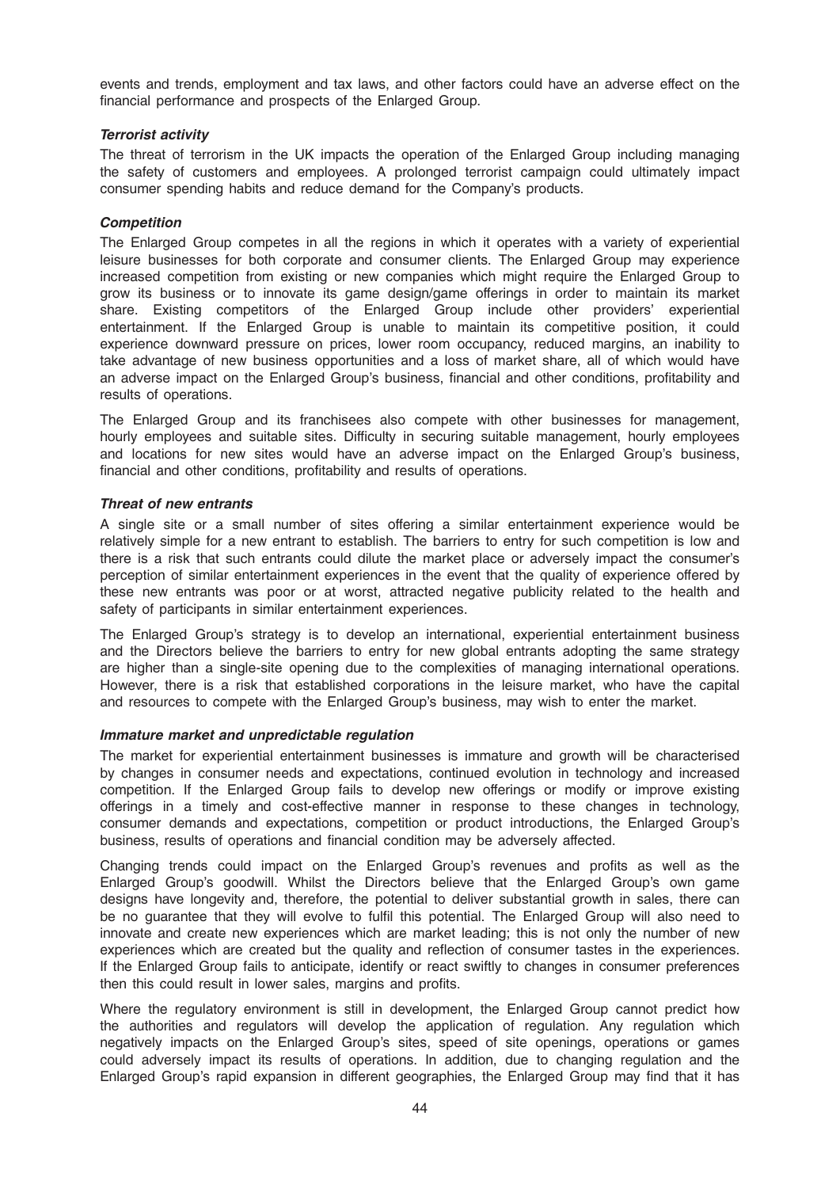events and trends, employment and tax laws, and other factors could have an adverse effect on the financial performance and prospects of the Enlarged Group.

***Terrorist activity***

The threat of terrorism in the UK impacts the operation of the Enlarged Group including managing the safety of customers and employees. A prolonged terrorist campaign could ultimately impact consumer spending habits and reduce demand for the Company's products.

***Competition***

The Enlarged Group competes in all the regions in which it operates with a variety of experiential leisure businesses for both corporate and consumer clients. The Enlarged Group may experience increased competition from existing or new companies which might require the Enlarged Group to grow its business or to innovate its game design/game offerings in order to maintain its market share. Existing competitors of the Enlarged Group include other providers' experiential entertainment. If the Enlarged Group is unable to maintain its competitive position, it could experience downward pressure on prices, lower room occupancy, reduced margins, an inability to take advantage of new business opportunities and a loss of market share, all of which would have an adverse impact on the Enlarged Group's business, financial and other conditions, profitability and results of operations.

The Enlarged Group and its franchisees also compete with other businesses for management, hourly employees and suitable sites. Difficulty in securing suitable management, hourly employees and locations for new sites would have an adverse impact on the Enlarged Group's business, financial and other conditions, profitability and results of operations.

***Threat of new entrants***

A single site or a small number of sites offering a similar entertainment experience would be relatively simple for a new entrant to establish. The barriers to entry for such competition is low and there is a risk that such entrants could dilute the market place or adversely impact the consumer's perception of similar entertainment experiences in the event that the quality of experience offered by these new entrants was poor or at worst, attracted negative publicity related to the health and safety of participants in similar entertainment experiences.

The Enlarged Group's strategy is to develop an international, experiential entertainment business and the Directors believe the barriers to entry for new global entrants adopting the same strategy are higher than a single-site opening due to the complexities of managing international operations. However, there is a risk that established corporations in the leisure market, who have the capital and resources to compete with the Enlarged Group's business, may wish to enter the market.

***Immature market and unpredictable regulation***

The market for experiential entertainment businesses is immature and growth will be characterised by changes in consumer needs and expectations, continued evolution in technology and increased competition. If the Enlarged Group fails to develop new offerings or modify or improve existing offerings in a timely and cost-effective manner in response to these changes in technology, consumer demands and expectations, competition or product introductions, the Enlarged Group's business, results of operations and financial condition may be adversely affected.

Changing trends could impact on the Enlarged Group's revenues and profits as well as the Enlarged Group's goodwill. Whilst the Directors believe that the Enlarged Group's own game designs have longevity and, therefore, the potential to deliver substantial growth in sales, there can be no guarantee that they will evolve to fulfil this potential. The Enlarged Group will also need to innovate and create new experiences which are market leading; this is not only the number of new experiences which are created but the quality and reflection of consumer tastes in the experiences. If the Enlarged Group fails to anticipate, identify or react swiftly to changes in consumer preferences then this could result in lower sales, margins and profits.

Where the regulatory environment is still in development, the Enlarged Group cannot predict how the authorities and regulators will develop the application of regulation. Any regulation which negatively impacts on the Enlarged Group's sites, speed of site openings, operations or games could adversely impact its results of operations. In addition, due to changing regulation and the Enlarged Group's rapid expansion in different geographies, the Enlarged Group may find that it has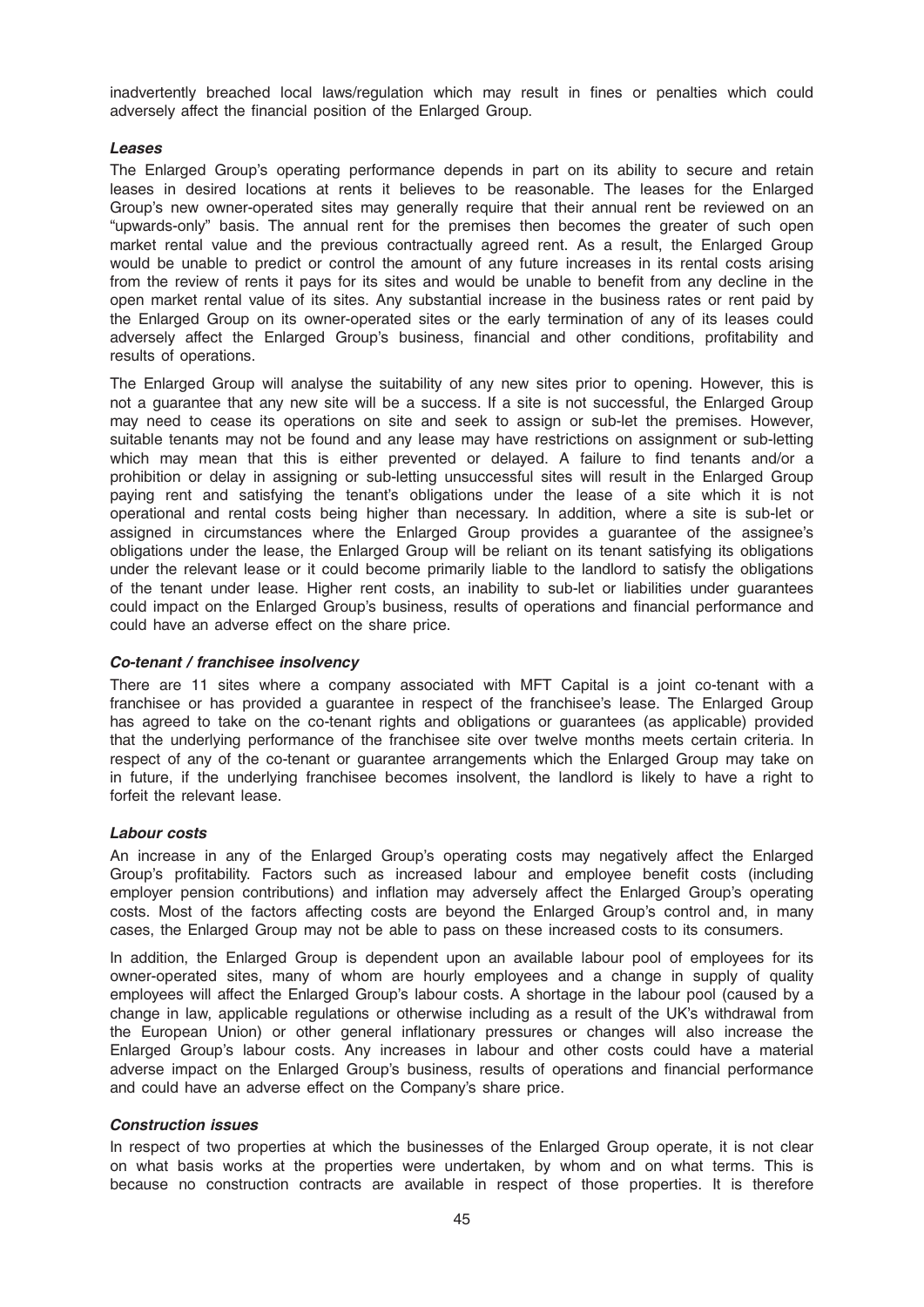inadvertently breached local laws/regulation which may result in fines or penalties which could adversely affect the financial position of the Enlarged Group.

***Leases***

The Enlarged Group's operating performance depends in part on its ability to secure and retain leases in desired locations at rents it believes to be reasonable. The leases for the Enlarged Group's new owner-operated sites may generally require that their annual rent be reviewed on an "upwards-only" basis. The annual rent for the premises then becomes the greater of such open market rental value and the previous contractually agreed rent. As a result, the Enlarged Group would be unable to predict or control the amount of any future increases in its rental costs arising from the review of rents it pays for its sites and would be unable to benefit from any decline in the open market rental value of its sites. Any substantial increase in the business rates or rent paid by the Enlarged Group on its owner-operated sites or the early termination of any of its leases could adversely affect the Enlarged Group's business, financial and other conditions, profitability and results of operations.

The Enlarged Group will analyse the suitability of any new sites prior to opening. However, this is not a guarantee that any new site will be a success. If a site is not successful, the Enlarged Group may need to cease its operations on site and seek to assign or sub-let the premises. However, suitable tenants may not be found and any lease may have restrictions on assignment or sub-letting which may mean that this is either prevented or delayed. A failure to find tenants and/or a prohibition or delay in assigning or sub-letting unsuccessful sites will result in the Enlarged Group paying rent and satisfying the tenant's obligations under the lease of a site which it is not operational and rental costs being higher than necessary. In addition, where a site is sub-let or assigned in circumstances where the Enlarged Group provides a guarantee of the assignee's obligations under the lease, the Enlarged Group will be reliant on its tenant satisfying its obligations under the relevant lease or it could become primarily liable to the landlord to satisfy the obligations of the tenant under lease. Higher rent costs, an inability to sub-let or liabilities under guarantees could impact on the Enlarged Group's business, results of operations and financial performance and could have an adverse effect on the share price.

***Co-tenant / franchisee insolvency***

There are 11 sites where a company associated with MFT Capital is a joint co-tenant with a franchisee or has provided a guarantee in respect of the franchisee's lease. The Enlarged Group has agreed to take on the co-tenant rights and obligations or guarantees (as applicable) provided that the underlying performance of the franchisee site over twelve months meets certain criteria. In respect of any of the co-tenant or guarantee arrangements which the Enlarged Group may take on in future, if the underlying franchisee becomes insolvent, the landlord is likely to have a right to forfeit the relevant lease.

***Labour costs***

An increase in any of the Enlarged Group's operating costs may negatively affect the Enlarged Group's profitability. Factors such as increased labour and employee benefit costs (including employer pension contributions) and inflation may adversely affect the Enlarged Group's operating costs. Most of the factors affecting costs are beyond the Enlarged Group's control and, in many cases, the Enlarged Group may not be able to pass on these increased costs to its consumers.

In addition, the Enlarged Group is dependent upon an available labour pool of employees for its owner-operated sites, many of whom are hourly employees and a change in supply of quality employees will affect the Enlarged Group's labour costs. A shortage in the labour pool (caused by a change in law, applicable regulations or otherwise including as a result of the UK's withdrawal from the European Union) or other general inflationary pressures or changes will also increase the Enlarged Group's labour costs. Any increases in labour and other costs could have a material adverse impact on the Enlarged Group's business, results of operations and financial performance and could have an adverse effect on the Company's share price.

***Construction issues***

In respect of two properties at which the businesses of the Enlarged Group operate, it is not clear on what basis works at the properties were undertaken, by whom and on what terms. This is because no construction contracts are available in respect of those properties. It is therefore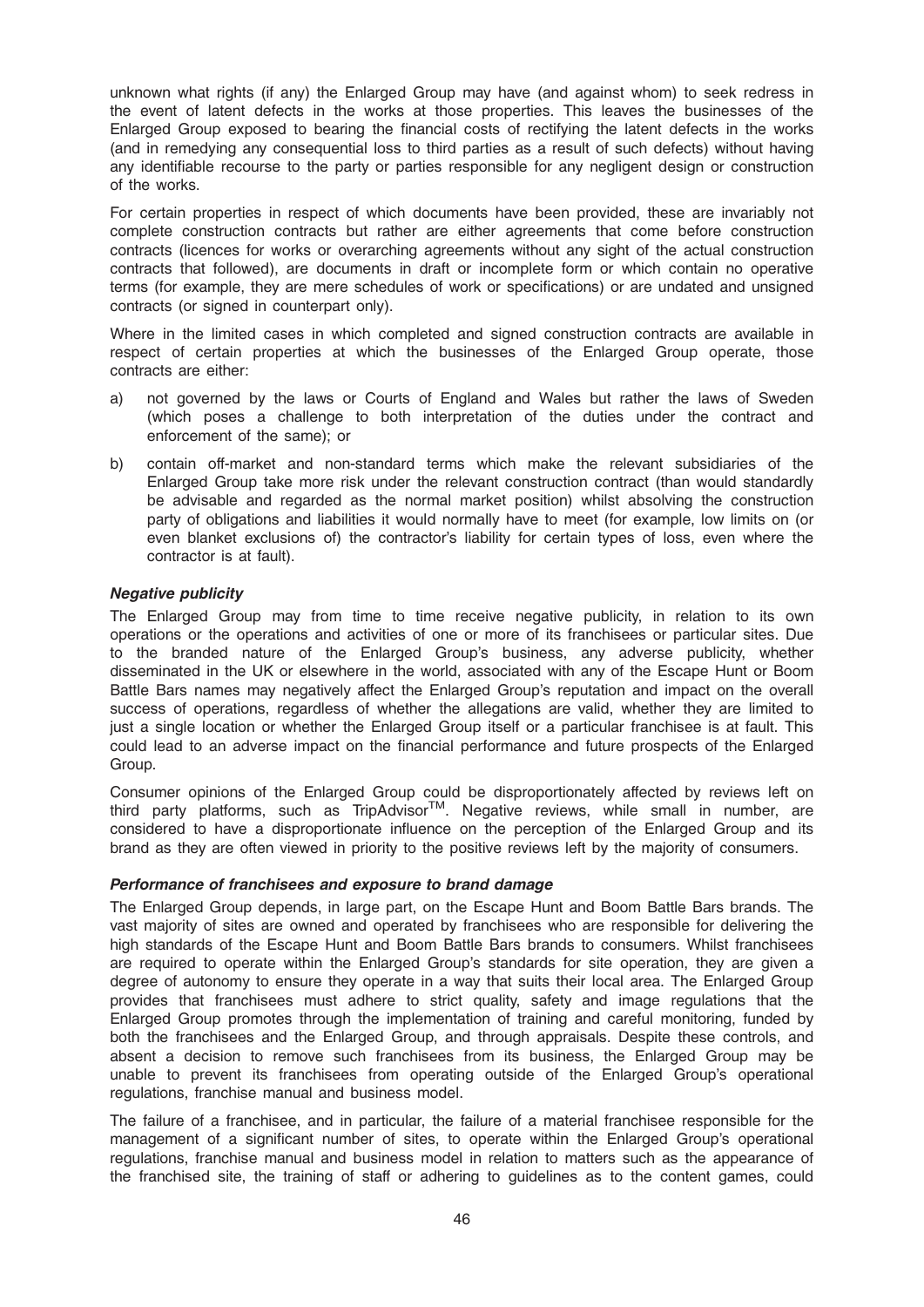unknown what rights (if any) the Enlarged Group may have (and against whom) to seek redress in the event of latent defects in the works at those properties. This leaves the businesses of the Enlarged Group exposed to bearing the financial costs of rectifying the latent defects in the works (and in remedying any consequential loss to third parties as a result of such defects) without having any identifiable recourse to the party or parties responsible for any negligent design or construction of the works.

For certain properties in respect of which documents have been provided, these are invariably not complete construction contracts but rather are either agreements that come before construction contracts (licences for works or overarching agreements without any sight of the actual construction contracts that followed), are documents in draft or incomplete form or which contain no operative terms (for example, they are mere schedules of work or specifications) or are undated and unsigned contracts (or signed in counterpart only).

Where in the limited cases in which completed and signed construction contracts are available in respect of certain properties at which the businesses of the Enlarged Group operate, those contracts are either:

a) not governed by the laws or Courts of England and Wales but rather the laws of Sweden (which poses a challenge to both interpretation of the duties under the contract and enforcement of the same); or

b) contain off-market and non-standard terms which make the relevant subsidiaries of the Enlarged Group take more risk under the relevant construction contract (than would standardly be advisable and regarded as the normal market position) whilst absolving the construction party of obligations and liabilities it would normally have to meet (for example, low limits on (or even blanket exclusions of) the contractor's liability for certain types of loss, even where the contractor is at fault).

***Negative publicity***

The Enlarged Group may from time to time receive negative publicity, in relation to its own operations or the operations and activities of one or more of its franchisees or particular sites. Due to the branded nature of the Enlarged Group's business, any adverse publicity, whether disseminated in the UK or elsewhere in the world, associated with any of the Escape Hunt or Boom Battle Bars names may negatively affect the Enlarged Group's reputation and impact on the overall success of operations, regardless of whether the allegations are valid, whether they are limited to just a single location or whether the Enlarged Group itself or a particular franchisee is at fault. This could lead to an adverse impact on the financial performance and future prospects of the Enlarged Group.

Consumer opinions of the Enlarged Group could be disproportionately affected by reviews left on third party platforms, such as TripAdvisor™. Negative reviews, while small in number, are considered to have a disproportionate influence on the perception of the Enlarged Group and its brand as they are often viewed in priority to the positive reviews left by the majority of consumers.

***Performance of franchisees and exposure to brand damage***

The Enlarged Group depends, in large part, on the Escape Hunt and Boom Battle Bars brands. The vast majority of sites are owned and operated by franchisees who are responsible for delivering the high standards of the Escape Hunt and Boom Battle Bars brands to consumers. Whilst franchisees are required to operate within the Enlarged Group's standards for site operation, they are given a degree of autonomy to ensure they operate in a way that suits their local area. The Enlarged Group provides that franchisees must adhere to strict quality, safety and image regulations that the Enlarged Group promotes through the implementation of training and careful monitoring, funded by both the franchisees and the Enlarged Group, and through appraisals. Despite these controls, and absent a decision to remove such franchisees from its business, the Enlarged Group may be unable to prevent its franchisees from operating outside of the Enlarged Group's operational regulations, franchise manual and business model.

The failure of a franchisee, and in particular, the failure of a material franchisee responsible for the management of a significant number of sites, to operate within the Enlarged Group's operational regulations, franchise manual and business model in relation to matters such as the appearance of the franchised site, the training of staff or adhering to guidelines as to the content games, could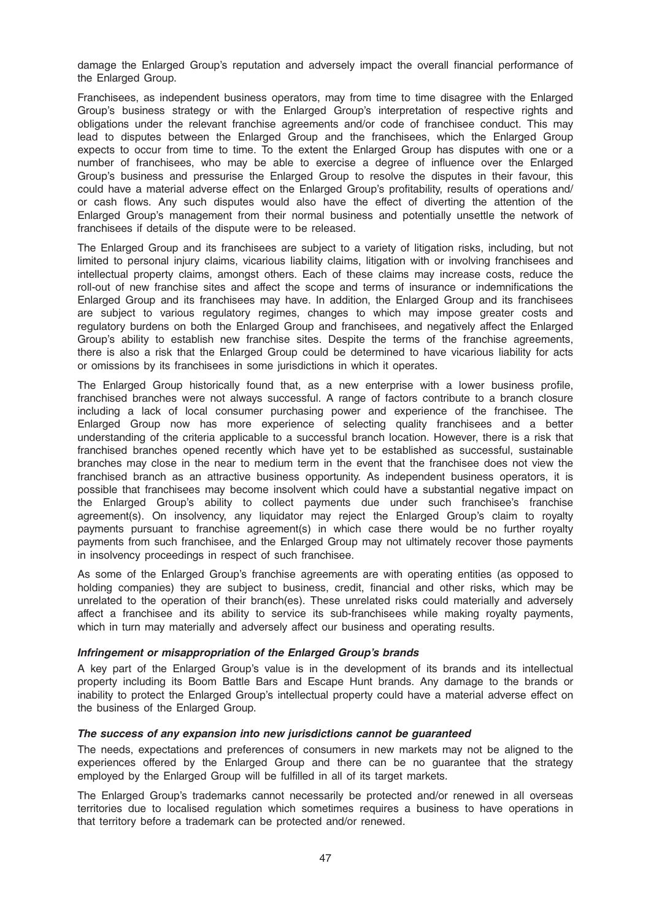damage the Enlarged Group's reputation and adversely impact the overall financial performance of the Enlarged Group.

Franchisees, as independent business operators, may from time to time disagree with the Enlarged Group's business strategy or with the Enlarged Group's interpretation of respective rights and obligations under the relevant franchise agreements and/or code of franchisee conduct. This may lead to disputes between the Enlarged Group and the franchisees, which the Enlarged Group expects to occur from time to time. To the extent the Enlarged Group has disputes with one or a number of franchisees, who may be able to exercise a degree of influence over the Enlarged Group's business and pressurise the Enlarged Group to resolve the disputes in their favour, this could have a material adverse effect on the Enlarged Group's profitability, results of operations and/or cash flows. Any such disputes would also have the effect of diverting the attention of the Enlarged Group's management from their normal business and potentially unsettle the network of franchisees if details of the dispute were to be released.

The Enlarged Group and its franchisees are subject to a variety of litigation risks, including, but not limited to personal injury claims, vicarious liability claims, litigation with or involving franchisees and intellectual property claims, amongst others. Each of these claims may increase costs, reduce the roll-out of new franchise sites and affect the scope and terms of insurance or indemnifications the Enlarged Group and its franchisees may have. In addition, the Enlarged Group and its franchisees are subject to various regulatory regimes, changes to which may impose greater costs and regulatory burdens on both the Enlarged Group and franchisees, and negatively affect the Enlarged Group's ability to establish new franchise sites. Despite the terms of the franchise agreements, there is also a risk that the Enlarged Group could be determined to have vicarious liability for acts or omissions by its franchisees in some jurisdictions in which it operates.

The Enlarged Group historically found that, as a new enterprise with a lower business profile, franchised branches were not always successful. A range of factors contribute to a branch closure including a lack of local consumer purchasing power and experience of the franchisee. The Enlarged Group now has more experience of selecting quality franchisees and a better understanding of the criteria applicable to a successful branch location. However, there is a risk that franchised branches opened recently which have yet to be established as successful, sustainable branches may close in the near to medium term in the event that the franchisee does not view the franchised branch as an attractive business opportunity. As independent business operators, it is possible that franchisees may become insolvent which could have a substantial negative impact on the Enlarged Group's ability to collect payments due under such franchisee's franchise agreement(s). On insolvency, any liquidator may reject the Enlarged Group's claim to royalty payments pursuant to franchise agreement(s) in which case there would be no further royalty payments from such franchisee, and the Enlarged Group may not ultimately recover those payments in insolvency proceedings in respect of such franchisee.

As some of the Enlarged Group's franchise agreements are with operating entities (as opposed to holding companies) they are subject to business, credit, financial and other risks, which may be unrelated to the operation of their branch(es). These unrelated risks could materially and adversely affect a franchisee and its ability to service its sub-franchisees while making royalty payments, which in turn may materially and adversely affect our business and operating results.

***Infringement or misappropriation of the Enlarged Group's brands***

A key part of the Enlarged Group's value is in the development of its brands and its intellectual property including its Boom Battle Bars and Escape Hunt brands. Any damage to the brands or inability to protect the Enlarged Group's intellectual property could have a material adverse effect on the business of the Enlarged Group.

***The success of any expansion into new jurisdictions cannot be guaranteed***

The needs, expectations and preferences of consumers in new markets may not be aligned to the experiences offered by the Enlarged Group and there can be no guarantee that the strategy employed by the Enlarged Group will be fulfilled in all of its target markets.

The Enlarged Group's trademarks cannot necessarily be protected and/or renewed in all overseas territories due to localised regulation which sometimes requires a business to have operations in that territory before a trademark can be protected and/or renewed.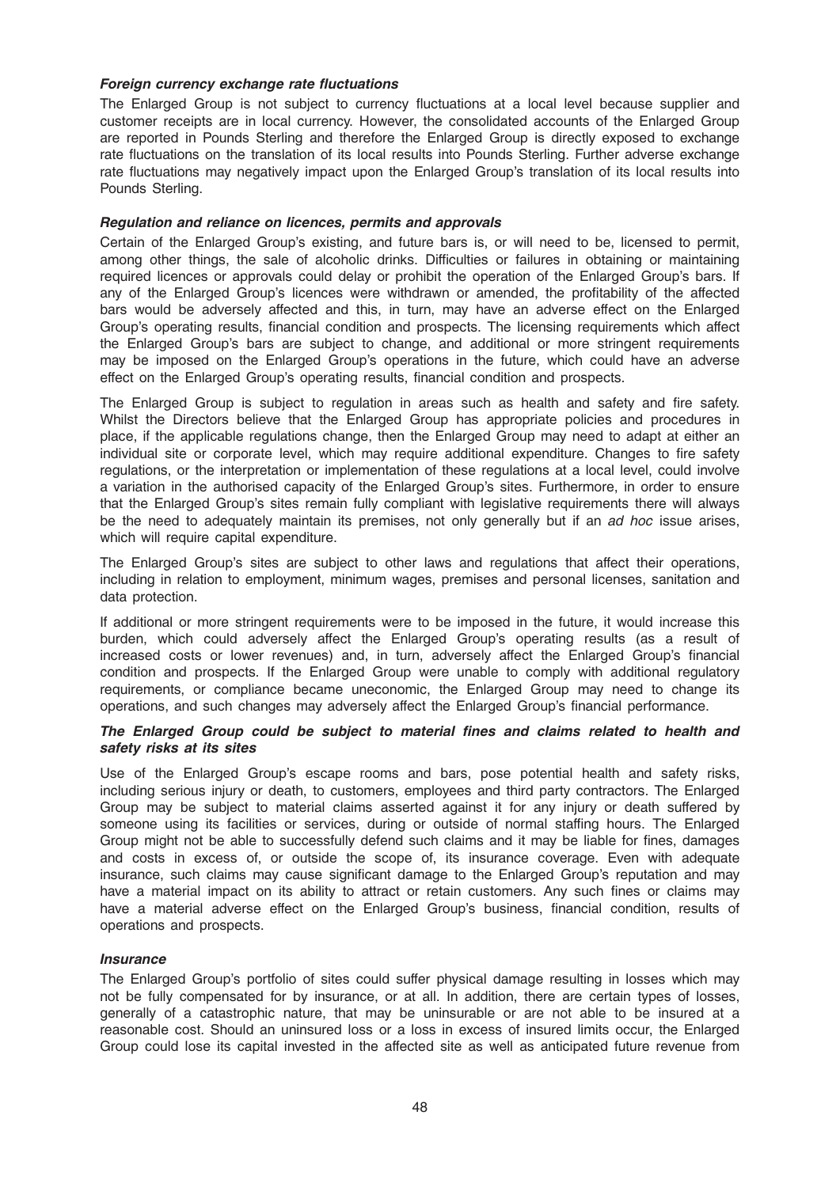***Foreign currency exchange rate fluctuations***

The Enlarged Group is not subject to currency fluctuations at a local level because supplier and customer receipts are in local currency. However, the consolidated accounts of the Enlarged Group are reported in Pounds Sterling and therefore the Enlarged Group is directly exposed to exchange rate fluctuations on the translation of its local results into Pounds Sterling. Further adverse exchange rate fluctuations may negatively impact upon the Enlarged Group's translation of its local results into Pounds Sterling.

***Regulation and reliance on licences, permits and approvals***

Certain of the Enlarged Group's existing, and future bars is, or will need to be, licensed to permit, among other things, the sale of alcoholic drinks. Difficulties or failures in obtaining or maintaining required licences or approvals could delay or prohibit the operation of the Enlarged Group's bars. If any of the Enlarged Group's licences were withdrawn or amended, the profitability of the affected bars would be adversely affected and this, in turn, may have an adverse effect on the Enlarged Group's operating results, financial condition and prospects. The licensing requirements which affect the Enlarged Group's bars are subject to change, and additional or more stringent requirements may be imposed on the Enlarged Group's operations in the future, which could have an adverse effect on the Enlarged Group's operating results, financial condition and prospects.

The Enlarged Group is subject to regulation in areas such as health and safety and fire safety. Whilst the Directors believe that the Enlarged Group has appropriate policies and procedures in place, if the applicable regulations change, then the Enlarged Group may need to adapt at either an individual site or corporate level, which may require additional expenditure. Changes to fire safety regulations, or the interpretation or implementation of these regulations at a local level, could involve a variation in the authorised capacity of the Enlarged Group's sites. Furthermore, in order to ensure that the Enlarged Group's sites remain fully compliant with legislative requirements there will always be the need to adequately maintain its premises, not only generally but if an *ad hoc* issue arises, which will require capital expenditure.

The Enlarged Group's sites are subject to other laws and regulations that affect their operations, including in relation to employment, minimum wages, premises and personal licenses, sanitation and data protection.

If additional or more stringent requirements were to be imposed in the future, it would increase this burden, which could adversely affect the Enlarged Group's operating results (as a result of increased costs or lower revenues) and, in turn, adversely affect the Enlarged Group's financial condition and prospects. If the Enlarged Group were unable to comply with additional regulatory requirements, or compliance became uneconomic, the Enlarged Group may need to change its operations, and such changes may adversely affect the Enlarged Group's financial performance.

***The Enlarged Group could be subject to material fines and claims related to health and safety risks at its sites***

Use of the Enlarged Group's escape rooms and bars, pose potential health and safety risks, including serious injury or death, to customers, employees and third party contractors. The Enlarged Group may be subject to material claims asserted against it for any injury or death suffered by someone using its facilities or services, during or outside of normal staffing hours. The Enlarged Group might not be able to successfully defend such claims and it may be liable for fines, damages and costs in excess of, or outside the scope of, its insurance coverage. Even with adequate insurance, such claims may cause significant damage to the Enlarged Group's reputation and may have a material impact on its ability to attract or retain customers. Any such fines or claims may have a material adverse effect on the Enlarged Group's business, financial condition, results of operations and prospects.

***Insurance***

The Enlarged Group's portfolio of sites could suffer physical damage resulting in losses which may not be fully compensated for by insurance, or at all. In addition, there are certain types of losses, generally of a catastrophic nature, that may be uninsurable or are not able to be insured at a reasonable cost. Should an uninsured loss or a loss in excess of insured limits occur, the Enlarged Group could lose its capital invested in the affected site as well as anticipated future revenue from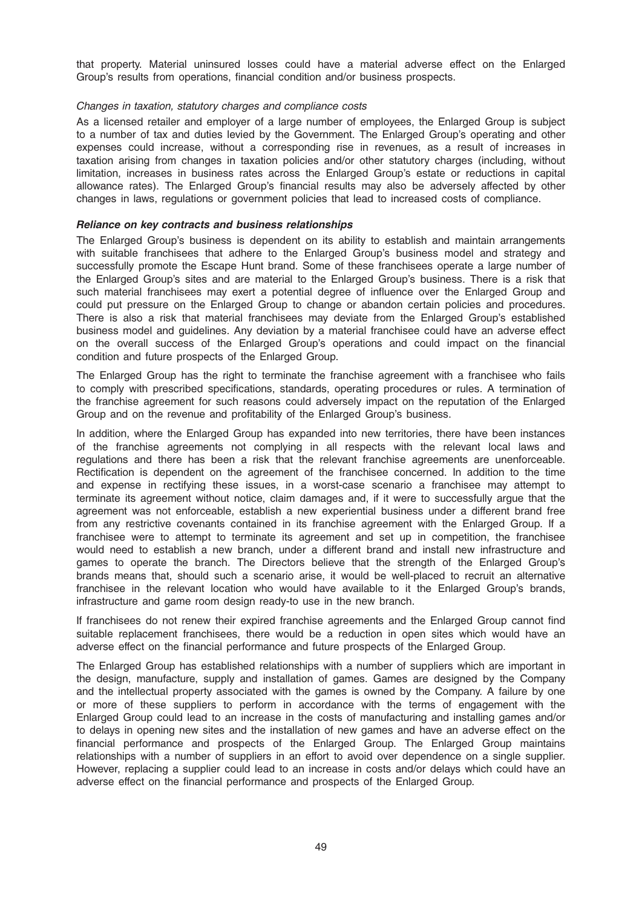that property. Material uninsured losses could have a material adverse effect on the Enlarged Group's results from operations, financial condition and/or business prospects.

*Changes in taxation, statutory charges and compliance costs*

As a licensed retailer and employer of a large number of employees, the Enlarged Group is subject to a number of tax and duties levied by the Government. The Enlarged Group's operating and other expenses could increase, without a corresponding rise in revenues, as a result of increases in taxation arising from changes in taxation policies and/or other statutory charges (including, without limitation, increases in business rates across the Enlarged Group's estate or reductions in capital allowance rates). The Enlarged Group's financial results may also be adversely affected by other changes in laws, regulations or government policies that lead to increased costs of compliance.

***Reliance on key contracts and business relationships***

The Enlarged Group's business is dependent on its ability to establish and maintain arrangements with suitable franchisees that adhere to the Enlarged Group's business model and strategy and successfully promote the Escape Hunt brand. Some of these franchisees operate a large number of the Enlarged Group's sites and are material to the Enlarged Group's business. There is a risk that such material franchisees may exert a potential degree of influence over the Enlarged Group and could put pressure on the Enlarged Group to change or abandon certain policies and procedures. There is also a risk that material franchisees may deviate from the Enlarged Group's established business model and guidelines. Any deviation by a material franchisee could have an adverse effect on the overall success of the Enlarged Group's operations and could impact on the financial condition and future prospects of the Enlarged Group.

The Enlarged Group has the right to terminate the franchise agreement with a franchisee who fails to comply with prescribed specifications, standards, operating procedures or rules. A termination of the franchise agreement for such reasons could adversely impact on the reputation of the Enlarged Group and on the revenue and profitability of the Enlarged Group's business.

In addition, where the Enlarged Group has expanded into new territories, there have been instances of the franchise agreements not complying in all respects with the relevant local laws and regulations and there has been a risk that the relevant franchise agreements are unenforceable. Rectification is dependent on the agreement of the franchisee concerned. In addition to the time and expense in rectifying these issues, in a worst-case scenario a franchisee may attempt to terminate its agreement without notice, claim damages and, if it were to successfully argue that the agreement was not enforceable, establish a new experiential business under a different brand free from any restrictive covenants contained in its franchise agreement with the Enlarged Group. If a franchisee were to attempt to terminate its agreement and set up in competition, the franchisee would need to establish a new branch, under a different brand and install new infrastructure and games to operate the branch. The Directors believe that the strength of the Enlarged Group's brands means that, should such a scenario arise, it would be well-placed to recruit an alternative franchisee in the relevant location who would have available to it the Enlarged Group's brands, infrastructure and game room design ready-to use in the new branch.

If franchisees do not renew their expired franchise agreements and the Enlarged Group cannot find suitable replacement franchisees, there would be a reduction in open sites which would have an adverse effect on the financial performance and future prospects of the Enlarged Group.

The Enlarged Group has established relationships with a number of suppliers which are important in the design, manufacture, supply and installation of games. Games are designed by the Company and the intellectual property associated with the games is owned by the Company. A failure by one or more of these suppliers to perform in accordance with the terms of engagement with the Enlarged Group could lead to an increase in the costs of manufacturing and installing games and/or to delays in opening new sites and the installation of new games and have an adverse effect on the financial performance and prospects of the Enlarged Group. The Enlarged Group maintains relationships with a number of suppliers in an effort to avoid over dependence on a single supplier. However, replacing a supplier could lead to an increase in costs and/or delays which could have an adverse effect on the financial performance and prospects of the Enlarged Group.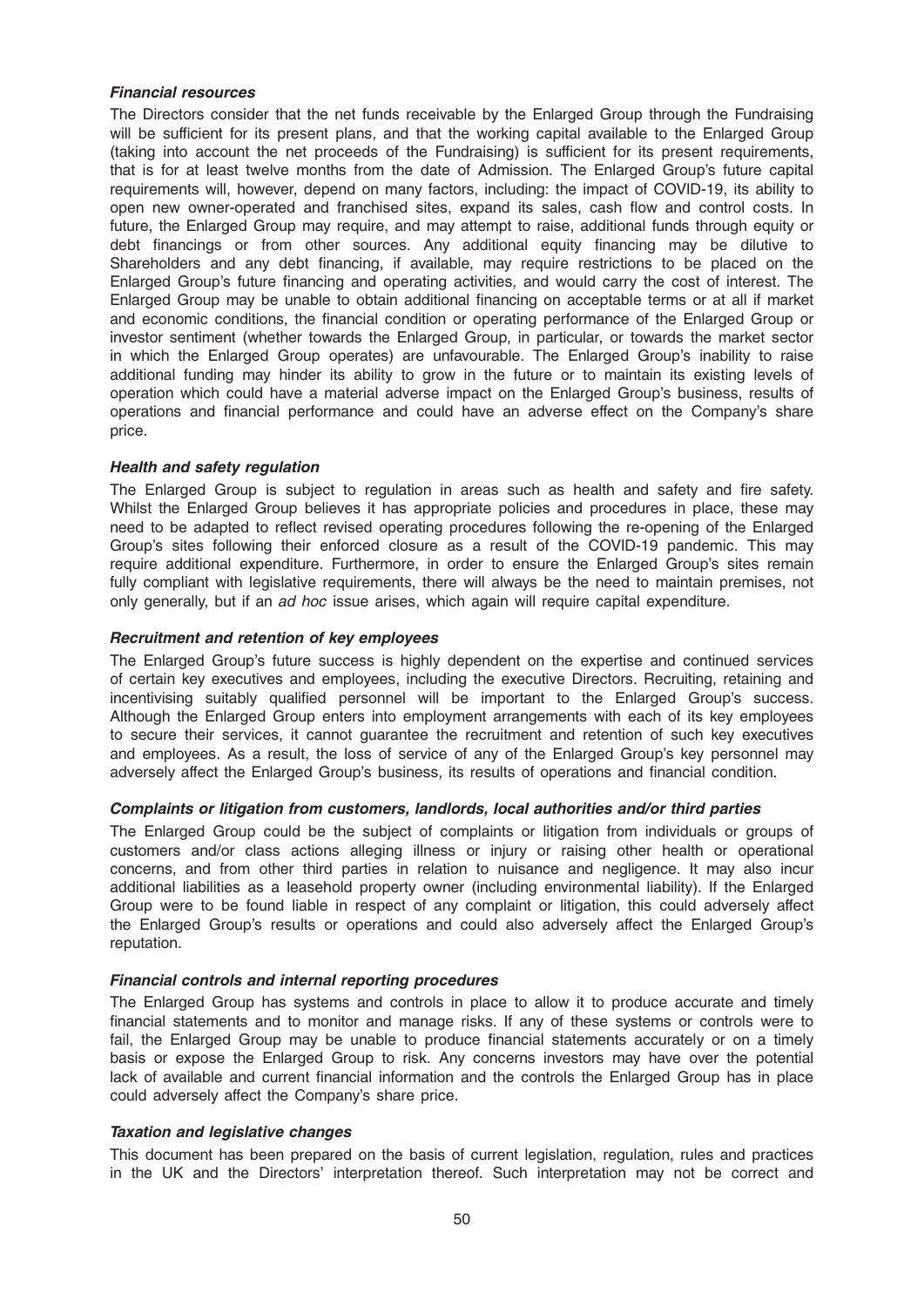***Financial resources***

The Directors consider that the net funds receivable by the Enlarged Group through the Fundraising will be sufficient for its present plans, and that the working capital available to the Enlarged Group (taking into account the net proceeds of the Fundraising) is sufficient for its present requirements, that is for at least twelve months from the date of Admission. The Enlarged Group's future capital requirements will, however, depend on many factors, including: the impact of COVID-19, its ability to open new owner-operated and franchised sites, expand its sales, cash flow and control costs. In future, the Enlarged Group may require, and may attempt to raise, additional funds through equity or debt financings or from other sources. Any additional equity financing may be dilutive to Shareholders and any debt financing, if available, may require restrictions to be placed on the Enlarged Group's future financing and operating activities, and would carry the cost of interest. The Enlarged Group may be unable to obtain additional financing on acceptable terms or at all if market and economic conditions, the financial condition or operating performance of the Enlarged Group or investor sentiment (whether towards the Enlarged Group, in particular, or towards the market sector in which the Enlarged Group operates) are unfavourable. The Enlarged Group's inability to raise additional funding may hinder its ability to grow in the future or to maintain its existing levels of operation which could have a material adverse impact on the Enlarged Group's business, results of operations and financial performance and could have an adverse effect on the Company's share price.

***Health and safety regulation***

The Enlarged Group is subject to regulation in areas such as health and safety and fire safety. Whilst the Enlarged Group believes it has appropriate policies and procedures in place, these may need to be adapted to reflect revised operating procedures following the re-opening of the Enlarged Group's sites following their enforced closure as a result of the COVID-19 pandemic. This may require additional expenditure. Furthermore, in order to ensure the Enlarged Group's sites remain fully compliant with legislative requirements, there will always be the need to maintain premises, not only generally, but if an *ad hoc* issue arises, which again will require capital expenditure.

***Recruitment and retention of key employees***

The Enlarged Group's future success is highly dependent on the expertise and continued services of certain key executives and employees, including the executive Directors. Recruiting, retaining and incentivising suitably qualified personnel will be important to the Enlarged Group's success. Although the Enlarged Group enters into employment arrangements with each of its key employees to secure their services, it cannot guarantee the recruitment and retention of such key executives and employees. As a result, the loss of service of any of the Enlarged Group's key personnel may adversely affect the Enlarged Group's business, its results of operations and financial condition.

***Complaints or litigation from customers, landlords, local authorities and/or third parties***

The Enlarged Group could be the subject of complaints or litigation from individuals or groups of customers and/or class actions alleging illness or injury or raising other health or operational concerns, and from other third parties in relation to nuisance and negligence. It may also incur additional liabilities as a leasehold property owner (including environmental liability). If the Enlarged Group were to be found liable in respect of any complaint or litigation, this could adversely affect the Enlarged Group's results or operations and could also adversely affect the Enlarged Group's reputation.

***Financial controls and internal reporting procedures***

The Enlarged Group has systems and controls in place to allow it to produce accurate and timely financial statements and to monitor and manage risks. If any of these systems or controls were to fail, the Enlarged Group may be unable to produce financial statements accurately or on a timely basis or expose the Enlarged Group to risk. Any concerns investors may have over the potential lack of available and current financial information and the controls the Enlarged Group has in place could adversely affect the Company's share price.

***Taxation and legislative changes***

This document has been prepared on the basis of current legislation, regulation, rules and practices in the UK and the Directors' interpretation thereof. Such interpretation may not be correct and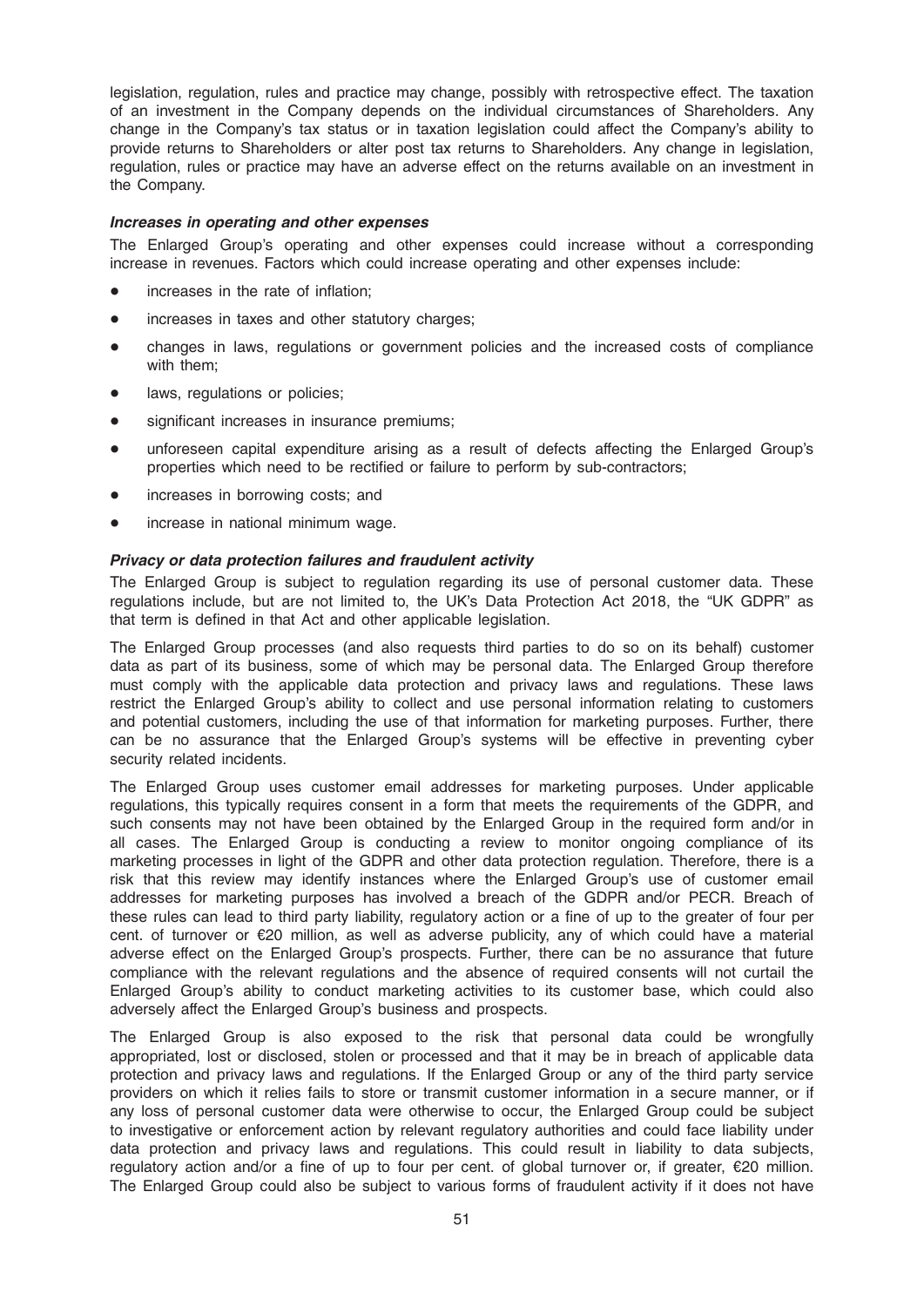legislation, regulation, rules and practice may change, possibly with retrospective effect. The taxation of an investment in the Company depends on the individual circumstances of Shareholders. Any change in the Company's tax status or in taxation legislation could affect the Company's ability to provide returns to Shareholders or alter post tax returns to Shareholders. Any change in legislation, regulation, rules or practice may have an adverse effect on the returns available on an investment in the Company.

### *Increases in operating and other expenses*

The Enlarged Group's operating and other expenses could increase without a corresponding increase in revenues. Factors which could increase operating and other expenses include:

- increases in the rate of inflation;
- increases in taxes and other statutory charges;
- changes in laws, regulations or government policies and the increased costs of compliance with them;
- laws, regulations or policies;
- significant increases in insurance premiums;
- unforeseen capital expenditure arising as a result of defects affecting the Enlarged Group's properties which need to be rectified or failure to perform by sub-contractors;
- increases in borrowing costs; and
- increase in national minimum wage.

### *Privacy or data protection failures and fraudulent activity*

The Enlarged Group is subject to regulation regarding its use of personal customer data. These regulations include, but are not limited to, the UK's Data Protection Act 2018, the "UK GDPR" as that term is defined in that Act and other applicable legislation.

The Enlarged Group processes (and also requests third parties to do so on its behalf) customer data as part of its business, some of which may be personal data. The Enlarged Group therefore must comply with the applicable data protection and privacy laws and regulations. These laws restrict the Enlarged Group's ability to collect and use personal information relating to customers and potential customers, including the use of that information for marketing purposes. Further, there can be no assurance that the Enlarged Group's systems will be effective in preventing cyber security related incidents.

The Enlarged Group uses customer email addresses for marketing purposes. Under applicable regulations, this typically requires consent in a form that meets the requirements of the GDPR, and such consents may not have been obtained by the Enlarged Group in the required form and/or in all cases. The Enlarged Group is conducting a review to monitor ongoing compliance of its marketing processes in light of the GDPR and other data protection regulation. Therefore, there is a risk that this review may identify instances where the Enlarged Group's use of customer email addresses for marketing purposes has involved a breach of the GDPR and/or PECR. Breach of these rules can lead to third party liability, regulatory action or a fine of up to the greater of four per cent. of turnover or €20 million, as well as adverse publicity, any of which could have a material adverse effect on the Enlarged Group's prospects. Further, there can be no assurance that future compliance with the relevant regulations and the absence of required consents will not curtail the Enlarged Group's ability to conduct marketing activities to its customer base, which could also adversely affect the Enlarged Group's business and prospects.

The Enlarged Group is also exposed to the risk that personal data could be wrongfully appropriated, lost or disclosed, stolen or processed and that it may be in breach of applicable data protection and privacy laws and regulations. If the Enlarged Group or any of the third party service providers on which it relies fails to store or transmit customer information in a secure manner, or if any loss of personal customer data were otherwise to occur, the Enlarged Group could be subject to investigative or enforcement action by relevant regulatory authorities and could face liability under data protection and privacy laws and regulations. This could result in liability to data subjects, regulatory action and/or a fine of up to four per cent. of global turnover or, if greater, €20 million. The Enlarged Group could also be subject to various forms of fraudulent activity if it does not have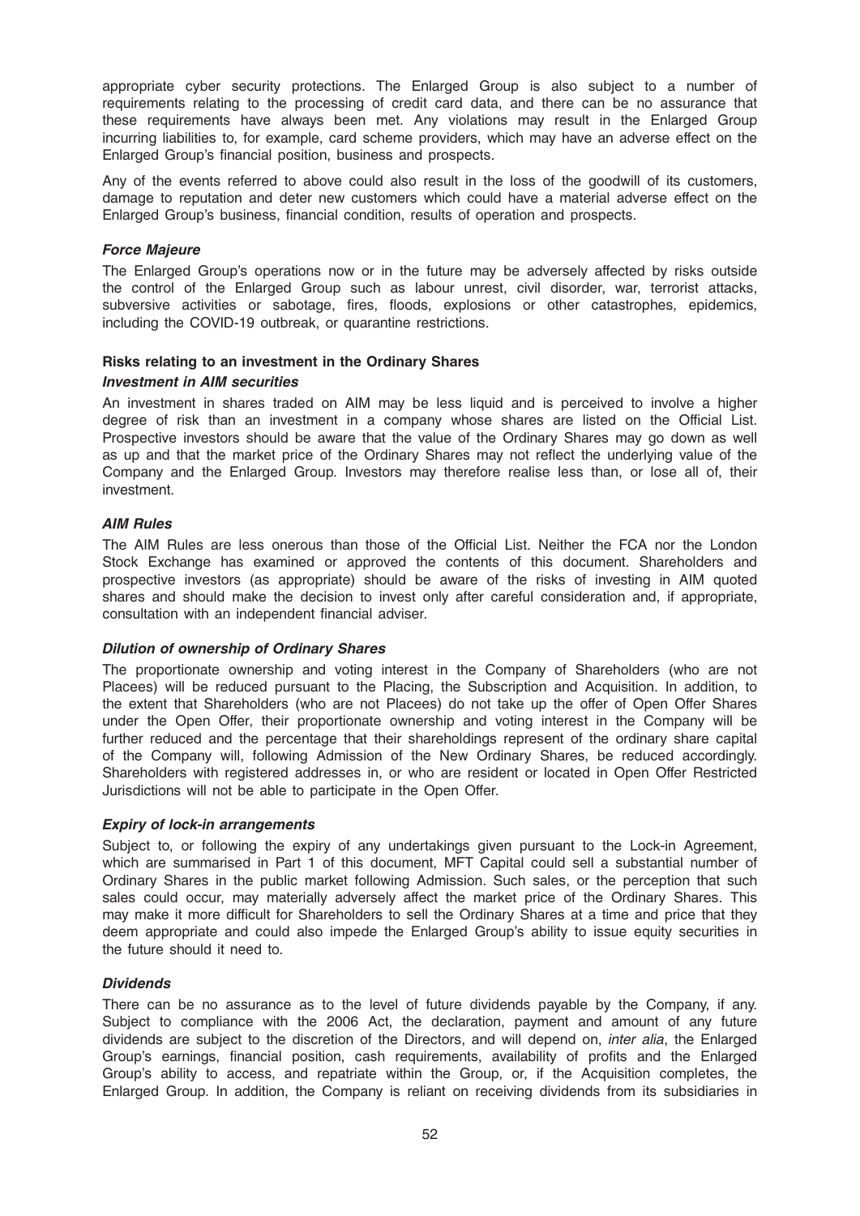appropriate cyber security protections. The Enlarged Group is also subject to a number of requirements relating to the processing of credit card data, and there can be no assurance that these requirements have always been met. Any violations may result in the Enlarged Group incurring liabilities to, for example, card scheme providers, which may have an adverse effect on the Enlarged Group's financial position, business and prospects.

Any of the events referred to above could also result in the loss of the goodwill of its customers, damage to reputation and deter new customers which could have a material adverse effect on the Enlarged Group's business, financial condition, results of operation and prospects.

***Force Majeure***

The Enlarged Group's operations now or in the future may be adversely affected by risks outside the control of the Enlarged Group such as labour unrest, civil disorder, war, terrorist attacks, subversive activities or sabotage, fires, floods, explosions or other catastrophes, epidemics, including the COVID-19 outbreak, or quarantine restrictions.

**Risks relating to an investment in the Ordinary Shares**

***Investment in AIM securities***

An investment in shares traded on AIM may be less liquid and is perceived to involve a higher degree of risk than an investment in a company whose shares are listed on the Official List. Prospective investors should be aware that the value of the Ordinary Shares may go down as well as up and that the market price of the Ordinary Shares may not reflect the underlying value of the Company and the Enlarged Group. Investors may therefore realise less than, or lose all of, their investment.

***AIM Rules***

The AIM Rules are less onerous than those of the Official List. Neither the FCA nor the London Stock Exchange has examined or approved the contents of this document. Shareholders and prospective investors (as appropriate) should be aware of the risks of investing in AIM quoted shares and should make the decision to invest only after careful consideration and, if appropriate, consultation with an independent financial adviser.

***Dilution of ownership of Ordinary Shares***

The proportionate ownership and voting interest in the Company of Shareholders (who are not Placees) will be reduced pursuant to the Placing, the Subscription and Acquisition. In addition, to the extent that Shareholders (who are not Placees) do not take up the offer of Open Offer Shares under the Open Offer, their proportionate ownership and voting interest in the Company will be further reduced and the percentage that their shareholdings represent of the ordinary share capital of the Company will, following Admission of the New Ordinary Shares, be reduced accordingly. Shareholders with registered addresses in, or who are resident or located in Open Offer Restricted Jurisdictions will not be able to participate in the Open Offer.

***Expiry of lock-in arrangements***

Subject to, or following the expiry of any undertakings given pursuant to the Lock-in Agreement, which are summarised in Part 1 of this document, MFT Capital could sell a substantial number of Ordinary Shares in the public market following Admission. Such sales, or the perception that such sales could occur, may materially adversely affect the market price of the Ordinary Shares. This may make it more difficult for Shareholders to sell the Ordinary Shares at a time and price that they deem appropriate and could also impede the Enlarged Group's ability to issue equity securities in the future should it need to.

***Dividends***

There can be no assurance as to the level of future dividends payable by the Company, if any. Subject to compliance with the 2006 Act, the declaration, payment and amount of any future dividends are subject to the discretion of the Directors, and will depend on, *inter alia*, the Enlarged Group's earnings, financial position, cash requirements, availability of profits and the Enlarged Group's ability to access, and repatriate within the Group, or, if the Acquisition completes, the Enlarged Group. In addition, the Company is reliant on receiving dividends from its subsidiaries in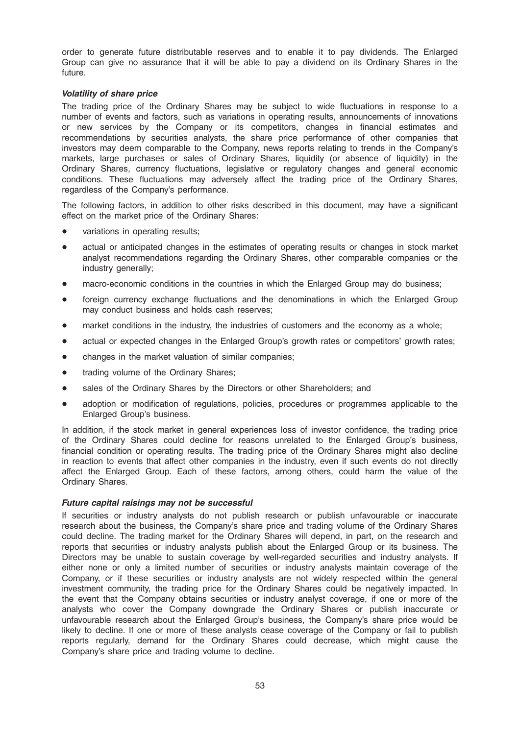order to generate future distributable reserves and to enable it to pay dividends. The Enlarged Group can give no assurance that it will be able to pay a dividend on its Ordinary Shares in the future.

***Volatility of share price***

The trading price of the Ordinary Shares may be subject to wide fluctuations in response to a number of events and factors, such as variations in operating results, announcements of innovations or new services by the Company or its competitors, changes in financial estimates and recommendations by securities analysts, the share price performance of other companies that investors may deem comparable to the Company, news reports relating to trends in the Company's markets, large purchases or sales of Ordinary Shares, liquidity (or absence of liquidity) in the Ordinary Shares, currency fluctuations, legislative or regulatory changes and general economic conditions. These fluctuations may adversely affect the trading price of the Ordinary Shares, regardless of the Company's performance.

The following factors, in addition to other risks described in this document, may have a significant effect on the market price of the Ordinary Shares:

- variations in operating results;
- actual or anticipated changes in the estimates of operating results or changes in stock market analyst recommendations regarding the Ordinary Shares, other comparable companies or the industry generally;
- macro-economic conditions in the countries in which the Enlarged Group may do business;
- foreign currency exchange fluctuations and the denominations in which the Enlarged Group may conduct business and holds cash reserves;
- market conditions in the industry, the industries of customers and the economy as a whole;
- actual or expected changes in the Enlarged Group's growth rates or competitors' growth rates;
- changes in the market valuation of similar companies;
- trading volume of the Ordinary Shares;
- sales of the Ordinary Shares by the Directors or other Shareholders; and
- adoption or modification of regulations, policies, procedures or programmes applicable to the Enlarged Group's business.

In addition, if the stock market in general experiences loss of investor confidence, the trading price of the Ordinary Shares could decline for reasons unrelated to the Enlarged Group's business, financial condition or operating results. The trading price of the Ordinary Shares might also decline in reaction to events that affect other companies in the industry, even if such events do not directly affect the Enlarged Group. Each of these factors, among others, could harm the value of the Ordinary Shares.

***Future capital raisings may not be successful***

If securities or industry analysts do not publish research or publish unfavourable or inaccurate research about the business, the Company's share price and trading volume of the Ordinary Shares could decline. The trading market for the Ordinary Shares will depend, in part, on the research and reports that securities or industry analysts publish about the Enlarged Group or its business. The Directors may be unable to sustain coverage by well-regarded securities and industry analysts. If either none or only a limited number of securities or industry analysts maintain coverage of the Company, or if these securities or industry analysts are not widely respected within the general investment community, the trading price for the Ordinary Shares could be negatively impacted. In the event that the Company obtains securities or industry analyst coverage, if one or more of the analysts who cover the Company downgrade the Ordinary Shares or publish inaccurate or unfavourable research about the Enlarged Group's business, the Company's share price would be likely to decline. If one or more of these analysts cease coverage of the Company or fail to publish reports regularly, demand for the Ordinary Shares could decrease, which might cause the Company's share price and trading volume to decline.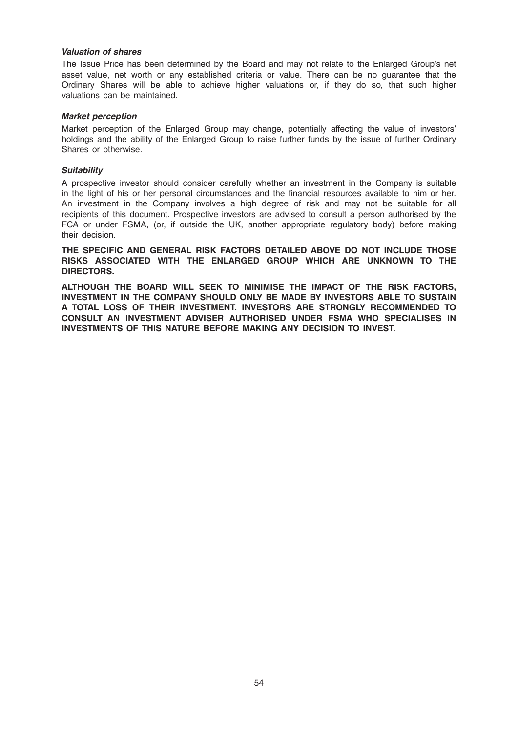***Valuation of shares***

The Issue Price has been determined by the Board and may not relate to the Enlarged Group's net asset value, net worth or any established criteria or value. There can be no guarantee that the Ordinary Shares will be able to achieve higher valuations or, if they do so, that such higher valuations can be maintained.

***Market perception***

Market perception of the Enlarged Group may change, potentially affecting the value of investors' holdings and the ability of the Enlarged Group to raise further funds by the issue of further Ordinary Shares or otherwise.

***Suitability***

A prospective investor should consider carefully whether an investment in the Company is suitable in the light of his or her personal circumstances and the financial resources available to him or her. An investment in the Company involves a high degree of risk and may not be suitable for all recipients of this document. Prospective investors are advised to consult a person authorised by the FCA or under FSMA, (or, if outside the UK, another appropriate regulatory body) before making their decision.

**THE SPECIFIC AND GENERAL RISK FACTORS DETAILED ABOVE DO NOT INCLUDE THOSE RISKS ASSOCIATED WITH THE ENLARGED GROUP WHICH ARE UNKNOWN TO THE DIRECTORS.**

**ALTHOUGH THE BOARD WILL SEEK TO MINIMISE THE IMPACT OF THE RISK FACTORS, INVESTMENT IN THE COMPANY SHOULD ONLY BE MADE BY INVESTORS ABLE TO SUSTAIN A TOTAL LOSS OF THEIR INVESTMENT. INVESTORS ARE STRONGLY RECOMMENDED TO CONSULT AN INVESTMENT ADVISER AUTHORISED UNDER FSMA WHO SPECIALISES IN INVESTMENTS OF THIS NATURE BEFORE MAKING ANY DECISION TO INVEST.**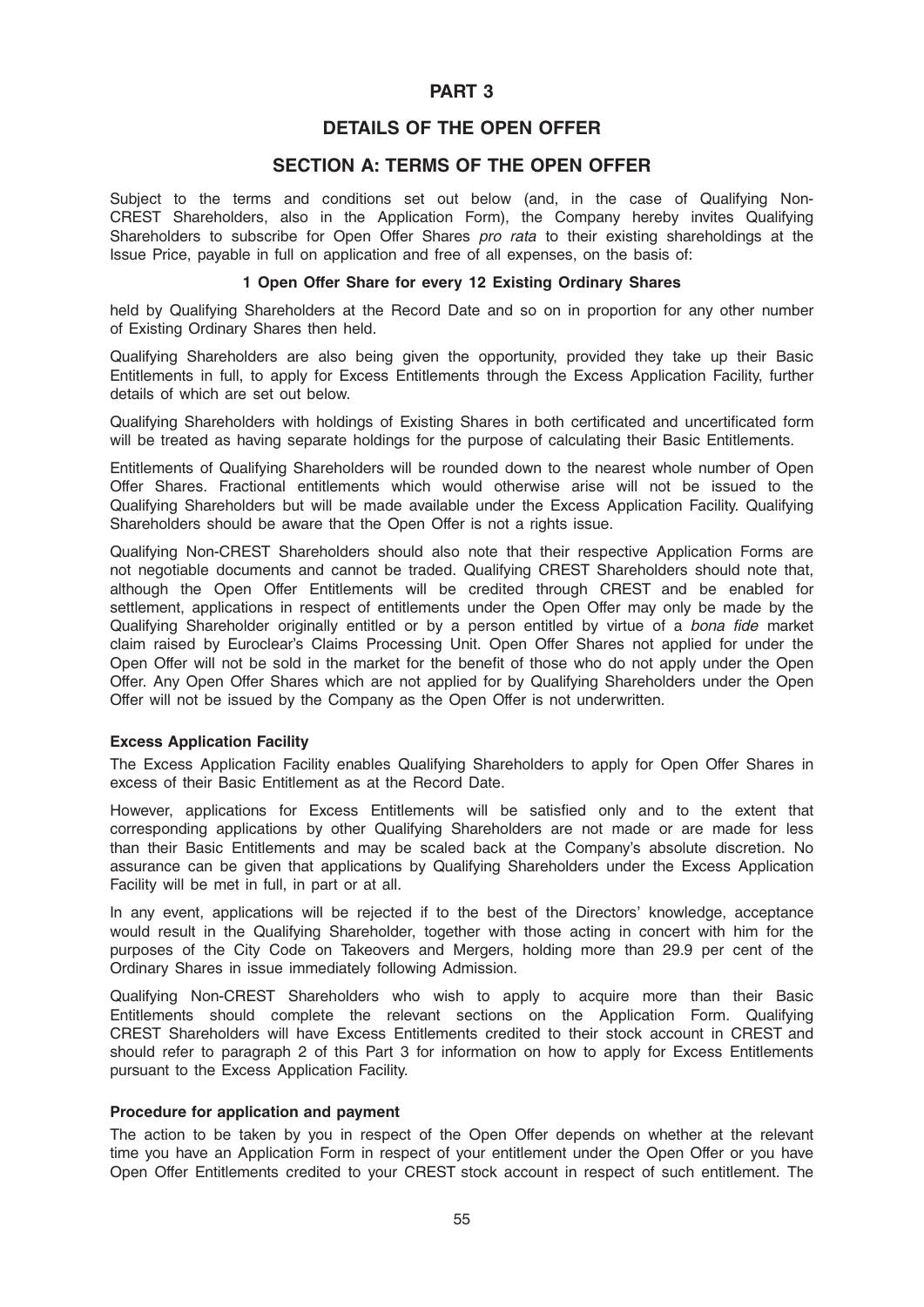# PART 3

## DETAILS OF THE OPEN OFFER

## SECTION A: TERMS OF THE OPEN OFFER

Subject to the terms and conditions set out below (and, in the case of Qualifying Non-CREST Shareholders, also in the Application Form), the Company hereby invites Qualifying Shareholders to subscribe for Open Offer Shares *pro rata* to their existing shareholdings at the Issue Price, payable in full on application and free of all expenses, on the basis of:

**1 Open Offer Share for every 12 Existing Ordinary Shares**

held by Qualifying Shareholders at the Record Date and so on in proportion for any other number of Existing Ordinary Shares then held.

Qualifying Shareholders are also being given the opportunity, provided they take up their Basic Entitlements in full, to apply for Excess Entitlements through the Excess Application Facility, further details of which are set out below.

Qualifying Shareholders with holdings of Existing Shares in both certificated and uncertificated form will be treated as having separate holdings for the purpose of calculating their Basic Entitlements.

Entitlements of Qualifying Shareholders will be rounded down to the nearest whole number of Open Offer Shares. Fractional entitlements which would otherwise arise will not be issued to the Qualifying Shareholders but will be made available under the Excess Application Facility. Qualifying Shareholders should be aware that the Open Offer is not a rights issue.

Qualifying Non-CREST Shareholders should also note that their respective Application Forms are not negotiable documents and cannot be traded. Qualifying CREST Shareholders should note that, although the Open Offer Entitlements will be credited through CREST and be enabled for settlement, applications in respect of entitlements under the Open Offer may only be made by the Qualifying Shareholder originally entitled or by a person entitled by virtue of a *bona fide* market claim raised by Euroclear's Claims Processing Unit. Open Offer Shares not applied for under the Open Offer will not be sold in the market for the benefit of those who do not apply under the Open Offer. Any Open Offer Shares which are not applied for by Qualifying Shareholders under the Open Offer will not be issued by the Company as the Open Offer is not underwritten.

### Excess Application Facility

The Excess Application Facility enables Qualifying Shareholders to apply for Open Offer Shares in excess of their Basic Entitlement as at the Record Date.

However, applications for Excess Entitlements will be satisfied only and to the extent that corresponding applications by other Qualifying Shareholders are not made or are made for less than their Basic Entitlements and may be scaled back at the Company's absolute discretion. No assurance can be given that applications by Qualifying Shareholders under the Excess Application Facility will be met in full, in part or at all.

In any event, applications will be rejected if to the best of the Directors' knowledge, acceptance would result in the Qualifying Shareholder, together with those acting in concert with him for the purposes of the City Code on Takeovers and Mergers, holding more than 29.9 per cent of the Ordinary Shares in issue immediately following Admission.

Qualifying Non-CREST Shareholders who wish to apply to acquire more than their Basic Entitlements should complete the relevant sections on the Application Form. Qualifying CREST Shareholders will have Excess Entitlements credited to their stock account in CREST and should refer to paragraph 2 of this Part 3 for information on how to apply for Excess Entitlements pursuant to the Excess Application Facility.

### Procedure for application and payment

The action to be taken by you in respect of the Open Offer depends on whether at the relevant time you have an Application Form in respect of your entitlement under the Open Offer or you have Open Offer Entitlements credited to your CREST stock account in respect of such entitlement. The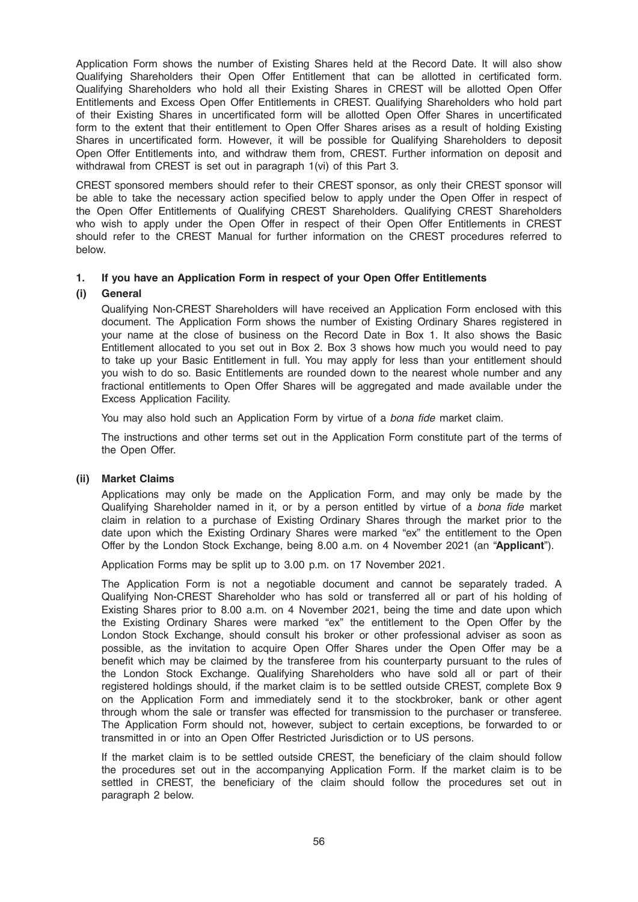Application Form shows the number of Existing Shares held at the Record Date. It will also show Qualifying Shareholders their Open Offer Entitlement that can be allotted in certificated form. Qualifying Shareholders who hold all their Existing Shares in CREST will be allotted Open Offer Entitlements and Excess Open Offer Entitlements in CREST. Qualifying Shareholders who hold part of their Existing Shares in uncertificated form will be allotted Open Offer Shares in uncertificated form to the extent that their entitlement to Open Offer Shares arises as a result of holding Existing Shares in uncertificated form. However, it will be possible for Qualifying Shareholders to deposit Open Offer Entitlements into, and withdraw them from, CREST. Further information on deposit and withdrawal from CREST is set out in paragraph 1(vi) of this Part 3.

CREST sponsored members should refer to their CREST sponsor, as only their CREST sponsor will be able to take the necessary action specified below to apply under the Open Offer in respect of the Open Offer Entitlements of Qualifying CREST Shareholders. Qualifying CREST Shareholders who wish to apply under the Open Offer in respect of their Open Offer Entitlements in CREST should refer to the CREST Manual for further information on the CREST procedures referred to below.

## 1. If you have an Application Form in respect of your Open Offer Entitlements

### (i) General

Qualifying Non-CREST Shareholders will have received an Application Form enclosed with this document. The Application Form shows the number of Existing Ordinary Shares registered in your name at the close of business on the Record Date in Box 1. It also shows the Basic Entitlement allocated to you set out in Box 2. Box 3 shows how much you would need to pay to take up your Basic Entitlement in full. You may apply for less than your entitlement should you wish to do so. Basic Entitlements are rounded down to the nearest whole number and any fractional entitlements to Open Offer Shares will be aggregated and made available under the Excess Application Facility.

You may also hold such an Application Form by virtue of a *bona fide* market claim.

The instructions and other terms set out in the Application Form constitute part of the terms of the Open Offer.

### (ii) Market Claims

Applications may only be made on the Application Form, and may only be made by the Qualifying Shareholder named in it, or by a person entitled by virtue of a *bona fide* market claim in relation to a purchase of Existing Ordinary Shares through the market prior to the date upon which the Existing Ordinary Shares were marked "ex" the entitlement to the Open Offer by the London Stock Exchange, being 8.00 a.m. on 4 November 2021 (an "**Applicant**").

Application Forms may be split up to 3.00 p.m. on 17 November 2021.

The Application Form is not a negotiable document and cannot be separately traded. A Qualifying Non-CREST Shareholder who has sold or transferred all or part of his holding of Existing Shares prior to 8.00 a.m. on 4 November 2021, being the time and date upon which the Existing Ordinary Shares were marked "ex" the entitlement to the Open Offer by the London Stock Exchange, should consult his broker or other professional adviser as soon as possible, as the invitation to acquire Open Offer Shares under the Open Offer may be a benefit which may be claimed by the transferee from his counterparty pursuant to the rules of the London Stock Exchange. Qualifying Shareholders who have sold all or part of their registered holdings should, if the market claim is to be settled outside CREST, complete Box 9 on the Application Form and immediately send it to the stockbroker, bank or other agent through whom the sale or transfer was effected for transmission to the purchaser or transferee. The Application Form should not, however, subject to certain exceptions, be forwarded to or transmitted in or into an Open Offer Restricted Jurisdiction or to US persons.

If the market claim is to be settled outside CREST, the beneficiary of the claim should follow the procedures set out in the accompanying Application Form. If the market claim is to be settled in CREST, the beneficiary of the claim should follow the procedures set out in paragraph 2 below.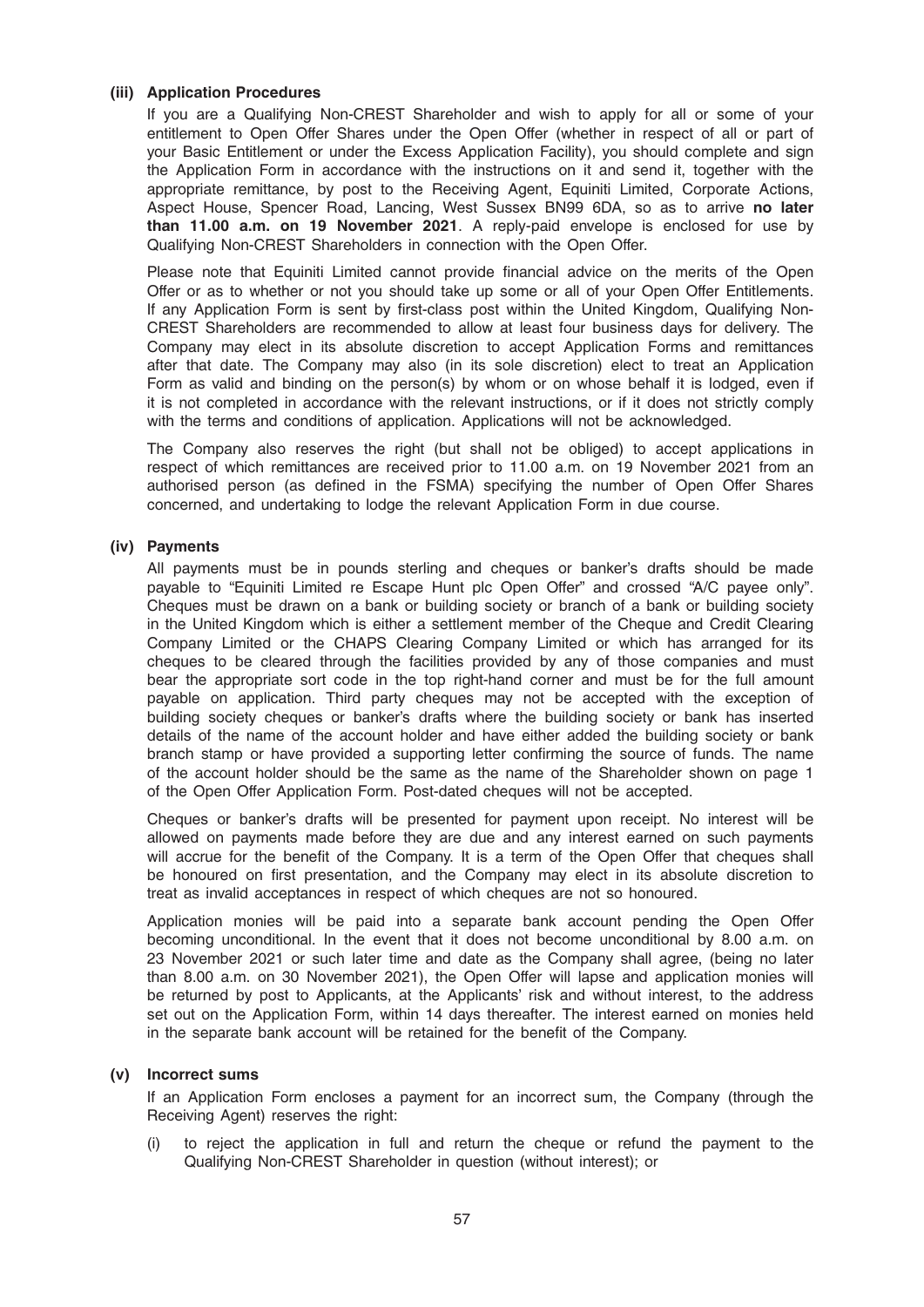#### (iii) Application Procedures

If you are a Qualifying Non-CREST Shareholder and wish to apply for all or some of your entitlement to Open Offer Shares under the Open Offer (whether in respect of all or part of your Basic Entitlement or under the Excess Application Facility), you should complete and sign the Application Form in accordance with the instructions on it and send it, together with the appropriate remittance, by post to the Receiving Agent, Equiniti Limited, Corporate Actions, Aspect House, Spencer Road, Lancing, West Sussex BN99 6DA, so as to arrive **no later than 11.00 a.m. on 19 November 2021**. A reply-paid envelope is enclosed for use by Qualifying Non-CREST Shareholders in connection with the Open Offer.

Please note that Equiniti Limited cannot provide financial advice on the merits of the Open Offer or as to whether or not you should take up some or all of your Open Offer Entitlements. If any Application Form is sent by first-class post within the United Kingdom, Qualifying Non-CREST Shareholders are recommended to allow at least four business days for delivery. The Company may elect in its absolute discretion to accept Application Forms and remittances after that date. The Company may also (in its sole discretion) elect to treat an Application Form as valid and binding on the person(s) by whom or on whose behalf it is lodged, even if it is not completed in accordance with the relevant instructions, or if it does not strictly comply with the terms and conditions of application. Applications will not be acknowledged.

The Company also reserves the right (but shall not be obliged) to accept applications in respect of which remittances are received prior to 11.00 a.m. on 19 November 2021 from an authorised person (as defined in the FSMA) specifying the number of Open Offer Shares concerned, and undertaking to lodge the relevant Application Form in due course.

#### (iv) Payments

All payments must be in pounds sterling and cheques or banker's drafts should be made payable to "Equiniti Limited re Escape Hunt plc Open Offer" and crossed "A/C payee only". Cheques must be drawn on a bank or building society or branch of a bank or building society in the United Kingdom which is either a settlement member of the Cheque and Credit Clearing Company Limited or the CHAPS Clearing Company Limited or which has arranged for its cheques to be cleared through the facilities provided by any of those companies and must bear the appropriate sort code in the top right-hand corner and must be for the full amount payable on application. Third party cheques may not be accepted with the exception of building society cheques or banker's drafts where the building society or bank has inserted details of the name of the account holder and have either added the building society or bank branch stamp or have provided a supporting letter confirming the source of funds. The name of the account holder should be the same as the name of the Shareholder shown on page 1 of the Open Offer Application Form. Post-dated cheques will not be accepted.

Cheques or banker's drafts will be presented for payment upon receipt. No interest will be allowed on payments made before they are due and any interest earned on such payments will accrue for the benefit of the Company. It is a term of the Open Offer that cheques shall be honoured on first presentation, and the Company may elect in its absolute discretion to treat as invalid acceptances in respect of which cheques are not so honoured.

Application monies will be paid into a separate bank account pending the Open Offer becoming unconditional. In the event that it does not become unconditional by 8.00 a.m. on 23 November 2021 or such later time and date as the Company shall agree, (being no later than 8.00 a.m. on 30 November 2021), the Open Offer will lapse and application monies will be returned by post to Applicants, at the Applicants' risk and without interest, to the address set out on the Application Form, within 14 days thereafter. The interest earned on monies held in the separate bank account will be retained for the benefit of the Company.

#### (v) Incorrect sums

If an Application Form encloses a payment for an incorrect sum, the Company (through the Receiving Agent) reserves the right:

(i) to reject the application in full and return the cheque or refund the payment to the Qualifying Non-CREST Shareholder in question (without interest); or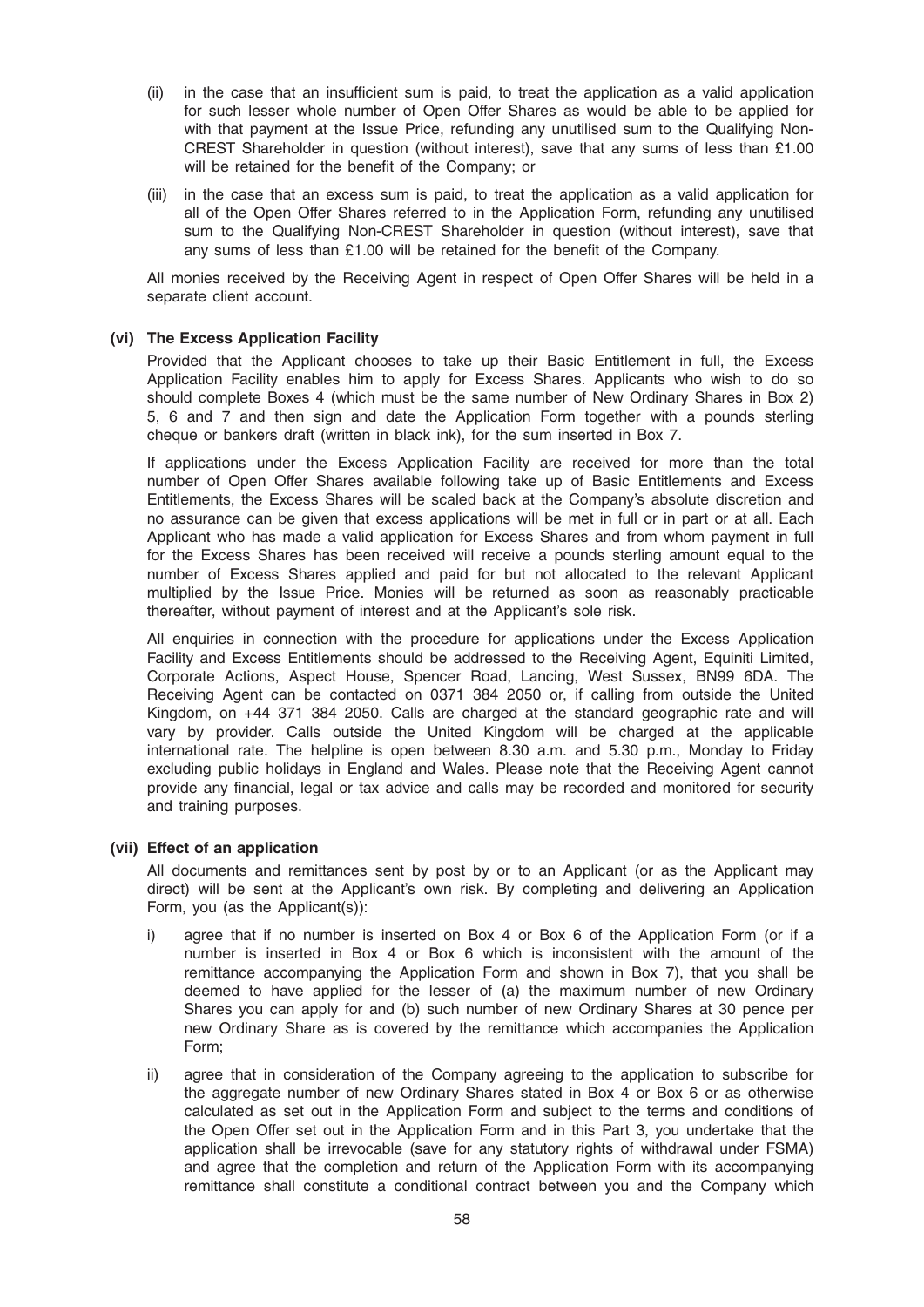(ii) in the case that an insufficient sum is paid, to treat the application as a valid application for such lesser whole number of Open Offer Shares as would be able to be applied for with that payment at the Issue Price, refunding any unutilised sum to the Qualifying Non-CREST Shareholder in question (without interest), save that any sums of less than £1.00 will be retained for the benefit of the Company; or

(iii) in the case that an excess sum is paid, to treat the application as a valid application for all of the Open Offer Shares referred to in the Application Form, refunding any unutilised sum to the Qualifying Non-CREST Shareholder in question (without interest), save that any sums of less than £1.00 will be retained for the benefit of the Company.

All monies received by the Receiving Agent in respect of Open Offer Shares will be held in a separate client account.

**(vi) The Excess Application Facility**

Provided that the Applicant chooses to take up their Basic Entitlement in full, the Excess Application Facility enables him to apply for Excess Shares. Applicants who wish to do so should complete Boxes 4 (which must be the same number of New Ordinary Shares in Box 2) 5, 6 and 7 and then sign and date the Application Form together with a pounds sterling cheque or bankers draft (written in black ink), for the sum inserted in Box 7.

If applications under the Excess Application Facility are received for more than the total number of Open Offer Shares available following take up of Basic Entitlements and Excess Entitlements, the Excess Shares will be scaled back at the Company's absolute discretion and no assurance can be given that excess applications will be met in full or in part or at all. Each Applicant who has made a valid application for Excess Shares and from whom payment in full for the Excess Shares has been received will receive a pounds sterling amount equal to the number of Excess Shares applied and paid for but not allocated to the relevant Applicant multiplied by the Issue Price. Monies will be returned as soon as reasonably practicable thereafter, without payment of interest and at the Applicant's sole risk.

All enquiries in connection with the procedure for applications under the Excess Application Facility and Excess Entitlements should be addressed to the Receiving Agent, Equiniti Limited, Corporate Actions, Aspect House, Spencer Road, Lancing, West Sussex, BN99 6DA. The Receiving Agent can be contacted on 0371 384 2050 or, if calling from outside the United Kingdom, on +44 371 384 2050. Calls are charged at the standard geographic rate and will vary by provider. Calls outside the United Kingdom will be charged at the applicable international rate. The helpline is open between 8.30 a.m. and 5.30 p.m., Monday to Friday excluding public holidays in England and Wales. Please note that the Receiving Agent cannot provide any financial, legal or tax advice and calls may be recorded and monitored for security and training purposes.

**(vii) Effect of an application**

All documents and remittances sent by post by or to an Applicant (or as the Applicant may direct) will be sent at the Applicant's own risk. By completing and delivering an Application Form, you (as the Applicant(s)):

i) agree that if no number is inserted on Box 4 or Box 6 of the Application Form (or if a number is inserted in Box 4 or Box 6 which is inconsistent with the amount of the remittance accompanying the Application Form and shown in Box 7), that you shall be deemed to have applied for the lesser of (a) the maximum number of new Ordinary Shares you can apply for and (b) such number of new Ordinary Shares at 30 pence per new Ordinary Share as is covered by the remittance which accompanies the Application Form;

ii) agree that in consideration of the Company agreeing to the application to subscribe for the aggregate number of new Ordinary Shares stated in Box 4 or Box 6 or as otherwise calculated as set out in the Application Form and subject to the terms and conditions of the Open Offer set out in the Application Form and in this Part 3, you undertake that the application shall be irrevocable (save for any statutory rights of withdrawal under FSMA) and agree that the completion and return of the Application Form with its accompanying remittance shall constitute a conditional contract between you and the Company which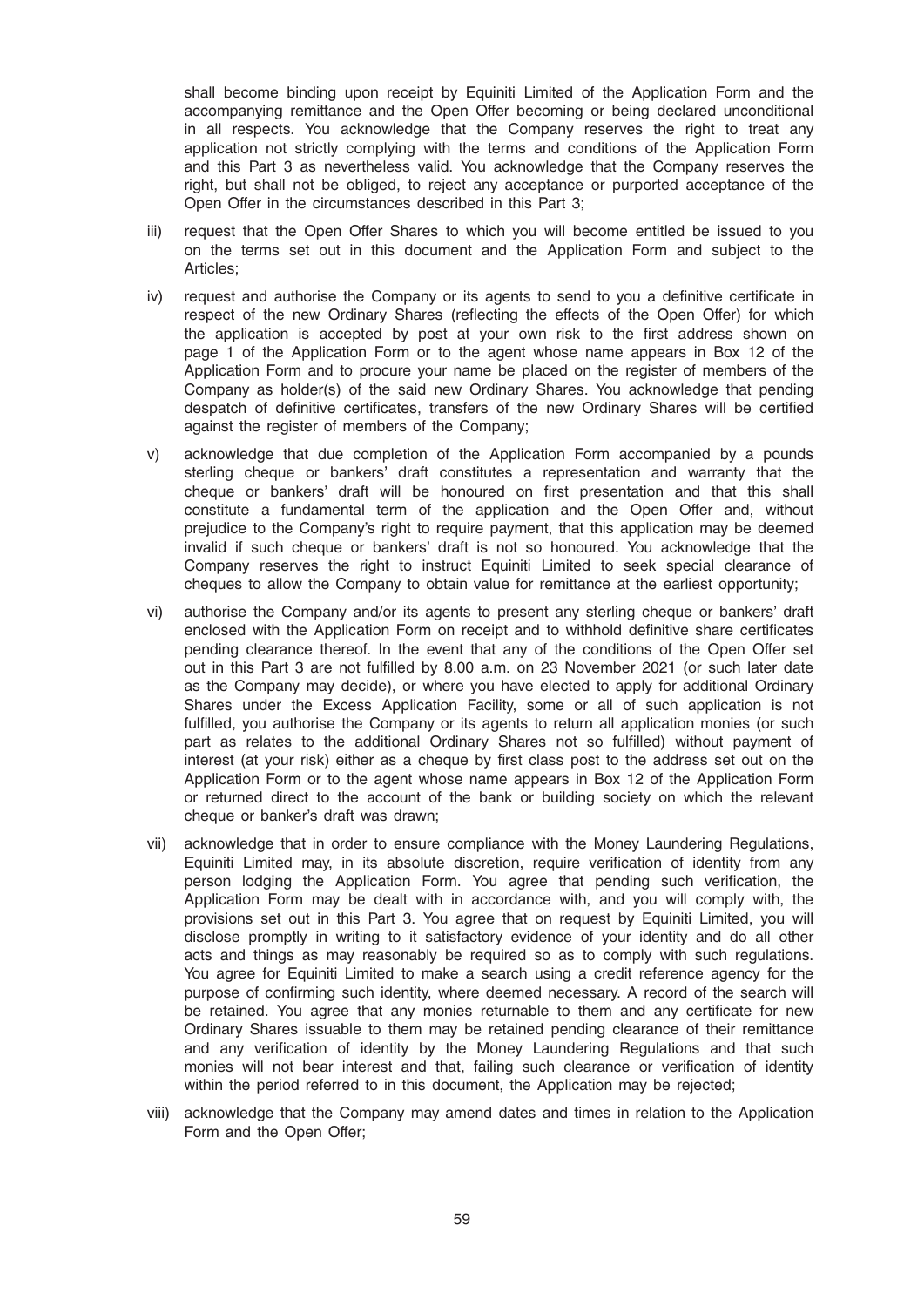shall become binding upon receipt by Equiniti Limited of the Application Form and the accompanying remittance and the Open Offer becoming or being declared unconditional in all respects. You acknowledge that the Company reserves the right to treat any application not strictly complying with the terms and conditions of the Application Form and this Part 3 as nevertheless valid. You acknowledge that the Company reserves the right, but shall not be obliged, to reject any acceptance or purported acceptance of the Open Offer in the circumstances described in this Part 3;

iii) request that the Open Offer Shares to which you will become entitled be issued to you on the terms set out in this document and the Application Form and subject to the Articles;

iv) request and authorise the Company or its agents to send to you a definitive certificate in respect of the new Ordinary Shares (reflecting the effects of the Open Offer) for which the application is accepted by post at your own risk to the first address shown on page 1 of the Application Form or to the agent whose name appears in Box 12 of the Application Form and to procure your name be placed on the register of members of the Company as holder(s) of the said new Ordinary Shares. You acknowledge that pending despatch of definitive certificates, transfers of the new Ordinary Shares will be certified against the register of members of the Company;

v) acknowledge that due completion of the Application Form accompanied by a pounds sterling cheque or bankers' draft constitutes a representation and warranty that the cheque or bankers' draft will be honoured on first presentation and that this shall constitute a fundamental term of the application and the Open Offer and, without prejudice to the Company's right to require payment, that this application may be deemed invalid if such cheque or bankers' draft is not so honoured. You acknowledge that the Company reserves the right to instruct Equiniti Limited to seek special clearance of cheques to allow the Company to obtain value for remittance at the earliest opportunity;

vi) authorise the Company and/or its agents to present any sterling cheque or bankers' draft enclosed with the Application Form on receipt and to withhold definitive share certificates pending clearance thereof. In the event that any of the conditions of the Open Offer set out in this Part 3 are not fulfilled by 8.00 a.m. on 23 November 2021 (or such later date as the Company may decide), or where you have elected to apply for additional Ordinary Shares under the Excess Application Facility, some or all of such application is not fulfilled, you authorise the Company or its agents to return all application monies (or such part as relates to the additional Ordinary Shares not so fulfilled) without payment of interest (at your risk) either as a cheque by first class post to the address set out on the Application Form or to the agent whose name appears in Box 12 of the Application Form or returned direct to the account of the bank or building society on which the relevant cheque or banker's draft was drawn;

vii) acknowledge that in order to ensure compliance with the Money Laundering Regulations, Equiniti Limited may, in its absolute discretion, require verification of identity from any person lodging the Application Form. You agree that pending such verification, the Application Form may be dealt with in accordance with, and you will comply with, the provisions set out in this Part 3. You agree that on request by Equiniti Limited, you will disclose promptly in writing to it satisfactory evidence of your identity and do all other acts and things as may reasonably be required so as to comply with such regulations. You agree for Equiniti Limited to make a search using a credit reference agency for the purpose of confirming such identity, where deemed necessary. A record of the search will be retained. You agree that any monies returnable to them and any certificate for new Ordinary Shares issuable to them may be retained pending clearance of their remittance and any verification of identity by the Money Laundering Regulations and that such monies will not bear interest and that, failing such clearance or verification of identity within the period referred to in this document, the Application may be rejected;

viii) acknowledge that the Company may amend dates and times in relation to the Application Form and the Open Offer;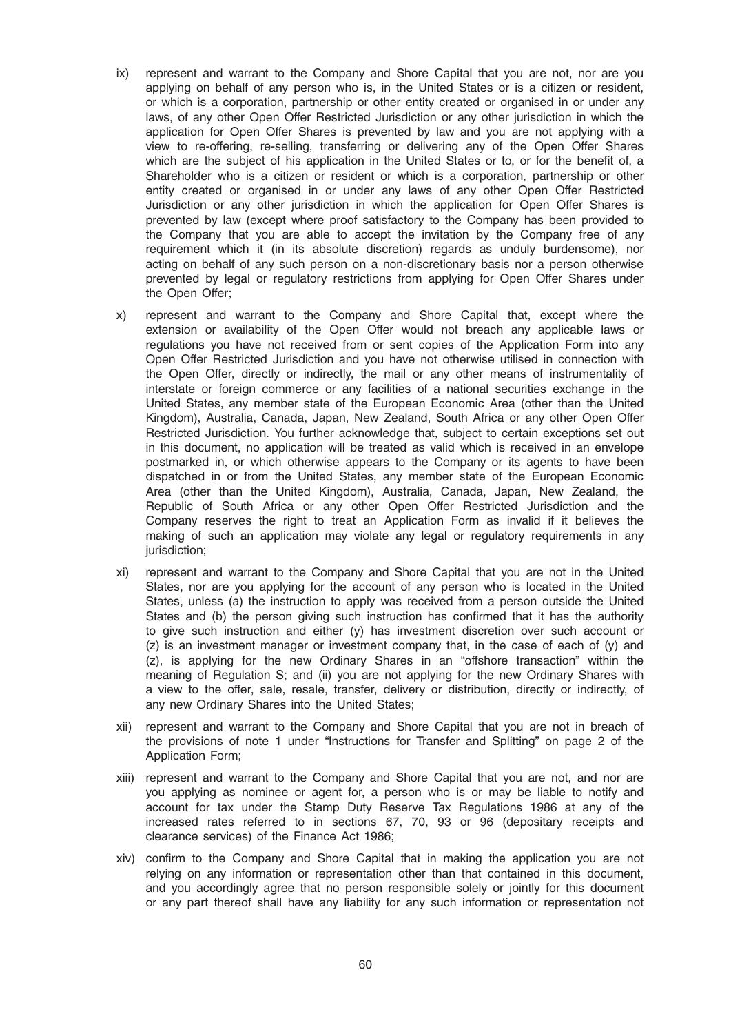ix) represent and warrant to the Company and Shore Capital that you are not, nor are you applying on behalf of any person who is, in the United States or is a citizen or resident, or which is a corporation, partnership or other entity created or organised in or under any laws, of any other Open Offer Restricted Jurisdiction or any other jurisdiction in which the application for Open Offer Shares is prevented by law and you are not applying with a view to re-offering, re-selling, transferring or delivering any of the Open Offer Shares which are the subject of his application in the United States or to, or for the benefit of, a Shareholder who is a citizen or resident or which is a corporation, partnership or other entity created or organised in or under any laws of any other Open Offer Restricted Jurisdiction or any other jurisdiction in which the application for Open Offer Shares is prevented by law (except where proof satisfactory to the Company has been provided to the Company that you are able to accept the invitation by the Company free of any requirement which it (in its absolute discretion) regards as unduly burdensome), nor acting on behalf of any such person on a non-discretionary basis nor a person otherwise prevented by legal or regulatory restrictions from applying for Open Offer Shares under the Open Offer;

x) represent and warrant to the Company and Shore Capital that, except where the extension or availability of the Open Offer would not breach any applicable laws or regulations you have not received from or sent copies of the Application Form into any Open Offer Restricted Jurisdiction and you have not otherwise utilised in connection with the Open Offer, directly or indirectly, the mail or any other means of instrumentality of interstate or foreign commerce or any facilities of a national securities exchange in the United States, any member state of the European Economic Area (other than the United Kingdom), Australia, Canada, Japan, New Zealand, South Africa or any other Open Offer Restricted Jurisdiction. You further acknowledge that, subject to certain exceptions set out in this document, no application will be treated as valid which is received in an envelope postmarked in, or which otherwise appears to the Company or its agents to have been dispatched in or from the United States, any member state of the European Economic Area (other than the United Kingdom), Australia, Canada, Japan, New Zealand, the Republic of South Africa or any other Open Offer Restricted Jurisdiction and the Company reserves the right to treat an Application Form as invalid if it believes the making of such an application may violate any legal or regulatory requirements in any jurisdiction;

xi) represent and warrant to the Company and Shore Capital that you are not in the United States, nor are you applying for the account of any person who is located in the United States, unless (a) the instruction to apply was received from a person outside the United States and (b) the person giving such instruction has confirmed that it has the authority to give such instruction and either (y) has investment discretion over such account or (z) is an investment manager or investment company that, in the case of each of (y) and (z), is applying for the new Ordinary Shares in an "offshore transaction" within the meaning of Regulation S; and (ii) you are not applying for the new Ordinary Shares with a view to the offer, sale, resale, transfer, delivery or distribution, directly or indirectly, of any new Ordinary Shares into the United States;

xii) represent and warrant to the Company and Shore Capital that you are not in breach of the provisions of note 1 under "Instructions for Transfer and Splitting" on page 2 of the Application Form;

xiii) represent and warrant to the Company and Shore Capital that you are not, and nor are you applying as nominee or agent for, a person who is or may be liable to notify and account for tax under the Stamp Duty Reserve Tax Regulations 1986 at any of the increased rates referred to in sections 67, 70, 93 or 96 (depositary receipts and clearance services) of the Finance Act 1986;

xiv) confirm to the Company and Shore Capital that in making the application you are not relying on any information or representation other than that contained in this document, and you accordingly agree that no person responsible solely or jointly for this document or any part thereof shall have any liability for any such information or representation not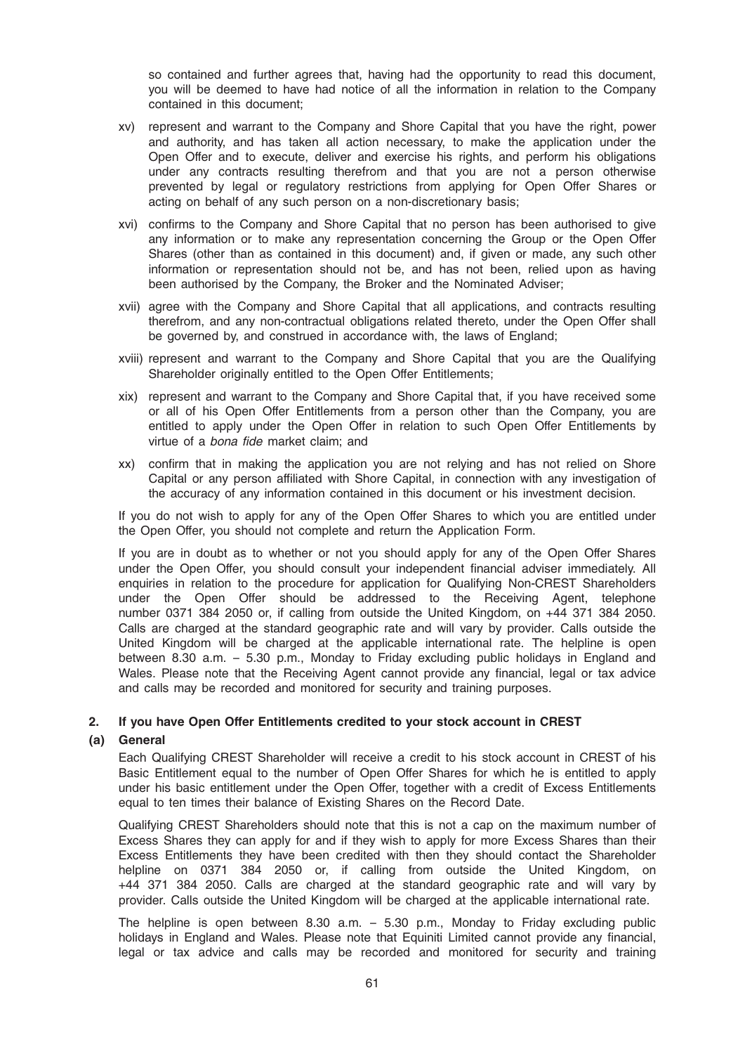so contained and further agrees that, having had the opportunity to read this document, you will be deemed to have had notice of all the information in relation to the Company contained in this document;

xv) represent and warrant to the Company and Shore Capital that you have the right, power and authority, and has taken all action necessary, to make the application under the Open Offer and to execute, deliver and exercise his rights, and perform his obligations under any contracts resulting therefrom and that you are not a person otherwise prevented by legal or regulatory restrictions from applying for Open Offer Shares or acting on behalf of any such person on a non-discretionary basis;

xvi) confirms to the Company and Shore Capital that no person has been authorised to give any information or to make any representation concerning the Group or the Open Offer Shares (other than as contained in this document) and, if given or made, any such other information or representation should not be, and has not been, relied upon as having been authorised by the Company, the Broker and the Nominated Adviser;

xvii) agree with the Company and Shore Capital that all applications, and contracts resulting therefrom, and any non-contractual obligations related thereto, under the Open Offer shall be governed by, and construed in accordance with, the laws of England;

xviii) represent and warrant to the Company and Shore Capital that you are the Qualifying Shareholder originally entitled to the Open Offer Entitlements;

xix) represent and warrant to the Company and Shore Capital that, if you have received some or all of his Open Offer Entitlements from a person other than the Company, you are entitled to apply under the Open Offer in relation to such Open Offer Entitlements by virtue of a *bona fide* market claim; and

xx) confirm that in making the application you are not relying and has not relied on Shore Capital or any person affiliated with Shore Capital, in connection with any investigation of the accuracy of any information contained in this document or his investment decision.

If you do not wish to apply for any of the Open Offer Shares to which you are entitled under the Open Offer, you should not complete and return the Application Form.

If you are in doubt as to whether or not you should apply for any of the Open Offer Shares under the Open Offer, you should consult your independent financial adviser immediately. All enquiries in relation to the procedure for application for Qualifying Non-CREST Shareholders under the Open Offer should be addressed to the Receiving Agent, telephone number 0371 384 2050 or, if calling from outside the United Kingdom, on +44 371 384 2050. Calls are charged at the standard geographic rate and will vary by provider. Calls outside the United Kingdom will be charged at the applicable international rate. The helpline is open between 8.30 a.m. – 5.30 p.m., Monday to Friday excluding public holidays in England and Wales. Please note that the Receiving Agent cannot provide any financial, legal or tax advice and calls may be recorded and monitored for security and training purposes.

## 2. If you have Open Offer Entitlements credited to your stock account in CREST

### (a) General

Each Qualifying CREST Shareholder will receive a credit to his stock account in CREST of his Basic Entitlement equal to the number of Open Offer Shares for which he is entitled to apply under his basic entitlement under the Open Offer, together with a credit of Excess Entitlements equal to ten times their balance of Existing Shares on the Record Date.

Qualifying CREST Shareholders should note that this is not a cap on the maximum number of Excess Shares they can apply for and if they wish to apply for more Excess Shares than their Excess Entitlements they have been credited with then they should contact the Shareholder helpline on 0371 384 2050 or, if calling from outside the United Kingdom, on +44 371 384 2050. Calls are charged at the standard geographic rate and will vary by provider. Calls outside the United Kingdom will be charged at the applicable international rate.

The helpline is open between 8.30 a.m. – 5.30 p.m., Monday to Friday excluding public holidays in England and Wales. Please note that Equiniti Limited cannot provide any financial, legal or tax advice and calls may be recorded and monitored for security and training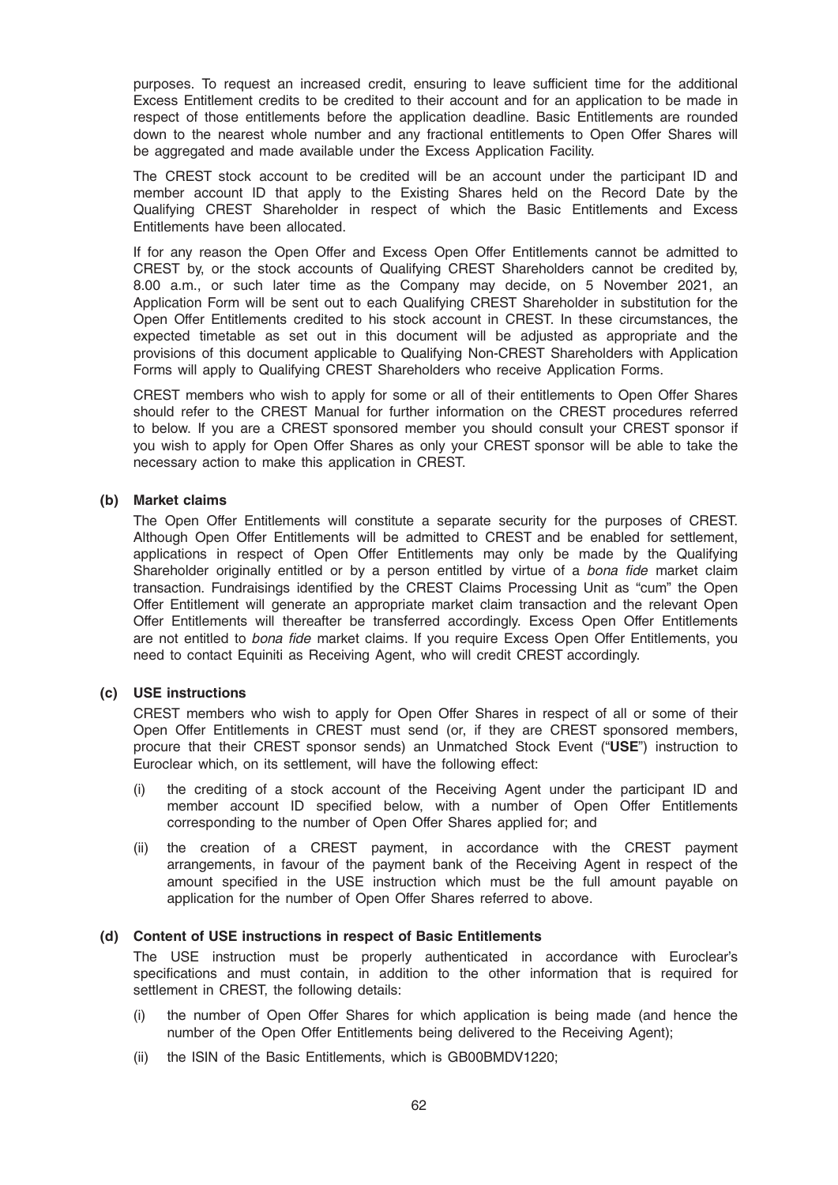purposes. To request an increased credit, ensuring to leave sufficient time for the additional Excess Entitlement credits to be credited to their account and for an application to be made in respect of those entitlements before the application deadline. Basic Entitlements are rounded down to the nearest whole number and any fractional entitlements to Open Offer Shares will be aggregated and made available under the Excess Application Facility.

The CREST stock account to be credited will be an account under the participant ID and member account ID that apply to the Existing Shares held on the Record Date by the Qualifying CREST Shareholder in respect of which the Basic Entitlements and Excess Entitlements have been allocated.

If for any reason the Open Offer and Excess Open Offer Entitlements cannot be admitted to CREST by, or the stock accounts of Qualifying CREST Shareholders cannot be credited by, 8.00 a.m., or such later time as the Company may decide, on 5 November 2021, an Application Form will be sent out to each Qualifying CREST Shareholder in substitution for the Open Offer Entitlements credited to his stock account in CREST. In these circumstances, the expected timetable as set out in this document will be adjusted as appropriate and the provisions of this document applicable to Qualifying Non-CREST Shareholders with Application Forms will apply to Qualifying CREST Shareholders who receive Application Forms.

CREST members who wish to apply for some or all of their entitlements to Open Offer Shares should refer to the CREST Manual for further information on the CREST procedures referred to below. If you are a CREST sponsored member you should consult your CREST sponsor if you wish to apply for Open Offer Shares as only your CREST sponsor will be able to take the necessary action to make this application in CREST.

**(b) Market claims**

The Open Offer Entitlements will constitute a separate security for the purposes of CREST. Although Open Offer Entitlements will be admitted to CREST and be enabled for settlement, applications in respect of Open Offer Entitlements may only be made by the Qualifying Shareholder originally entitled or by a person entitled by virtue of a *bona fide* market claim transaction. Fundraisings identified by the CREST Claims Processing Unit as "cum" the Open Offer Entitlement will generate an appropriate market claim transaction and the relevant Open Offer Entitlements will thereafter be transferred accordingly. Excess Open Offer Entitlements are not entitled to *bona fide* market claims. If you require Excess Open Offer Entitlements, you need to contact Equiniti as Receiving Agent, who will credit CREST accordingly.

**(c) USE instructions**

CREST members who wish to apply for Open Offer Shares in respect of all or some of their Open Offer Entitlements in CREST must send (or, if they are CREST sponsored members, procure that their CREST sponsor sends) an Unmatched Stock Event ("**USE**") instruction to Euroclear which, on its settlement, will have the following effect:

(i) the crediting of a stock account of the Receiving Agent under the participant ID and member account ID specified below, with a number of Open Offer Entitlements corresponding to the number of Open Offer Shares applied for; and

(ii) the creation of a CREST payment, in accordance with the CREST payment arrangements, in favour of the payment bank of the Receiving Agent in respect of the amount specified in the USE instruction which must be the full amount payable on application for the number of Open Offer Shares referred to above.

**(d) Content of USE instructions in respect of Basic Entitlements**

The USE instruction must be properly authenticated in accordance with Euroclear's specifications and must contain, in addition to the other information that is required for settlement in CREST, the following details:

(i) the number of Open Offer Shares for which application is being made (and hence the number of the Open Offer Entitlements being delivered to the Receiving Agent);

(ii) the ISIN of the Basic Entitlements, which is GB00BMDV1220;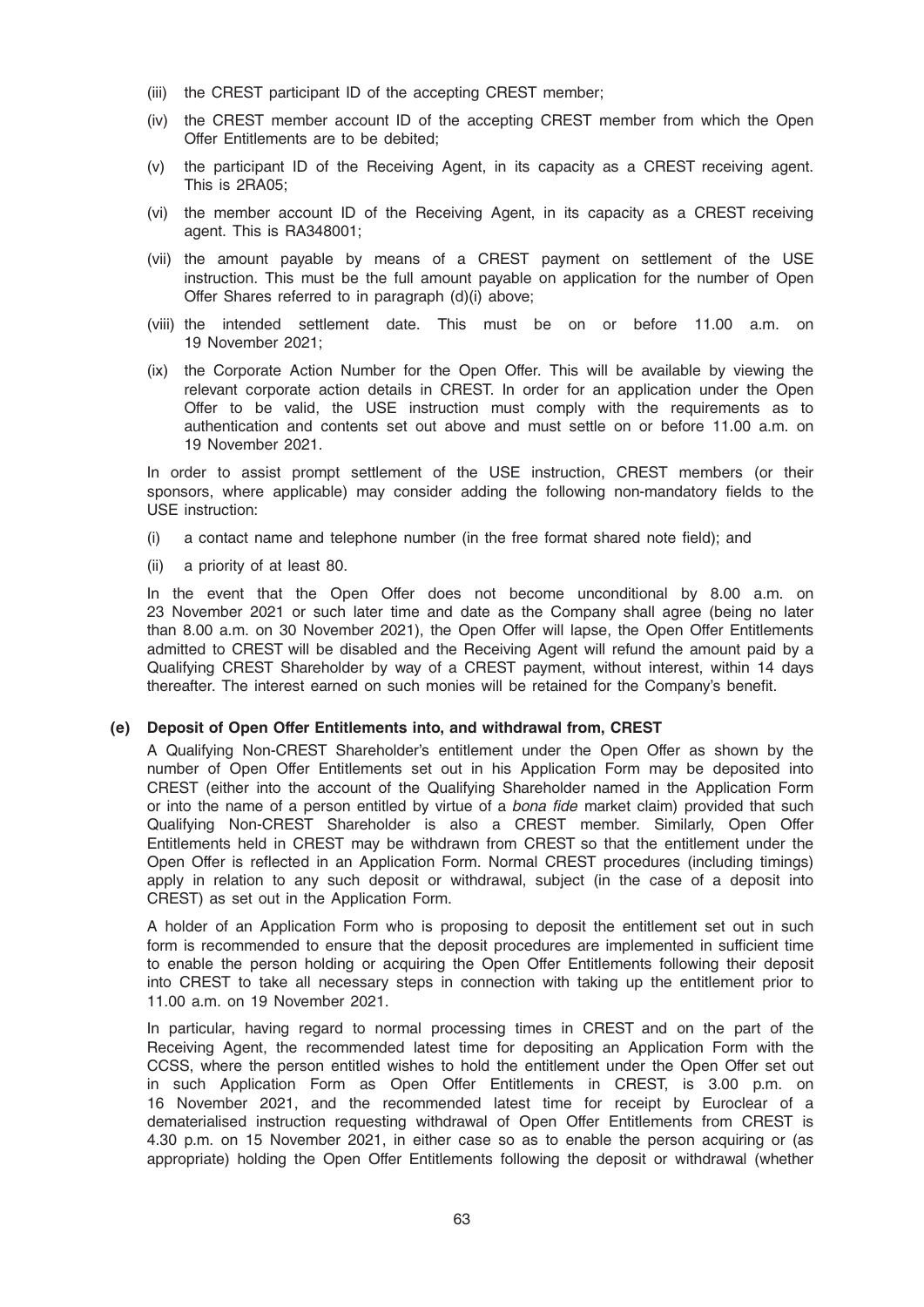(iii) the CREST participant ID of the accepting CREST member;

(iv) the CREST member account ID of the accepting CREST member from which the Open Offer Entitlements are to be debited;

(v) the participant ID of the Receiving Agent, in its capacity as a CREST receiving agent. This is 2RA05;

(vi) the member account ID of the Receiving Agent, in its capacity as a CREST receiving agent. This is RA348001;

(vii) the amount payable by means of a CREST payment on settlement of the USE instruction. This must be the full amount payable on application for the number of Open Offer Shares referred to in paragraph (d)(i) above;

(viii) the intended settlement date. This must be on or before 11.00 a.m. on 19 November 2021;

(ix) the Corporate Action Number for the Open Offer. This will be available by viewing the relevant corporate action details in CREST. In order for an application under the Open Offer to be valid, the USE instruction must comply with the requirements as to authentication and contents set out above and must settle on or before 11.00 a.m. on 19 November 2021.

In order to assist prompt settlement of the USE instruction, CREST members (or their sponsors, where applicable) may consider adding the following non-mandatory fields to the USE instruction:

(i) a contact name and telephone number (in the free format shared note field); and

(ii) a priority of at least 80.

In the event that the Open Offer does not become unconditional by 8.00 a.m. on 23 November 2021 or such later time and date as the Company shall agree (being no later than 8.00 a.m. on 30 November 2021), the Open Offer will lapse, the Open Offer Entitlements admitted to CREST will be disabled and the Receiving Agent will refund the amount paid by a Qualifying CREST Shareholder by way of a CREST payment, without interest, within 14 days thereafter. The interest earned on such monies will be retained for the Company's benefit.

**(e) Deposit of Open Offer Entitlements into, and withdrawal from, CREST**

A Qualifying Non-CREST Shareholder's entitlement under the Open Offer as shown by the number of Open Offer Entitlements set out in his Application Form may be deposited into CREST (either into the account of the Qualifying Shareholder named in the Application Form or into the name of a person entitled by virtue of a *bona fide* market claim) provided that such Qualifying Non-CREST Shareholder is also a CREST member. Similarly, Open Offer Entitlements held in CREST may be withdrawn from CREST so that the entitlement under the Open Offer is reflected in an Application Form. Normal CREST procedures (including timings) apply in relation to any such deposit or withdrawal, subject (in the case of a deposit into CREST) as set out in the Application Form.

A holder of an Application Form who is proposing to deposit the entitlement set out in such form is recommended to ensure that the deposit procedures are implemented in sufficient time to enable the person holding or acquiring the Open Offer Entitlements following their deposit into CREST to take all necessary steps in connection with taking up the entitlement prior to 11.00 a.m. on 19 November 2021.

In particular, having regard to normal processing times in CREST and on the part of the Receiving Agent, the recommended latest time for depositing an Application Form with the CCSS, where the person entitled wishes to hold the entitlement under the Open Offer set out in such Application Form as Open Offer Entitlements in CREST, is 3.00 p.m. on 16 November 2021, and the recommended latest time for receipt by Euroclear of a dematerialised instruction requesting withdrawal of Open Offer Entitlements from CREST is 4.30 p.m. on 15 November 2021, in either case so as to enable the person acquiring or (as appropriate) holding the Open Offer Entitlements following the deposit or withdrawal (whether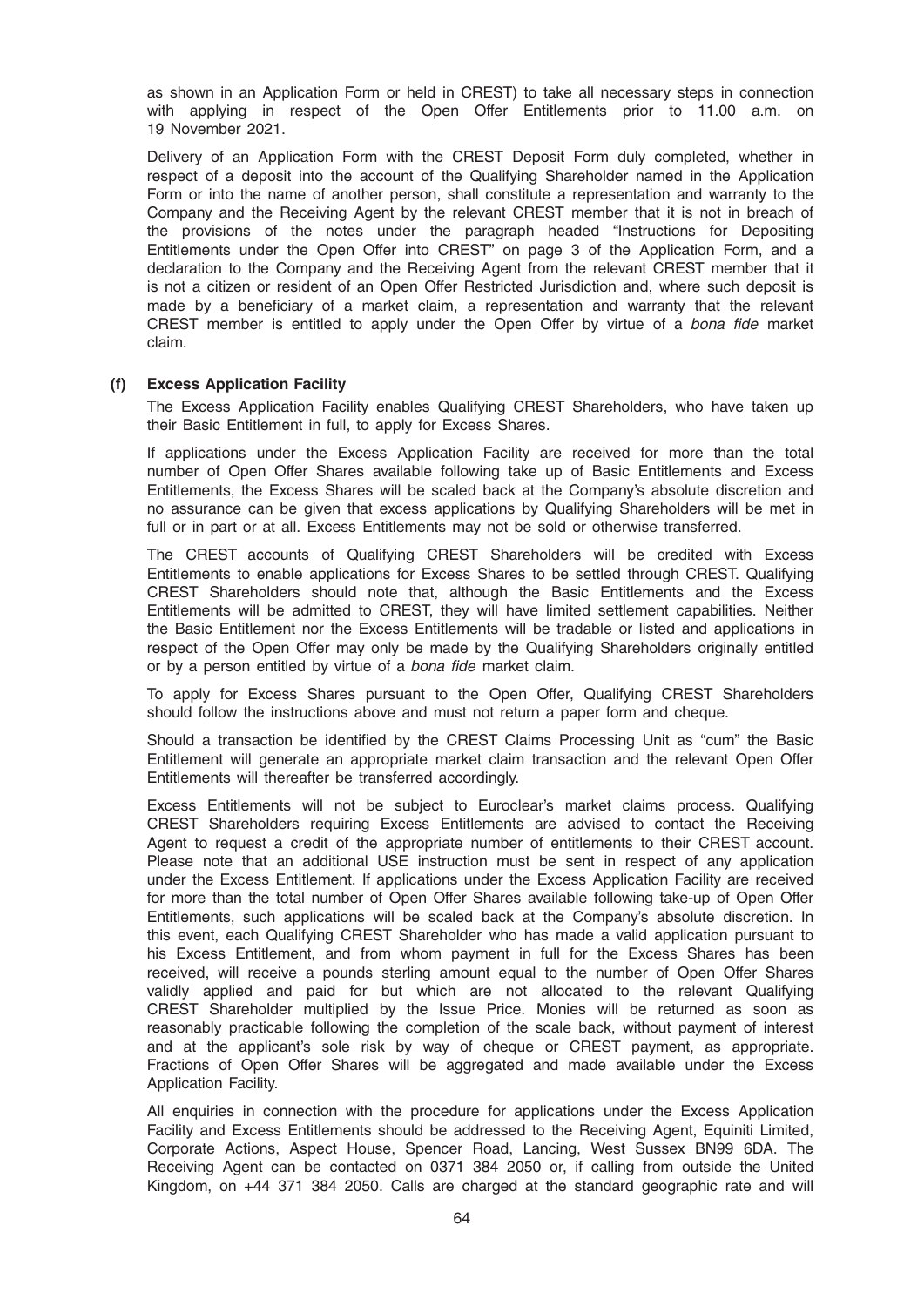as shown in an Application Form or held in CREST) to take all necessary steps in connection with applying in respect of the Open Offer Entitlements prior to 11.00 a.m. on 19 November 2021.

Delivery of an Application Form with the CREST Deposit Form duly completed, whether in respect of a deposit into the account of the Qualifying Shareholder named in the Application Form or into the name of another person, shall constitute a representation and warranty to the Company and the Receiving Agent by the relevant CREST member that it is not in breach of the provisions of the notes under the paragraph headed "Instructions for Depositing Entitlements under the Open Offer into CREST" on page 3 of the Application Form, and a declaration to the Company and the Receiving Agent from the relevant CREST member that it is not a citizen or resident of an Open Offer Restricted Jurisdiction and, where such deposit is made by a beneficiary of a market claim, a representation and warranty that the relevant CREST member is entitled to apply under the Open Offer by virtue of a *bona fide* market claim.

**(f) Excess Application Facility**

The Excess Application Facility enables Qualifying CREST Shareholders, who have taken up their Basic Entitlement in full, to apply for Excess Shares.

If applications under the Excess Application Facility are received for more than the total number of Open Offer Shares available following take up of Basic Entitlements and Excess Entitlements, the Excess Shares will be scaled back at the Company's absolute discretion and no assurance can be given that excess applications by Qualifying Shareholders will be met in full or in part or at all. Excess Entitlements may not be sold or otherwise transferred.

The CREST accounts of Qualifying CREST Shareholders will be credited with Excess Entitlements to enable applications for Excess Shares to be settled through CREST. Qualifying CREST Shareholders should note that, although the Basic Entitlements and the Excess Entitlements will be admitted to CREST, they will have limited settlement capabilities. Neither the Basic Entitlement nor the Excess Entitlements will be tradable or listed and applications in respect of the Open Offer may only be made by the Qualifying Shareholders originally entitled or by a person entitled by virtue of a *bona fide* market claim.

To apply for Excess Shares pursuant to the Open Offer, Qualifying CREST Shareholders should follow the instructions above and must not return a paper form and cheque.

Should a transaction be identified by the CREST Claims Processing Unit as "cum" the Basic Entitlement will generate an appropriate market claim transaction and the relevant Open Offer Entitlements will thereafter be transferred accordingly.

Excess Entitlements will not be subject to Euroclear's market claims process. Qualifying CREST Shareholders requiring Excess Entitlements are advised to contact the Receiving Agent to request a credit of the appropriate number of entitlements to their CREST account. Please note that an additional USE instruction must be sent in respect of any application under the Excess Entitlement. If applications under the Excess Application Facility are received for more than the total number of Open Offer Shares available following take-up of Open Offer Entitlements, such applications will be scaled back at the Company's absolute discretion. In this event, each Qualifying CREST Shareholder who has made a valid application pursuant to his Excess Entitlement, and from whom payment in full for the Excess Shares has been received, will receive a pounds sterling amount equal to the number of Open Offer Shares validly applied and paid for but which are not allocated to the relevant Qualifying CREST Shareholder multiplied by the Issue Price. Monies will be returned as soon as reasonably practicable following the completion of the scale back, without payment of interest and at the applicant's sole risk by way of cheque or CREST payment, as appropriate. Fractions of Open Offer Shares will be aggregated and made available under the Excess Application Facility.

All enquiries in connection with the procedure for applications under the Excess Application Facility and Excess Entitlements should be addressed to the Receiving Agent, Equiniti Limited, Corporate Actions, Aspect House, Spencer Road, Lancing, West Sussex BN99 6DA. The Receiving Agent can be contacted on 0371 384 2050 or, if calling from outside the United Kingdom, on +44 371 384 2050. Calls are charged at the standard geographic rate and will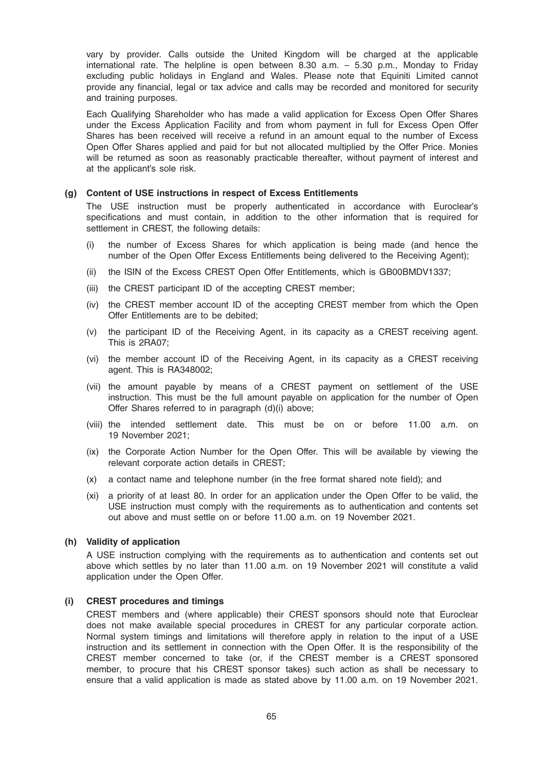vary by provider. Calls outside the United Kingdom will be charged at the applicable international rate. The helpline is open between 8.30 a.m. – 5.30 p.m., Monday to Friday excluding public holidays in England and Wales. Please note that Equiniti Limited cannot provide any financial, legal or tax advice and calls may be recorded and monitored for security and training purposes.

Each Qualifying Shareholder who has made a valid application for Excess Open Offer Shares under the Excess Application Facility and from whom payment in full for Excess Open Offer Shares has been received will receive a refund in an amount equal to the number of Excess Open Offer Shares applied and paid for but not allocated multiplied by the Offer Price. Monies will be returned as soon as reasonably practicable thereafter, without payment of interest and at the applicant's sole risk.

**(g) Content of USE instructions in respect of Excess Entitlements**

The USE instruction must be properly authenticated in accordance with Euroclear's specifications and must contain, in addition to the other information that is required for settlement in CREST, the following details:

(i) the number of Excess Shares for which application is being made (and hence the number of the Open Offer Excess Entitlements being delivered to the Receiving Agent);

(ii) the ISIN of the Excess CREST Open Offer Entitlements, which is GB00BMDV1337;

(iii) the CREST participant ID of the accepting CREST member;

(iv) the CREST member account ID of the accepting CREST member from which the Open Offer Entitlements are to be debited;

(v) the participant ID of the Receiving Agent, in its capacity as a CREST receiving agent. This is 2RA07;

(vi) the member account ID of the Receiving Agent, in its capacity as a CREST receiving agent. This is RA348002;

(vii) the amount payable by means of a CREST payment on settlement of the USE instruction. This must be the full amount payable on application for the number of Open Offer Shares referred to in paragraph (d)(i) above;

(viii) the intended settlement date. This must be on or before 11.00 a.m. on 19 November 2021;

(ix) the Corporate Action Number for the Open Offer. This will be available by viewing the relevant corporate action details in CREST;

(x) a contact name and telephone number (in the free format shared note field); and

(xi) a priority of at least 80. In order for an application under the Open Offer to be valid, the USE instruction must comply with the requirements as to authentication and contents set out above and must settle on or before 11.00 a.m. on 19 November 2021.

**(h) Validity of application**

A USE instruction complying with the requirements as to authentication and contents set out above which settles by no later than 11.00 a.m. on 19 November 2021 will constitute a valid application under the Open Offer.

**(i) CREST procedures and timings**

CREST members and (where applicable) their CREST sponsors should note that Euroclear does not make available special procedures in CREST for any particular corporate action. Normal system timings and limitations will therefore apply in relation to the input of a USE instruction and its settlement in connection with the Open Offer. It is the responsibility of the CREST member concerned to take (or, if the CREST member is a CREST sponsored member, to procure that his CREST sponsor takes) such action as shall be necessary to ensure that a valid application is made as stated above by 11.00 a.m. on 19 November 2021.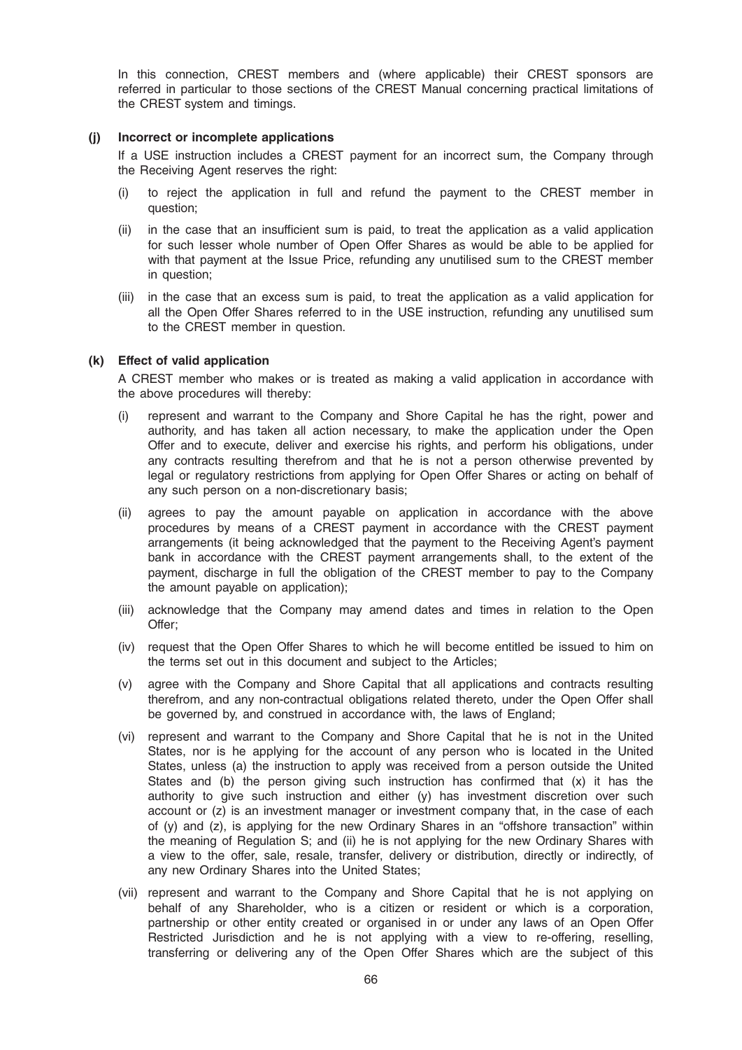In this connection, CREST members and (where applicable) their CREST sponsors are referred in particular to those sections of the CREST Manual concerning practical limitations of the CREST system and timings.

**(j) Incorrect or incomplete applications**

If a USE instruction includes a CREST payment for an incorrect sum, the Company through the Receiving Agent reserves the right:

(i) to reject the application in full and refund the payment to the CREST member in question;

(ii) in the case that an insufficient sum is paid, to treat the application as a valid application for such lesser whole number of Open Offer Shares as would be able to be applied for with that payment at the Issue Price, refunding any unutilised sum to the CREST member in question;

(iii) in the case that an excess sum is paid, to treat the application as a valid application for all the Open Offer Shares referred to in the USE instruction, refunding any unutilised sum to the CREST member in question.

**(k) Effect of valid application**

A CREST member who makes or is treated as making a valid application in accordance with the above procedures will thereby:

(i) represent and warrant to the Company and Shore Capital he has the right, power and authority, and has taken all action necessary, to make the application under the Open Offer and to execute, deliver and exercise his rights, and perform his obligations, under any contracts resulting therefrom and that he is not a person otherwise prevented by legal or regulatory restrictions from applying for Open Offer Shares or acting on behalf of any such person on a non-discretionary basis;

(ii) agrees to pay the amount payable on application in accordance with the above procedures by means of a CREST payment in accordance with the CREST payment arrangements (it being acknowledged that the payment to the Receiving Agent's payment bank in accordance with the CREST payment arrangements shall, to the extent of the payment, discharge in full the obligation of the CREST member to pay to the Company the amount payable on application);

(iii) acknowledge that the Company may amend dates and times in relation to the Open Offer;

(iv) request that the Open Offer Shares to which he will become entitled be issued to him on the terms set out in this document and subject to the Articles;

(v) agree with the Company and Shore Capital that all applications and contracts resulting therefrom, and any non-contractual obligations related thereto, under the Open Offer shall be governed by, and construed in accordance with, the laws of England;

(vi) represent and warrant to the Company and Shore Capital that he is not in the United States, nor is he applying for the account of any person who is located in the United States, unless (a) the instruction to apply was received from a person outside the United States and (b) the person giving such instruction has confirmed that (x) it has the authority to give such instruction and either (y) has investment discretion over such account or (z) is an investment manager or investment company that, in the case of each of (y) and (z), is applying for the new Ordinary Shares in an "offshore transaction" within the meaning of Regulation S; and (ii) he is not applying for the new Ordinary Shares with a view to the offer, sale, resale, transfer, delivery or distribution, directly or indirectly, of any new Ordinary Shares into the United States;

(vii) represent and warrant to the Company and Shore Capital that he is not applying on behalf of any Shareholder, who is a citizen or resident or which is a corporation, partnership or other entity created or organised in or under any laws of an Open Offer Restricted Jurisdiction and he is not applying with a view to re-offering, reselling, transferring or delivering any of the Open Offer Shares which are the subject of this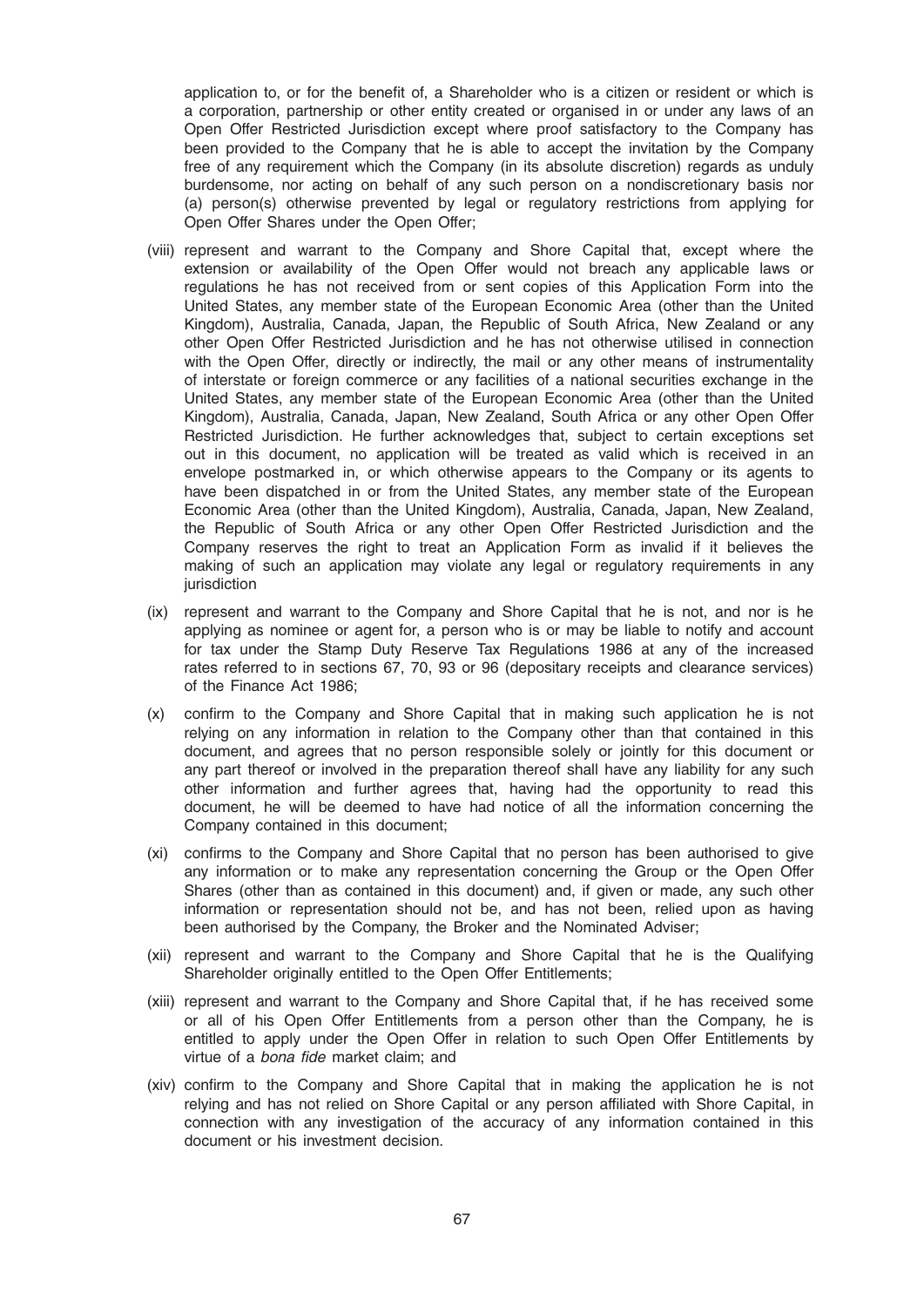application to, or for the benefit of, a Shareholder who is a citizen or resident or which is a corporation, partnership or other entity created or organised in or under any laws of an Open Offer Restricted Jurisdiction except where proof satisfactory to the Company has been provided to the Company that he is able to accept the invitation by the Company free of any requirement which the Company (in its absolute discretion) regards as unduly burdensome, nor acting on behalf of any such person on a nondiscretionary basis nor (a) person(s) otherwise prevented by legal or regulatory restrictions from applying for Open Offer Shares under the Open Offer;

(viii) represent and warrant to the Company and Shore Capital that, except where the extension or availability of the Open Offer would not breach any applicable laws or regulations he has not received from or sent copies of this Application Form into the United States, any member state of the European Economic Area (other than the United Kingdom), Australia, Canada, Japan, the Republic of South Africa, New Zealand or any other Open Offer Restricted Jurisdiction and he has not otherwise utilised in connection with the Open Offer, directly or indirectly, the mail or any other means of instrumentality of interstate or foreign commerce or any facilities of a national securities exchange in the United States, any member state of the European Economic Area (other than the United Kingdom), Australia, Canada, Japan, New Zealand, South Africa or any other Open Offer Restricted Jurisdiction. He further acknowledges that, subject to certain exceptions set out in this document, no application will be treated as valid which is received in an envelope postmarked in, or which otherwise appears to the Company or its agents to have been dispatched in or from the United States, any member state of the European Economic Area (other than the United Kingdom), Australia, Canada, Japan, New Zealand, the Republic of South Africa or any other Open Offer Restricted Jurisdiction and the Company reserves the right to treat an Application Form as invalid if it believes the making of such an application may violate any legal or regulatory requirements in any jurisdiction

(ix) represent and warrant to the Company and Shore Capital that he is not, and nor is he applying as nominee or agent for, a person who is or may be liable to notify and account for tax under the Stamp Duty Reserve Tax Regulations 1986 at any of the increased rates referred to in sections 67, 70, 93 or 96 (depositary receipts and clearance services) of the Finance Act 1986;

(x) confirm to the Company and Shore Capital that in making such application he is not relying on any information in relation to the Company other than that contained in this document, and agrees that no person responsible solely or jointly for this document or any part thereof or involved in the preparation thereof shall have any liability for any such other information and further agrees that, having had the opportunity to read this document, he will be deemed to have had notice of all the information concerning the Company contained in this document;

(xi) confirms to the Company and Shore Capital that no person has been authorised to give any information or to make any representation concerning the Group or the Open Offer Shares (other than as contained in this document) and, if given or made, any such other information or representation should not be, and has not been, relied upon as having been authorised by the Company, the Broker and the Nominated Adviser;

(xii) represent and warrant to the Company and Shore Capital that he is the Qualifying Shareholder originally entitled to the Open Offer Entitlements;

(xiii) represent and warrant to the Company and Shore Capital that, if he has received some or all of his Open Offer Entitlements from a person other than the Company, he is entitled to apply under the Open Offer in relation to such Open Offer Entitlements by virtue of a *bona fide* market claim; and

(xiv) confirm to the Company and Shore Capital that in making the application he is not relying and has not relied on Shore Capital or any person affiliated with Shore Capital, in connection with any investigation of the accuracy of any information contained in this document or his investment decision.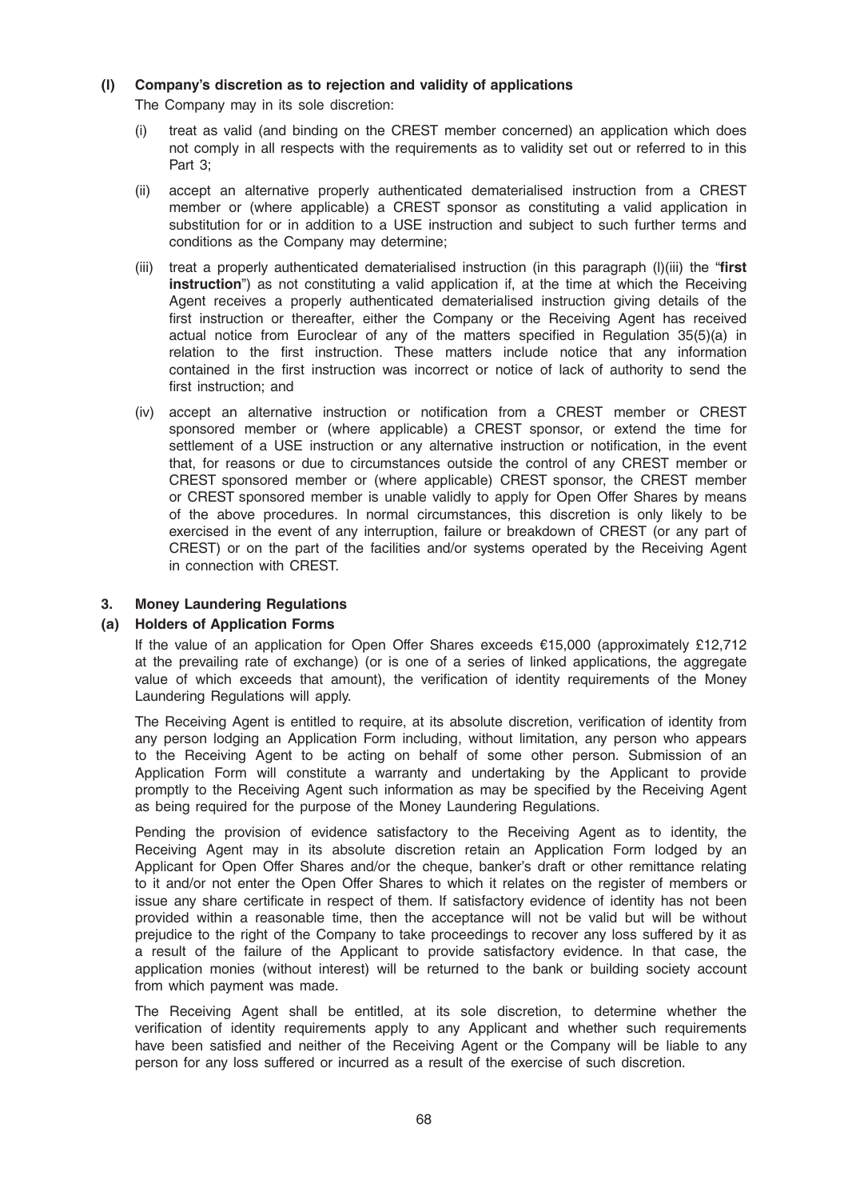#### (l) Company's discretion as to rejection and validity of applications

The Company may in its sole discretion:

(i) treat as valid (and binding on the CREST member concerned) an application which does not comply in all respects with the requirements as to validity set out or referred to in this Part 3;

(ii) accept an alternative properly authenticated dematerialised instruction from a CREST member or (where applicable) a CREST sponsor as constituting a valid application in substitution for or in addition to a USE instruction and subject to such further terms and conditions as the Company may determine;

(iii) treat a properly authenticated dematerialised instruction (in this paragraph (l)(iii) the "**first instruction**") as not constituting a valid application if, at the time at which the Receiving Agent receives a properly authenticated dematerialised instruction giving details of the first instruction or thereafter, either the Company or the Receiving Agent has received actual notice from Euroclear of any of the matters specified in Regulation 35(5)(a) in relation to the first instruction. These matters include notice that any information contained in the first instruction was incorrect or notice of lack of authority to send the first instruction; and

(iv) accept an alternative instruction or notification from a CREST member or CREST sponsored member or (where applicable) a CREST sponsor, or extend the time for settlement of a USE instruction or any alternative instruction or notification, in the event that, for reasons or due to circumstances outside the control of any CREST member or CREST sponsored member or (where applicable) CREST sponsor, the CREST member or CREST sponsored member is unable validly to apply for Open Offer Shares by means of the above procedures. In normal circumstances, this discretion is only likely to be exercised in the event of any interruption, failure or breakdown of CREST (or any part of CREST) or on the part of the facilities and/or systems operated by the Receiving Agent in connection with CREST.

### 3. Money Laundering Regulations

#### (a) Holders of Application Forms

If the value of an application for Open Offer Shares exceeds €15,000 (approximately £12,712 at the prevailing rate of exchange) (or is one of a series of linked applications, the aggregate value of which exceeds that amount), the verification of identity requirements of the Money Laundering Regulations will apply.

The Receiving Agent is entitled to require, at its absolute discretion, verification of identity from any person lodging an Application Form including, without limitation, any person who appears to the Receiving Agent to be acting on behalf of some other person. Submission of an Application Form will constitute a warranty and undertaking by the Applicant to provide promptly to the Receiving Agent such information as may be specified by the Receiving Agent as being required for the purpose of the Money Laundering Regulations.

Pending the provision of evidence satisfactory to the Receiving Agent as to identity, the Receiving Agent may in its absolute discretion retain an Application Form lodged by an Applicant for Open Offer Shares and/or the cheque, banker's draft or other remittance relating to it and/or not enter the Open Offer Shares to which it relates on the register of members or issue any share certificate in respect of them. If satisfactory evidence of identity has not been provided within a reasonable time, then the acceptance will not be valid but will be without prejudice to the right of the Company to take proceedings to recover any loss suffered by it as a result of the failure of the Applicant to provide satisfactory evidence. In that case, the application monies (without interest) will be returned to the bank or building society account from which payment was made.

The Receiving Agent shall be entitled, at its sole discretion, to determine whether the verification of identity requirements apply to any Applicant and whether such requirements have been satisfied and neither of the Receiving Agent or the Company will be liable to any person for any loss suffered or incurred as a result of the exercise of such discretion.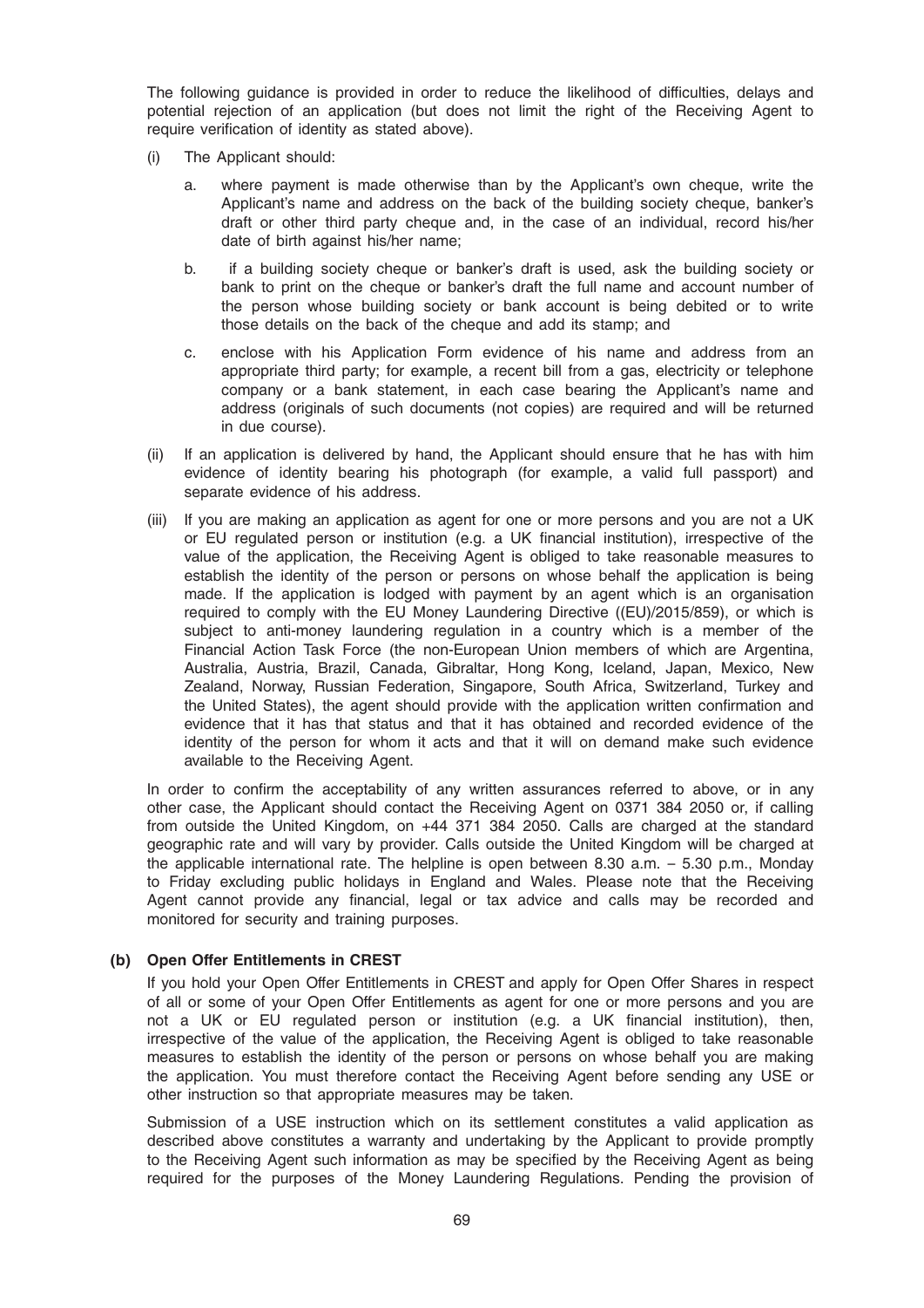The following guidance is provided in order to reduce the likelihood of difficulties, delays and potential rejection of an application (but does not limit the right of the Receiving Agent to require verification of identity as stated above).

(i) The Applicant should:

   a. where payment is made otherwise than by the Applicant's own cheque, write the Applicant's name and address on the back of the building society cheque, banker's draft or other third party cheque and, in the case of an individual, record his/her date of birth against his/her name;

   b. if a building society cheque or banker's draft is used, ask the building society or bank to print on the cheque or banker's draft the full name and account number of the person whose building society or bank account is being debited or to write those details on the back of the cheque and add its stamp; and

   c. enclose with his Application Form evidence of his name and address from an appropriate third party; for example, a recent bill from a gas, electricity or telephone company or a bank statement, in each case bearing the Applicant's name and address (originals of such documents (not copies) are required and will be returned in due course).

(ii) If an application is delivered by hand, the Applicant should ensure that he has with him evidence of identity bearing his photograph (for example, a valid full passport) and separate evidence of his address.

(iii) If you are making an application as agent for one or more persons and you are not a UK or EU regulated person or institution (e.g. a UK financial institution), irrespective of the value of the application, the Receiving Agent is obliged to take reasonable measures to establish the identity of the person or persons on whose behalf the application is being made. If the application is lodged with payment by an agent which is an organisation required to comply with the EU Money Laundering Directive ((EU)/2015/859), or which is subject to anti-money laundering regulation in a country which is a member of the Financial Action Task Force (the non-European Union members of which are Argentina, Australia, Austria, Brazil, Canada, Gibraltar, Hong Kong, Iceland, Japan, Mexico, New Zealand, Norway, Russian Federation, Singapore, South Africa, Switzerland, Turkey and the United States), the agent should provide with the application written confirmation and evidence that it has that status and that it has obtained and recorded evidence of the identity of the person for whom it acts and that it will on demand make such evidence available to the Receiving Agent.

In order to confirm the acceptability of any written assurances referred to above, or in any other case, the Applicant should contact the Receiving Agent on 0371 384 2050 or, if calling from outside the United Kingdom, on +44 371 384 2050. Calls are charged at the standard geographic rate and will vary by provider. Calls outside the United Kingdom will be charged at the applicable international rate. The helpline is open between 8.30 a.m. – 5.30 p.m., Monday to Friday excluding public holidays in England and Wales. Please note that the Receiving Agent cannot provide any financial, legal or tax advice and calls may be recorded and monitored for security and training purposes.

**(b) Open Offer Entitlements in CREST**

If you hold your Open Offer Entitlements in CREST and apply for Open Offer Shares in respect of all or some of your Open Offer Entitlements as agent for one or more persons and you are not a UK or EU regulated person or institution (e.g. a UK financial institution), then, irrespective of the value of the application, the Receiving Agent is obliged to take reasonable measures to establish the identity of the person or persons on whose behalf you are making the application. You must therefore contact the Receiving Agent before sending any USE or other instruction so that appropriate measures may be taken.

Submission of a USE instruction which on its settlement constitutes a valid application as described above constitutes a warranty and undertaking by the Applicant to provide promptly to the Receiving Agent such information as may be specified by the Receiving Agent as being required for the purposes of the Money Laundering Regulations. Pending the provision of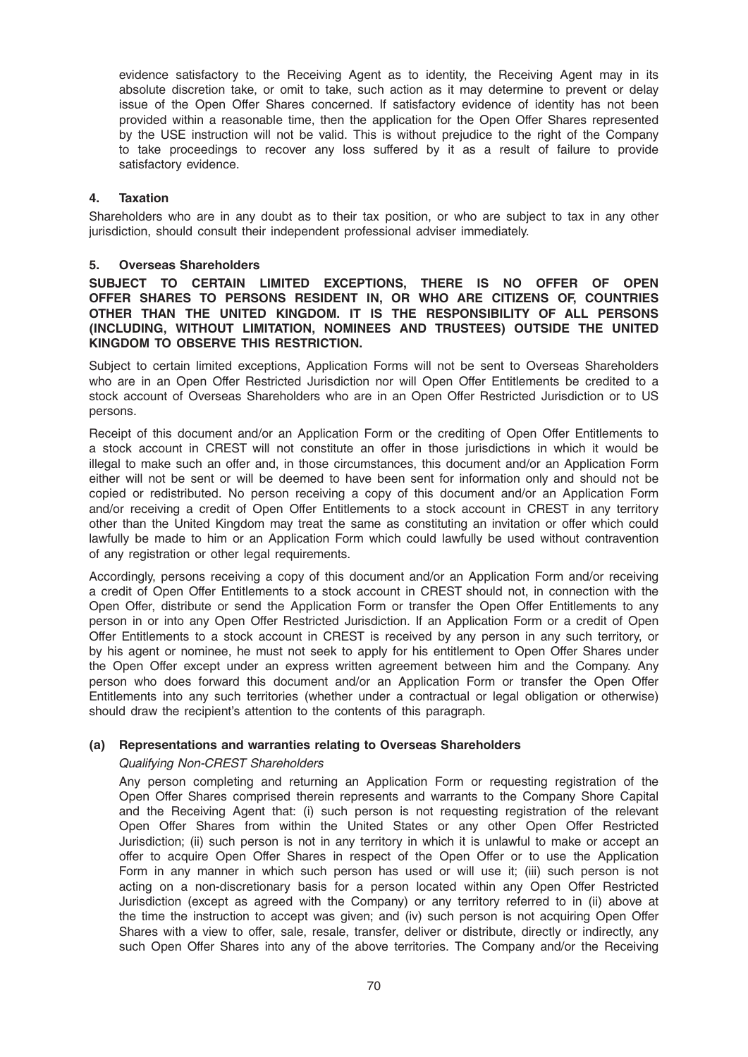evidence satisfactory to the Receiving Agent as to identity, the Receiving Agent may in its absolute discretion take, or omit to take, such action as it may determine to prevent or delay issue of the Open Offer Shares concerned. If satisfactory evidence of identity has not been provided within a reasonable time, then the application for the Open Offer Shares represented by the USE instruction will not be valid. This is without prejudice to the right of the Company to take proceedings to recover any loss suffered by it as a result of failure to provide satisfactory evidence.

## 4. Taxation

Shareholders who are in any doubt as to their tax position, or who are subject to tax in any other jurisdiction, should consult their independent professional adviser immediately.

## 5. Overseas Shareholders

**SUBJECT TO CERTAIN LIMITED EXCEPTIONS, THERE IS NO OFFER OF OPEN OFFER SHARES TO PERSONS RESIDENT IN, OR WHO ARE CITIZENS OF, COUNTRIES OTHER THAN THE UNITED KINGDOM. IT IS THE RESPONSIBILITY OF ALL PERSONS (INCLUDING, WITHOUT LIMITATION, NOMINEES AND TRUSTEES) OUTSIDE THE UNITED KINGDOM TO OBSERVE THIS RESTRICTION.**

Subject to certain limited exceptions, Application Forms will not be sent to Overseas Shareholders who are in an Open Offer Restricted Jurisdiction nor will Open Offer Entitlements be credited to a stock account of Overseas Shareholders who are in an Open Offer Restricted Jurisdiction or to US persons.

Receipt of this document and/or an Application Form or the crediting of Open Offer Entitlements to a stock account in CREST will not constitute an offer in those jurisdictions in which it would be illegal to make such an offer and, in those circumstances, this document and/or an Application Form either will not be sent or will be deemed to have been sent for information only and should not be copied or redistributed. No person receiving a copy of this document and/or an Application Form and/or receiving a credit of Open Offer Entitlements to a stock account in CREST in any territory other than the United Kingdom may treat the same as constituting an invitation or offer which could lawfully be made to him or an Application Form which could lawfully be used without contravention of any registration or other legal requirements.

Accordingly, persons receiving a copy of this document and/or an Application Form and/or receiving a credit of Open Offer Entitlements to a stock account in CREST should not, in connection with the Open Offer, distribute or send the Application Form or transfer the Open Offer Entitlements to any person in or into any Open Offer Restricted Jurisdiction. If an Application Form or a credit of Open Offer Entitlements to a stock account in CREST is received by any person in any such territory, or by his agent or nominee, he must not seek to apply for his entitlement to Open Offer Shares under the Open Offer except under an express written agreement between him and the Company. Any person who does forward this document and/or an Application Form or transfer the Open Offer Entitlements into any such territories (whether under a contractual or legal obligation or otherwise) should draw the recipient's attention to the contents of this paragraph.

### (a) Representations and warranties relating to Overseas Shareholders

*Qualifying Non-CREST Shareholders*

Any person completing and returning an Application Form or requesting registration of the Open Offer Shares comprised therein represents and warrants to the Company Shore Capital and the Receiving Agent that: (i) such person is not requesting registration of the relevant Open Offer Shares from within the United States or any other Open Offer Restricted Jurisdiction; (ii) such person is not in any territory in which it is unlawful to make or accept an offer to acquire Open Offer Shares in respect of the Open Offer or to use the Application Form in any manner in which such person has used or will use it; (iii) such person is not acting on a non-discretionary basis for a person located within any Open Offer Restricted Jurisdiction (except as agreed with the Company) or any territory referred to in (ii) above at the time the instruction to accept was given; and (iv) such person is not acquiring Open Offer Shares with a view to offer, sale, resale, transfer, deliver or distribute, directly or indirectly, any such Open Offer Shares into any of the above territories. The Company and/or the Receiving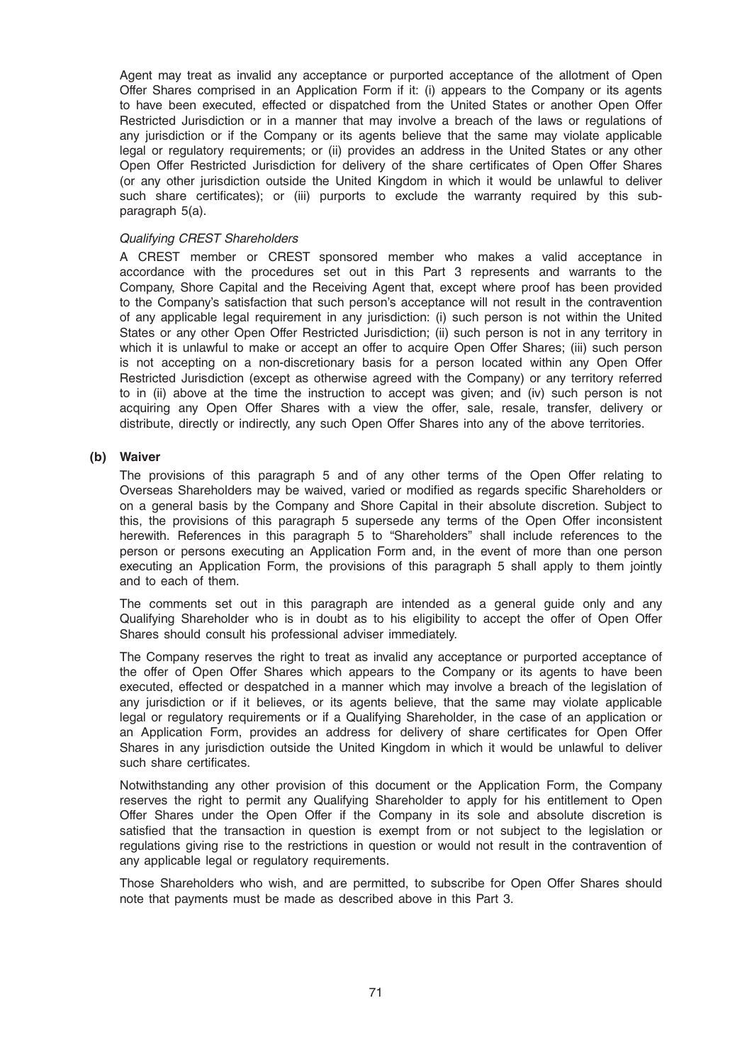Agent may treat as invalid any acceptance or purported acceptance of the allotment of Open Offer Shares comprised in an Application Form if it: (i) appears to the Company or its agents to have been executed, effected or dispatched from the United States or another Open Offer Restricted Jurisdiction or in a manner that may involve a breach of the laws or regulations of any jurisdiction or if the Company or its agents believe that the same may violate applicable legal or regulatory requirements; or (ii) provides an address in the United States or any other Open Offer Restricted Jurisdiction for delivery of the share certificates of Open Offer Shares (or any other jurisdiction outside the United Kingdom in which it would be unlawful to deliver such share certificates); or (iii) purports to exclude the warranty required by this sub-paragraph 5(a).

*Qualifying CREST Shareholders*

A CREST member or CREST sponsored member who makes a valid acceptance in accordance with the procedures set out in this Part 3 represents and warrants to the Company, Shore Capital and the Receiving Agent that, except where proof has been provided to the Company's satisfaction that such person's acceptance will not result in the contravention of any applicable legal requirement in any jurisdiction: (i) such person is not within the United States or any other Open Offer Restricted Jurisdiction; (ii) such person is not in any territory in which it is unlawful to make or accept an offer to acquire Open Offer Shares; (iii) such person is not accepting on a non-discretionary basis for a person located within any Open Offer Restricted Jurisdiction (except as otherwise agreed with the Company) or any territory referred to in (ii) above at the time the instruction to accept was given; and (iv) such person is not acquiring any Open Offer Shares with a view the offer, sale, resale, transfer, delivery or distribute, directly or indirectly, any such Open Offer Shares into any of the above territories.

**(b) Waiver**

The provisions of this paragraph 5 and of any other terms of the Open Offer relating to Overseas Shareholders may be waived, varied or modified as regards specific Shareholders or on a general basis by the Company and Shore Capital in their absolute discretion. Subject to this, the provisions of this paragraph 5 supersede any terms of the Open Offer inconsistent herewith. References in this paragraph 5 to "Shareholders" shall include references to the person or persons executing an Application Form and, in the event of more than one person executing an Application Form, the provisions of this paragraph 5 shall apply to them jointly and to each of them.

The comments set out in this paragraph are intended as a general guide only and any Qualifying Shareholder who is in doubt as to his eligibility to accept the offer of Open Offer Shares should consult his professional adviser immediately.

The Company reserves the right to treat as invalid any acceptance or purported acceptance of the offer of Open Offer Shares which appears to the Company or its agents to have been executed, effected or despatched in a manner which may involve a breach of the legislation of any jurisdiction or if it believes, or its agents believe, that the same may violate applicable legal or regulatory requirements or if a Qualifying Shareholder, in the case of an application or an Application Form, provides an address for delivery of share certificates for Open Offer Shares in any jurisdiction outside the United Kingdom in which it would be unlawful to deliver such share certificates.

Notwithstanding any other provision of this document or the Application Form, the Company reserves the right to permit any Qualifying Shareholder to apply for his entitlement to Open Offer Shares under the Open Offer if the Company in its sole and absolute discretion is satisfied that the transaction in question is exempt from or not subject to the legislation or regulations giving rise to the restrictions in question or would not result in the contravention of any applicable legal or regulatory requirements.

Those Shareholders who wish, and are permitted, to subscribe for Open Offer Shares should note that payments must be made as described above in this Part 3.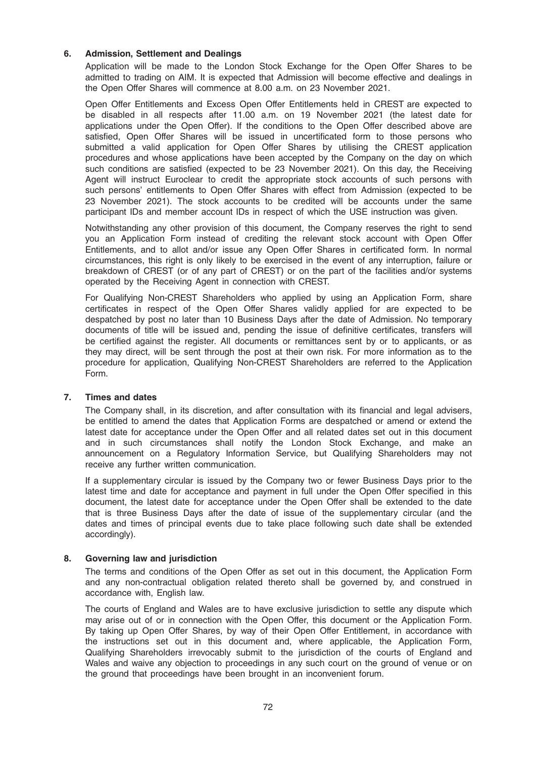## 6. Admission, Settlement and Dealings

Application will be made to the London Stock Exchange for the Open Offer Shares to be admitted to trading on AIM. It is expected that Admission will become effective and dealings in the Open Offer Shares will commence at 8.00 a.m. on 23 November 2021.

Open Offer Entitlements and Excess Open Offer Entitlements held in CREST are expected to be disabled in all respects after 11.00 a.m. on 19 November 2021 (the latest date for applications under the Open Offer). If the conditions to the Open Offer described above are satisfied, Open Offer Shares will be issued in uncertificated form to those persons who submitted a valid application for Open Offer Shares by utilising the CREST application procedures and whose applications have been accepted by the Company on the day on which such conditions are satisfied (expected to be 23 November 2021). On this day, the Receiving Agent will instruct Euroclear to credit the appropriate stock accounts of such persons with such persons' entitlements to Open Offer Shares with effect from Admission (expected to be 23 November 2021). The stock accounts to be credited will be accounts under the same participant IDs and member account IDs in respect of which the USE instruction was given.

Notwithstanding any other provision of this document, the Company reserves the right to send you an Application Form instead of crediting the relevant stock account with Open Offer Entitlements, and to allot and/or issue any Open Offer Shares in certificated form. In normal circumstances, this right is only likely to be exercised in the event of any interruption, failure or breakdown of CREST (or of any part of CREST) or on the part of the facilities and/or systems operated by the Receiving Agent in connection with CREST.

For Qualifying Non-CREST Shareholders who applied by using an Application Form, share certificates in respect of the Open Offer Shares validly applied for are expected to be despatched by post no later than 10 Business Days after the date of Admission. No temporary documents of title will be issued and, pending the issue of definitive certificates, transfers will be certified against the register. All documents or remittances sent by or to applicants, or as they may direct, will be sent through the post at their own risk. For more information as to the procedure for application, Qualifying Non-CREST Shareholders are referred to the Application Form.

## 7. Times and dates

The Company shall, in its discretion, and after consultation with its financial and legal advisers, be entitled to amend the dates that Application Forms are despatched or amend or extend the latest date for acceptance under the Open Offer and all related dates set out in this document and in such circumstances shall notify the London Stock Exchange, and make an announcement on a Regulatory Information Service, but Qualifying Shareholders may not receive any further written communication.

If a supplementary circular is issued by the Company two or fewer Business Days prior to the latest time and date for acceptance and payment in full under the Open Offer specified in this document, the latest date for acceptance under the Open Offer shall be extended to the date that is three Business Days after the date of issue of the supplementary circular (and the dates and times of principal events due to take place following such date shall be extended accordingly).

## 8. Governing law and jurisdiction

The terms and conditions of the Open Offer as set out in this document, the Application Form and any non-contractual obligation related thereto shall be governed by, and construed in accordance with, English law.

The courts of England and Wales are to have exclusive jurisdiction to settle any dispute which may arise out of or in connection with the Open Offer, this document or the Application Form. By taking up Open Offer Shares, by way of their Open Offer Entitlement, in accordance with the instructions set out in this document and, where applicable, the Application Form, Qualifying Shareholders irrevocably submit to the jurisdiction of the courts of England and Wales and waive any objection to proceedings in any such court on the ground of venue or on the ground that proceedings have been brought in an inconvenient forum.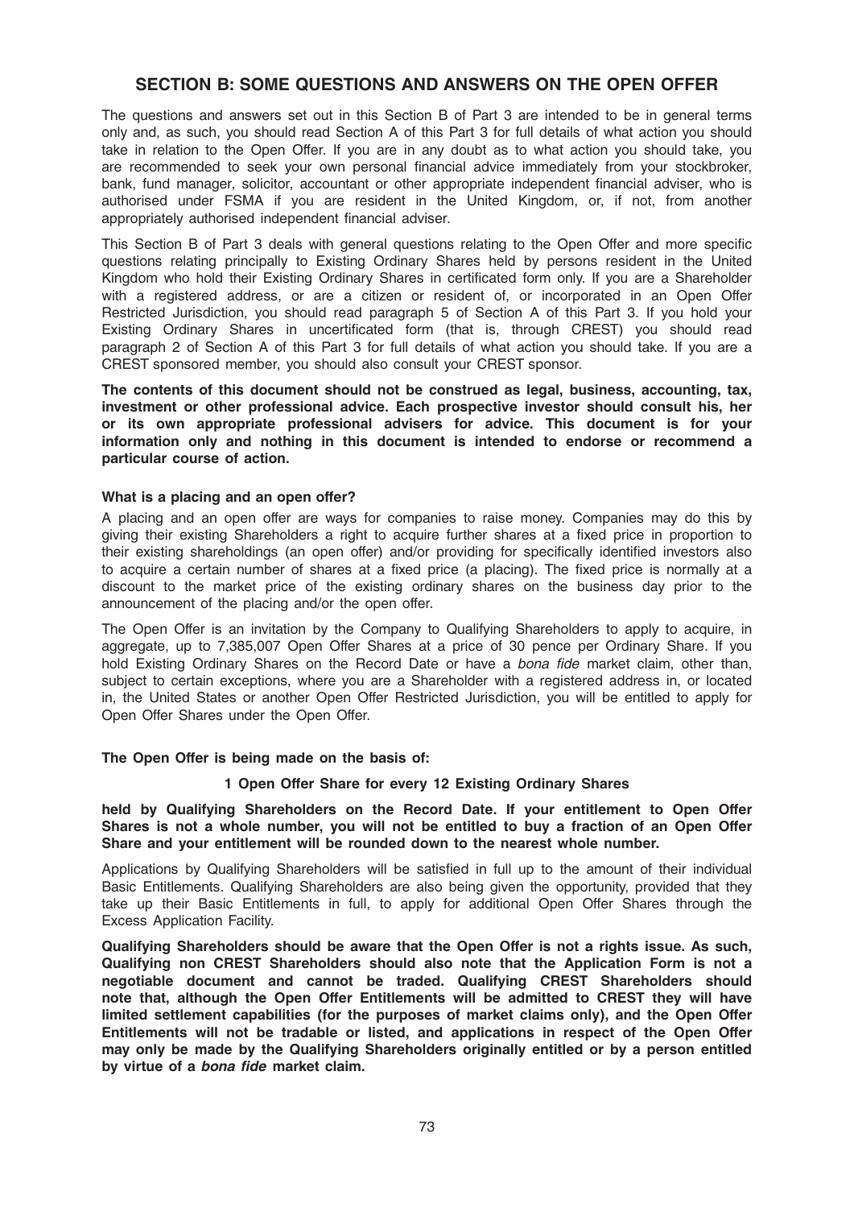## SECTION B: SOME QUESTIONS AND ANSWERS ON THE OPEN OFFER

The questions and answers set out in this Section B of Part 3 are intended to be in general terms only and, as such, you should read Section A of this Part 3 for full details of what action you should take in relation to the Open Offer. If you are in any doubt as to what action you should take, you are recommended to seek your own personal financial advice immediately from your stockbroker, bank, fund manager, solicitor, accountant or other appropriate independent financial adviser, who is authorised under FSMA if you are resident in the United Kingdom, or, if not, from another appropriately authorised independent financial adviser.

This Section B of Part 3 deals with general questions relating to the Open Offer and more specific questions relating principally to Existing Ordinary Shares held by persons resident in the United Kingdom who hold their Existing Ordinary Shares in certificated form only. If you are a Shareholder with a registered address, or are a citizen or resident of, or incorporated in an Open Offer Restricted Jurisdiction, you should read paragraph 5 of Section A of this Part 3. If you hold your Existing Ordinary Shares in uncertificated form (that is, through CREST) you should read paragraph 2 of Section A of this Part 3 for full details of what action you should take. If you are a CREST sponsored member, you should also consult your CREST sponsor.

**The contents of this document should not be construed as legal, business, accounting, tax, investment or other professional advice. Each prospective investor should consult his, her or its own appropriate professional advisers for advice. This document is for your information only and nothing in this document is intended to endorse or recommend a particular course of action.**

**What is a placing and an open offer?**

A placing and an open offer are ways for companies to raise money. Companies may do this by giving their existing Shareholders a right to acquire further shares at a fixed price in proportion to their existing shareholdings (an open offer) and/or providing for specifically identified investors also to acquire a certain number of shares at a fixed price (a placing). The fixed price is normally at a discount to the market price of the existing ordinary shares on the business day prior to the announcement of the placing and/or the open offer.

The Open Offer is an invitation by the Company to Qualifying Shareholders to apply to acquire, in aggregate, up to 7,385,007 Open Offer Shares at a price of 30 pence per Ordinary Share. If you hold Existing Ordinary Shares on the Record Date or have a *bona fide* market claim, other than, subject to certain exceptions, where you are a Shareholder with a registered address in, or located in, the United States or another Open Offer Restricted Jurisdiction, you will be entitled to apply for Open Offer Shares under the Open Offer.

**The Open Offer is being made on the basis of:**

**1 Open Offer Share for every 12 Existing Ordinary Shares**

**held by Qualifying Shareholders on the Record Date. If your entitlement to Open Offer Shares is not a whole number, you will not be entitled to buy a fraction of an Open Offer Share and your entitlement will be rounded down to the nearest whole number.**

Applications by Qualifying Shareholders will be satisfied in full up to the amount of their individual Basic Entitlements. Qualifying Shareholders are also being given the opportunity, provided that they take up their Basic Entitlements in full, to apply for additional Open Offer Shares through the Excess Application Facility.

**Qualifying Shareholders should be aware that the Open Offer is not a rights issue. As such, Qualifying non CREST Shareholders should also note that the Application Form is not a negotiable document and cannot be traded. Qualifying CREST Shareholders should note that, although the Open Offer Entitlements will be admitted to CREST they will have limited settlement capabilities (for the purposes of market claims only), and the Open Offer Entitlements will not be tradable or listed, and applications in respect of the Open Offer may only be made by the Qualifying Shareholders originally entitled or by a person entitled by virtue of a *bona fide* market claim.**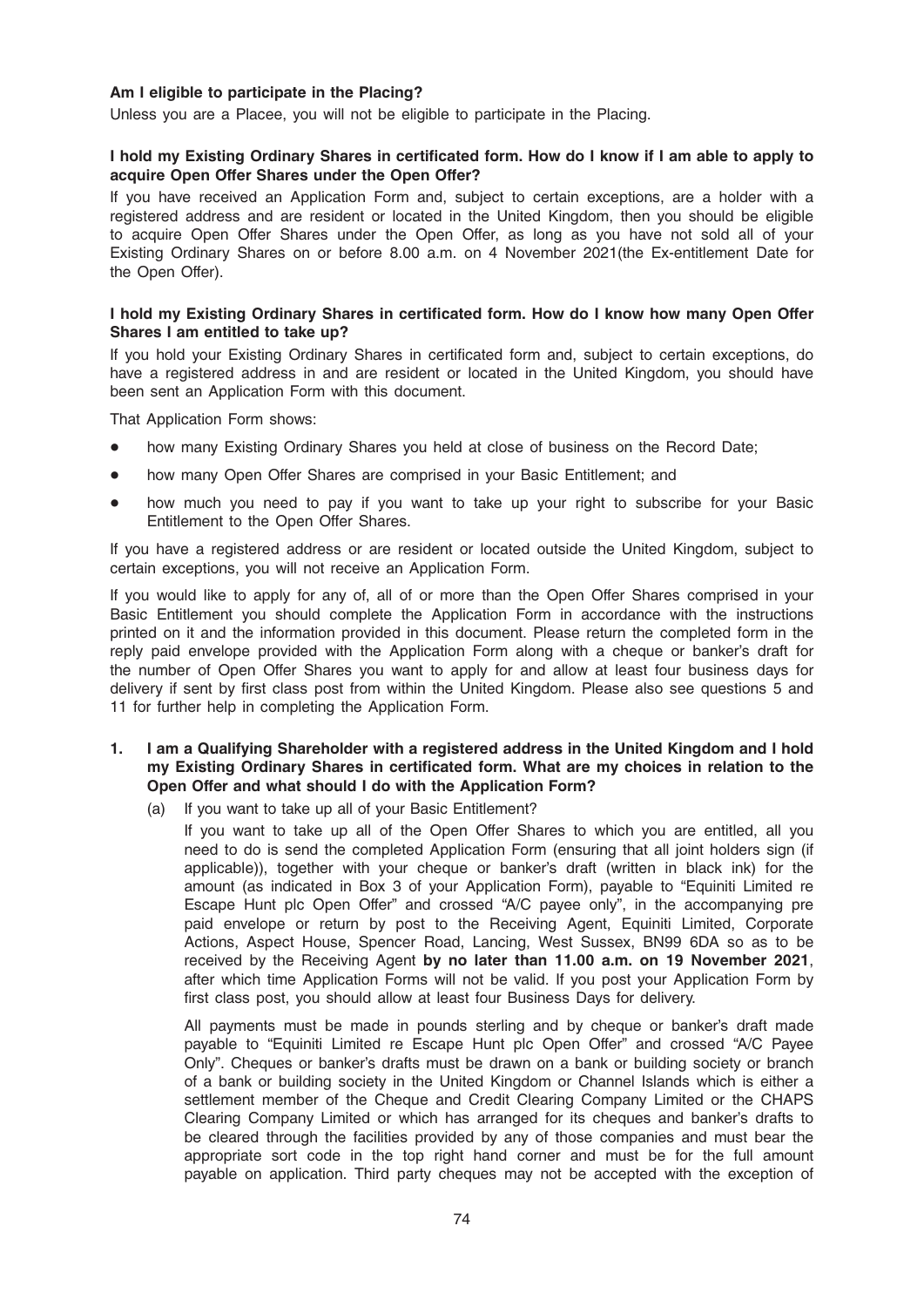**Am I eligible to participate in the Placing?**

Unless you are a Placee, you will not be eligible to participate in the Placing.

**I hold my Existing Ordinary Shares in certificated form. How do I know if I am able to apply to acquire Open Offer Shares under the Open Offer?**

If you have received an Application Form and, subject to certain exceptions, are a holder with a registered address and are resident or located in the United Kingdom, then you should be eligible to acquire Open Offer Shares under the Open Offer, as long as you have not sold all of your Existing Ordinary Shares on or before 8.00 a.m. on 4 November 2021(the Ex-entitlement Date for the Open Offer).

**I hold my Existing Ordinary Shares in certificated form. How do I know how many Open Offer Shares I am entitled to take up?**

If you hold your Existing Ordinary Shares in certificated form and, subject to certain exceptions, do have a registered address in and are resident or located in the United Kingdom, you should have been sent an Application Form with this document.

That Application Form shows:

- how many Existing Ordinary Shares you held at close of business on the Record Date;
- how many Open Offer Shares are comprised in your Basic Entitlement; and
- how much you need to pay if you want to take up your right to subscribe for your Basic Entitlement to the Open Offer Shares.

If you have a registered address or are resident or located outside the United Kingdom, subject to certain exceptions, you will not receive an Application Form.

If you would like to apply for any of, all of or more than the Open Offer Shares comprised in your Basic Entitlement you should complete the Application Form in accordance with the instructions printed on it and the information provided in this document. Please return the completed form in the reply paid envelope provided with the Application Form along with a cheque or banker's draft for the number of Open Offer Shares you want to apply for and allow at least four business days for delivery if sent by first class post from within the United Kingdom. Please also see questions 5 and 11 for further help in completing the Application Form.

**1. I am a Qualifying Shareholder with a registered address in the United Kingdom and I hold my Existing Ordinary Shares in certificated form. What are my choices in relation to the Open Offer and what should I do with the Application Form?**

(a) If you want to take up all of your Basic Entitlement?

If you want to take up all of the Open Offer Shares to which you are entitled, all you need to do is send the completed Application Form (ensuring that all joint holders sign (if applicable)), together with your cheque or banker's draft (written in black ink) for the amount (as indicated in Box 3 of your Application Form), payable to "Equiniti Limited re Escape Hunt plc Open Offer" and crossed "A/C payee only", in the accompanying pre paid envelope or return by post to the Receiving Agent, Equiniti Limited, Corporate Actions, Aspect House, Spencer Road, Lancing, West Sussex, BN99 6DA so as to be received by the Receiving Agent **by no later than 11.00 a.m. on 19 November 2021**, after which time Application Forms will not be valid. If you post your Application Form by first class post, you should allow at least four Business Days for delivery.

All payments must be made in pounds sterling and by cheque or banker's draft made payable to "Equiniti Limited re Escape Hunt plc Open Offer" and crossed "A/C Payee Only". Cheques or banker's drafts must be drawn on a bank or building society or branch of a bank or building society in the United Kingdom or Channel Islands which is either a settlement member of the Cheque and Credit Clearing Company Limited or the CHAPS Clearing Company Limited or which has arranged for its cheques and banker's drafts to be cleared through the facilities provided by any of those companies and must bear the appropriate sort code in the top right hand corner and must be for the full amount payable on application. Third party cheques may not be accepted with the exception of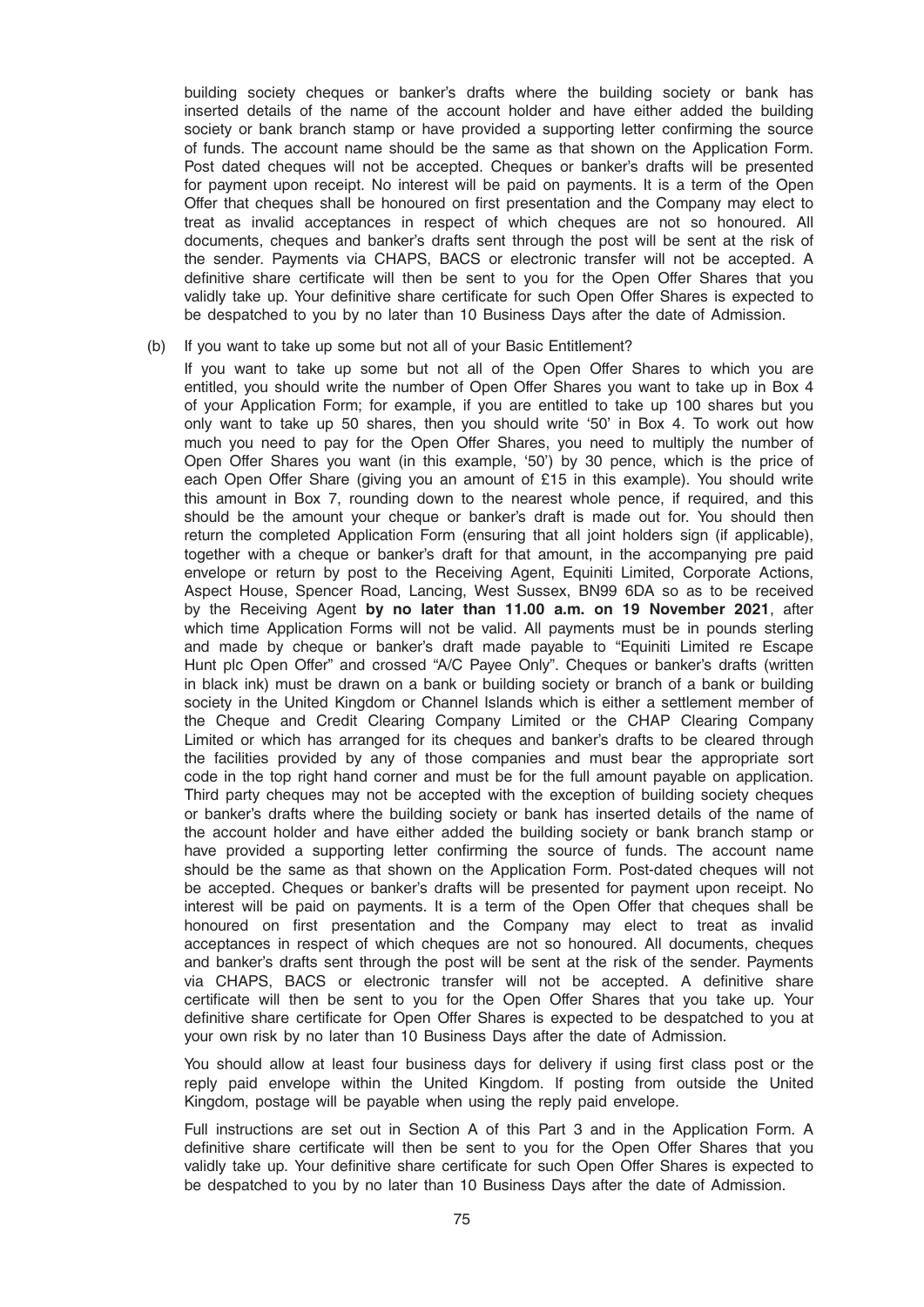building society cheques or banker's drafts where the building society or bank has inserted details of the name of the account holder and have either added the building society or bank branch stamp or have provided a supporting letter confirming the source of funds. The account name should be the same as that shown on the Application Form. Post dated cheques will not be accepted. Cheques or banker's drafts will be presented for payment upon receipt. No interest will be paid on payments. It is a term of the Open Offer that cheques shall be honoured on first presentation and the Company may elect to treat as invalid acceptances in respect of which cheques are not so honoured. All documents, cheques and banker's drafts sent through the post will be sent at the risk of the sender. Payments via CHAPS, BACS or electronic transfer will not be accepted. A definitive share certificate will then be sent to you for the Open Offer Shares that you validly take up. Your definitive share certificate for such Open Offer Shares is expected to be despatched to you by no later than 10 Business Days after the date of Admission.

(b) If you want to take up some but not all of your Basic Entitlement?

If you want to take up some but not all of the Open Offer Shares to which you are entitled, you should write the number of Open Offer Shares you want to take up in Box 4 of your Application Form; for example, if you are entitled to take up 100 shares but you only want to take up 50 shares, then you should write '50' in Box 4. To work out how much you need to pay for the Open Offer Shares, you need to multiply the number of Open Offer Shares you want (in this example, '50') by 30 pence, which is the price of each Open Offer Share (giving you an amount of £15 in this example). You should write this amount in Box 7, rounding down to the nearest whole pence, if required, and this should be the amount your cheque or banker's draft is made out for. You should then return the completed Application Form (ensuring that all joint holders sign (if applicable), together with a cheque or banker's draft for that amount, in the accompanying pre paid envelope or return by post to the Receiving Agent, Equiniti Limited, Corporate Actions, Aspect House, Spencer Road, Lancing, West Sussex, BN99 6DA so as to be received by the Receiving Agent **by no later than 11.00 a.m. on 19 November 2021**, after which time Application Forms will not be valid. All payments must be in pounds sterling and made by cheque or banker's draft made payable to "Equiniti Limited re Escape Hunt plc Open Offer" and crossed "A/C Payee Only". Cheques or banker's drafts (written in black ink) must be drawn on a bank or building society or branch of a bank or building society in the United Kingdom or Channel Islands which is either a settlement member of the Cheque and Credit Clearing Company Limited or the CHAP Clearing Company Limited or which has arranged for its cheques and banker's drafts to be cleared through the facilities provided by any of those companies and must bear the appropriate sort code in the top right hand corner and must be for the full amount payable on application. Third party cheques may not be accepted with the exception of building society cheques or banker's drafts where the building society or bank has inserted details of the name of the account holder and have either added the building society or bank branch stamp or have provided a supporting letter confirming the source of funds. The account name should be the same as that shown on the Application Form. Post-dated cheques will not be accepted. Cheques or banker's drafts will be presented for payment upon receipt. No interest will be paid on payments. It is a term of the Open Offer that cheques shall be honoured on first presentation and the Company may elect to treat as invalid acceptances in respect of which cheques are not so honoured. All documents, cheques and banker's drafts sent through the post will be sent at the risk of the sender. Payments via CHAPS, BACS or electronic transfer will not be accepted. A definitive share certificate will then be sent to you for the Open Offer Shares that you take up. Your definitive share certificate for Open Offer Shares is expected to be despatched to you at your own risk by no later than 10 Business Days after the date of Admission.

You should allow at least four business days for delivery if using first class post or the reply paid envelope within the United Kingdom. If posting from outside the United Kingdom, postage will be payable when using the reply paid envelope.

Full instructions are set out in Section A of this Part 3 and in the Application Form. A definitive share certificate will then be sent to you for the Open Offer Shares that you validly take up. Your definitive share certificate for such Open Offer Shares is expected to be despatched to you by no later than 10 Business Days after the date of Admission.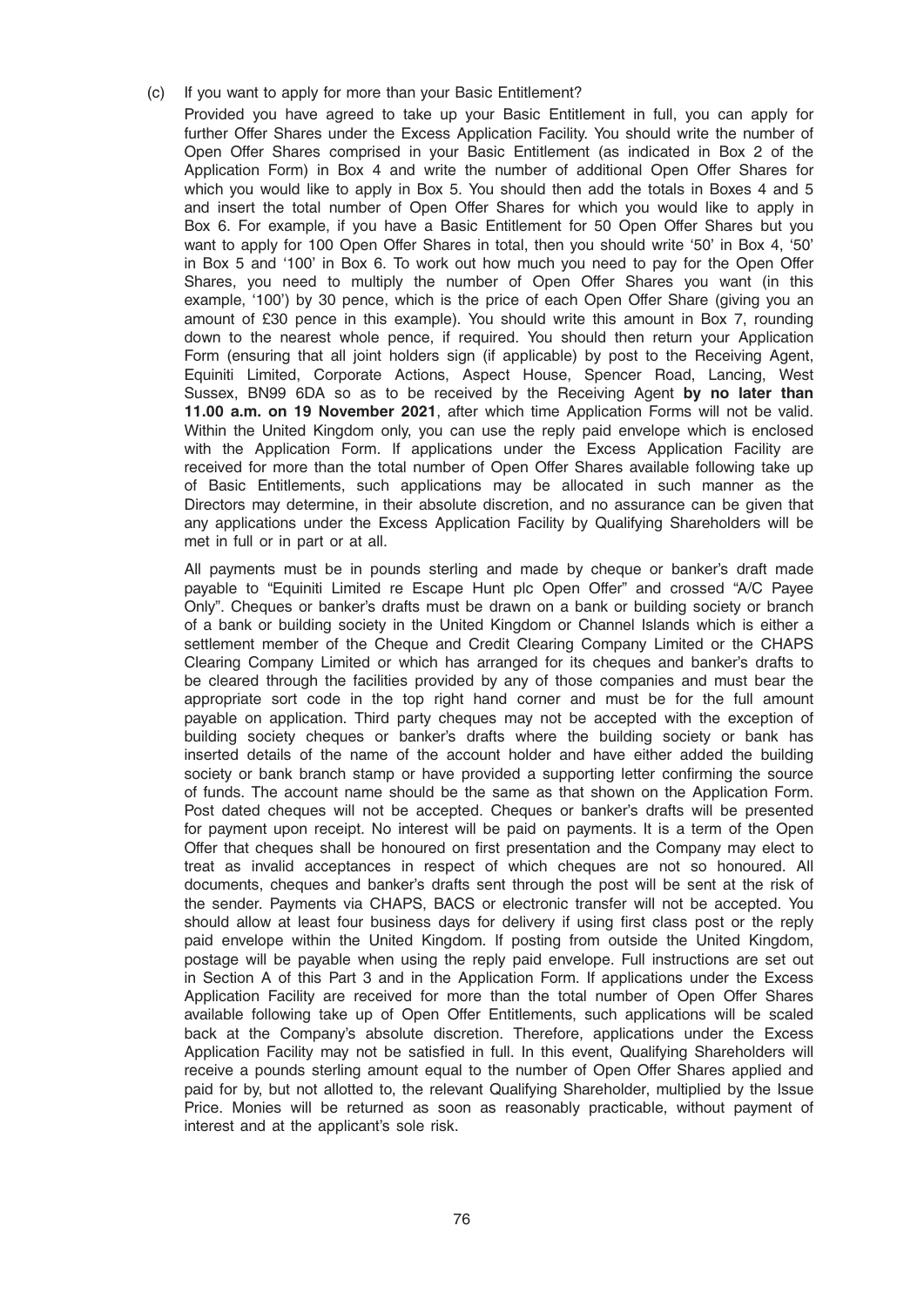(c) If you want to apply for more than your Basic Entitlement?

Provided you have agreed to take up your Basic Entitlement in full, you can apply for further Offer Shares under the Excess Application Facility. You should write the number of Open Offer Shares comprised in your Basic Entitlement (as indicated in Box 2 of the Application Form) in Box 4 and write the number of additional Open Offer Shares for which you would like to apply in Box 5. You should then add the totals in Boxes 4 and 5 and insert the total number of Open Offer Shares for which you would like to apply in Box 6. For example, if you have a Basic Entitlement for 50 Open Offer Shares but you want to apply for 100 Open Offer Shares in total, then you should write '50' in Box 4, '50' in Box 5 and '100' in Box 6. To work out how much you need to pay for the Open Offer Shares, you need to multiply the number of Open Offer Shares you want (in this example, '100') by 30 pence, which is the price of each Open Offer Share (giving you an amount of £30 pence in this example). You should write this amount in Box 7, rounding down to the nearest whole pence, if required. You should then return your Application Form (ensuring that all joint holders sign (if applicable) by post to the Receiving Agent, Equiniti Limited, Corporate Actions, Aspect House, Spencer Road, Lancing, West Sussex, BN99 6DA so as to be received by the Receiving Agent **by no later than 11.00 a.m. on 19 November 2021**, after which time Application Forms will not be valid. Within the United Kingdom only, you can use the reply paid envelope which is enclosed with the Application Form. If applications under the Excess Application Facility are received for more than the total number of Open Offer Shares available following take up of Basic Entitlements, such applications may be allocated in such manner as the Directors may determine, in their absolute discretion, and no assurance can be given that any applications under the Excess Application Facility by Qualifying Shareholders will be met in full or in part or at all.

All payments must be in pounds sterling and made by cheque or banker's draft made payable to "Equiniti Limited re Escape Hunt plc Open Offer" and crossed "A/C Payee Only". Cheques or banker's drafts must be drawn on a bank or building society or branch of a bank or building society in the United Kingdom or Channel Islands which is either a settlement member of the Cheque and Credit Clearing Company Limited or the CHAPS Clearing Company Limited or which has arranged for its cheques and banker's drafts to be cleared through the facilities provided by any of those companies and must bear the appropriate sort code in the top right hand corner and must be for the full amount payable on application. Third party cheques may not be accepted with the exception of building society cheques or banker's drafts where the building society or bank has inserted details of the name of the account holder and have either added the building society or bank branch stamp or have provided a supporting letter confirming the source of funds. The account name should be the same as that shown on the Application Form. Post dated cheques will not be accepted. Cheques or banker's drafts will be presented for payment upon receipt. No interest will be paid on payments. It is a term of the Open Offer that cheques shall be honoured on first presentation and the Company may elect to treat as invalid acceptances in respect of which cheques are not so honoured. All documents, cheques and banker's drafts sent through the post will be sent at the risk of the sender. Payments via CHAPS, BACS or electronic transfer will not be accepted. You should allow at least four business days for delivery if using first class post or the reply paid envelope within the United Kingdom. If posting from outside the United Kingdom, postage will be payable when using the reply paid envelope. Full instructions are set out in Section A of this Part 3 and in the Application Form. If applications under the Excess Application Facility are received for more than the total number of Open Offer Shares available following take up of Open Offer Entitlements, such applications will be scaled back at the Company's absolute discretion. Therefore, applications under the Excess Application Facility may not be satisfied in full. In this event, Qualifying Shareholders will receive a pounds sterling amount equal to the number of Open Offer Shares applied and paid for by, but not allotted to, the relevant Qualifying Shareholder, multiplied by the Issue Price. Monies will be returned as soon as reasonably practicable, without payment of interest and at the applicant's sole risk.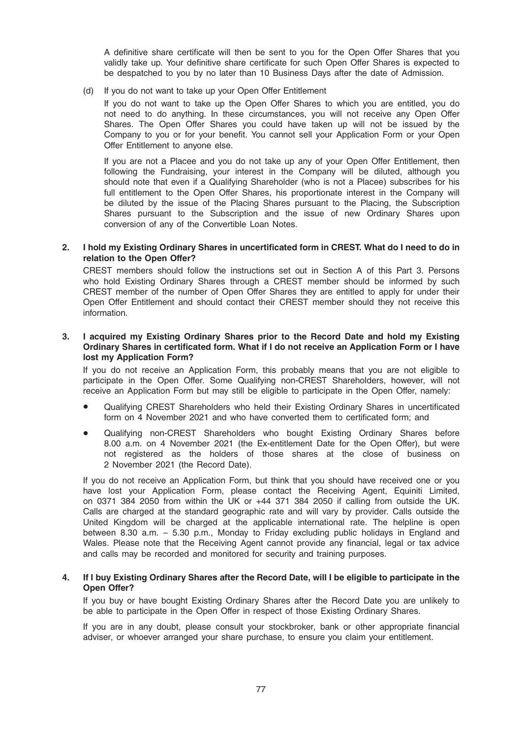A definitive share certificate will then be sent to you for the Open Offer Shares that you validly take up. Your definitive share certificate for such Open Offer Shares is expected to be despatched to you by no later than 10 Business Days after the date of Admission.

(d) If you do not want to take up your Open Offer Entitlement

If you do not want to take up the Open Offer Shares to which you are entitled, you do not need to do anything. In these circumstances, you will not receive any Open Offer Shares. The Open Offer Shares you could have taken up will not be issued by the Company to you or for your benefit. You cannot sell your Application Form or your Open Offer Entitlement to anyone else.

If you are not a Placee and you do not take up any of your Open Offer Entitlement, then following the Fundraising, your interest in the Company will be diluted, although you should note that even if a Qualifying Shareholder (who is not a Placee) subscribes for his full entitlement to the Open Offer Shares, his proportionate interest in the Company will be diluted by the issue of the Placing Shares pursuant to the Placing, the Subscription Shares pursuant to the Subscription and the issue of new Ordinary Shares upon conversion of any of the Convertible Loan Notes.

**2. I hold my Existing Ordinary Shares in uncertificated form in CREST. What do I need to do in relation to the Open Offer?**

CREST members should follow the instructions set out in Section A of this Part 3. Persons who hold Existing Ordinary Shares through a CREST member should be informed by such CREST member of the number of Open Offer Shares they are entitled to apply for under their Open Offer Entitlement and should contact their CREST member should they not receive this information.

**3. I acquired my Existing Ordinary Shares prior to the Record Date and hold my Existing Ordinary Shares in certificated form. What if I do not receive an Application Form or I have lost my Application Form?**

If you do not receive an Application Form, this probably means that you are not eligible to participate in the Open Offer. Some Qualifying non-CREST Shareholders, however, will not receive an Application Form but may still be eligible to participate in the Open Offer, namely:

- Qualifying CREST Shareholders who held their Existing Ordinary Shares in uncertificated form on 4 November 2021 and who have converted them to certificated form; and
- Qualifying non-CREST Shareholders who bought Existing Ordinary Shares before 8.00 a.m. on 4 November 2021 (the Ex-entitlement Date for the Open Offer), but were not registered as the holders of those shares at the close of business on 2 November 2021 (the Record Date).

If you do not receive an Application Form, but think that you should have received one or you have lost your Application Form, please contact the Receiving Agent, Equiniti Limited, on 0371 384 2050 from within the UK or +44 371 384 2050 if calling from outside the UK. Calls are charged at the standard geographic rate and will vary by provider. Calls outside the United Kingdom will be charged at the applicable international rate. The helpline is open between 8.30 a.m. – 5.30 p.m., Monday to Friday excluding public holidays in England and Wales. Please note that the Receiving Agent cannot provide any financial, legal or tax advice and calls may be recorded and monitored for security and training purposes.

**4. If I buy Existing Ordinary Shares after the Record Date, will I be eligible to participate in the Open Offer?**

If you buy or have bought Existing Ordinary Shares after the Record Date you are unlikely to be able to participate in the Open Offer in respect of those Existing Ordinary Shares.

If you are in any doubt, please consult your stockbroker, bank or other appropriate financial adviser, or whoever arranged your share purchase, to ensure you claim your entitlement.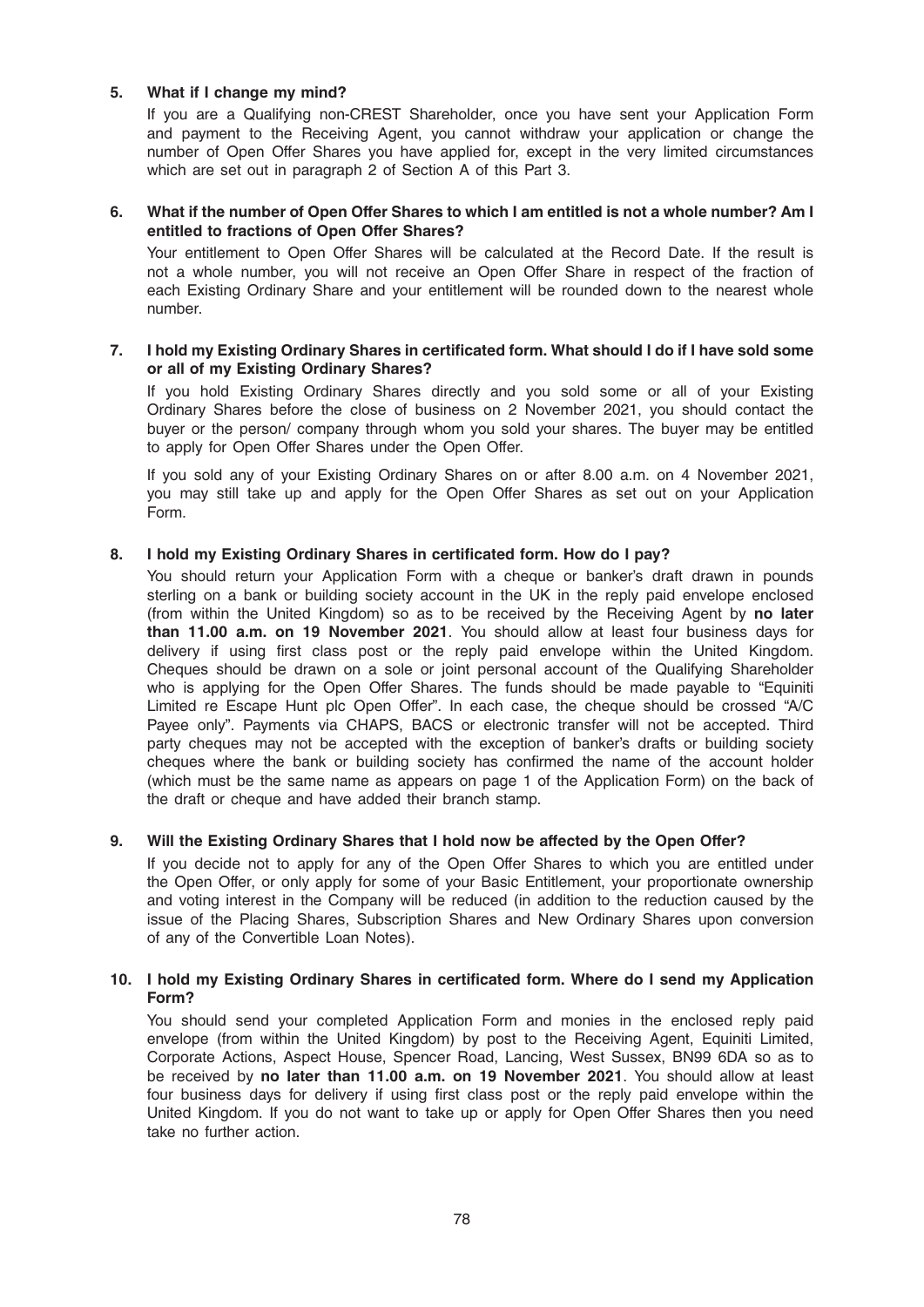**5. What if I change my mind?**

If you are a Qualifying non-CREST Shareholder, once you have sent your Application Form and payment to the Receiving Agent, you cannot withdraw your application or change the number of Open Offer Shares you have applied for, except in the very limited circumstances which are set out in paragraph 2 of Section A of this Part 3.

**6. What if the number of Open Offer Shares to which I am entitled is not a whole number? Am I entitled to fractions of Open Offer Shares?**

Your entitlement to Open Offer Shares will be calculated at the Record Date. If the result is not a whole number, you will not receive an Open Offer Share in respect of the fraction of each Existing Ordinary Share and your entitlement will be rounded down to the nearest whole number.

**7. I hold my Existing Ordinary Shares in certificated form. What should I do if I have sold some or all of my Existing Ordinary Shares?**

If you hold Existing Ordinary Shares directly and you sold some or all of your Existing Ordinary Shares before the close of business on 2 November 2021, you should contact the buyer or the person/ company through whom you sold your shares. The buyer may be entitled to apply for Open Offer Shares under the Open Offer.

If you sold any of your Existing Ordinary Shares on or after 8.00 a.m. on 4 November 2021, you may still take up and apply for the Open Offer Shares as set out on your Application Form.

**8. I hold my Existing Ordinary Shares in certificated form. How do I pay?**

You should return your Application Form with a cheque or banker's draft drawn in pounds sterling on a bank or building society account in the UK in the reply paid envelope enclosed (from within the United Kingdom) so as to be received by the Receiving Agent by **no later than 11.00 a.m. on 19 November 2021**. You should allow at least four business days for delivery if using first class post or the reply paid envelope within the United Kingdom. Cheques should be drawn on a sole or joint personal account of the Qualifying Shareholder who is applying for the Open Offer Shares. The funds should be made payable to "Equiniti Limited re Escape Hunt plc Open Offer". In each case, the cheque should be crossed "A/C Payee only". Payments via CHAPS, BACS or electronic transfer will not be accepted. Third party cheques may not be accepted with the exception of banker's drafts or building society cheques where the bank or building society has confirmed the name of the account holder (which must be the same name as appears on page 1 of the Application Form) on the back of the draft or cheque and have added their branch stamp.

**9. Will the Existing Ordinary Shares that I hold now be affected by the Open Offer?**

If you decide not to apply for any of the Open Offer Shares to which you are entitled under the Open Offer, or only apply for some of your Basic Entitlement, your proportionate ownership and voting interest in the Company will be reduced (in addition to the reduction caused by the issue of the Placing Shares, Subscription Shares and New Ordinary Shares upon conversion of any of the Convertible Loan Notes).

**10. I hold my Existing Ordinary Shares in certificated form. Where do I send my Application Form?**

You should send your completed Application Form and monies in the enclosed reply paid envelope (from within the United Kingdom) by post to the Receiving Agent, Equiniti Limited, Corporate Actions, Aspect House, Spencer Road, Lancing, West Sussex, BN99 6DA so as to be received by **no later than 11.00 a.m. on 19 November 2021**. You should allow at least four business days for delivery if using first class post or the reply paid envelope within the United Kingdom. If you do not want to take up or apply for Open Offer Shares then you need take no further action.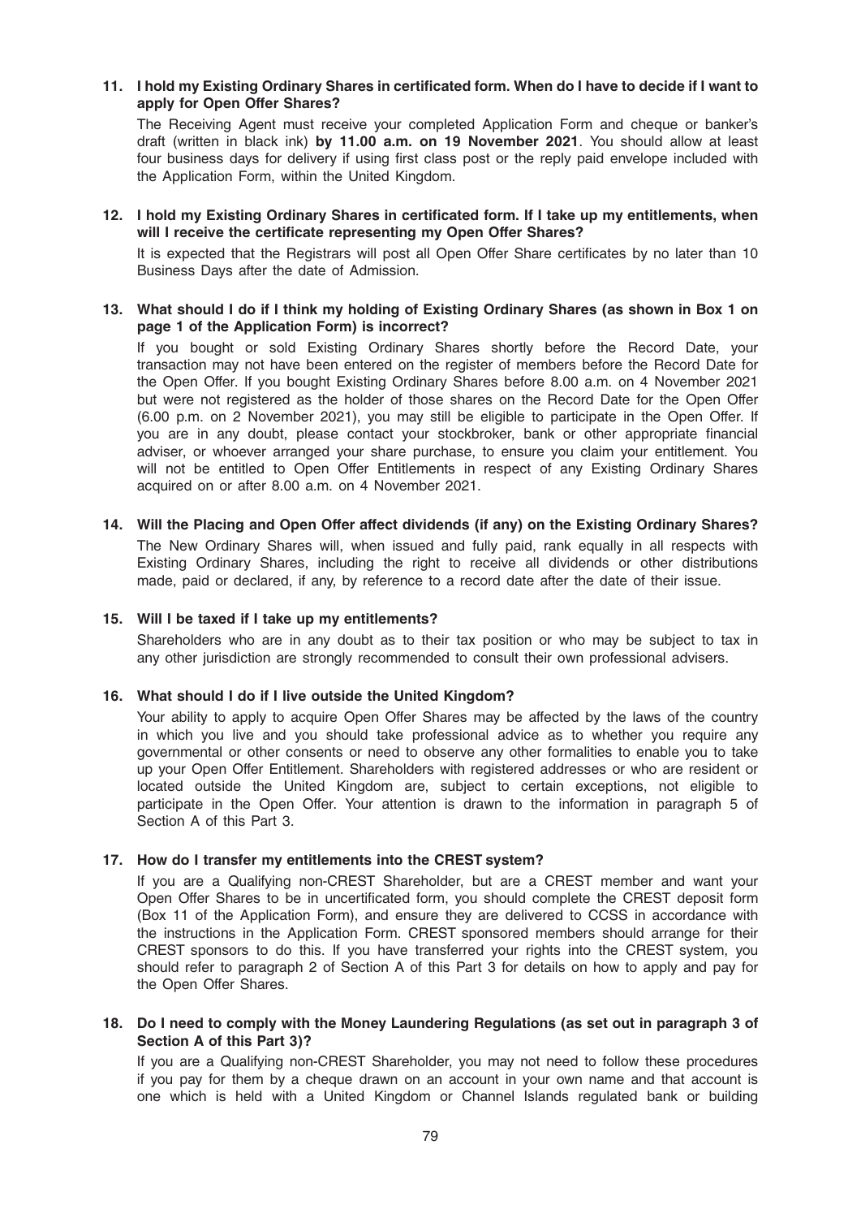**11. I hold my Existing Ordinary Shares in certificated form. When do I have to decide if I want to apply for Open Offer Shares?**

The Receiving Agent must receive your completed Application Form and cheque or banker's draft (written in black ink) **by 11.00 a.m. on 19 November 2021**. You should allow at least four business days for delivery if using first class post or the reply paid envelope included with the Application Form, within the United Kingdom.

**12. I hold my Existing Ordinary Shares in certificated form. If I take up my entitlements, when will I receive the certificate representing my Open Offer Shares?**

It is expected that the Registrars will post all Open Offer Share certificates by no later than 10 Business Days after the date of Admission.

**13. What should I do if I think my holding of Existing Ordinary Shares (as shown in Box 1 on page 1 of the Application Form) is incorrect?**

If you bought or sold Existing Ordinary Shares shortly before the Record Date, your transaction may not have been entered on the register of members before the Record Date for the Open Offer. If you bought Existing Ordinary Shares before 8.00 a.m. on 4 November 2021 but were not registered as the holder of those shares on the Record Date for the Open Offer (6.00 p.m. on 2 November 2021), you may still be eligible to participate in the Open Offer. If you are in any doubt, please contact your stockbroker, bank or other appropriate financial adviser, or whoever arranged your share purchase, to ensure you claim your entitlement. You will not be entitled to Open Offer Entitlements in respect of any Existing Ordinary Shares acquired on or after 8.00 a.m. on 4 November 2021.

**14. Will the Placing and Open Offer affect dividends (if any) on the Existing Ordinary Shares?**

The New Ordinary Shares will, when issued and fully paid, rank equally in all respects with Existing Ordinary Shares, including the right to receive all dividends or other distributions made, paid or declared, if any, by reference to a record date after the date of their issue.

**15. Will I be taxed if I take up my entitlements?**

Shareholders who are in any doubt as to their tax position or who may be subject to tax in any other jurisdiction are strongly recommended to consult their own professional advisers.

**16. What should I do if I live outside the United Kingdom?**

Your ability to apply to acquire Open Offer Shares may be affected by the laws of the country in which you live and you should take professional advice as to whether you require any governmental or other consents or need to observe any other formalities to enable you to take up your Open Offer Entitlement. Shareholders with registered addresses or who are resident or located outside the United Kingdom are, subject to certain exceptions, not eligible to participate in the Open Offer. Your attention is drawn to the information in paragraph 5 of Section A of this Part 3.

**17. How do I transfer my entitlements into the CREST system?**

If you are a Qualifying non-CREST Shareholder, but are a CREST member and want your Open Offer Shares to be in uncertificated form, you should complete the CREST deposit form (Box 11 of the Application Form), and ensure they are delivered to CCSS in accordance with the instructions in the Application Form. CREST sponsored members should arrange for their CREST sponsors to do this. If you have transferred your rights into the CREST system, you should refer to paragraph 2 of Section A of this Part 3 for details on how to apply and pay for the Open Offer Shares.

**18. Do I need to comply with the Money Laundering Regulations (as set out in paragraph 3 of Section A of this Part 3)?**

If you are a Qualifying non-CREST Shareholder, you may not need to follow these procedures if you pay for them by a cheque drawn on an account in your own name and that account is one which is held with a United Kingdom or Channel Islands regulated bank or building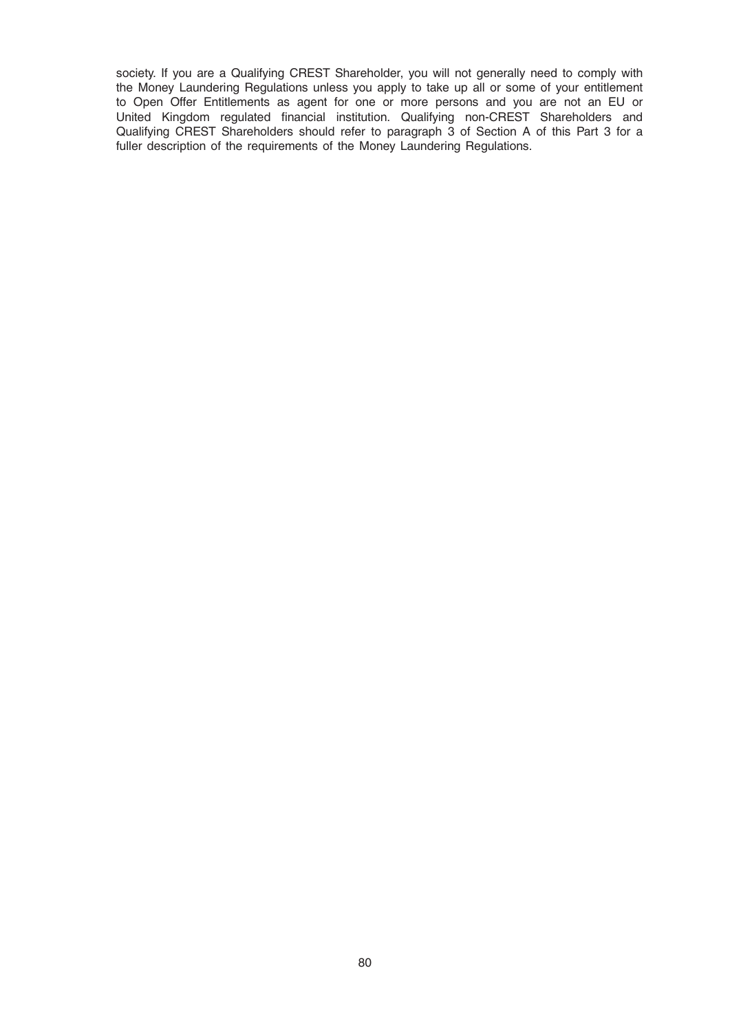society. If you are a Qualifying CREST Shareholder, you will not generally need to comply with the Money Laundering Regulations unless you apply to take up all or some of your entitlement to Open Offer Entitlements as agent for one or more persons and you are not an EU or United Kingdom regulated financial institution. Qualifying non-CREST Shareholders and Qualifying CREST Shareholders should refer to paragraph 3 of Section A of this Part 3 for a fuller description of the requirements of the Money Laundering Regulations.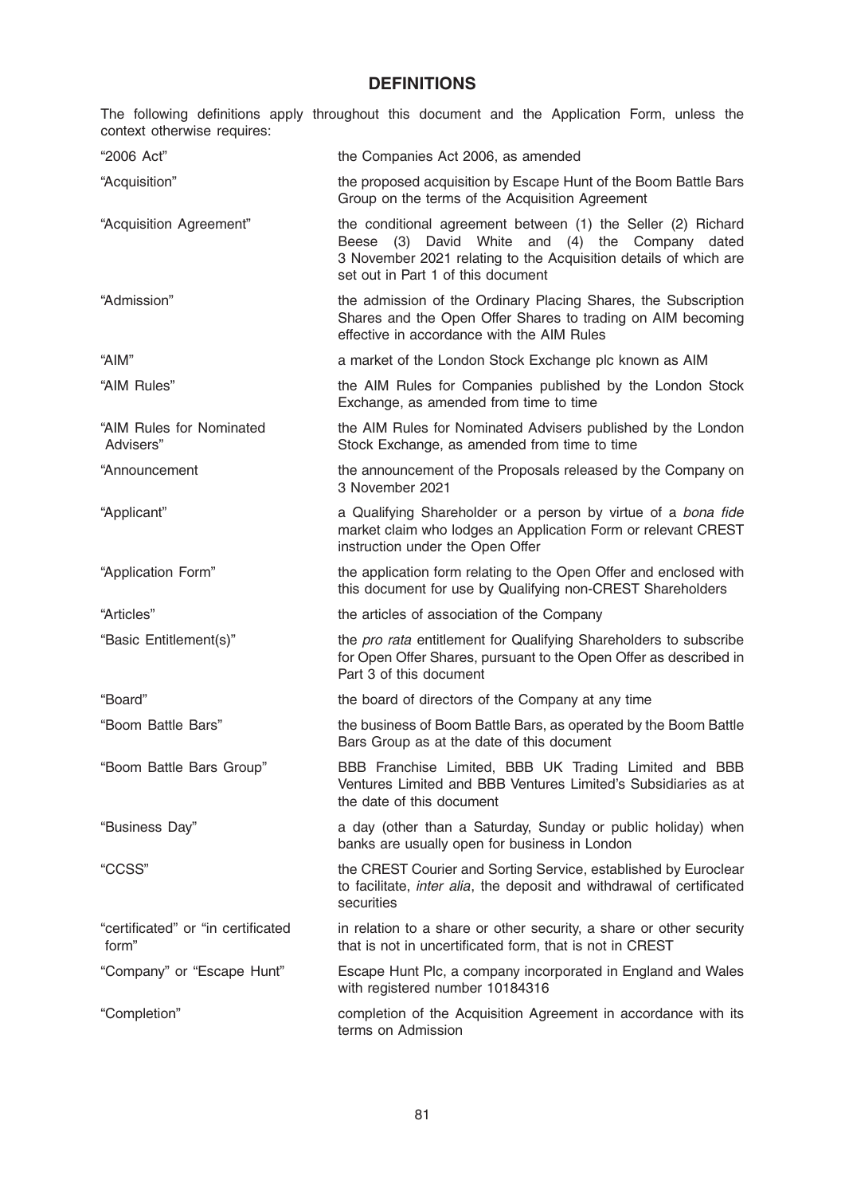# DEFINITIONS

The following definitions apply throughout this document and the Application Form, unless the context otherwise requires:

| | |
|---|---|
| "2006 Act" | the Companies Act 2006, as amended |
| "Acquisition" | the proposed acquisition by Escape Hunt of the Boom Battle Bars Group on the terms of the Acquisition Agreement |
| "Acquisition Agreement" | the conditional agreement between (1) the Seller (2) Richard Beese (3) David White and (4) the Company dated 3 November 2021 relating to the Acquisition details of which are set out in Part 1 of this document |
| "Admission" | the admission of the Ordinary Placing Shares, the Subscription Shares and the Open Offer Shares to trading on AIM becoming effective in accordance with the AIM Rules |
| "AIM" | a market of the London Stock Exchange plc known as AIM |
| "AIM Rules" | the AIM Rules for Companies published by the London Stock Exchange, as amended from time to time |
| "AIM Rules for Nominated Advisers" | the AIM Rules for Nominated Advisers published by the London Stock Exchange, as amended from time to time |
| "Announcement | the announcement of the Proposals released by the Company on 3 November 2021 |
| "Applicant" | a Qualifying Shareholder or a person by virtue of a *bona fide* market claim who lodges an Application Form or relevant CREST instruction under the Open Offer |
| "Application Form" | the application form relating to the Open Offer and enclosed with this document for use by Qualifying non-CREST Shareholders |
| "Articles" | the articles of association of the Company |
| "Basic Entitlement(s)" | the *pro rata* entitlement for Qualifying Shareholders to subscribe for Open Offer Shares, pursuant to the Open Offer as described in Part 3 of this document |
| "Board" | the board of directors of the Company at any time |
| "Boom Battle Bars" | the business of Boom Battle Bars, as operated by the Boom Battle Bars Group as at the date of this document |
| "Boom Battle Bars Group" | BBB Franchise Limited, BBB UK Trading Limited and BBB Ventures Limited and BBB Ventures Limited's Subsidiaries as at the date of this document |
| "Business Day" | a day (other than a Saturday, Sunday or public holiday) when banks are usually open for business in London |
| "CCSS" | the CREST Courier and Sorting Service, established by Euroclear to facilitate, *inter alia*, the deposit and withdrawal of certificated securities |
| "certificated" or "in certificated form" | in relation to a share or other security, a share or other security that is not in uncertificated form, that is not in CREST |
| "Company" or "Escape Hunt" | Escape Hunt Plc, a company incorporated in England and Wales with registered number 10184316 |
| "Completion" | completion of the Acquisition Agreement in accordance with its terms on Admission |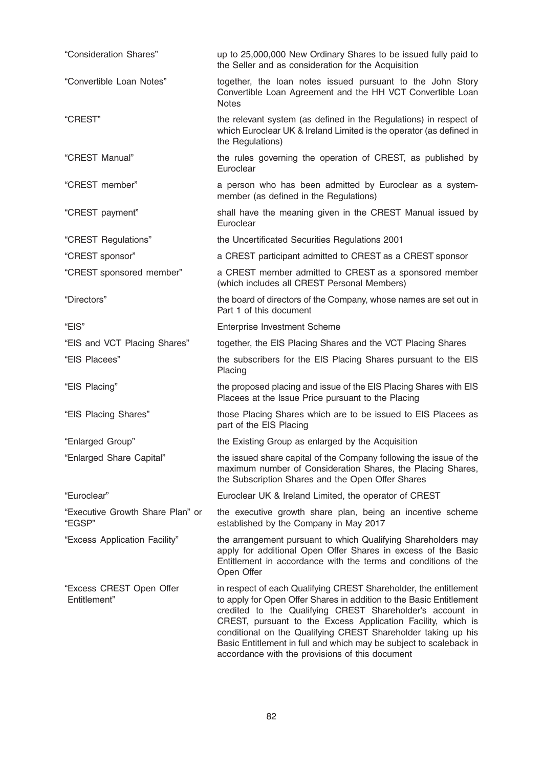| | |
|---|---|
| "Consideration Shares" | up to 25,000,000 New Ordinary Shares to be issued fully paid to the Seller and as consideration for the Acquisition |
| "Convertible Loan Notes" | together, the loan notes issued pursuant to the John Story Convertible Loan Agreement and the HH VCT Convertible Loan Notes |
| "CREST" | the relevant system (as defined in the Regulations) in respect of which Euroclear UK & Ireland Limited is the operator (as defined in the Regulations) |
| "CREST Manual" | the rules governing the operation of CREST, as published by Euroclear |
| "CREST member" | a person who has been admitted by Euroclear as a system-member (as defined in the Regulations) |
| "CREST payment" | shall have the meaning given in the CREST Manual issued by Euroclear |
| "CREST Regulations" | the Uncertificated Securities Regulations 2001 |
| "CREST sponsor" | a CREST participant admitted to CREST as a CREST sponsor |
| "CREST sponsored member" | a CREST member admitted to CREST as a sponsored member (which includes all CREST Personal Members) |
| "Directors" | the board of directors of the Company, whose names are set out in Part 1 of this document |
| "EIS" | Enterprise Investment Scheme |
| "EIS and VCT Placing Shares" | together, the EIS Placing Shares and the VCT Placing Shares |
| "EIS Placees" | the subscribers for the EIS Placing Shares pursuant to the EIS Placing |
| "EIS Placing" | the proposed placing and issue of the EIS Placing Shares with EIS Placees at the Issue Price pursuant to the Placing |
| "EIS Placing Shares" | those Placing Shares which are to be issued to EIS Placees as part of the EIS Placing |
| "Enlarged Group" | the Existing Group as enlarged by the Acquisition |
| "Enlarged Share Capital" | the issued share capital of the Company following the issue of the maximum number of Consideration Shares, the Placing Shares, the Subscription Shares and the Open Offer Shares |
| "Euroclear" | Euroclear UK & Ireland Limited, the operator of CREST |
| "Executive Growth Share Plan" or "EGSP" | the executive growth share plan, being an incentive scheme established by the Company in May 2017 |
| "Excess Application Facility" | the arrangement pursuant to which Qualifying Shareholders may apply for additional Open Offer Shares in excess of the Basic Entitlement in accordance with the terms and conditions of the Open Offer |
| "Excess CREST Open Offer Entitlement" | in respect of each Qualifying CREST Shareholder, the entitlement to apply for Open Offer Shares in addition to the Basic Entitlement credited to the Qualifying CREST Shareholder's account in CREST, pursuant to the Excess Application Facility, which is conditional on the Qualifying CREST Shareholder taking up his Basic Entitlement in full and which may be subject to scaleback in accordance with the provisions of this document |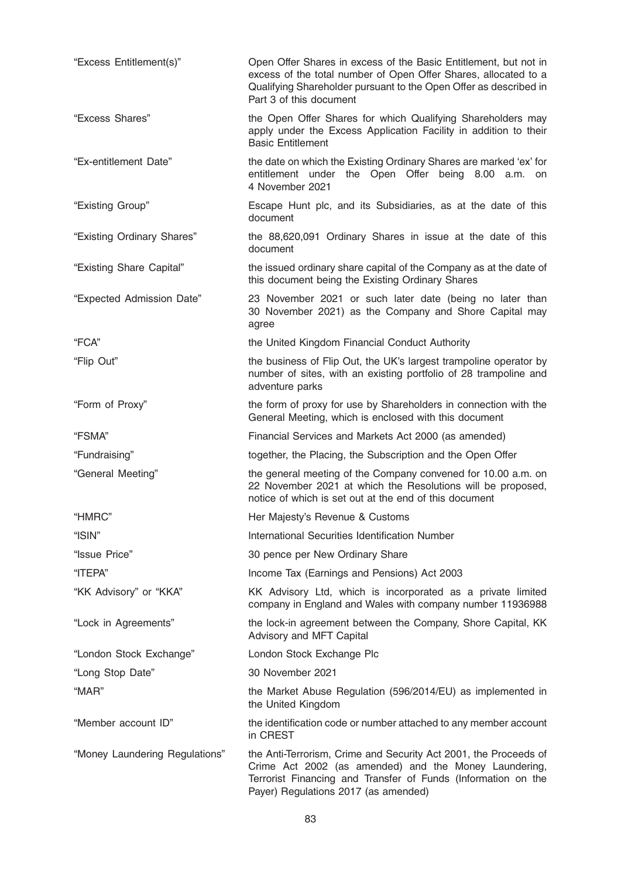| | |
|---|---|
| "Excess Entitlement(s)" | Open Offer Shares in excess of the Basic Entitlement, but not in excess of the total number of Open Offer Shares, allocated to a Qualifying Shareholder pursuant to the Open Offer as described in Part 3 of this document |
| "Excess Shares" | the Open Offer Shares for which Qualifying Shareholders may apply under the Excess Application Facility in addition to their Basic Entitlement |
| "Ex-entitlement Date" | the date on which the Existing Ordinary Shares are marked 'ex' for entitlement under the Open Offer being 8.00 a.m. on 4 November 2021 |
| "Existing Group" | Escape Hunt plc, and its Subsidiaries, as at the date of this document |
| "Existing Ordinary Shares" | the 88,620,091 Ordinary Shares in issue at the date of this document |
| "Existing Share Capital" | the issued ordinary share capital of the Company as at the date of this document being the Existing Ordinary Shares |
| "Expected Admission Date" | 23 November 2021 or such later date (being no later than 30 November 2021) as the Company and Shore Capital may agree |
| "FCA" | the United Kingdom Financial Conduct Authority |
| "Flip Out" | the business of Flip Out, the UK's largest trampoline operator by number of sites, with an existing portfolio of 28 trampoline and adventure parks |
| "Form of Proxy" | the form of proxy for use by Shareholders in connection with the General Meeting, which is enclosed with this document |
| "FSMA" | Financial Services and Markets Act 2000 (as amended) |
| "Fundraising" | together, the Placing, the Subscription and the Open Offer |
| "General Meeting" | the general meeting of the Company convened for 10.00 a.m. on 22 November 2021 at which the Resolutions will be proposed, notice of which is set out at the end of this document |
| "HMRC" | Her Majesty's Revenue & Customs |
| "ISIN" | International Securities Identification Number |
| "Issue Price" | 30 pence per New Ordinary Share |
| "ITEPA" | Income Tax (Earnings and Pensions) Act 2003 |
| "KK Advisory" or "KKA" | KK Advisory Ltd, which is incorporated as a private limited company in England and Wales with company number 11936988 |
| "Lock in Agreements" | the lock-in agreement between the Company, Shore Capital, KK Advisory and MFT Capital |
| "London Stock Exchange" | London Stock Exchange Plc |
| "Long Stop Date" | 30 November 2021 |
| "MAR" | the Market Abuse Regulation (596/2014/EU) as implemented in the United Kingdom |
| "Member account ID" | the identification code or number attached to any member account in CREST |
| "Money Laundering Regulations" | the Anti-Terrorism, Crime and Security Act 2001, the Proceeds of Crime Act 2002 (as amended) and the Money Laundering, Terrorist Financing and Transfer of Funds (Information on the Payer) Regulations 2017 (as amended) |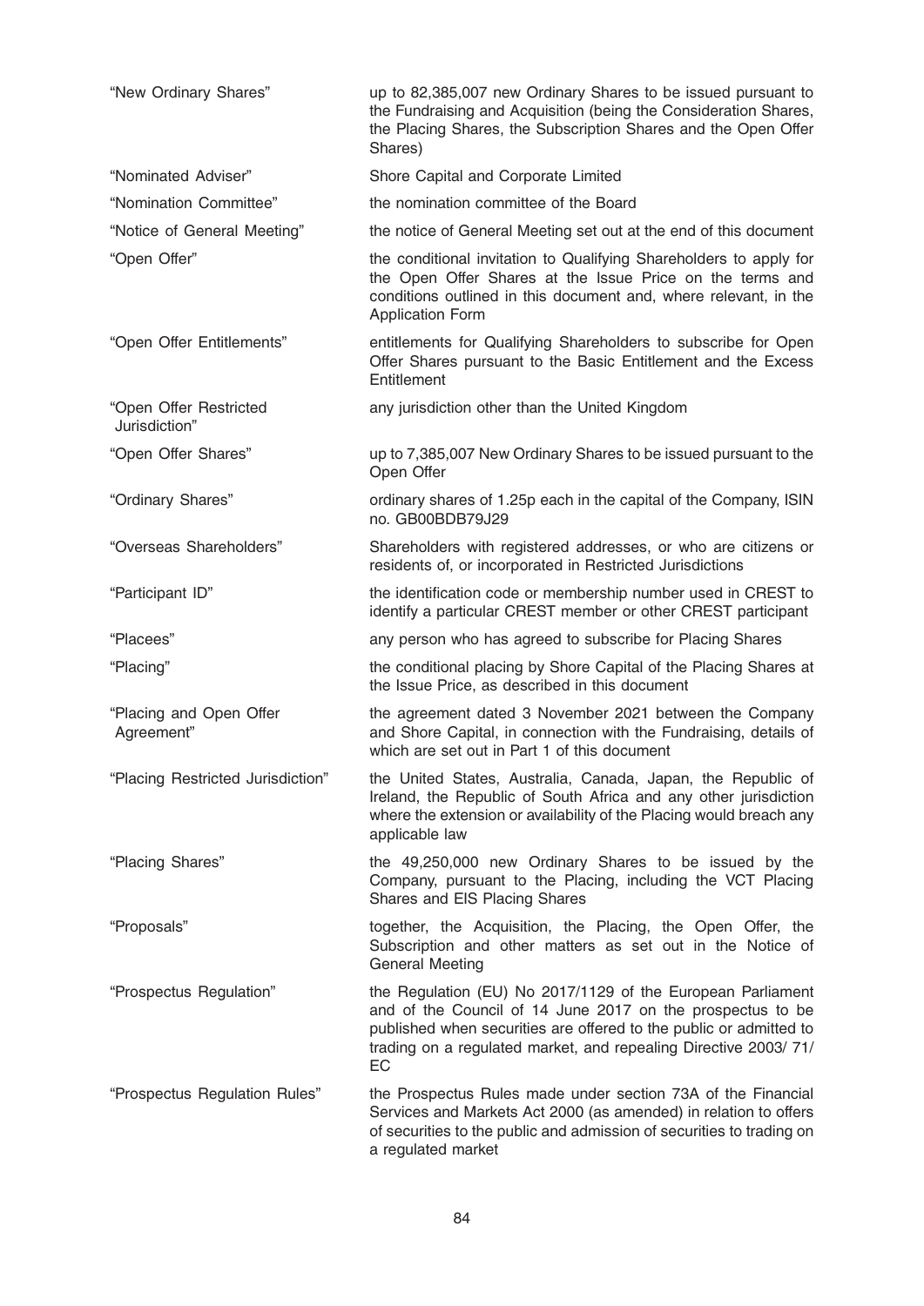| | |
|---|---|
| "New Ordinary Shares" | up to 82,385,007 new Ordinary Shares to be issued pursuant to the Fundraising and Acquisition (being the Consideration Shares, the Placing Shares, the Subscription Shares and the Open Offer Shares) |
| "Nominated Adviser" | Shore Capital and Corporate Limited |
| "Nomination Committee" | the nomination committee of the Board |
| "Notice of General Meeting" | the notice of General Meeting set out at the end of this document |
| "Open Offer" | the conditional invitation to Qualifying Shareholders to apply for the Open Offer Shares at the Issue Price on the terms and conditions outlined in this document and, where relevant, in the Application Form |
| "Open Offer Entitlements" | entitlements for Qualifying Shareholders to subscribe for Open Offer Shares pursuant to the Basic Entitlement and the Excess Entitlement |
| "Open Offer Restricted Jurisdiction" | any jurisdiction other than the United Kingdom |
| "Open Offer Shares" | up to 7,385,007 New Ordinary Shares to be issued pursuant to the Open Offer |
| "Ordinary Shares" | ordinary shares of 1.25p each in the capital of the Company, ISIN no. GB00BDB79J29 |
| "Overseas Shareholders" | Shareholders with registered addresses, or who are citizens or residents of, or incorporated in Restricted Jurisdictions |
| "Participant ID" | the identification code or membership number used in CREST to identify a particular CREST member or other CREST participant |
| "Placees" | any person who has agreed to subscribe for Placing Shares |
| "Placing" | the conditional placing by Shore Capital of the Placing Shares at the Issue Price, as described in this document |
| "Placing and Open Offer Agreement" | the agreement dated 3 November 2021 between the Company and Shore Capital, in connection with the Fundraising, details of which are set out in Part 1 of this document |
| "Placing Restricted Jurisdiction" | the United States, Australia, Canada, Japan, the Republic of Ireland, the Republic of South Africa and any other jurisdiction where the extension or availability of the Placing would breach any applicable law |
| "Placing Shares" | the 49,250,000 new Ordinary Shares to be issued by the Company, pursuant to the Placing, including the VCT Placing Shares and EIS Placing Shares |
| "Proposals" | together, the Acquisition, the Placing, the Open Offer, the Subscription and other matters as set out in the Notice of General Meeting |
| "Prospectus Regulation" | the Regulation (EU) No 2017/1129 of the European Parliament and of the Council of 14 June 2017 on the prospectus to be published when securities are offered to the public or admitted to trading on a regulated market, and repealing Directive 2003/ 71/ EC |
| "Prospectus Regulation Rules" | the Prospectus Rules made under section 73A of the Financial Services and Markets Act 2000 (as amended) in relation to offers of securities to the public and admission of securities to trading on a regulated market |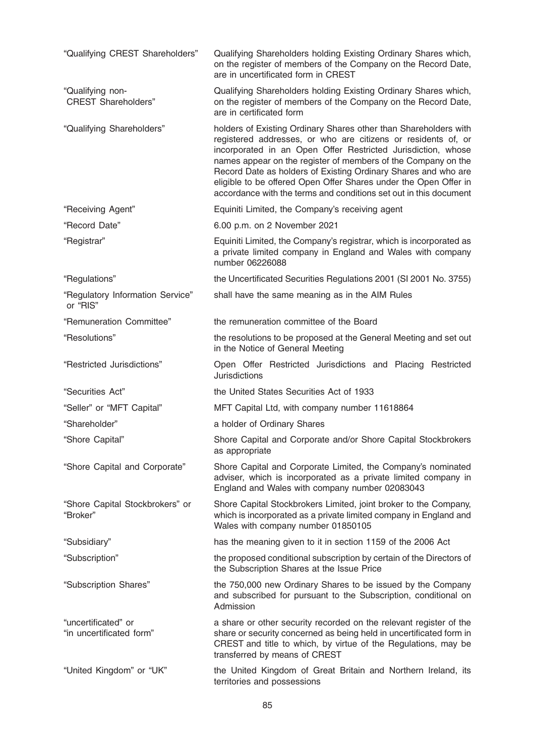| | |
|---|---|
| "Qualifying CREST Shareholders" | Qualifying Shareholders holding Existing Ordinary Shares which, on the register of members of the Company on the Record Date, are in uncertificated form in CREST |
| "Qualifying non-CREST Shareholders" | Qualifying Shareholders holding Existing Ordinary Shares which, on the register of members of the Company on the Record Date, are in certificated form |
| "Qualifying Shareholders" | holders of Existing Ordinary Shares other than Shareholders with registered addresses, or who are citizens or residents of, or incorporated in an Open Offer Restricted Jurisdiction, whose names appear on the register of members of the Company on the Record Date as holders of Existing Ordinary Shares and who are eligible to be offered Open Offer Shares under the Open Offer in accordance with the terms and conditions set out in this document |
| "Receiving Agent" | Equiniti Limited, the Company's receiving agent |
| "Record Date" | 6.00 p.m. on 2 November 2021 |
| "Registrar" | Equiniti Limited, the Company's registrar, which is incorporated as a private limited company in England and Wales with company number 06226088 |
| "Regulations" | the Uncertificated Securities Regulations 2001 (SI 2001 No. 3755) |
| "Regulatory Information Service" or "RIS" | shall have the same meaning as in the AIM Rules |
| "Remuneration Committee" | the remuneration committee of the Board |
| "Resolutions" | the resolutions to be proposed at the General Meeting and set out in the Notice of General Meeting |
| "Restricted Jurisdictions" | Open Offer Restricted Jurisdictions and Placing Restricted Jurisdictions |
| "Securities Act" | the United States Securities Act of 1933 |
| "Seller" or "MFT Capital" | MFT Capital Ltd, with company number 11618864 |
| "Shareholder" | a holder of Ordinary Shares |
| "Shore Capital" | Shore Capital and Corporate and/or Shore Capital Stockbrokers as appropriate |
| "Shore Capital and Corporate" | Shore Capital and Corporate Limited, the Company's nominated adviser, which is incorporated as a private limited company in England and Wales with company number 02083043 |
| "Shore Capital Stockbrokers" or "Broker" | Shore Capital Stockbrokers Limited, joint broker to the Company, which is incorporated as a private limited company in England and Wales with company number 01850105 |
| "Subsidiary" | has the meaning given to it in section 1159 of the 2006 Act |
| "Subscription" | the proposed conditional subscription by certain of the Directors of the Subscription Shares at the Issue Price |
| "Subscription Shares" | the 750,000 new Ordinary Shares to be issued by the Company and subscribed for pursuant to the Subscription, conditional on Admission |
| "uncertificated" or "in uncertificated form" | a share or other security recorded on the relevant register of the share or security concerned as being held in uncertificated form in CREST and title to which, by virtue of the Regulations, may be transferred by means of CREST |
| "United Kingdom" or "UK" | the United Kingdom of Great Britain and Northern Ireland, its territories and possessions |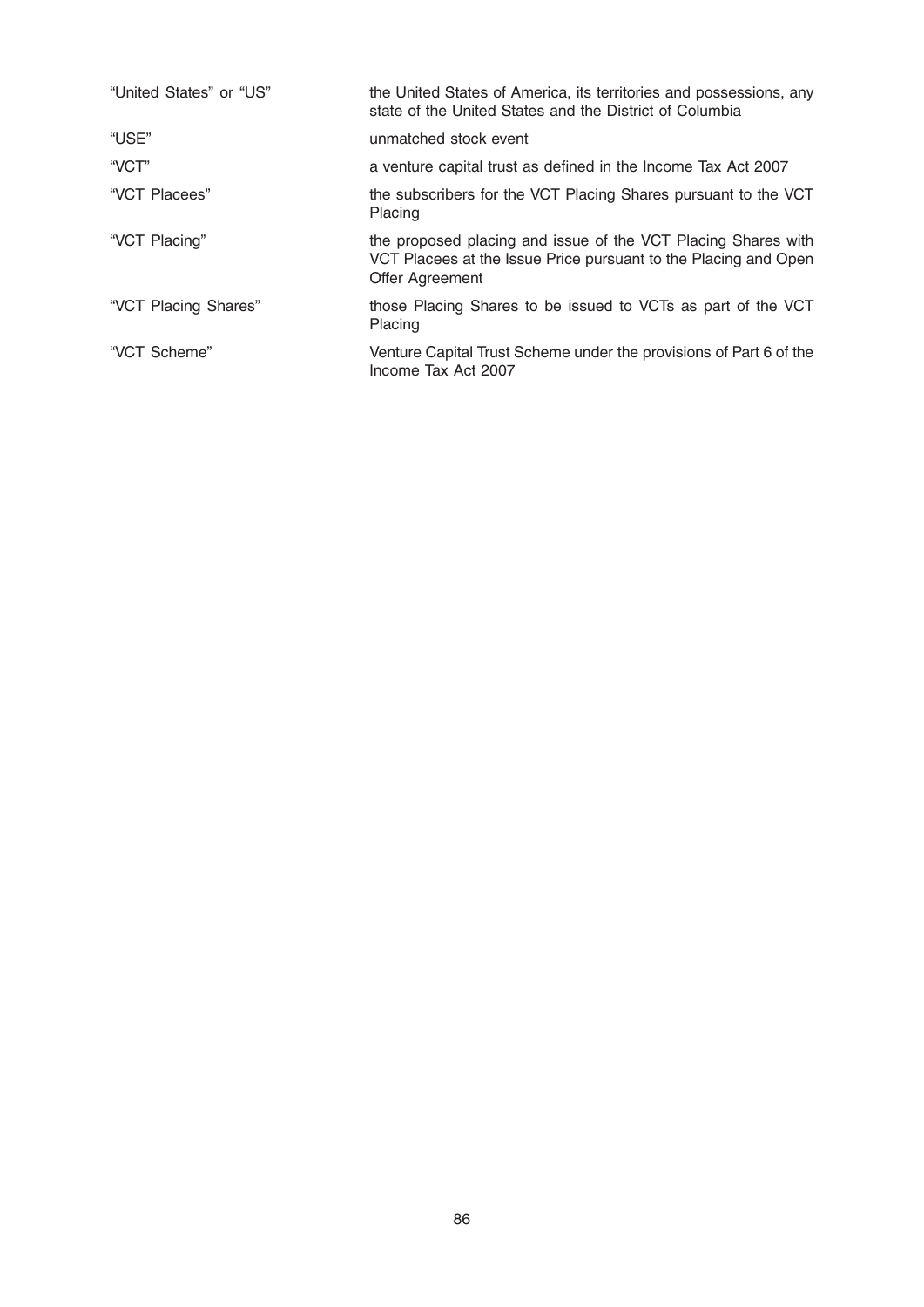| | |
|---|---|
| "United States" or "US" | the United States of America, its territories and possessions, any state of the United States and the District of Columbia |
| "USE" | unmatched stock event |
| "VCT" | a venture capital trust as defined in the Income Tax Act 2007 |
| "VCT Placees" | the subscribers for the VCT Placing Shares pursuant to the VCT Placing |
| "VCT Placing" | the proposed placing and issue of the VCT Placing Shares with VCT Placees at the Issue Price pursuant to the Placing and Open Offer Agreement |
| "VCT Placing Shares" | those Placing Shares to be issued to VCTs as part of the VCT Placing |
| "VCT Scheme" | Venture Capital Trust Scheme under the provisions of Part 6 of the Income Tax Act 2007 |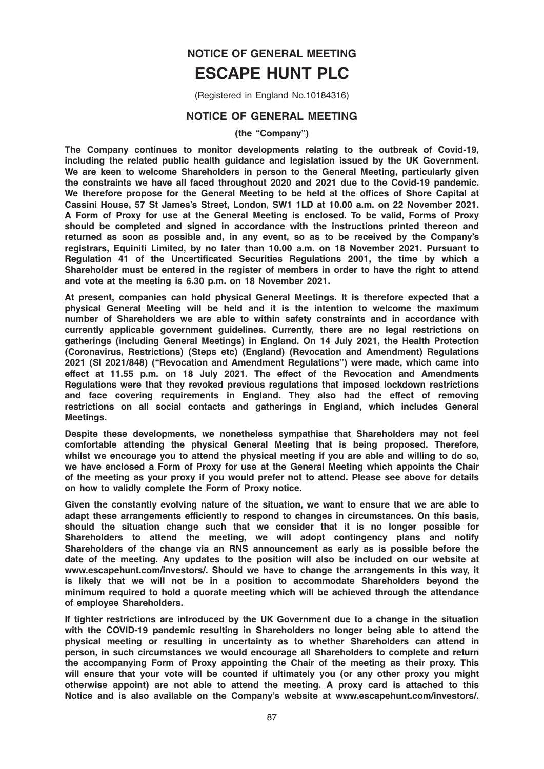# NOTICE OF GENERAL MEETING

# ESCAPE HUNT PLC

(Registered in England No.10184316)

## NOTICE OF GENERAL MEETING

**(the "Company")**

**The Company continues to monitor developments relating to the outbreak of Covid-19, including the related public health guidance and legislation issued by the UK Government. We are keen to welcome Shareholders in person to the General Meeting, particularly given the constraints we have all faced throughout 2020 and 2021 due to the Covid-19 pandemic. We therefore propose for the General Meeting to be held at the offices of Shore Capital at Cassini House, 57 St James's Street, London, SW1 1LD at 10.00 a.m. on 22 November 2021. A Form of Proxy for use at the General Meeting is enclosed. To be valid, Forms of Proxy should be completed and signed in accordance with the instructions printed thereon and returned as soon as possible and, in any event, so as to be received by the Company's registrars, Equiniti Limited, by no later than 10.00 a.m. on 18 November 2021. Pursuant to Regulation 41 of the Uncertificated Securities Regulations 2001, the time by which a Shareholder must be entered in the register of members in order to have the right to attend and vote at the meeting is 6.30 p.m. on 18 November 2021.**

**At present, companies can hold physical General Meetings. It is therefore expected that a physical General Meeting will be held and it is the intention to welcome the maximum number of Shareholders we are able to within safety constraints and in accordance with currently applicable government guidelines. Currently, there are no legal restrictions on gatherings (including General Meetings) in England. On 14 July 2021, the Health Protection (Coronavirus, Restrictions) (Steps etc) (England) (Revocation and Amendment) Regulations 2021 (SI 2021/848) ("Revocation and Amendment Regulations") were made, which came into effect at 11.55 p.m. on 18 July 2021. The effect of the Revocation and Amendments Regulations were that they revoked previous regulations that imposed lockdown restrictions and face covering requirements in England. They also had the effect of removing restrictions on all social contacts and gatherings in England, which includes General Meetings.**

**Despite these developments, we nonetheless sympathise that Shareholders may not feel comfortable attending the physical General Meeting that is being proposed. Therefore, whilst we encourage you to attend the physical meeting if you are able and willing to do so, we have enclosed a Form of Proxy for use at the General Meeting which appoints the Chair of the meeting as your proxy if you would prefer not to attend. Please see above for details on how to validly complete the Form of Proxy notice.**

**Given the constantly evolving nature of the situation, we want to ensure that we are able to adapt these arrangements efficiently to respond to changes in circumstances. On this basis, should the situation change such that we consider that it is no longer possible for Shareholders to attend the meeting, we will adopt contingency plans and notify Shareholders of the change via an RNS announcement as early as is possible before the date of the meeting. Any updates to the position will also be included on our website at www.escapehunt.com/investors/. Should we have to change the arrangements in this way, it is likely that we will not be in a position to accommodate Shareholders beyond the minimum required to hold a quorate meeting which will be achieved through the attendance of employee Shareholders.**

**If tighter restrictions are introduced by the UK Government due to a change in the situation with the COVID-19 pandemic resulting in Shareholders no longer being able to attend the physical meeting or resulting in uncertainty as to whether Shareholders can attend in person, in such circumstances we would encourage all Shareholders to complete and return the accompanying Form of Proxy appointing the Chair of the meeting as their proxy. This will ensure that your vote will be counted if ultimately you (or any other proxy you might otherwise appoint) are not able to attend the meeting. A proxy card is attached to this Notice and is also available on the Company's website at www.escapehunt.com/investors/.**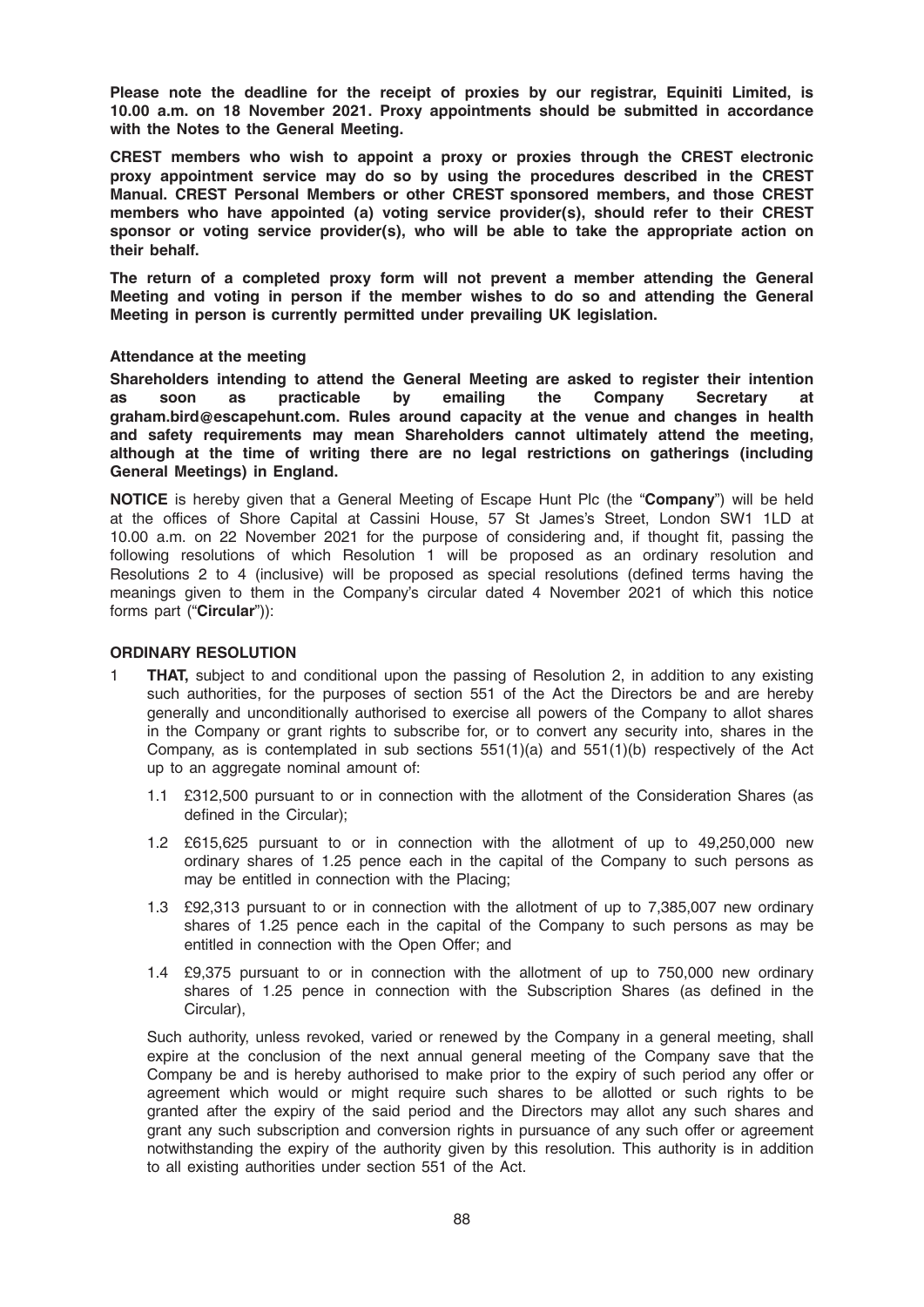**Please note the deadline for the receipt of proxies by our registrar, Equiniti Limited, is 10.00 a.m. on 18 November 2021. Proxy appointments should be submitted in accordance with the Notes to the General Meeting.**

**CREST members who wish to appoint a proxy or proxies through the CREST electronic proxy appointment service may do so by using the procedures described in the CREST Manual. CREST Personal Members or other CREST sponsored members, and those CREST members who have appointed (a) voting service provider(s), should refer to their CREST sponsor or voting service provider(s), who will be able to take the appropriate action on their behalf.**

**The return of a completed proxy form will not prevent a member attending the General Meeting and voting in person if the member wishes to do so and attending the General Meeting in person is currently permitted under prevailing UK legislation.**

**Attendance at the meeting**

**Shareholders intending to attend the General Meeting are asked to register their intention as soon as practicable by emailing the Company Secretary at graham.bird@escapehunt.com. Rules around capacity at the venue and changes in health and safety requirements may mean Shareholders cannot ultimately attend the meeting, although at the time of writing there are no legal restrictions on gatherings (including General Meetings) in England.**

**NOTICE** is hereby given that a General Meeting of Escape Hunt Plc (the "**Company**") will be held at the offices of Shore Capital at Cassini House, 57 St James's Street, London SW1 1LD at 10.00 a.m. on 22 November 2021 for the purpose of considering and, if thought fit, passing the following resolutions of which Resolution 1 will be proposed as an ordinary resolution and Resolutions 2 to 4 (inclusive) will be proposed as special resolutions (defined terms having the meanings given to them in the Company's circular dated 4 November 2021 of which this notice forms part ("**Circular**")):

**ORDINARY RESOLUTION**

1 **THAT,** subject to and conditional upon the passing of Resolution 2, in addition to any existing such authorities, for the purposes of section 551 of the Act the Directors be and are hereby generally and unconditionally authorised to exercise all powers of the Company to allot shares in the Company or grant rights to subscribe for, or to convert any security into, shares in the Company, as is contemplated in sub sections 551(1)(a) and 551(1)(b) respectively of the Act up to an aggregate nominal amount of:

   1.1 £312,500 pursuant to or in connection with the allotment of the Consideration Shares (as defined in the Circular);

   1.2 £615,625 pursuant to or in connection with the allotment of up to 49,250,000 new ordinary shares of 1.25 pence each in the capital of the Company to such persons as may be entitled in connection with the Placing;

   1.3 £92,313 pursuant to or in connection with the allotment of up to 7,385,007 new ordinary shares of 1.25 pence each in the capital of the Company to such persons as may be entitled in connection with the Open Offer; and

   1.4 £9,375 pursuant to or in connection with the allotment of up to 750,000 new ordinary shares of 1.25 pence in connection with the Subscription Shares (as defined in the Circular),

   Such authority, unless revoked, varied or renewed by the Company in a general meeting, shall expire at the conclusion of the next annual general meeting of the Company save that the Company be and is hereby authorised to make prior to the expiry of such period any offer or agreement which would or might require such shares to be allotted or such rights to be granted after the expiry of the said period and the Directors may allot any such shares and grant any such subscription and conversion rights in pursuance of any such offer or agreement notwithstanding the expiry of the authority given by this resolution. This authority is in addition to all existing authorities under section 551 of the Act.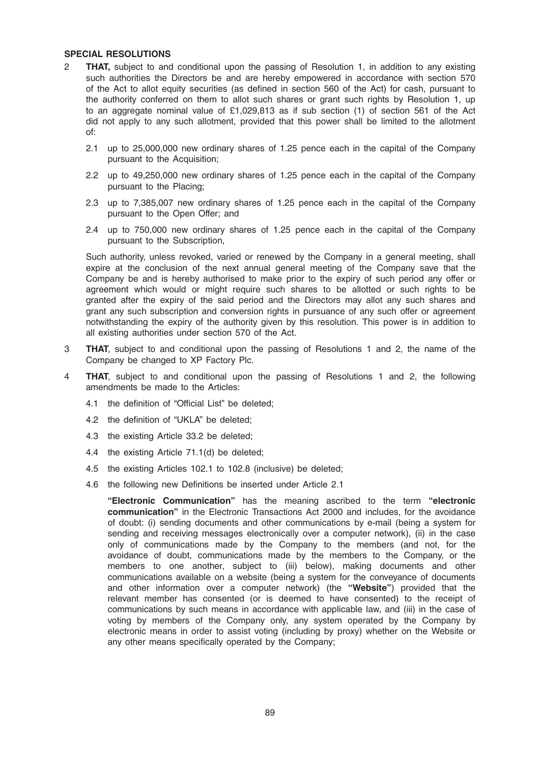**SPECIAL RESOLUTIONS**

2 **THAT,** subject to and conditional upon the passing of Resolution 1, in addition to any existing such authorities the Directors be and are hereby empowered in accordance with section 570 of the Act to allot equity securities (as defined in section 560 of the Act) for cash, pursuant to the authority conferred on them to allot such shares or grant such rights by Resolution 1, up to an aggregate nominal value of £1,029,813 as if sub section (1) of section 561 of the Act did not apply to any such allotment, provided that this power shall be limited to the allotment of:

   2.1 up to 25,000,000 new ordinary shares of 1.25 pence each in the capital of the Company pursuant to the Acquisition;

   2.2 up to 49,250,000 new ordinary shares of 1.25 pence each in the capital of the Company pursuant to the Placing;

   2.3 up to 7,385,007 new ordinary shares of 1.25 pence each in the capital of the Company pursuant to the Open Offer; and

   2.4 up to 750,000 new ordinary shares of 1.25 pence each in the capital of the Company pursuant to the Subscription,

   Such authority, unless revoked, varied or renewed by the Company in a general meeting, shall expire at the conclusion of the next annual general meeting of the Company save that the Company be and is hereby authorised to make prior to the expiry of such period any offer or agreement which would or might require such shares to be allotted or such rights to be granted after the expiry of the said period and the Directors may allot any such shares and grant any such subscription and conversion rights in pursuance of any such offer or agreement notwithstanding the expiry of the authority given by this resolution. This power is in addition to all existing authorities under section 570 of the Act.

3 **THAT**, subject to and conditional upon the passing of Resolutions 1 and 2, the name of the Company be changed to XP Factory Plc.

4 **THAT**, subject to and conditional upon the passing of Resolutions 1 and 2, the following amendments be made to the Articles:

   4.1 the definition of "Official List" be deleted;

   4.2 the definition of "UKLA" be deleted;

   4.3 the existing Article 33.2 be deleted;

   4.4 the existing Article 71.1(d) be deleted;

   4.5 the existing Articles 102.1 to 102.8 (inclusive) be deleted;

   4.6 the following new Definitions be inserted under Article 2.1

   **"Electronic Communication"** has the meaning ascribed to the term **"electronic communication"** in the Electronic Transactions Act 2000 and includes, for the avoidance of doubt: (i) sending documents and other communications by e-mail (being a system for sending and receiving messages electronically over a computer network), (ii) in the case only of communications made by the Company to the members (and not, for the avoidance of doubt, communications made by the members to the Company, or the members to one another, subject to (iii) below), making documents and other communications available on a website (being a system for the conveyance of documents and other information over a computer network) (the **"Website"**) provided that the relevant member has consented (or is deemed to have consented) to the receipt of communications by such means in accordance with applicable law, and (iii) in the case of voting by members of the Company only, any system operated by the Company by electronic means in order to assist voting (including by proxy) whether on the Website or any other means specifically operated by the Company;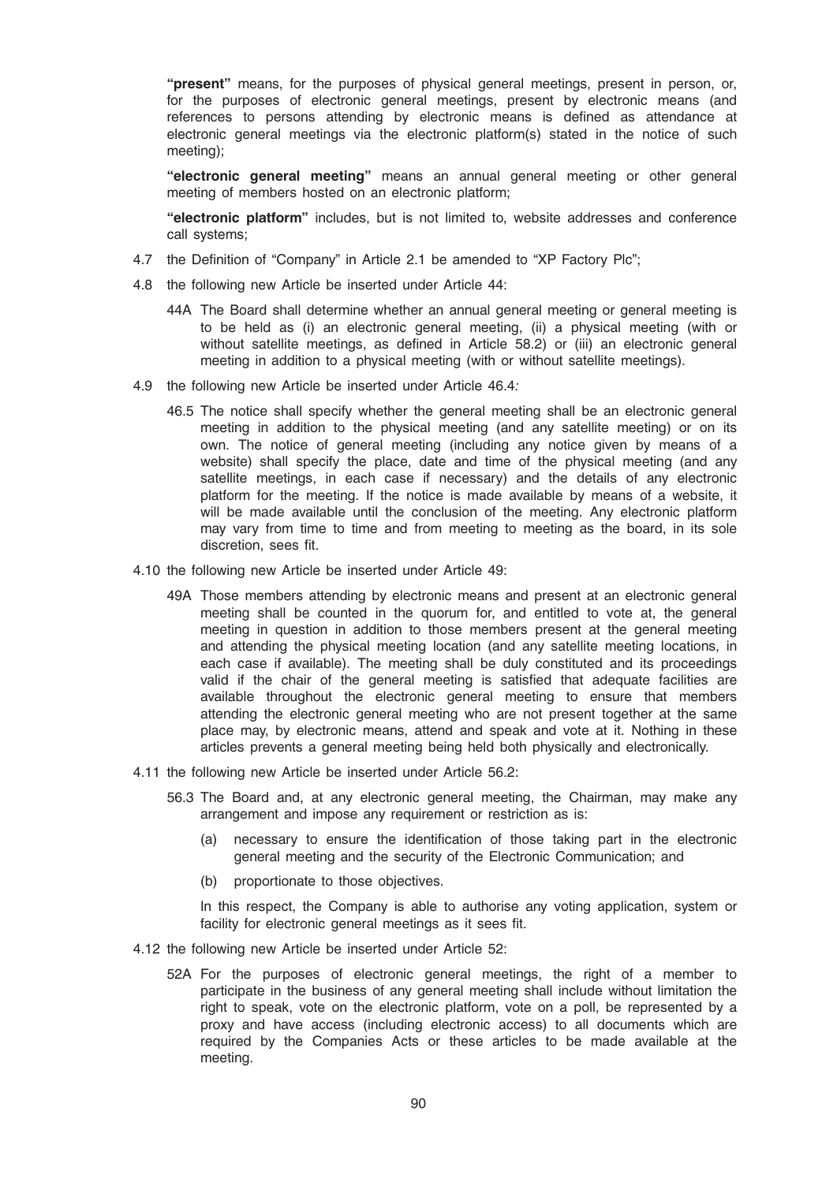**"present"** means, for the purposes of physical general meetings, present in person, or, for the purposes of electronic general meetings, present by electronic means (and references to persons attending by electronic means is defined as attendance at electronic general meetings via the electronic platform(s) stated in the notice of such meeting);

**"electronic general meeting"** means an annual general meeting or other general meeting of members hosted on an electronic platform;

**"electronic platform"** includes, but is not limited to, website addresses and conference call systems;

4.7 the Definition of "Company" in Article 2.1 be amended to "XP Factory Plc";

4.8 the following new Article be inserted under Article 44:

44A The Board shall determine whether an annual general meeting or general meeting is to be held as (i) an electronic general meeting, (ii) a physical meeting (with or without satellite meetings, as defined in Article 58.2) or (iii) an electronic general meeting in addition to a physical meeting (with or without satellite meetings).

4.9 the following new Article be inserted under Article 46.4*:*

46.5 The notice shall specify whether the general meeting shall be an electronic general meeting in addition to the physical meeting (and any satellite meeting) or on its own. The notice of general meeting (including any notice given by means of a website) shall specify the place, date and time of the physical meeting (and any satellite meetings, in each case if necessary) and the details of any electronic platform for the meeting. If the notice is made available by means of a website, it will be made available until the conclusion of the meeting. Any electronic platform may vary from time to time and from meeting to meeting as the board, in its sole discretion, sees fit.

4.10 the following new Article be inserted under Article 49:

49A Those members attending by electronic means and present at an electronic general meeting shall be counted in the quorum for, and entitled to vote at, the general meeting in question in addition to those members present at the general meeting and attending the physical meeting location (and any satellite meeting locations, in each case if available). The meeting shall be duly constituted and its proceedings valid if the chair of the general meeting is satisfied that adequate facilities are available throughout the electronic general meeting to ensure that members attending the electronic general meeting who are not present together at the same place may, by electronic means, attend and speak and vote at it. Nothing in these articles prevents a general meeting being held both physically and electronically.

4.11 the following new Article be inserted under Article 56.2:

56.3 The Board and, at any electronic general meeting, the Chairman, may make any arrangement and impose any requirement or restriction as is:

(a) necessary to ensure the identification of those taking part in the electronic general meeting and the security of the Electronic Communication; and

(b) proportionate to those objectives.

In this respect, the Company is able to authorise any voting application, system or facility for electronic general meetings as it sees fit.

4.12 the following new Article be inserted under Article 52:

52A For the purposes of electronic general meetings, the right of a member to participate in the business of any general meeting shall include without limitation the right to speak, vote on the electronic platform, vote on a poll, be represented by a proxy and have access (including electronic access) to all documents which are required by the Companies Acts or these articles to be made available at the meeting.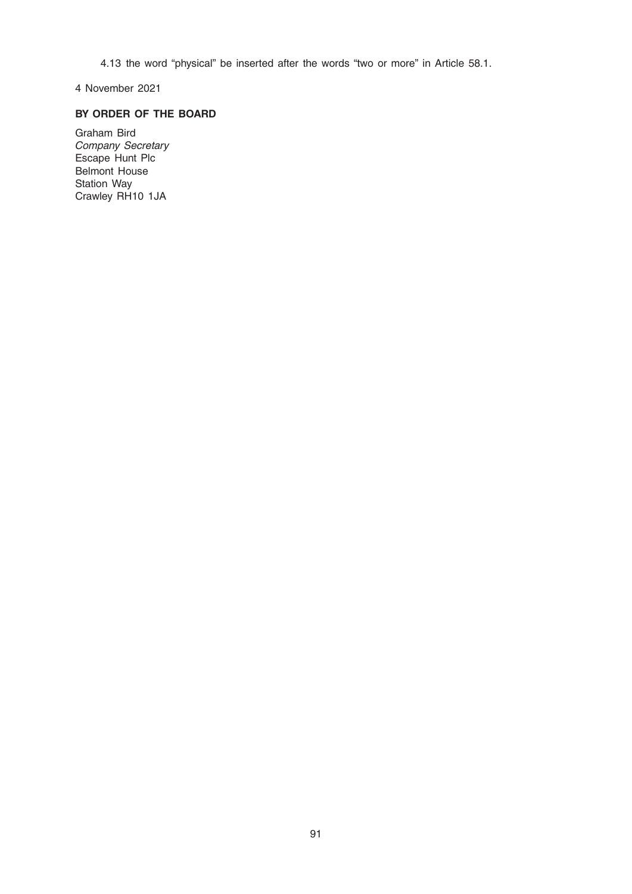4.13 the word "physical" be inserted after the words "two or more" in Article 58.1.

4 November 2021

**BY ORDER OF THE BOARD**

Graham Bird
*Company Secretary*
Escape Hunt Plc
Belmont House
Station Way
Crawley RH10 1JA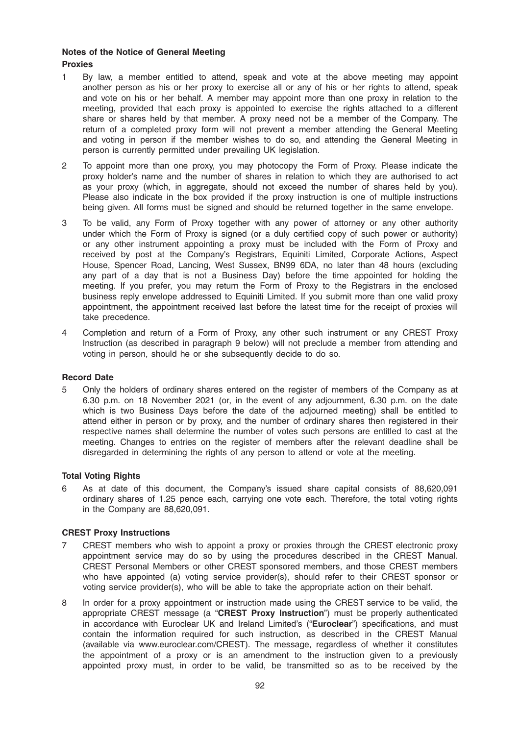## Notes of the Notice of General Meeting

### Proxies

1. By law, a member entitled to attend, speak and vote at the above meeting may appoint another person as his or her proxy to exercise all or any of his or her rights to attend, speak and vote on his or her behalf. A member may appoint more than one proxy in relation to the meeting, provided that each proxy is appointed to exercise the rights attached to a different share or shares held by that member. A proxy need not be a member of the Company. The return of a completed proxy form will not prevent a member attending the General Meeting and voting in person if the member wishes to do so, and attending the General Meeting in person is currently permitted under prevailing UK legislation.

2. To appoint more than one proxy, you may photocopy the Form of Proxy. Please indicate the proxy holder's name and the number of shares in relation to which they are authorised to act as your proxy (which, in aggregate, should not exceed the number of shares held by you). Please also indicate in the box provided if the proxy instruction is one of multiple instructions being given. All forms must be signed and should be returned together in the same envelope.

3. To be valid, any Form of Proxy together with any power of attorney or any other authority under which the Form of Proxy is signed (or a duly certified copy of such power or authority) or any other instrument appointing a proxy must be included with the Form of Proxy and received by post at the Company's Registrars, Equiniti Limited, Corporate Actions, Aspect House, Spencer Road, Lancing, West Sussex, BN99 6DA, no later than 48 hours (excluding any part of a day that is not a Business Day) before the time appointed for holding the meeting. If you prefer, you may return the Form of Proxy to the Registrars in the enclosed business reply envelope addressed to Equiniti Limited. If you submit more than one valid proxy appointment, the appointment received last before the latest time for the receipt of proxies will take precedence.

4. Completion and return of a Form of Proxy, any other such instrument or any CREST Proxy Instruction (as described in paragraph 9 below) will not preclude a member from attending and voting in person, should he or she subsequently decide to do so.

### Record Date

5. Only the holders of ordinary shares entered on the register of members of the Company as at 6.30 p.m. on 18 November 2021 (or, in the event of any adjournment, 6.30 p.m. on the date which is two Business Days before the date of the adjourned meeting) shall be entitled to attend either in person or by proxy, and the number of ordinary shares then registered in their respective names shall determine the number of votes such persons are entitled to cast at the meeting. Changes to entries on the register of members after the relevant deadline shall be disregarded in determining the rights of any person to attend or vote at the meeting.

### Total Voting Rights

6. As at date of this document, the Company's issued share capital consists of 88,620,091 ordinary shares of 1.25 pence each, carrying one vote each. Therefore, the total voting rights in the Company are 88,620,091.

### CREST Proxy Instructions

7. CREST members who wish to appoint a proxy or proxies through the CREST electronic proxy appointment service may do so by using the procedures described in the CREST Manual. CREST Personal Members or other CREST sponsored members, and those CREST members who have appointed (a) voting service provider(s), should refer to their CREST sponsor or voting service provider(s), who will be able to take the appropriate action on their behalf.

8. In order for a proxy appointment or instruction made using the CREST service to be valid, the appropriate CREST message (a "**CREST Proxy Instruction**") must be properly authenticated in accordance with Euroclear UK and Ireland Limited's ("**Euroclear**") specifications, and must contain the information required for such instruction, as described in the CREST Manual (available via www.euroclear.com/CREST). The message, regardless of whether it constitutes the appointment of a proxy or is an amendment to the instruction given to a previously appointed proxy must, in order to be valid, be transmitted so as to be received by the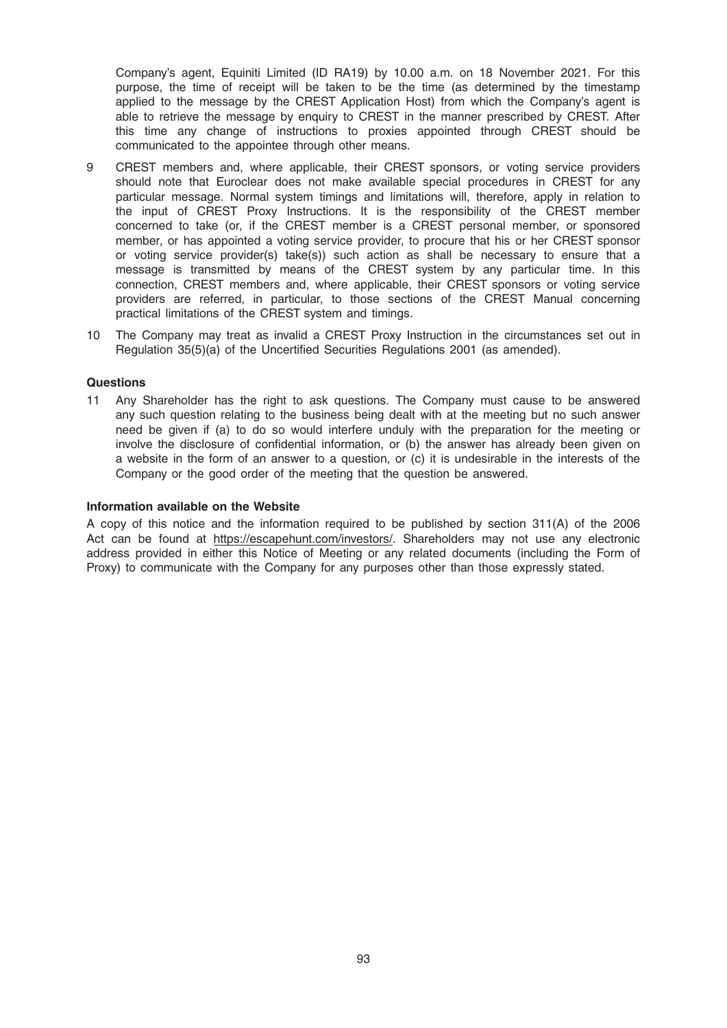Company's agent, Equiniti Limited (ID RA19) by 10.00 a.m. on 18 November 2021. For this purpose, the time of receipt will be taken to be the time (as determined by the timestamp applied to the message by the CREST Application Host) from which the Company's agent is able to retrieve the message by enquiry to CREST in the manner prescribed by CREST. After this time any change of instructions to proxies appointed through CREST should be communicated to the appointee through other means.

9 CREST members and, where applicable, their CREST sponsors, or voting service providers should note that Euroclear does not make available special procedures in CREST for any particular message. Normal system timings and limitations will, therefore, apply in relation to the input of CREST Proxy Instructions. It is the responsibility of the CREST member concerned to take (or, if the CREST member is a CREST personal member, or sponsored member, or has appointed a voting service provider, to procure that his or her CREST sponsor or voting service provider(s) take(s)) such action as shall be necessary to ensure that a message is transmitted by means of the CREST system by any particular time. In this connection, CREST members and, where applicable, their CREST sponsors or voting service providers are referred, in particular, to those sections of the CREST Manual concerning practical limitations of the CREST system and timings.

10 The Company may treat as invalid a CREST Proxy Instruction in the circumstances set out in Regulation 35(5)(a) of the Uncertified Securities Regulations 2001 (as amended).

**Questions**

11 Any Shareholder has the right to ask questions. The Company must cause to be answered any such question relating to the business being dealt with at the meeting but no such answer need be given if (a) to do so would interfere unduly with the preparation for the meeting or involve the disclosure of confidential information, or (b) the answer has already been given on a website in the form of an answer to a question, or (c) it is undesirable in the interests of the Company or the good order of the meeting that the question be answered.

**Information available on the Website**

A copy of this notice and the information required to be published by section 311(A) of the 2006 Act can be found at https://escapehunt.com/investors/. Shareholders may not use any electronic address provided in either this Notice of Meeting or any related documents (including the Form of Proxy) to communicate with the Company for any purposes other than those expressly stated.